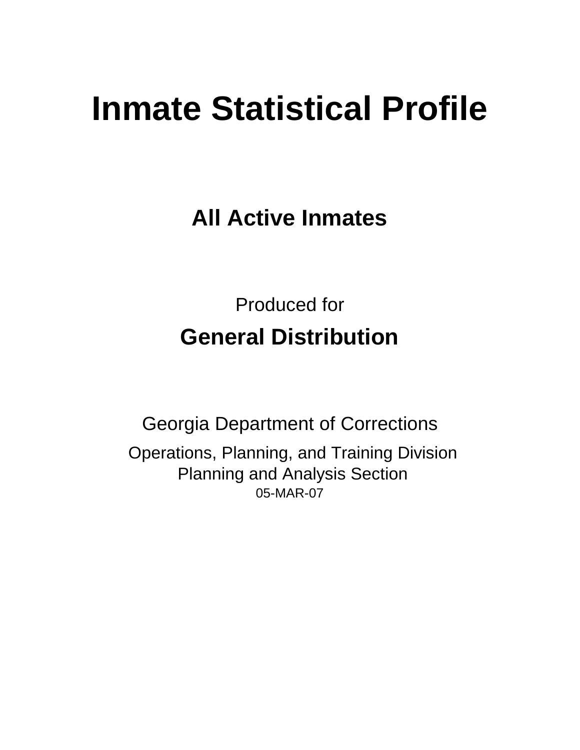# Inmate Statistical Profile

## All Active Inmates

Produced for

## General Distribution

Georgia Department of Corrections

Operations, Planning, and Training Division
Planning and Analysis Section
05-MAR-07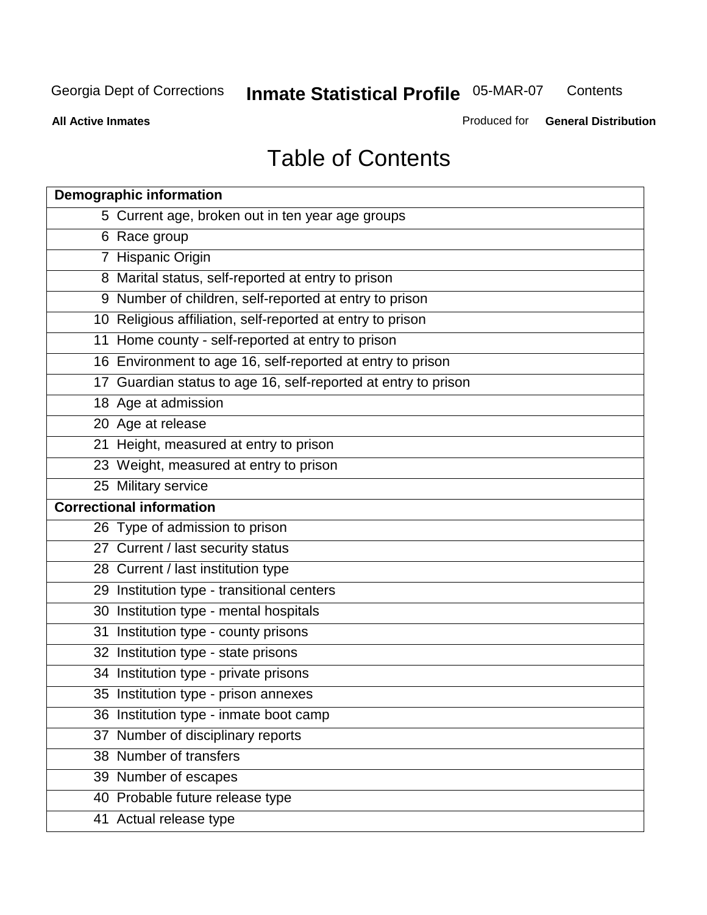# Table of Contents

| | |
|---|---|
| **Demographic information** | |
| 5 | Current age, broken out in ten year age groups |
| 6 | Race group |
| 7 | Hispanic Origin |
| 8 | Marital status, self-reported at entry to prison |
| 9 | Number of children, self-reported at entry to prison |
| 10 | Religious affiliation, self-reported at entry to prison |
| 11 | Home county - self-reported at entry to prison |
| 16 | Environment to age 16, self-reported at entry to prison |
| 17 | Guardian status to age 16, self-reported at entry to prison |
| 18 | Age at admission |
| 20 | Age at release |
| 21 | Height, measured at entry to prison |
| 23 | Weight, measured at entry to prison |
| 25 | Military service |
| **Correctional information** | |
| 26 | Type of admission to prison |
| 27 | Current / last security status |
| 28 | Current / last institution type |
| 29 | Institution type - transitional centers |
| 30 | Institution type - mental hospitals |
| 31 | Institution type - county prisons |
| 32 | Institution type - state prisons |
| 34 | Institution type - private prisons |
| 35 | Institution type - prison annexes |
| 36 | Institution type - inmate boot camp |
| 37 | Number of disciplinary reports |
| 38 | Number of transfers |
| 39 | Number of escapes |
| 40 | Probable future release type |
| 41 | Actual release type |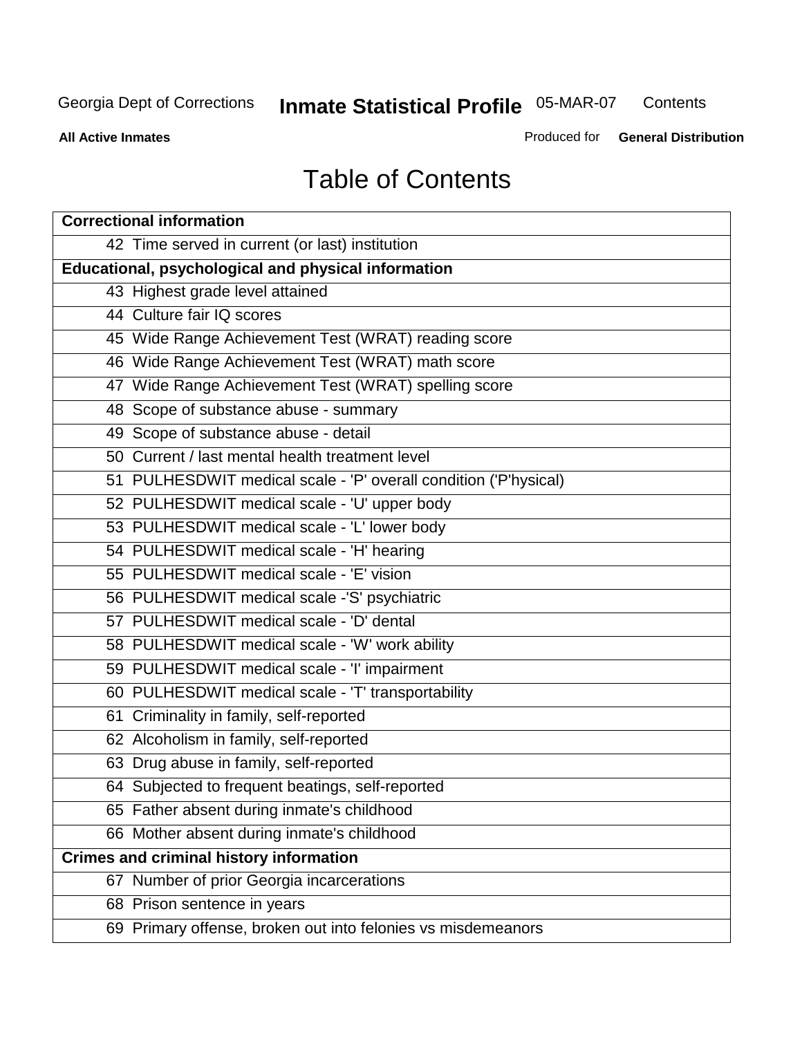Georgia Dept of Corrections **Inmate Statistical Profile** 05-MAR-07 Contents

**All Active Inmates** Produced for **General Distribution**

# Table of Contents

| **Correctional information** |
|---|
| 42 Time served in current (or last) institution |
| **Educational, psychological and physical information** |
| 43 Highest grade level attained |
| 44 Culture fair IQ scores |
| 45 Wide Range Achievement Test (WRAT) reading score |
| 46 Wide Range Achievement Test (WRAT) math score |
| 47 Wide Range Achievement Test (WRAT) spelling score |
| 48 Scope of substance abuse - summary |
| 49 Scope of substance abuse - detail |
| 50 Current / last mental health treatment level |
| 51 PULHESDWIT medical scale - 'P' overall condition ('P'hysical) |
| 52 PULHESDWIT medical scale - 'U' upper body |
| 53 PULHESDWIT medical scale - 'L' lower body |
| 54 PULHESDWIT medical scale - 'H' hearing |
| 55 PULHESDWIT medical scale - 'E' vision |
| 56 PULHESDWIT medical scale -'S' psychiatric |
| 57 PULHESDWIT medical scale - 'D' dental |
| 58 PULHESDWIT medical scale - 'W' work ability |
| 59 PULHESDWIT medical scale - 'I' impairment |
| 60 PULHESDWIT medical scale - 'T' transportability |
| 61 Criminality in family, self-reported |
| 62 Alcoholism in family, self-reported |
| 63 Drug abuse in family, self-reported |
| 64 Subjected to frequent beatings, self-reported |
| 65 Father absent during inmate's childhood |
| 66 Mother absent during inmate's childhood |
| **Crimes and criminal history information** |
| 67 Number of prior Georgia incarcerations |
| 68 Prison sentence in years |
| 69 Primary offense, broken out into felonies vs misdemeanors |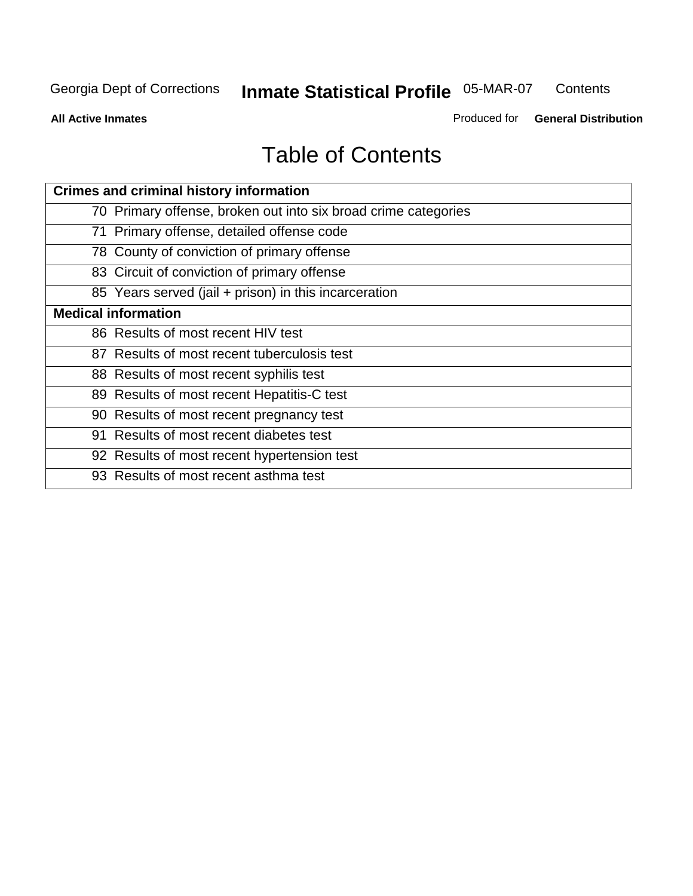# Table of Contents

| Crimes and criminal history information | |
|---|---|
| 70 | Primary offense, broken out into six broad crime categories |
| 71 | Primary offense, detailed offense code |
| 78 | County of conviction of primary offense |
| 83 | Circuit of conviction of primary offense |
| 85 | Years served (jail + prison) in this incarceration |
| **Medical information** | |
| 86 | Results of most recent HIV test |
| 87 | Results of most recent tuberculosis test |
| 88 | Results of most recent syphilis test |
| 89 | Results of most recent Hepatitis-C test |
| 90 | Results of most recent pregnancy test |
| 91 | Results of most recent diabetes test |
| 92 | Results of most recent hypertension test |
| 93 | Results of most recent asthma test |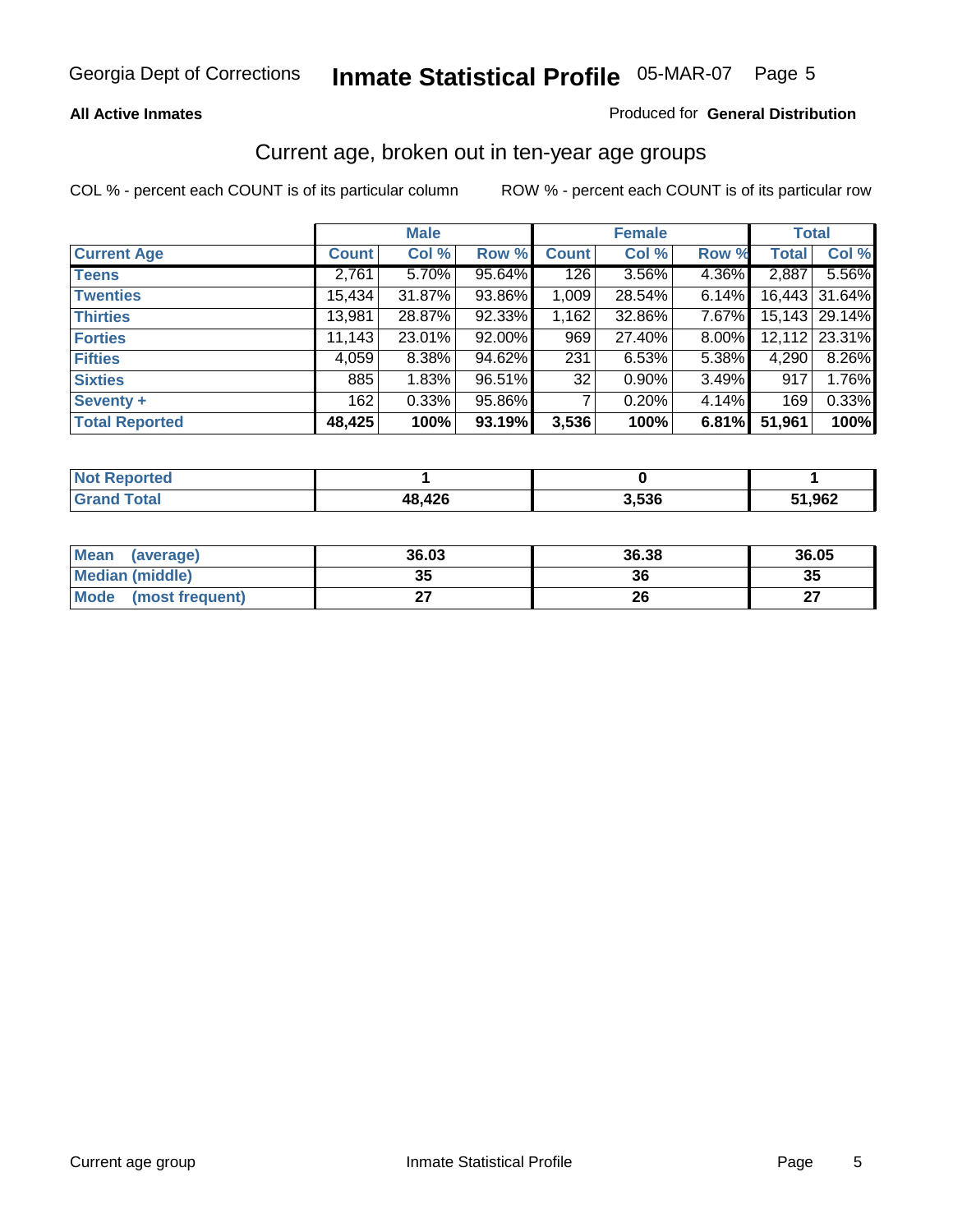Georgia Dept of Corrections **Inmate Statistical Profile** 05-MAR-07

**All Active Inmates**

Produced for **General Distribution**

## Current age, broken out in ten-year age groups

COL % - percent each COUNT is of its particular column

ROW % - percent each COUNT is of its particular row

| | Male | | | Female | | | Total | |
|---|---|---|---|---|---|---|---|---|
| **Current Age** | **Count** | **Col %** | **Row %** | **Count** | **Col %** | **Row %** | **Total** | **Col %** |
| **Teens** | 2,761 | 5.70% | 95.64% | 126 | 3.56% | 4.36% | 2,887 | 5.56% |
| **Twenties** | 15,434 | 31.87% | 93.86% | 1,009 | 28.54% | 6.14% | 16,443 | 31.64% |
| **Thirties** | 13,981 | 28.87% | 92.33% | 1,162 | 32.86% | 7.67% | 15,143 | 29.14% |
| **Forties** | 11,143 | 23.01% | 92.00% | 969 | 27.40% | 8.00% | 12,112 | 23.31% |
| **Fifties** | 4,059 | 8.38% | 94.62% | 231 | 6.53% | 5.38% | 4,290 | 8.26% |
| **Sixties** | 885 | 1.83% | 96.51% | 32 | 0.90% | 3.49% | 917 | 1.76% |
| **Seventy +** | 162 | 0.33% | 95.86% | 7 | 0.20% | 4.14% | 169 | 0.33% |
| **Total Reported** | **48,425** | **100%** | **93.19%** | **3,536** | **100%** | **6.81%** | **51,961** | **100%** |

| | Male | Female | Total |
|---|---|---|---|
| **Not Reported** | **1** | **0** | **1** |
| **Grand Total** | **48,426** | **3,536** | **51,962** |

| | Male | Female | Total |
|---|---|---|---|
| **Mean (average)** | **36.03** | **36.38** | **36.05** |
| **Median (middle)** | **35** | **36** | **35** |
| **Mode (most frequent)** | **27** | **26** | **27** |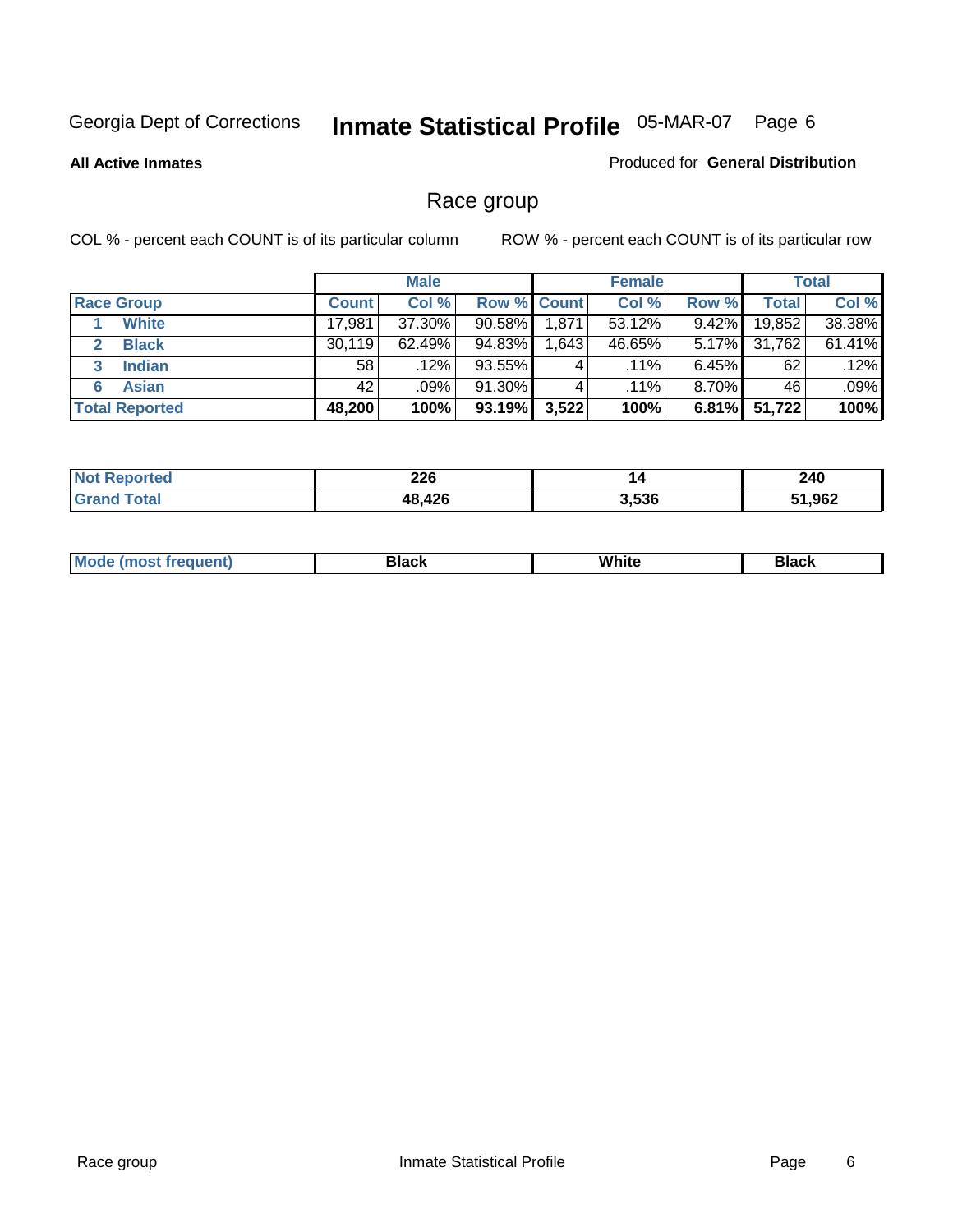Georgia Dept of Corrections **Inmate Statistical Profile** 05-MAR-07

**All Active Inmates**

Produced for **General Distribution**

## Race group

COL % - percent each COUNT is of its particular column

ROW % - percent each COUNT is of its particular row

| | Male | | | Female | | | Total | |
|---|---|---|---|---|---|---|---|---|
| **Race Group** | **Count** | **Col %** | **Row %** | **Count** | **Col %** | **Row %** | **Total** | **Col %** |
| 1 **White** | 17,981 | 37.30% | 90.58% | 1,871 | 53.12% | 9.42% | 19,852 | 38.38% |
| 2 **Black** | 30,119 | 62.49% | 94.83% | 1,643 | 46.65% | 5.17% | 31,762 | 61.41% |
| 3 **Indian** | 58 | .12% | 93.55% | 4 | .11% | 6.45% | 62 | .12% |
| 6 **Asian** | 42 | .09% | 91.30% | 4 | .11% | 8.70% | 46 | .09% |
| **Total Reported** | **48,200** | **100%** | **93.19%** | **3,522** | **100%** | **6.81%** | **51,722** | **100%** |

| | Male | Female | Total |
|---|---|---|---|
| **Not Reported** | **226** | **14** | **240** |
| **Grand Total** | **48,426** | **3,536** | **51,962** |

| | Male | Female | Total |
|---|---|---|---|
| **Mode (most frequent)** | **Black** | **White** | **Black** |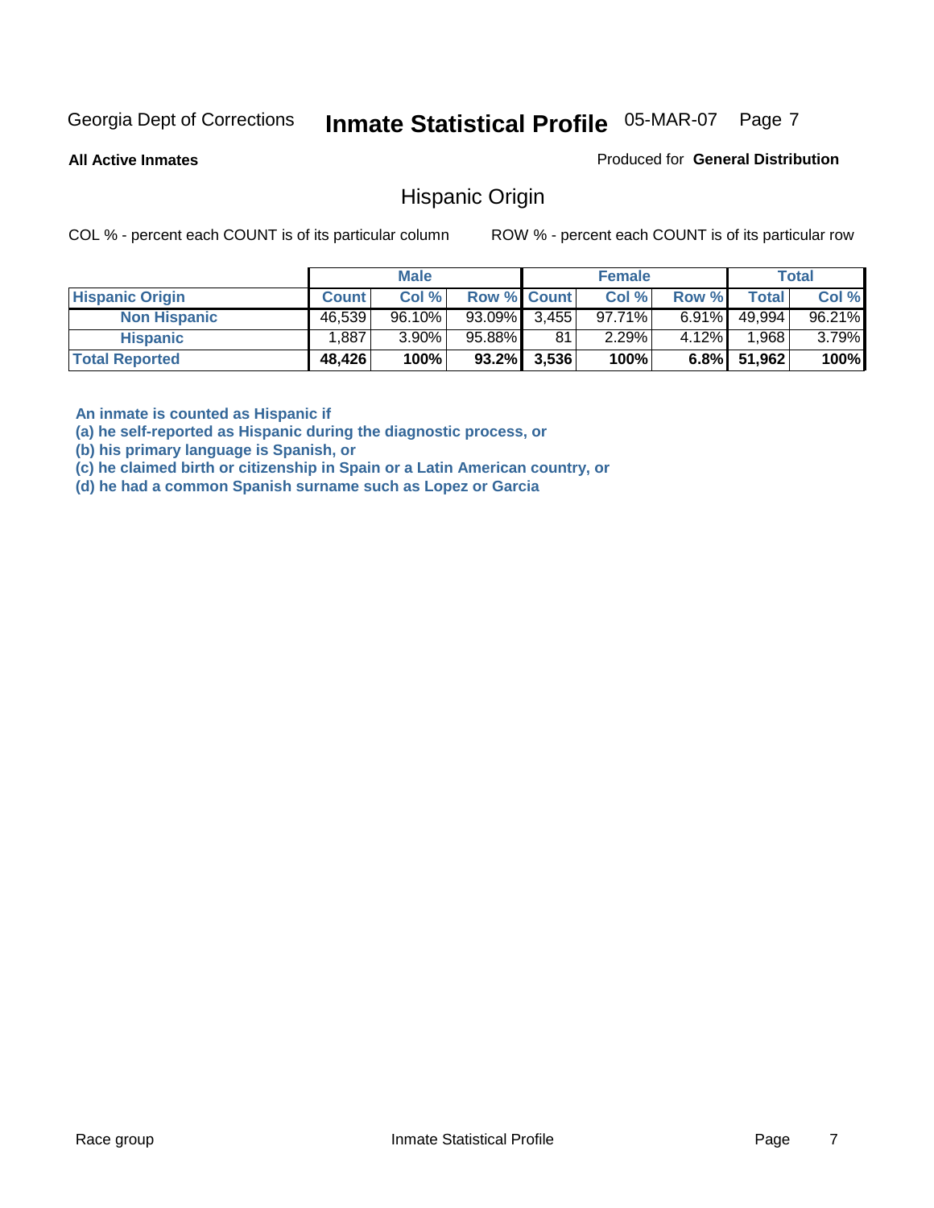Georgia Dept of Corrections **Inmate Statistical Profile** 05-MAR-07

**All Active Inmates**

Produced for **General Distribution**

## Hispanic Origin

COL % - percent each COUNT is of its particular column

ROW % - percent each COUNT is of its particular row

| | Male | | | Female | | | Total | |
|---|---|---|---|---|---|---|---|---|
| **Hispanic Origin** | **Count** | **Col %** | **Row %** | **Count** | **Col %** | **Row %** | **Total** | **Col %** |
| **Non Hispanic** | 46,539 | 96.10% | 93.09% | 3,455 | 97.71% | 6.91% | 49,994 | 96.21% |
| **Hispanic** | 1,887 | 3.90% | 95.88% | 81 | 2.29% | 4.12% | 1,968 | 3.79% |
| **Total Reported** | **48,426** | **100%** | **93.2%** | **3,536** | **100%** | **6.8%** | **51,962** | **100%** |

**An inmate is counted as Hispanic if**
**(a) he self-reported as Hispanic during the diagnostic process, or**
**(b) his primary language is Spanish, or**
**(c) he claimed birth or citizenship in Spain or a Latin American country, or**
**(d) he had a common Spanish surname such as Lopez or Garcia**

Race group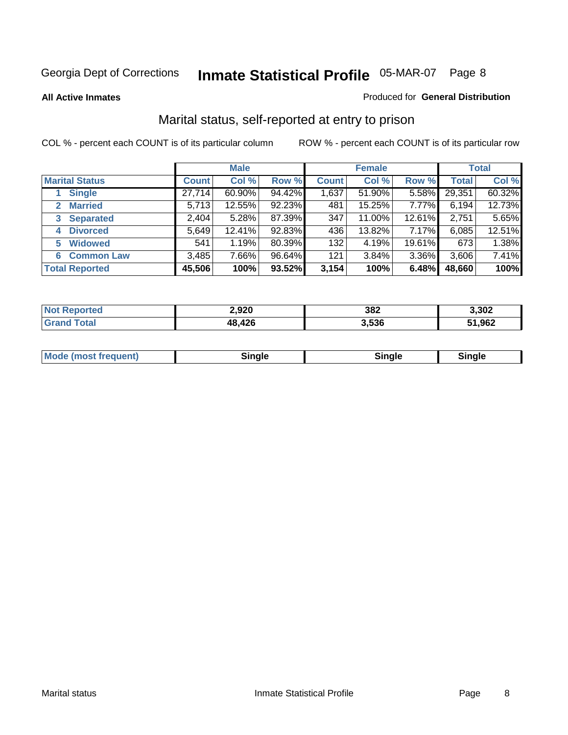Georgia Dept of Corrections **Inmate Statistical Profile** 05-MAR-07

**All Active Inmates**

Produced for **General Distribution**

## Marital status, self-reported at entry to prison

COL % - percent each COUNT is of its particular column

ROW % - percent each COUNT is of its particular row

| | Male | | | Female | | | Total | |
|---|---|---|---|---|---|---|---|---|
| **Marital Status** | **Count** | **Col %** | **Row %** | **Count** | **Col %** | **Row %** | **Total** | **Col %** |
| 1 Single | 27,714 | 60.90% | 94.42% | 1,637 | 51.90% | 5.58% | 29,351 | 60.32% |
| 2 Married | 5,713 | 12.55% | 92.23% | 481 | 15.25% | 7.77% | 6,194 | 12.73% |
| 3 Separated | 2,404 | 5.28% | 87.39% | 347 | 11.00% | 12.61% | 2,751 | 5.65% |
| 4 Divorced | 5,649 | 12.41% | 92.83% | 436 | 13.82% | 7.17% | 6,085 | 12.51% |
| 5 Widowed | 541 | 1.19% | 80.39% | 132 | 4.19% | 19.61% | 673 | 1.38% |
| 6 Common Law | 3,485 | 7.66% | 96.64% | 121 | 3.84% | 3.36% | 3,606 | 7.41% |
| **Total Reported** | **45,506** | **100%** | **93.52%** | **3,154** | **100%** | **6.48%** | **48,660** | **100%** |

| | Male | Female | Total |
|---|---|---|---|
| Not Reported | 2,920 | 382 | 3,302 |
| Grand Total | 48,426 | 3,536 | 51,962 |

| | Male | Female | Total |
|---|---|---|---|
| Mode (most frequent) | Single | Single | Single |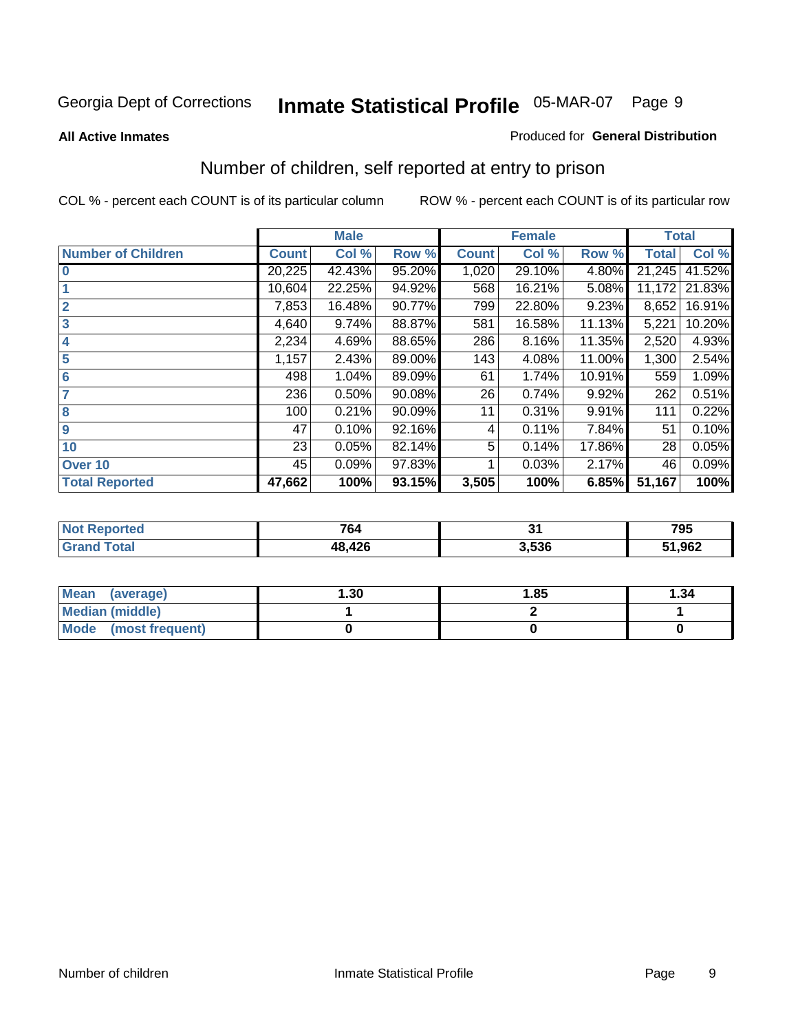Georgia Dept of Corrections **Inmate Statistical Profile** 05-MAR-07

**All Active Inmates**

Produced for **General Distribution**

## Number of children, self reported at entry to prison

COL % - percent each COUNT is of its particular column

ROW % - percent each COUNT is of its particular row

| | Male | | | Female | | | Total | |
|---|---|---|---|---|---|---|---|---|
| **Number of Children** | **Count** | **Col %** | **Row %** | **Count** | **Col %** | **Row %** | **Total** | **Col %** |
| **0** | 20,225 | 42.43% | 95.20% | 1,020 | 29.10% | 4.80% | 21,245 | 41.52% |
| **1** | 10,604 | 22.25% | 94.92% | 568 | 16.21% | 5.08% | 11,172 | 21.83% |
| **2** | 7,853 | 16.48% | 90.77% | 799 | 22.80% | 9.23% | 8,652 | 16.91% |
| **3** | 4,640 | 9.74% | 88.87% | 581 | 16.58% | 11.13% | 5,221 | 10.20% |
| **4** | 2,234 | 4.69% | 88.65% | 286 | 8.16% | 11.35% | 2,520 | 4.93% |
| **5** | 1,157 | 2.43% | 89.00% | 143 | 4.08% | 11.00% | 1,300 | 2.54% |
| **6** | 498 | 1.04% | 89.09% | 61 | 1.74% | 10.91% | 559 | 1.09% |
| **7** | 236 | 0.50% | 90.08% | 26 | 0.74% | 9.92% | 262 | 0.51% |
| **8** | 100 | 0.21% | 90.09% | 11 | 0.31% | 9.91% | 111 | 0.22% |
| **9** | 47 | 0.10% | 92.16% | 4 | 0.11% | 7.84% | 51 | 0.10% |
| **10** | 23 | 0.05% | 82.14% | 5 | 0.14% | 17.86% | 28 | 0.05% |
| **Over 10** | 45 | 0.09% | 97.83% | 1 | 0.03% | 2.17% | 46 | 0.09% |
| **Total Reported** | **47,662** | **100%** | **93.15%** | **3,505** | **100%** | **6.85%** | **51,167** | **100%** |

| | Male | Female | Total |
|---|---|---|---|
| **Not Reported** | **764** | **31** | **795** |
| **Grand Total** | **48,426** | **3,536** | **51,962** |

| | Male | Female | Total |
|---|---|---|---|
| **Mean (average)** | **1.30** | **1.85** | **1.34** |
| **Median (middle)** | **1** | **2** | **1** |
| **Mode (most frequent)** | **0** | **0** | **0** |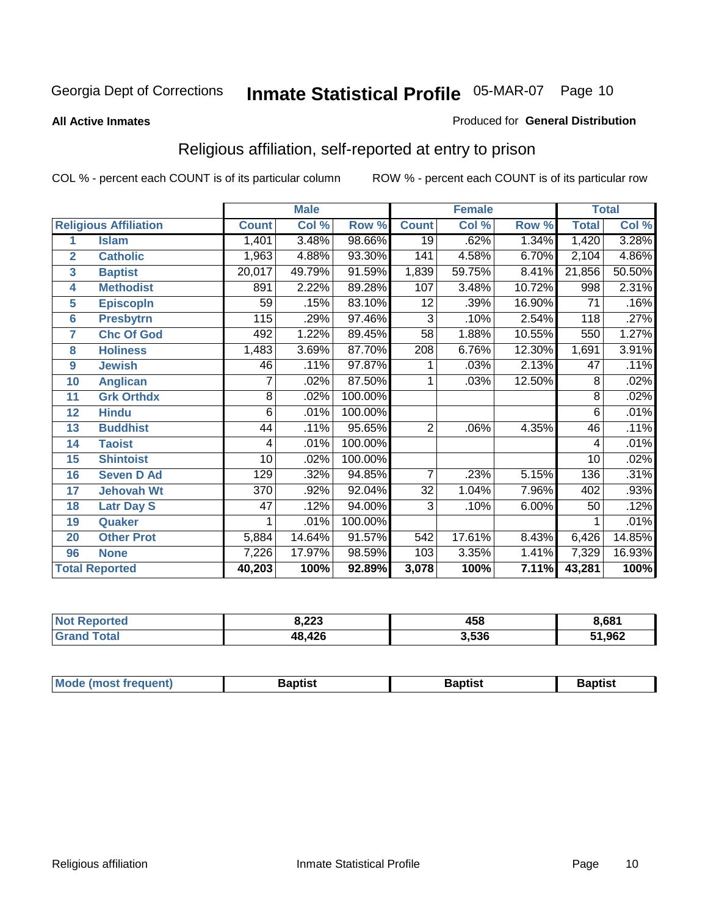Georgia Dept of Corrections **Inmate Statistical Profile** 05-MAR-07

**All Active Inmates**

Produced for **General Distribution**

## Religious affiliation, self-reported at entry to prison

COL % - percent each COUNT is of its particular column  ROW % - percent each COUNT is of its particular row

| Religious Affiliation | | Male | | | Female | | | Total | |
|---|---|---|---|---|---|---|---|---|---|
| | | Count | Col % | Row % | Count | Col % | Row % | Total | Col % |
| 1 | Islam | 1,401 | 3.48% | 98.66% | 19 | .62% | 1.34% | 1,420 | 3.28% |
| 2 | Catholic | 1,963 | 4.88% | 93.30% | 141 | 4.58% | 6.70% | 2,104 | 4.86% |
| 3 | Baptist | 20,017 | 49.79% | 91.59% | 1,839 | 59.75% | 8.41% | 21,856 | 50.50% |
| 4 | Methodist | 891 | 2.22% | 89.28% | 107 | 3.48% | 10.72% | 998 | 2.31% |
| 5 | Episcopln | 59 | .15% | 83.10% | 12 | .39% | 16.90% | 71 | .16% |
| 6 | Presbytrn | 115 | .29% | 97.46% | 3 | .10% | 2.54% | 118 | .27% |
| 7 | Chc Of God | 492 | 1.22% | 89.45% | 58 | 1.88% | 10.55% | 550 | 1.27% |
| 8 | Holiness | 1,483 | 3.69% | 87.70% | 208 | 6.76% | 12.30% | 1,691 | 3.91% |
| 9 | Jewish | 46 | .11% | 97.87% | 1 | .03% | 2.13% | 47 | .11% |
| 10 | Anglican | 7 | .02% | 87.50% | 1 | .03% | 12.50% | 8 | .02% |
| 11 | Grk Orthdx | 8 | .02% | 100.00% | | | | 8 | .02% |
| 12 | Hindu | 6 | .01% | 100.00% | | | | 6 | .01% |
| 13 | Buddhist | 44 | .11% | 95.65% | 2 | .06% | 4.35% | 46 | .11% |
| 14 | Taoist | 4 | .01% | 100.00% | | | | 4 | .01% |
| 15 | Shintoist | 10 | .02% | 100.00% | | | | 10 | .02% |
| 16 | Seven D Ad | 129 | .32% | 94.85% | 7 | .23% | 5.15% | 136 | .31% |
| 17 | Jehovah Wt | 370 | .92% | 92.04% | 32 | 1.04% | 7.96% | 402 | .93% |
| 18 | Latr Day S | 47 | .12% | 94.00% | 3 | .10% | 6.00% | 50 | .12% |
| 19 | Quaker | 1 | .01% | 100.00% | | | | 1 | .01% |
| 20 | Other Prot | 5,884 | 14.64% | 91.57% | 542 | 17.61% | 8.43% | 6,426 | 14.85% |
| 96 | None | 7,226 | 17.97% | 98.59% | 103 | 3.35% | 1.41% | 7,329 | 16.93% |
| **Total Reported** | | **40,203** | **100%** | **92.89%** | **3,078** | **100%** | **7.11%** | **43,281** | **100%** |

| | Male | Female | Total |
|---|---|---|---|
| Not Reported | **8,223** | **458** | **8,681** |
| Grand Total | **48,426** | **3,536** | **51,962** |

| | Male | Female | Total |
|---|---|---|---|
| Mode (most frequent) | **Baptist** | **Baptist** | **Baptist** |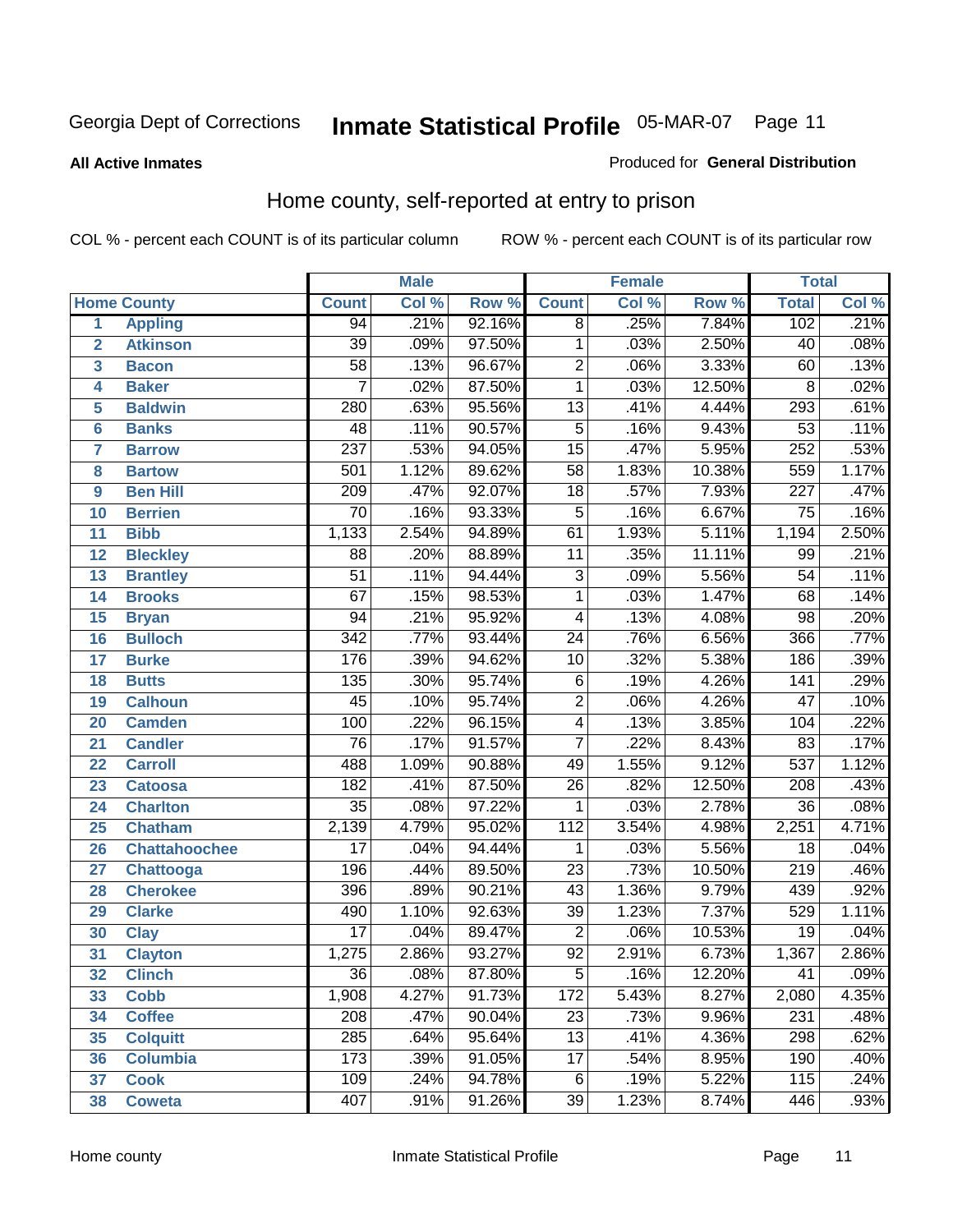Georgia Dept of Corrections **Inmate Statistical Profile** 05-MAR-07

**All Active Inmates**

Produced for **General Distribution**

## Home county, self-reported at entry to prison

COL % - percent each COUNT is of its particular column ROW % - percent each COUNT is of its particular row

| | Home County | Male | | | Female | | | Total | |
|---|---|---|---|---|---|---|---|---|---|
| | | Count | Col % | Row % | Count | Col % | Row % | Total | Col % |
| 1 | Appling | 94 | .21% | 92.16% | 8 | .25% | 7.84% | 102 | .21% |
| 2 | Atkinson | 39 | .09% | 97.50% | 1 | .03% | 2.50% | 40 | .08% |
| 3 | Bacon | 58 | .13% | 96.67% | 2 | .06% | 3.33% | 60 | .13% |
| 4 | Baker | 7 | .02% | 87.50% | 1 | .03% | 12.50% | 8 | .02% |
| 5 | Baldwin | 280 | .63% | 95.56% | 13 | .41% | 4.44% | 293 | .61% |
| 6 | Banks | 48 | .11% | 90.57% | 5 | .16% | 9.43% | 53 | .11% |
| 7 | Barrow | 237 | .53% | 94.05% | 15 | .47% | 5.95% | 252 | .53% |
| 8 | Bartow | 501 | 1.12% | 89.62% | 58 | 1.83% | 10.38% | 559 | 1.17% |
| 9 | Ben Hill | 209 | .47% | 92.07% | 18 | .57% | 7.93% | 227 | .47% |
| 10 | Berrien | 70 | .16% | 93.33% | 5 | .16% | 6.67% | 75 | .16% |
| 11 | Bibb | 1,133 | 2.54% | 94.89% | 61 | 1.93% | 5.11% | 1,194 | 2.50% |
| 12 | Bleckley | 88 | .20% | 88.89% | 11 | .35% | 11.11% | 99 | .21% |
| 13 | Brantley | 51 | .11% | 94.44% | 3 | .09% | 5.56% | 54 | .11% |
| 14 | Brooks | 67 | .15% | 98.53% | 1 | .03% | 1.47% | 68 | .14% |
| 15 | Bryan | 94 | .21% | 95.92% | 4 | .13% | 4.08% | 98 | .20% |
| 16 | Bulloch | 342 | .77% | 93.44% | 24 | .76% | 6.56% | 366 | .77% |
| 17 | Burke | 176 | .39% | 94.62% | 10 | .32% | 5.38% | 186 | .39% |
| 18 | Butts | 135 | .30% | 95.74% | 6 | .19% | 4.26% | 141 | .29% |
| 19 | Calhoun | 45 | .10% | 95.74% | 2 | .06% | 4.26% | 47 | .10% |
| 20 | Camden | 100 | .22% | 96.15% | 4 | .13% | 3.85% | 104 | .22% |
| 21 | Candler | 76 | .17% | 91.57% | 7 | .22% | 8.43% | 83 | .17% |
| 22 | Carroll | 488 | 1.09% | 90.88% | 49 | 1.55% | 9.12% | 537 | 1.12% |
| 23 | Catoosa | 182 | .41% | 87.50% | 26 | .82% | 12.50% | 208 | .43% |
| 24 | Charlton | 35 | .08% | 97.22% | 1 | .03% | 2.78% | 36 | .08% |
| 25 | Chatham | 2,139 | 4.79% | 95.02% | 112 | 3.54% | 4.98% | 2,251 | 4.71% |
| 26 | Chattahoochee | 17 | .04% | 94.44% | 1 | .03% | 5.56% | 18 | .04% |
| 27 | Chattooga | 196 | .44% | 89.50% | 23 | .73% | 10.50% | 219 | .46% |
| 28 | Cherokee | 396 | .89% | 90.21% | 43 | 1.36% | 9.79% | 439 | .92% |
| 29 | Clarke | 490 | 1.10% | 92.63% | 39 | 1.23% | 7.37% | 529 | 1.11% |
| 30 | Clay | 17 | .04% | 89.47% | 2 | .06% | 10.53% | 19 | .04% |
| 31 | Clayton | 1,275 | 2.86% | 93.27% | 92 | 2.91% | 6.73% | 1,367 | 2.86% |
| 32 | Clinch | 36 | .08% | 87.80% | 5 | .16% | 12.20% | 41 | .09% |
| 33 | Cobb | 1,908 | 4.27% | 91.73% | 172 | 5.43% | 8.27% | 2,080 | 4.35% |
| 34 | Coffee | 208 | .47% | 90.04% | 23 | .73% | 9.96% | 231 | .48% |
| 35 | Colquitt | 285 | .64% | 95.64% | 13 | .41% | 4.36% | 298 | .62% |
| 36 | Columbia | 173 | .39% | 91.05% | 17 | .54% | 8.95% | 190 | .40% |
| 37 | Cook | 109 | .24% | 94.78% | 6 | .19% | 5.22% | 115 | .24% |
| 38 | Coweta | 407 | .91% | 91.26% | 39 | 1.23% | 8.74% | 446 | .93% |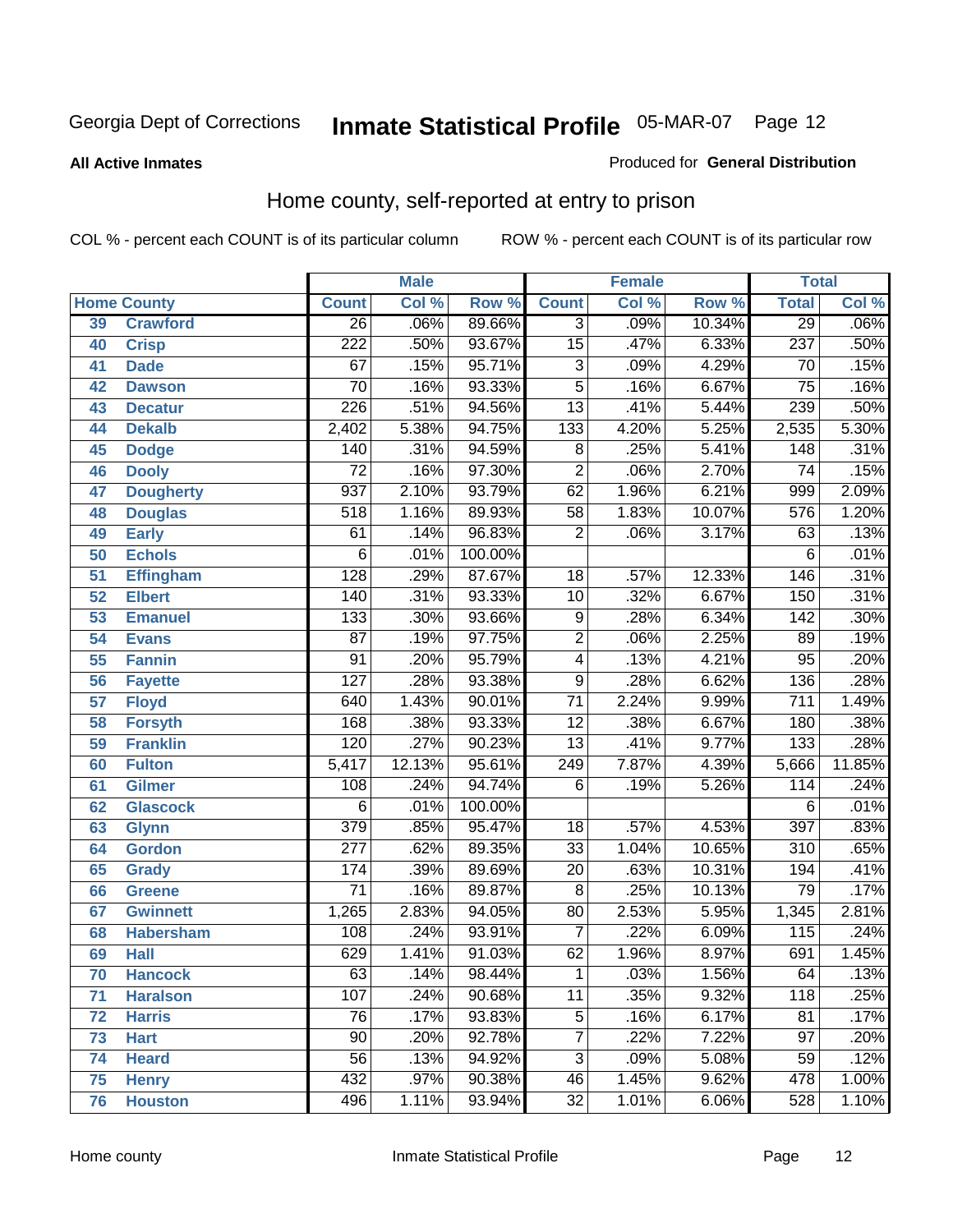Georgia Dept of Corrections **Inmate Statistical Profile** 05-MAR-07 Page 12

**All Active Inmates**

Produced for **General Distribution**

## Home county, self-reported at entry to prison

COL % - percent each COUNT is of its particular column    ROW % - percent each COUNT is of its particular row

| Home County | | Male | | | Female | | | Total | |
|---|---|---|---|---|---|---|---|---|---|
| | | Count | Col % | Row % | Count | Col % | Row % | Total | Col % |
| 39 | Crawford | 26 | .06% | 89.66% | 3 | .09% | 10.34% | 29 | .06% |
| 40 | Crisp | 222 | .50% | 93.67% | 15 | .47% | 6.33% | 237 | .50% |
| 41 | Dade | 67 | .15% | 95.71% | 3 | .09% | 4.29% | 70 | .15% |
| 42 | Dawson | 70 | .16% | 93.33% | 5 | .16% | 6.67% | 75 | .16% |
| 43 | Decatur | 226 | .51% | 94.56% | 13 | .41% | 5.44% | 239 | .50% |
| 44 | Dekalb | 2,402 | 5.38% | 94.75% | 133 | 4.20% | 5.25% | 2,535 | 5.30% |
| 45 | Dodge | 140 | .31% | 94.59% | 8 | .25% | 5.41% | 148 | .31% |
| 46 | Dooly | 72 | .16% | 97.30% | 2 | .06% | 2.70% | 74 | .15% |
| 47 | Dougherty | 937 | 2.10% | 93.79% | 62 | 1.96% | 6.21% | 999 | 2.09% |
| 48 | Douglas | 518 | 1.16% | 89.93% | 58 | 1.83% | 10.07% | 576 | 1.20% |
| 49 | Early | 61 | .14% | 96.83% | 2 | .06% | 3.17% | 63 | .13% |
| 50 | Echols | 6 | .01% | 100.00% | | | | 6 | .01% |
| 51 | Effingham | 128 | .29% | 87.67% | 18 | .57% | 12.33% | 146 | .31% |
| 52 | Elbert | 140 | .31% | 93.33% | 10 | .32% | 6.67% | 150 | .31% |
| 53 | Emanuel | 133 | .30% | 93.66% | 9 | .28% | 6.34% | 142 | .30% |
| 54 | Evans | 87 | .19% | 97.75% | 2 | .06% | 2.25% | 89 | .19% |
| 55 | Fannin | 91 | .20% | 95.79% | 4 | .13% | 4.21% | 95 | .20% |
| 56 | Fayette | 127 | .28% | 93.38% | 9 | .28% | 6.62% | 136 | .28% |
| 57 | Floyd | 640 | 1.43% | 90.01% | 71 | 2.24% | 9.99% | 711 | 1.49% |
| 58 | Forsyth | 168 | .38% | 93.33% | 12 | .38% | 6.67% | 180 | .38% |
| 59 | Franklin | 120 | .27% | 90.23% | 13 | .41% | 9.77% | 133 | .28% |
| 60 | Fulton | 5,417 | 12.13% | 95.61% | 249 | 7.87% | 4.39% | 5,666 | 11.85% |
| 61 | Gilmer | 108 | .24% | 94.74% | 6 | .19% | 5.26% | 114 | .24% |
| 62 | Glascock | 6 | .01% | 100.00% | | | | 6 | .01% |
| 63 | Glynn | 379 | .85% | 95.47% | 18 | .57% | 4.53% | 397 | .83% |
| 64 | Gordon | 277 | .62% | 89.35% | 33 | 1.04% | 10.65% | 310 | .65% |
| 65 | Grady | 174 | .39% | 89.69% | 20 | .63% | 10.31% | 194 | .41% |
| 66 | Greene | 71 | .16% | 89.87% | 8 | .25% | 10.13% | 79 | .17% |
| 67 | Gwinnett | 1,265 | 2.83% | 94.05% | 80 | 2.53% | 5.95% | 1,345 | 2.81% |
| 68 | Habersham | 108 | .24% | 93.91% | 7 | .22% | 6.09% | 115 | .24% |
| 69 | Hall | 629 | 1.41% | 91.03% | 62 | 1.96% | 8.97% | 691 | 1.45% |
| 70 | Hancock | 63 | .14% | 98.44% | 1 | .03% | 1.56% | 64 | .13% |
| 71 | Haralson | 107 | .24% | 90.68% | 11 | .35% | 9.32% | 118 | .25% |
| 72 | Harris | 76 | .17% | 93.83% | 5 | .16% | 6.17% | 81 | .17% |
| 73 | Hart | 90 | .20% | 92.78% | 7 | .22% | 7.22% | 97 | .20% |
| 74 | Heard | 56 | .13% | 94.92% | 3 | .09% | 5.08% | 59 | .12% |
| 75 | Henry | 432 | .97% | 90.38% | 46 | 1.45% | 9.62% | 478 | 1.00% |
| 76 | Houston | 496 | 1.11% | 93.94% | 32 | 1.01% | 6.06% | 528 | 1.10% |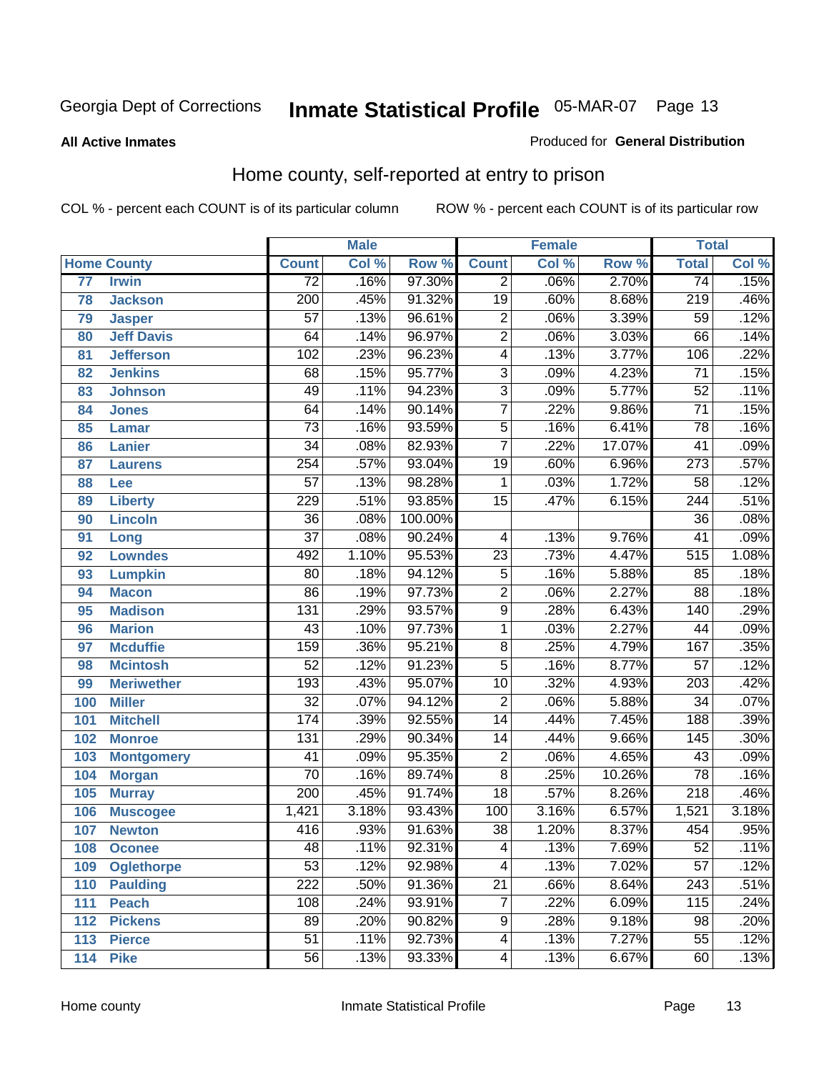Georgia Dept of Corrections **Inmate Statistical Profile** 05-MAR-07

**All Active Inmates**

Produced for **General Distribution**

## Home county, self-reported at entry to prison

COL % - percent each COUNT is of its particular column    ROW % - percent each COUNT is of its particular row

| Home County | | Male | | | Female | | | Total | |
|---|---|---|---|---|---|---|---|---|---|
| | | Count | Col % | Row % | Count | Col % | Row % | Total | Col % |
| 77 | Irwin | 72 | .16% | 97.30% | 2 | .06% | 2.70% | 74 | .15% |
| 78 | Jackson | 200 | .45% | 91.32% | 19 | .60% | 8.68% | 219 | .46% |
| 79 | Jasper | 57 | .13% | 96.61% | 2 | .06% | 3.39% | 59 | .12% |
| 80 | Jeff Davis | 64 | .14% | 96.97% | 2 | .06% | 3.03% | 66 | .14% |
| 81 | Jefferson | 102 | .23% | 96.23% | 4 | .13% | 3.77% | 106 | .22% |
| 82 | Jenkins | 68 | .15% | 95.77% | 3 | .09% | 4.23% | 71 | .15% |
| 83 | Johnson | 49 | .11% | 94.23% | 3 | .09% | 5.77% | 52 | .11% |
| 84 | Jones | 64 | .14% | 90.14% | 7 | .22% | 9.86% | 71 | .15% |
| 85 | Lamar | 73 | .16% | 93.59% | 5 | .16% | 6.41% | 78 | .16% |
| 86 | Lanier | 34 | .08% | 82.93% | 7 | .22% | 17.07% | 41 | .09% |
| 87 | Laurens | 254 | .57% | 93.04% | 19 | .60% | 6.96% | 273 | .57% |
| 88 | Lee | 57 | .13% | 98.28% | 1 | .03% | 1.72% | 58 | .12% |
| 89 | Liberty | 229 | .51% | 93.85% | 15 | .47% | 6.15% | 244 | .51% |
| 90 | Lincoln | 36 | .08% | 100.00% | | | | 36 | .08% |
| 91 | Long | 37 | .08% | 90.24% | 4 | .13% | 9.76% | 41 | .09% |
| 92 | Lowndes | 492 | 1.10% | 95.53% | 23 | .73% | 4.47% | 515 | 1.08% |
| 93 | Lumpkin | 80 | .18% | 94.12% | 5 | .16% | 5.88% | 85 | .18% |
| 94 | Macon | 86 | .19% | 97.73% | 2 | .06% | 2.27% | 88 | .18% |
| 95 | Madison | 131 | .29% | 93.57% | 9 | .28% | 6.43% | 140 | .29% |
| 96 | Marion | 43 | .10% | 97.73% | 1 | .03% | 2.27% | 44 | .09% |
| 97 | Mcduffie | 159 | .36% | 95.21% | 8 | .25% | 4.79% | 167 | .35% |
| 98 | Mcintosh | 52 | .12% | 91.23% | 5 | .16% | 8.77% | 57 | .12% |
| 99 | Meriwether | 193 | .43% | 95.07% | 10 | .32% | 4.93% | 203 | .42% |
| 100 | Miller | 32 | .07% | 94.12% | 2 | .06% | 5.88% | 34 | .07% |
| 101 | Mitchell | 174 | .39% | 92.55% | 14 | .44% | 7.45% | 188 | .39% |
| 102 | Monroe | 131 | .29% | 90.34% | 14 | .44% | 9.66% | 145 | .30% |
| 103 | Montgomery | 41 | .09% | 95.35% | 2 | .06% | 4.65% | 43 | .09% |
| 104 | Morgan | 70 | .16% | 89.74% | 8 | .25% | 10.26% | 78 | .16% |
| 105 | Murray | 200 | .45% | 91.74% | 18 | .57% | 8.26% | 218 | .46% |
| 106 | Muscogee | 1,421 | 3.18% | 93.43% | 100 | 3.16% | 6.57% | 1,521 | 3.18% |
| 107 | Newton | 416 | .93% | 91.63% | 38 | 1.20% | 8.37% | 454 | .95% |
| 108 | Oconee | 48 | .11% | 92.31% | 4 | .13% | 7.69% | 52 | .11% |
| 109 | Oglethorpe | 53 | .12% | 92.98% | 4 | .13% | 7.02% | 57 | .12% |
| 110 | Paulding | 222 | .50% | 91.36% | 21 | .66% | 8.64% | 243 | .51% |
| 111 | Peach | 108 | .24% | 93.91% | 7 | .22% | 6.09% | 115 | .24% |
| 112 | Pickens | 89 | .20% | 90.82% | 9 | .28% | 9.18% | 98 | .20% |
| 113 | Pierce | 51 | .11% | 92.73% | 4 | .13% | 7.27% | 55 | .12% |
| 114 | Pike | 56 | .13% | 93.33% | 4 | .13% | 6.67% | 60 | .13% |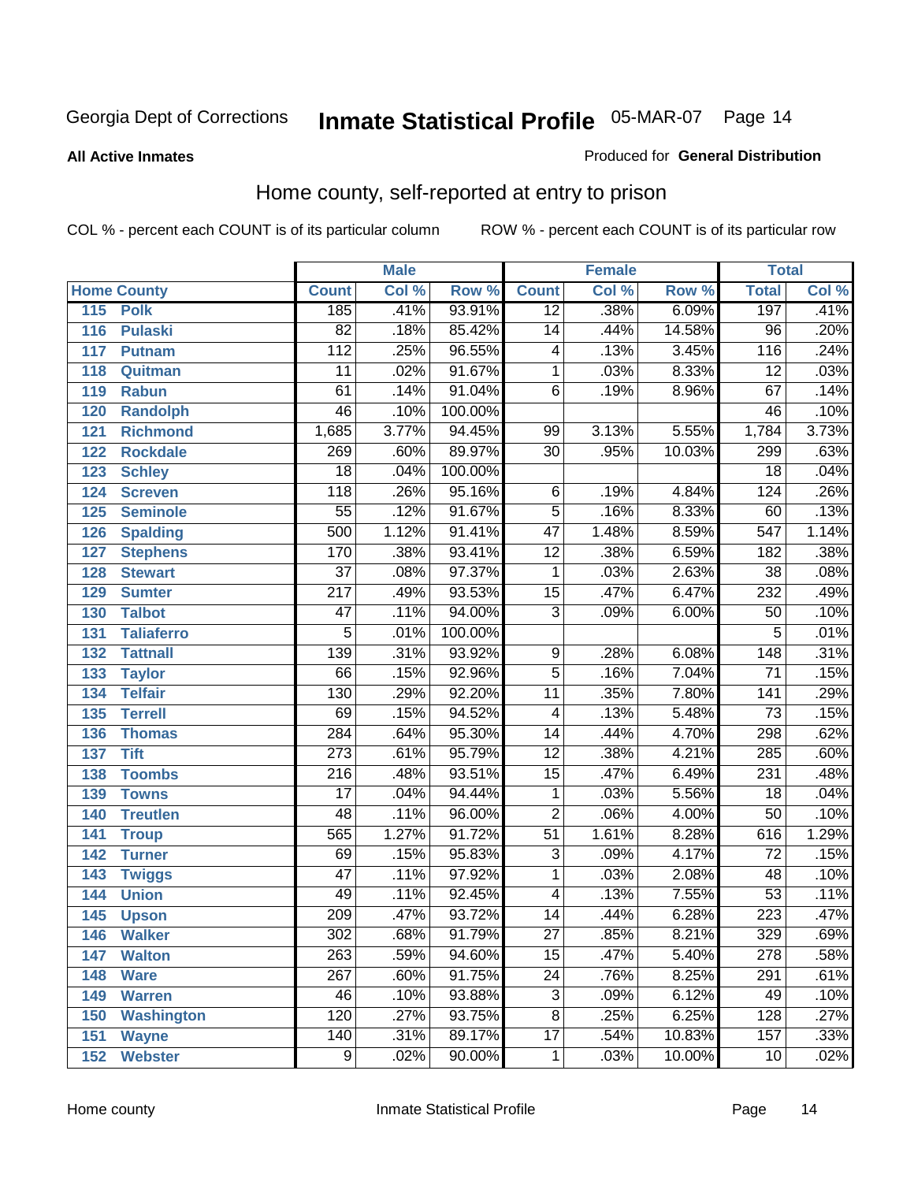Georgia Dept of Corrections **Inmate Statistical Profile** 05-MAR-07

**All Active Inmates**

Produced for **General Distribution**

## Home county, self-reported at entry to prison

COL % - percent each COUNT is of its particular column     ROW % - percent each COUNT is of its particular row

| Home County | | Male | | | Female | | | Total | |
|---|---|---|---|---|---|---|---|---|---|
| | | Count | Col % | Row % | Count | Col % | Row % | Total | Col % |
| 115 | Polk | 185 | .41% | 93.91% | 12 | .38% | 6.09% | 197 | .41% |
| 116 | Pulaski | 82 | .18% | 85.42% | 14 | .44% | 14.58% | 96 | .20% |
| 117 | Putnam | 112 | .25% | 96.55% | 4 | .13% | 3.45% | 116 | .24% |
| 118 | Quitman | 11 | .02% | 91.67% | 1 | .03% | 8.33% | 12 | .03% |
| 119 | Rabun | 61 | .14% | 91.04% | 6 | .19% | 8.96% | 67 | .14% |
| 120 | Randolph | 46 | .10% | 100.00% | | | | 46 | .10% |
| 121 | Richmond | 1,685 | 3.77% | 94.45% | 99 | 3.13% | 5.55% | 1,784 | 3.73% |
| 122 | Rockdale | 269 | .60% | 89.97% | 30 | .95% | 10.03% | 299 | .63% |
| 123 | Schley | 18 | .04% | 100.00% | | | | 18 | .04% |
| 124 | Screven | 118 | .26% | 95.16% | 6 | .19% | 4.84% | 124 | .26% |
| 125 | Seminole | 55 | .12% | 91.67% | 5 | .16% | 8.33% | 60 | .13% |
| 126 | Spalding | 500 | 1.12% | 91.41% | 47 | 1.48% | 8.59% | 547 | 1.14% |
| 127 | Stephens | 170 | .38% | 93.41% | 12 | .38% | 6.59% | 182 | .38% |
| 128 | Stewart | 37 | .08% | 97.37% | 1 | .03% | 2.63% | 38 | .08% |
| 129 | Sumter | 217 | .49% | 93.53% | 15 | .47% | 6.47% | 232 | .49% |
| 130 | Talbot | 47 | .11% | 94.00% | 3 | .09% | 6.00% | 50 | .10% |
| 131 | Taliaferro | 5 | .01% | 100.00% | | | | 5 | .01% |
| 132 | Tattnall | 139 | .31% | 93.92% | 9 | .28% | 6.08% | 148 | .31% |
| 133 | Taylor | 66 | .15% | 92.96% | 5 | .16% | 7.04% | 71 | .15% |
| 134 | Telfair | 130 | .29% | 92.20% | 11 | .35% | 7.80% | 141 | .29% |
| 135 | Terrell | 69 | .15% | 94.52% | 4 | .13% | 5.48% | 73 | .15% |
| 136 | Thomas | 284 | .64% | 95.30% | 14 | .44% | 4.70% | 298 | .62% |
| 137 | Tift | 273 | .61% | 95.79% | 12 | .38% | 4.21% | 285 | .60% |
| 138 | Toombs | 216 | .48% | 93.51% | 15 | .47% | 6.49% | 231 | .48% |
| 139 | Towns | 17 | .04% | 94.44% | 1 | .03% | 5.56% | 18 | .04% |
| 140 | Treutlen | 48 | .11% | 96.00% | 2 | .06% | 4.00% | 50 | .10% |
| 141 | Troup | 565 | 1.27% | 91.72% | 51 | 1.61% | 8.28% | 616 | 1.29% |
| 142 | Turner | 69 | .15% | 95.83% | 3 | .09% | 4.17% | 72 | .15% |
| 143 | Twiggs | 47 | .11% | 97.92% | 1 | .03% | 2.08% | 48 | .10% |
| 144 | Union | 49 | .11% | 92.45% | 4 | .13% | 7.55% | 53 | .11% |
| 145 | Upson | 209 | .47% | 93.72% | 14 | .44% | 6.28% | 223 | .47% |
| 146 | Walker | 302 | .68% | 91.79% | 27 | .85% | 8.21% | 329 | .69% |
| 147 | Walton | 263 | .59% | 94.60% | 15 | .47% | 5.40% | 278 | .58% |
| 148 | Ware | 267 | .60% | 91.75% | 24 | .76% | 8.25% | 291 | .61% |
| 149 | Warren | 46 | .10% | 93.88% | 3 | .09% | 6.12% | 49 | .10% |
| 150 | Washington | 120 | .27% | 93.75% | 8 | .25% | 6.25% | 128 | .27% |
| 151 | Wayne | 140 | .31% | 89.17% | 17 | .54% | 10.83% | 157 | .33% |
| 152 | Webster | 9 | .02% | 90.00% | 1 | .03% | 10.00% | 10 | .02% |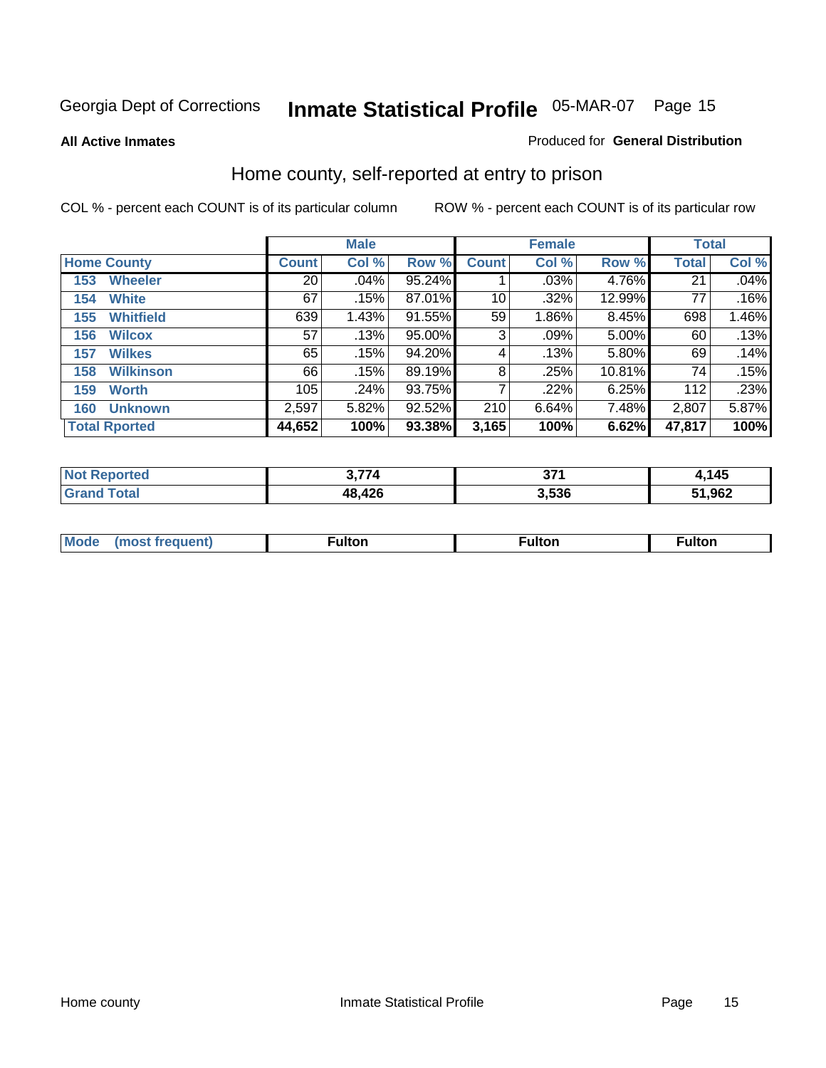Georgia Dept of Corrections **Inmate Statistical Profile** 05-MAR-07

**All Active Inmates**

Produced for **General Distribution**

## Home county, self-reported at entry to prison

COL % - percent each COUNT is of its particular column

ROW % - percent each COUNT is of its particular row

| Home County | Male | | | Female | | | Total | |
|---|---|---|---|---|---|---|---|---|
| | Count | Col % | Row % | Count | Col % | Row % | Total | Col % |
| 153 Wheeler | 20 | .04% | 95.24% | 1 | .03% | 4.76% | 21 | .04% |
| 154 White | 67 | .15% | 87.01% | 10 | .32% | 12.99% | 77 | .16% |
| 155 Whitfield | 639 | 1.43% | 91.55% | 59 | 1.86% | 8.45% | 698 | 1.46% |
| 156 Wilcox | 57 | .13% | 95.00% | 3 | .09% | 5.00% | 60 | .13% |
| 157 Wilkes | 65 | .15% | 94.20% | 4 | .13% | 5.80% | 69 | .14% |
| 158 Wilkinson | 66 | .15% | 89.19% | 8 | .25% | 10.81% | 74 | .15% |
| 159 Worth | 105 | .24% | 93.75% | 7 | .22% | 6.25% | 112 | .23% |
| 160 Unknown | 2,597 | 5.82% | 92.52% | 210 | 6.64% | 7.48% | 2,807 | 5.87% |
| **Total Rported** | **44,652** | **100%** | **93.38%** | **3,165** | **100%** | **6.62%** | **47,817** | **100%** |

| | Male | Female | Total |
|---|---|---|---|
| Not Reported | 3,774 | 371 | 4,145 |
| Grand Total | 48,426 | 3,536 | 51,962 |

| | Male | Female | Total |
|---|---|---|---|
| Mode (most frequent) | Fulton | Fulton | Fulton |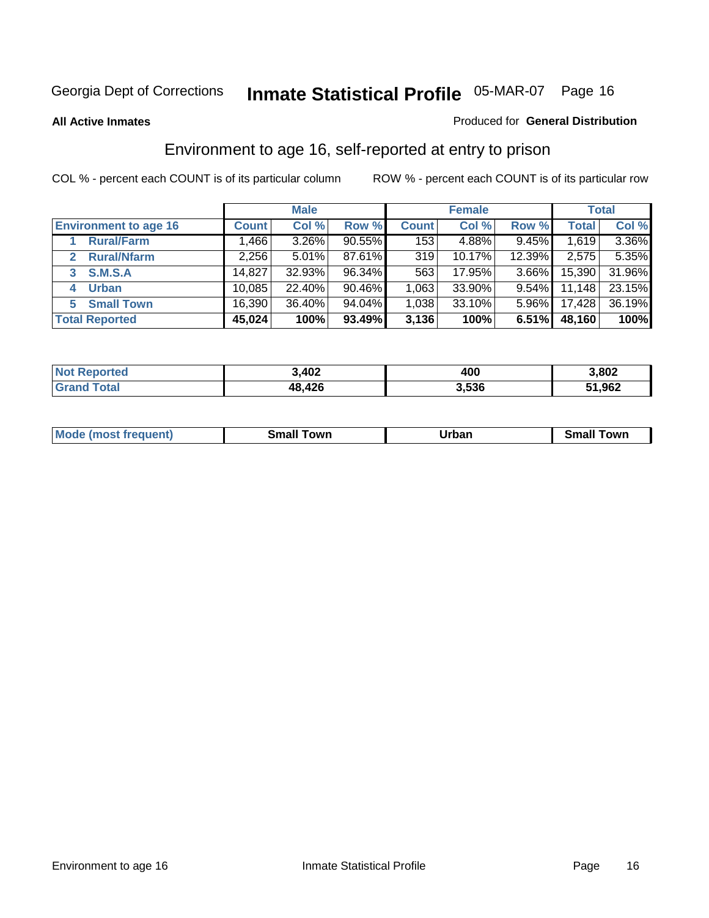Georgia Dept of Corrections **Inmate Statistical Profile** 05-MAR-07

**All Active Inmates**

Produced for **General Distribution**

## Environment to age 16, self-reported at entry to prison

COL % - percent each COUNT is of its particular column

ROW % - percent each COUNT is of its particular row

| | Male | | | Female | | | Total | |
|---|---|---|---|---|---|---|---|---|
| **Environment to age 16** | **Count** | **Col %** | **Row %** | **Count** | **Col %** | **Row %** | **Total** | **Col %** |
| 1 Rural/Farm | 1,466 | 3.26% | 90.55% | 153 | 4.88% | 9.45% | 1,619 | 3.36% |
| 2 Rural/Nfarm | 2,256 | 5.01% | 87.61% | 319 | 10.17% | 12.39% | 2,575 | 5.35% |
| 3 S.M.S.A | 14,827 | 32.93% | 96.34% | 563 | 17.95% | 3.66% | 15,390 | 31.96% |
| 4 Urban | 10,085 | 22.40% | 90.46% | 1,063 | 33.90% | 9.54% | 11,148 | 23.15% |
| 5 Small Town | 16,390 | 36.40% | 94.04% | 1,038 | 33.10% | 5.96% | 17,428 | 36.19% |
| **Total Reported** | **45,024** | **100%** | **93.49%** | **3,136** | **100%** | **6.51%** | **48,160** | **100%** |

| | Male | Female | Total |
|---|---|---|---|
| Not Reported | 3,402 | 400 | 3,802 |
| Grand Total | 48,426 | 3,536 | 51,962 |

| | Male | Female | Total |
|---|---|---|---|
| Mode (most frequent) | Small Town | Urban | Small Town |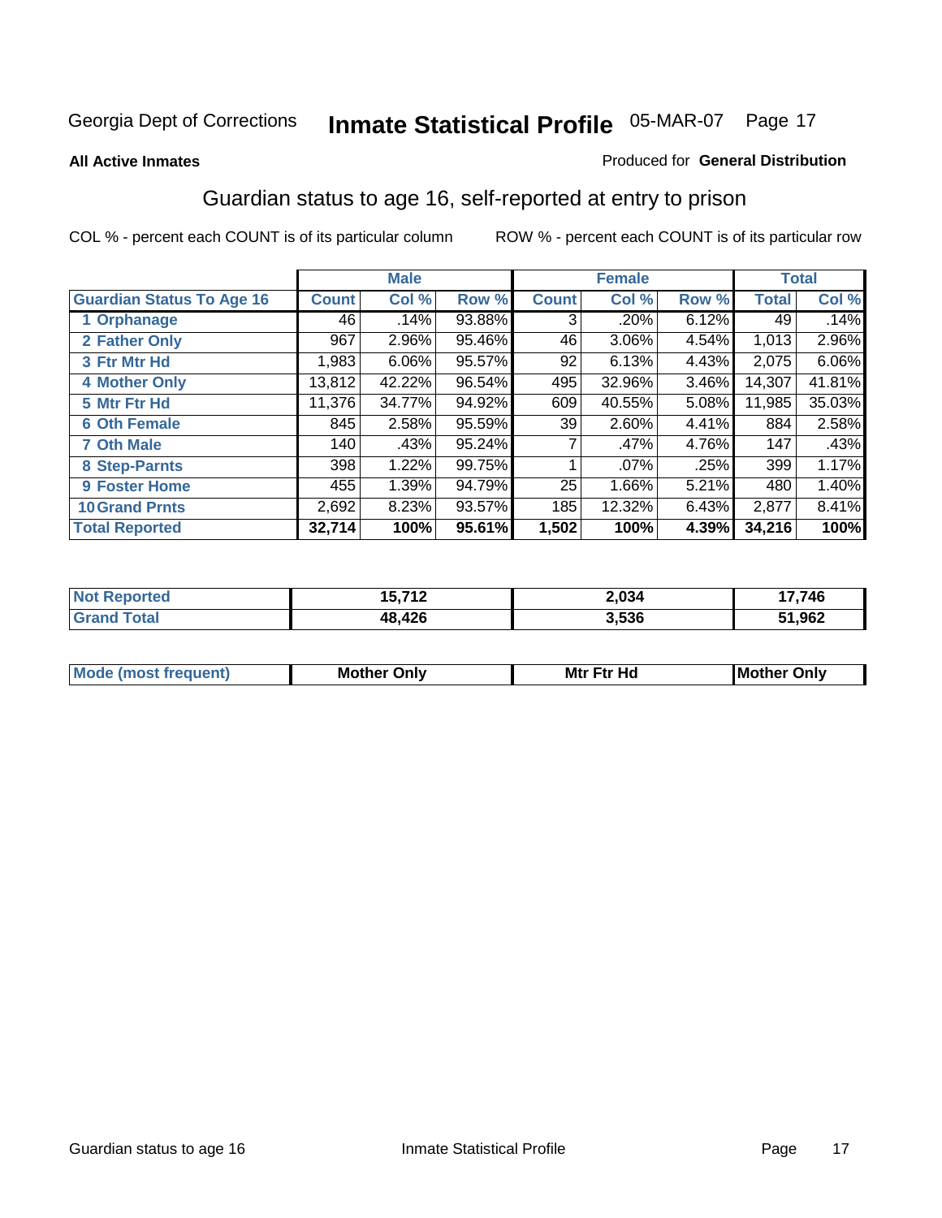Georgia Dept of Corrections **Inmate Statistical Profile** 05-MAR-07

**All Active Inmates**

Produced for **General Distribution**

## Guardian status to age 16, self-reported at entry to prison

COL % - percent each COUNT is of its particular column

ROW % - percent each COUNT is of its particular row

| | Male | | | Female | | | Total | |
|---|---|---|---|---|---|---|---|---|
| **Guardian Status To Age 16** | **Count** | **Col %** | **Row %** | **Count** | **Col %** | **Row %** | **Total** | **Col %** |
| 1 Orphanage | 46 | .14% | 93.88% | 3 | .20% | 6.12% | 49 | .14% |
| 2 Father Only | 967 | 2.96% | 95.46% | 46 | 3.06% | 4.54% | 1,013 | 2.96% |
| 3 Ftr Mtr Hd | 1,983 | 6.06% | 95.57% | 92 | 6.13% | 4.43% | 2,075 | 6.06% |
| 4 Mother Only | 13,812 | 42.22% | 96.54% | 495 | 32.96% | 3.46% | 14,307 | 41.81% |
| 5 Mtr Ftr Hd | 11,376 | 34.77% | 94.92% | 609 | 40.55% | 5.08% | 11,985 | 35.03% |
| 6 Oth Female | 845 | 2.58% | 95.59% | 39 | 2.60% | 4.41% | 884 | 2.58% |
| 7 Oth Male | 140 | .43% | 95.24% | 7 | .47% | 4.76% | 147 | .43% |
| 8 Step-Parnts | 398 | 1.22% | 99.75% | 1 | .07% | .25% | 399 | 1.17% |
| 9 Foster Home | 455 | 1.39% | 94.79% | 25 | 1.66% | 5.21% | 480 | 1.40% |
| 10 Grand Prnts | 2,692 | 8.23% | 93.57% | 185 | 12.32% | 6.43% | 2,877 | 8.41% |
| **Total Reported** | **32,714** | **100%** | **95.61%** | **1,502** | **100%** | **4.39%** | **34,216** | **100%** |

| | Male | Female | Total |
|---|---|---|---|
| Not Reported | 15,712 | 2,034 | 17,746 |
| Grand Total | 48,426 | 3,536 | 51,962 |

| | Male | Female | Total |
|---|---|---|---|
| Mode (most frequent) | Mother Only | Mtr Ftr Hd | Mother Only |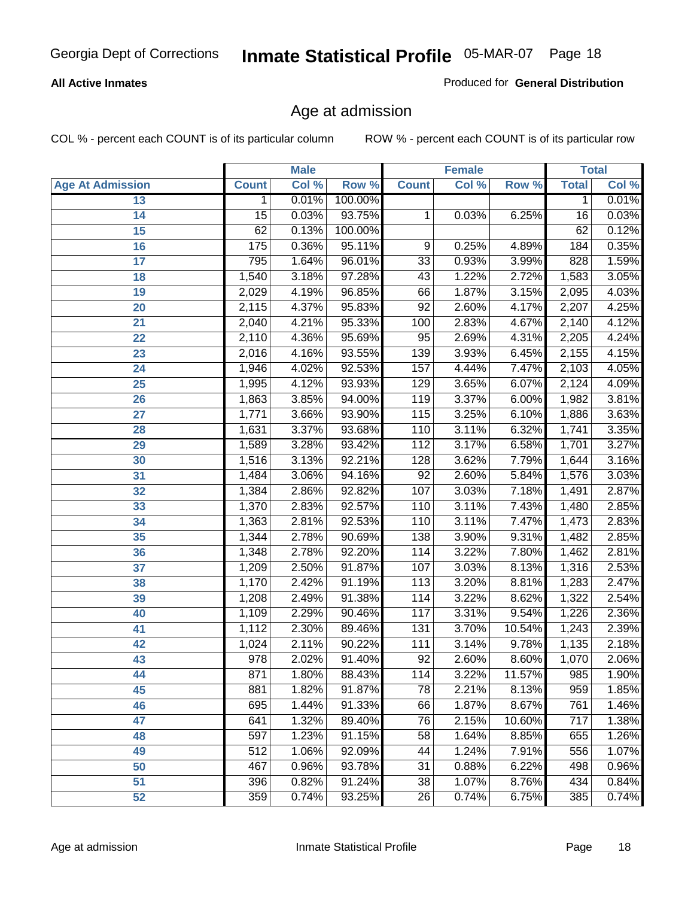**All Active Inmates**

Produced for **General Distribution**

## Age at admission

COL % - percent each COUNT is of its particular column

ROW % - percent each COUNT is of its particular row

| | Male | | | Female | | | Total | |
|---|---|---|---|---|---|---|---|---|
| **Age At Admission** | **Count** | **Col %** | **Row %** | **Count** | **Col %** | **Row %** | **Total** | **Col %** |
| 13 | 1 | 0.01% | 100.00% | | | | 1 | 0.01% |
| 14 | 15 | 0.03% | 93.75% | 1 | 0.03% | 6.25% | 16 | 0.03% |
| 15 | 62 | 0.13% | 100.00% | | | | 62 | 0.12% |
| 16 | 175 | 0.36% | 95.11% | 9 | 0.25% | 4.89% | 184 | 0.35% |
| 17 | 795 | 1.64% | 96.01% | 33 | 0.93% | 3.99% | 828 | 1.59% |
| 18 | 1,540 | 3.18% | 97.28% | 43 | 1.22% | 2.72% | 1,583 | 3.05% |
| 19 | 2,029 | 4.19% | 96.85% | 66 | 1.87% | 3.15% | 2,095 | 4.03% |
| 20 | 2,115 | 4.37% | 95.83% | 92 | 2.60% | 4.17% | 2,207 | 4.25% |
| 21 | 2,040 | 4.21% | 95.33% | 100 | 2.83% | 4.67% | 2,140 | 4.12% |
| 22 | 2,110 | 4.36% | 95.69% | 95 | 2.69% | 4.31% | 2,205 | 4.24% |
| 23 | 2,016 | 4.16% | 93.55% | 139 | 3.93% | 6.45% | 2,155 | 4.15% |
| 24 | 1,946 | 4.02% | 92.53% | 157 | 4.44% | 7.47% | 2,103 | 4.05% |
| 25 | 1,995 | 4.12% | 93.93% | 129 | 3.65% | 6.07% | 2,124 | 4.09% |
| 26 | 1,863 | 3.85% | 94.00% | 119 | 3.37% | 6.00% | 1,982 | 3.81% |
| 27 | 1,771 | 3.66% | 93.90% | 115 | 3.25% | 6.10% | 1,886 | 3.63% |
| 28 | 1,631 | 3.37% | 93.68% | 110 | 3.11% | 6.32% | 1,741 | 3.35% |
| 29 | 1,589 | 3.28% | 93.42% | 112 | 3.17% | 6.58% | 1,701 | 3.27% |
| 30 | 1,516 | 3.13% | 92.21% | 128 | 3.62% | 7.79% | 1,644 | 3.16% |
| 31 | 1,484 | 3.06% | 94.16% | 92 | 2.60% | 5.84% | 1,576 | 3.03% |
| 32 | 1,384 | 2.86% | 92.82% | 107 | 3.03% | 7.18% | 1,491 | 2.87% |
| 33 | 1,370 | 2.83% | 92.57% | 110 | 3.11% | 7.43% | 1,480 | 2.85% |
| 34 | 1,363 | 2.81% | 92.53% | 110 | 3.11% | 7.47% | 1,473 | 2.83% |
| 35 | 1,344 | 2.78% | 90.69% | 138 | 3.90% | 9.31% | 1,482 | 2.85% |
| 36 | 1,348 | 2.78% | 92.20% | 114 | 3.22% | 7.80% | 1,462 | 2.81% |
| 37 | 1,209 | 2.50% | 91.87% | 107 | 3.03% | 8.13% | 1,316 | 2.53% |
| 38 | 1,170 | 2.42% | 91.19% | 113 | 3.20% | 8.81% | 1,283 | 2.47% |
| 39 | 1,208 | 2.49% | 91.38% | 114 | 3.22% | 8.62% | 1,322 | 2.54% |
| 40 | 1,109 | 2.29% | 90.46% | 117 | 3.31% | 9.54% | 1,226 | 2.36% |
| 41 | 1,112 | 2.30% | 89.46% | 131 | 3.70% | 10.54% | 1,243 | 2.39% |
| 42 | 1,024 | 2.11% | 90.22% | 111 | 3.14% | 9.78% | 1,135 | 2.18% |
| 43 | 978 | 2.02% | 91.40% | 92 | 2.60% | 8.60% | 1,070 | 2.06% |
| 44 | 871 | 1.80% | 88.43% | 114 | 3.22% | 11.57% | 985 | 1.90% |
| 45 | 881 | 1.82% | 91.87% | 78 | 2.21% | 8.13% | 959 | 1.85% |
| 46 | 695 | 1.44% | 91.33% | 66 | 1.87% | 8.67% | 761 | 1.46% |
| 47 | 641 | 1.32% | 89.40% | 76 | 2.15% | 10.60% | 717 | 1.38% |
| 48 | 597 | 1.23% | 91.15% | 58 | 1.64% | 8.85% | 655 | 1.26% |
| 49 | 512 | 1.06% | 92.09% | 44 | 1.24% | 7.91% | 556 | 1.07% |
| 50 | 467 | 0.96% | 93.78% | 31 | 0.88% | 6.22% | 498 | 0.96% |
| 51 | 396 | 0.82% | 91.24% | 38 | 1.07% | 8.76% | 434 | 0.84% |
| 52 | 359 | 0.74% | 93.25% | 26 | 0.74% | 6.75% | 385 | 0.74% |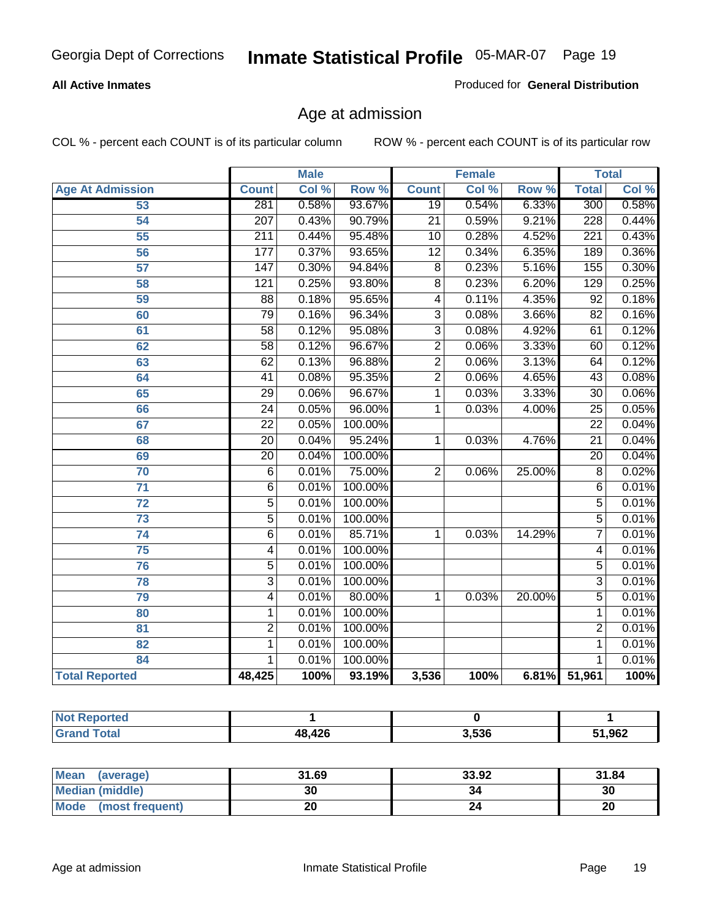Georgia Dept of Corrections **Inmate Statistical Profile** 05-MAR-07

**All Active Inmates**

Produced for **General Distribution**

## Age at admission

COL % - percent each COUNT is of its particular column     ROW % - percent each COUNT is of its particular row

| | Male | | | Female | | | Total | |
|---|---|---|---|---|---|---|---|---|
| **Age At Admission** | **Count** | **Col %** | **Row %** | **Count** | **Col %** | **Row %** | **Total** | **Col %** |
| 53 | 281 | 0.58% | 93.67% | 19 | 0.54% | 6.33% | 300 | 0.58% |
| 54 | 207 | 0.43% | 90.79% | 21 | 0.59% | 9.21% | 228 | 0.44% |
| 55 | 211 | 0.44% | 95.48% | 10 | 0.28% | 4.52% | 221 | 0.43% |
| 56 | 177 | 0.37% | 93.65% | 12 | 0.34% | 6.35% | 189 | 0.36% |
| 57 | 147 | 0.30% | 94.84% | 8 | 0.23% | 5.16% | 155 | 0.30% |
| 58 | 121 | 0.25% | 93.80% | 8 | 0.23% | 6.20% | 129 | 0.25% |
| 59 | 88 | 0.18% | 95.65% | 4 | 0.11% | 4.35% | 92 | 0.18% |
| 60 | 79 | 0.16% | 96.34% | 3 | 0.08% | 3.66% | 82 | 0.16% |
| 61 | 58 | 0.12% | 95.08% | 3 | 0.08% | 4.92% | 61 | 0.12% |
| 62 | 58 | 0.12% | 96.67% | 2 | 0.06% | 3.33% | 60 | 0.12% |
| 63 | 62 | 0.13% | 96.88% | 2 | 0.06% | 3.13% | 64 | 0.12% |
| 64 | 41 | 0.08% | 95.35% | 2 | 0.06% | 4.65% | 43 | 0.08% |
| 65 | 29 | 0.06% | 96.67% | 1 | 0.03% | 3.33% | 30 | 0.06% |
| 66 | 24 | 0.05% | 96.00% | 1 | 0.03% | 4.00% | 25 | 0.05% |
| 67 | 22 | 0.05% | 100.00% | | | | 22 | 0.04% |
| 68 | 20 | 0.04% | 95.24% | 1 | 0.03% | 4.76% | 21 | 0.04% |
| 69 | 20 | 0.04% | 100.00% | | | | 20 | 0.04% |
| 70 | 6 | 0.01% | 75.00% | 2 | 0.06% | 25.00% | 8 | 0.02% |
| 71 | 6 | 0.01% | 100.00% | | | | 6 | 0.01% |
| 72 | 5 | 0.01% | 100.00% | | | | 5 | 0.01% |
| 73 | 5 | 0.01% | 100.00% | | | | 5 | 0.01% |
| 74 | 6 | 0.01% | 85.71% | 1 | 0.03% | 14.29% | 7 | 0.01% |
| 75 | 4 | 0.01% | 100.00% | | | | 4 | 0.01% |
| 76 | 5 | 0.01% | 100.00% | | | | 5 | 0.01% |
| 78 | 3 | 0.01% | 100.00% | | | | 3 | 0.01% |
| 79 | 4 | 0.01% | 80.00% | 1 | 0.03% | 20.00% | 5 | 0.01% |
| 80 | 1 | 0.01% | 100.00% | | | | 1 | 0.01% |
| 81 | 2 | 0.01% | 100.00% | | | | 2 | 0.01% |
| 82 | 1 | 0.01% | 100.00% | | | | 1 | 0.01% |
| 84 | 1 | 0.01% | 100.00% | | | | 1 | 0.01% |
| **Total Reported** | **48,425** | **100%** | **93.19%** | **3,536** | **100%** | **6.81%** | **51,961** | **100%** |

| | Male | Female | Total |
|---|---|---|---|
| **Not Reported** | **1** | **0** | **1** |
| **Grand Total** | **48,426** | **3,536** | **51,962** |

| | Male | Female | Total |
|---|---|---|---|
| **Mean (average)** | **31.69** | **33.92** | **31.84** |
| **Median (middle)** | **30** | **34** | **30** |
| **Mode (most frequent)** | **20** | **24** | **20** |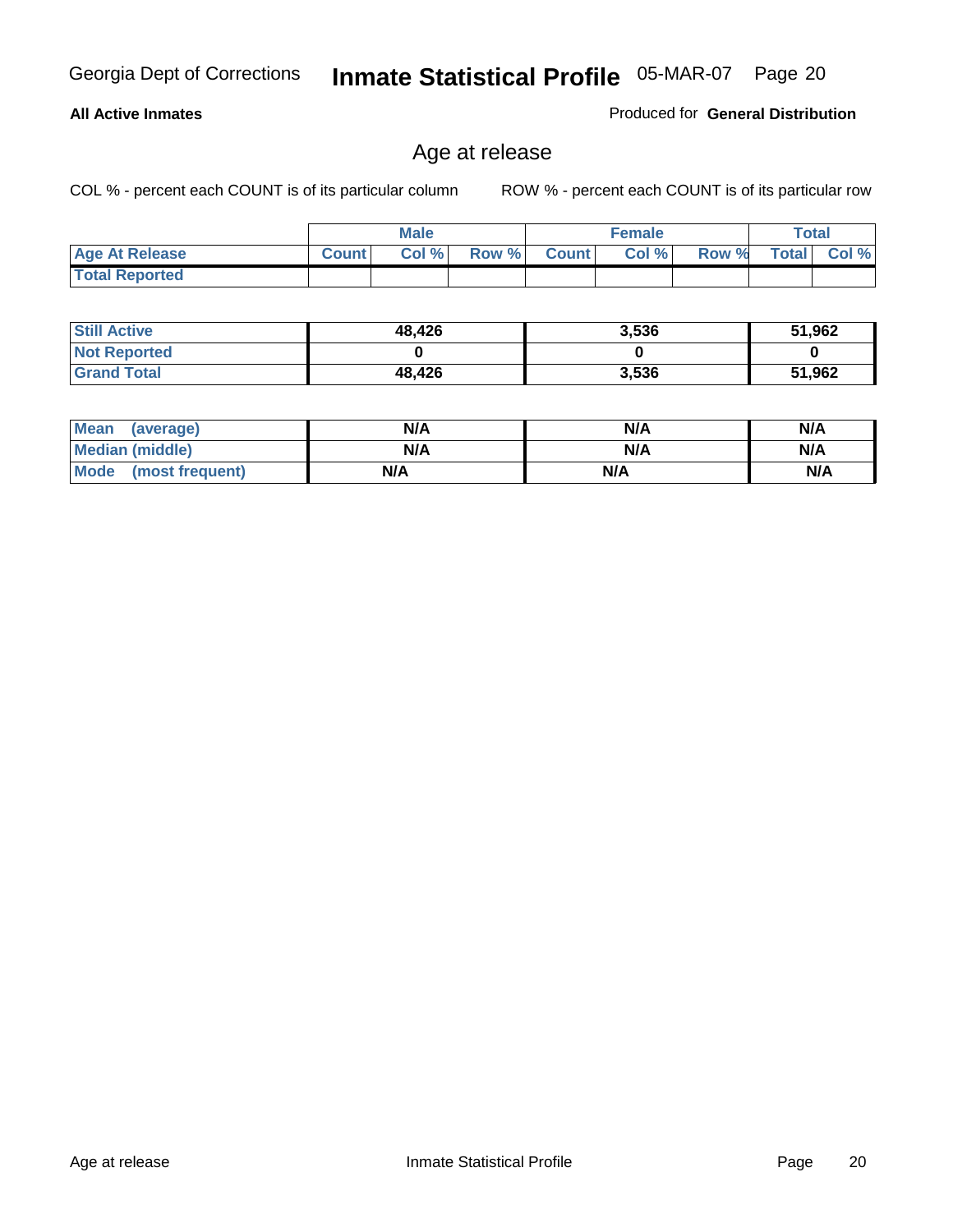Georgia Dept of Corrections **Inmate Statistical Profile** 05-MAR-07

**All Active Inmates**

Produced for **General Distribution**

## Age at release

COL % - percent each COUNT is of its particular column

ROW % - percent each COUNT is of its particular row

| | Male | | | Female | | | Total | |
|---|---|---|---|---|---|---|---|---|
| **Age At Release** | **Count** | **Col %** | **Row %** | **Count** | **Col %** | **Row %** | **Total** | **Col %** |
| **Total Reported** | | | | | | | | |
| **Still Active** | **48,426** | | | **3,536** | | | **51,962** | |
| **Not Reported** | **0** | | | **0** | | | **0** | |
| **Grand Total** | **48,426** | | | **3,536** | | | **51,962** | |
| **Mean (average)** | **N/A** | | | **N/A** | | | **N/A** | |
| **Median (middle)** | **N/A** | | | **N/A** | | | **N/A** | |
| **Mode (most frequent)** | **N/A** | | | **N/A** | | | **N/A** | |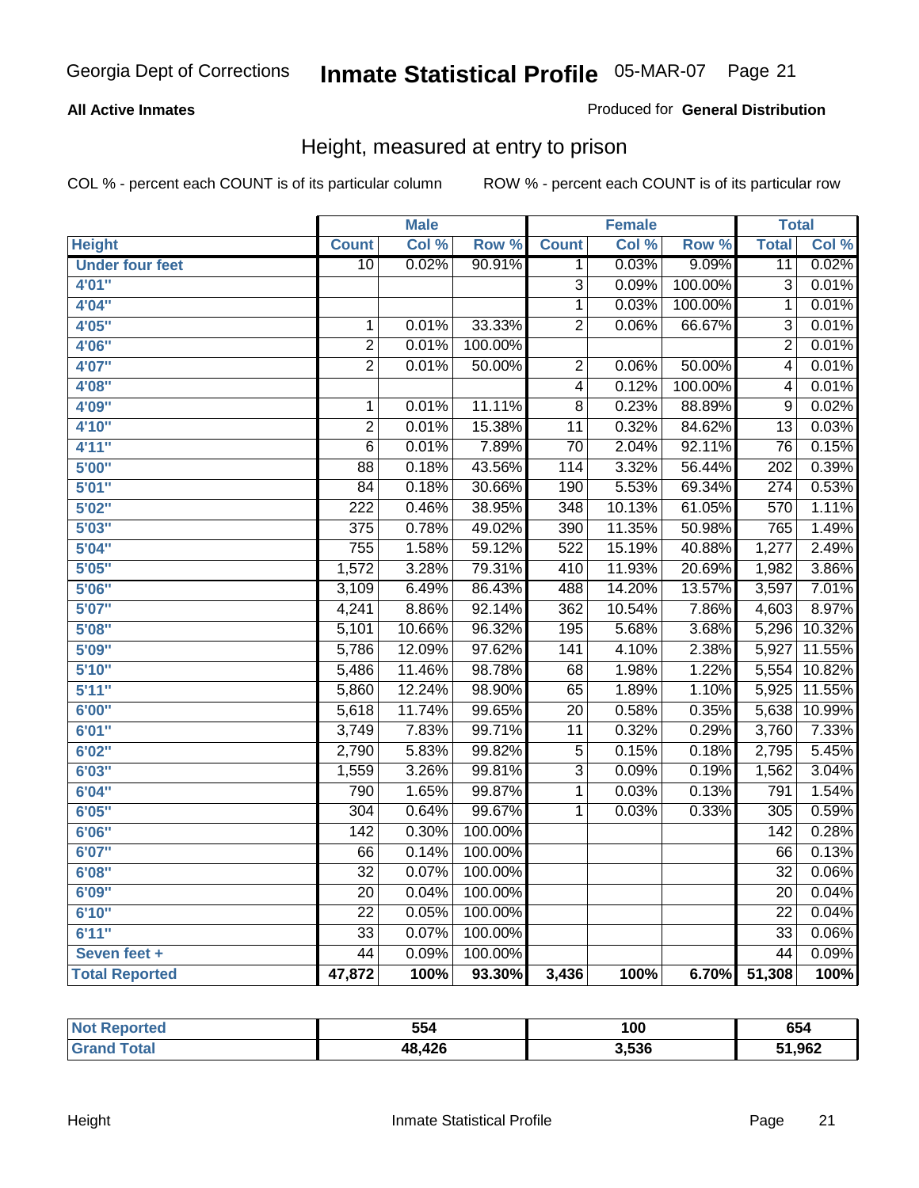Georgia Dept of Corrections **Inmate Statistical Profile** 05-MAR-07

**All Active Inmates**

Produced for **General Distribution**

## Height, measured at entry to prison

COL % - percent each COUNT is of its particular column ROW % - percent each COUNT is of its particular row

| | Male | | | Female | | | Total | |
|---|---|---|---|---|---|---|---|---|
| Height | Count | Col % | Row % | Count | Col % | Row % | Total | Col % |
| Under four feet | 10 | 0.02% | 90.91% | 1 | 0.03% | 9.09% | 11 | 0.02% |
| 4'01" | | | | 3 | 0.09% | 100.00% | 3 | 0.01% |
| 4'04" | | | | 1 | 0.03% | 100.00% | 1 | 0.01% |
| 4'05" | 1 | 0.01% | 33.33% | 2 | 0.06% | 66.67% | 3 | 0.01% |
| 4'06" | 2 | 0.01% | 100.00% | | | | 2 | 0.01% |
| 4'07" | 2 | 0.01% | 50.00% | 2 | 0.06% | 50.00% | 4 | 0.01% |
| 4'08" | | | | 4 | 0.12% | 100.00% | 4 | 0.01% |
| 4'09" | 1 | 0.01% | 11.11% | 8 | 0.23% | 88.89% | 9 | 0.02% |
| 4'10" | 2 | 0.01% | 15.38% | 11 | 0.32% | 84.62% | 13 | 0.03% |
| 4'11" | 6 | 0.01% | 7.89% | 70 | 2.04% | 92.11% | 76 | 0.15% |
| 5'00" | 88 | 0.18% | 43.56% | 114 | 3.32% | 56.44% | 202 | 0.39% |
| 5'01" | 84 | 0.18% | 30.66% | 190 | 5.53% | 69.34% | 274 | 0.53% |
| 5'02" | 222 | 0.46% | 38.95% | 348 | 10.13% | 61.05% | 570 | 1.11% |
| 5'03" | 375 | 0.78% | 49.02% | 390 | 11.35% | 50.98% | 765 | 1.49% |
| 5'04" | 755 | 1.58% | 59.12% | 522 | 15.19% | 40.88% | 1,277 | 2.49% |
| 5'05" | 1,572 | 3.28% | 79.31% | 410 | 11.93% | 20.69% | 1,982 | 3.86% |
| 5'06" | 3,109 | 6.49% | 86.43% | 488 | 14.20% | 13.57% | 3,597 | 7.01% |
| 5'07" | 4,241 | 8.86% | 92.14% | 362 | 10.54% | 7.86% | 4,603 | 8.97% |
| 5'08" | 5,101 | 10.66% | 96.32% | 195 | 5.68% | 3.68% | 5,296 | 10.32% |
| 5'09" | 5,786 | 12.09% | 97.62% | 141 | 4.10% | 2.38% | 5,927 | 11.55% |
| 5'10" | 5,486 | 11.46% | 98.78% | 68 | 1.98% | 1.22% | 5,554 | 10.82% |
| 5'11" | 5,860 | 12.24% | 98.90% | 65 | 1.89% | 1.10% | 5,925 | 11.55% |
| 6'00" | 5,618 | 11.74% | 99.65% | 20 | 0.58% | 0.35% | 5,638 | 10.99% |
| 6'01" | 3,749 | 7.83% | 99.71% | 11 | 0.32% | 0.29% | 3,760 | 7.33% |
| 6'02" | 2,790 | 5.83% | 99.82% | 5 | 0.15% | 0.18% | 2,795 | 5.45% |
| 6'03" | 1,559 | 3.26% | 99.81% | 3 | 0.09% | 0.19% | 1,562 | 3.04% |
| 6'04" | 790 | 1.65% | 99.87% | 1 | 0.03% | 0.13% | 791 | 1.54% |
| 6'05" | 304 | 0.64% | 99.67% | 1 | 0.03% | 0.33% | 305 | 0.59% |
| 6'06" | 142 | 0.30% | 100.00% | | | | 142 | 0.28% |
| 6'07" | 66 | 0.14% | 100.00% | | | | 66 | 0.13% |
| 6'08" | 32 | 0.07% | 100.00% | | | | 32 | 0.06% |
| 6'09" | 20 | 0.04% | 100.00% | | | | 20 | 0.04% |
| 6'10" | 22 | 0.05% | 100.00% | | | | 22 | 0.04% |
| 6'11" | 33 | 0.07% | 100.00% | | | | 33 | 0.06% |
| Seven feet + | 44 | 0.09% | 100.00% | | | | 44 | 0.09% |
| **Total Reported** | **47,872** | **100%** | **93.30%** | **3,436** | **100%** | **6.70%** | **51,308** | **100%** |

| | Male | Female | Total |
|---|---|---|---|
| Not Reported | 554 | 100 | 654 |
| Grand Total | 48,426 | 3,536 | 51,962 |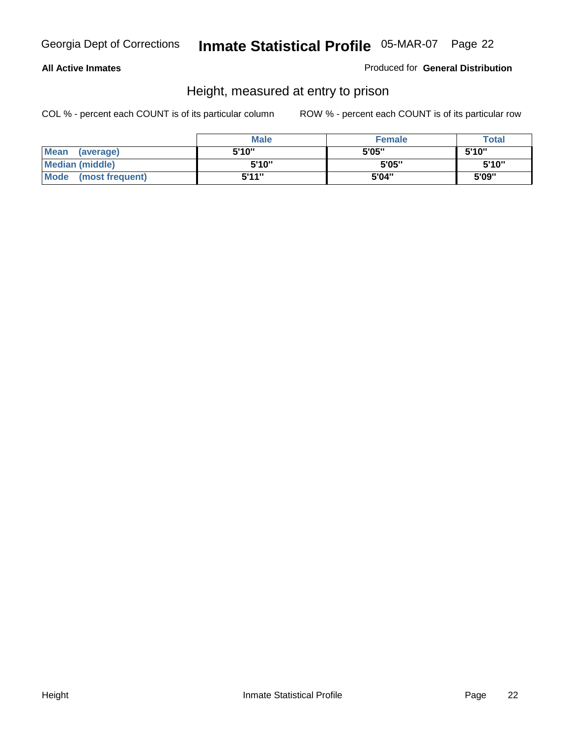**All Active Inmates**

Produced for **General Distribution**

## Height, measured at entry to prison

COL % - percent each COUNT is of its particular column

ROW % - percent each COUNT is of its particular row

| | Male | Female | Total |
|---|---|---|---|
| **Mean (average)** | 5'10" | 5'05" | 5'10" |
| **Median (middle)** | 5'10" | 5'05" | 5'10" |
| **Mode (most frequent)** | 5'11" | 5'04" | 5'09" |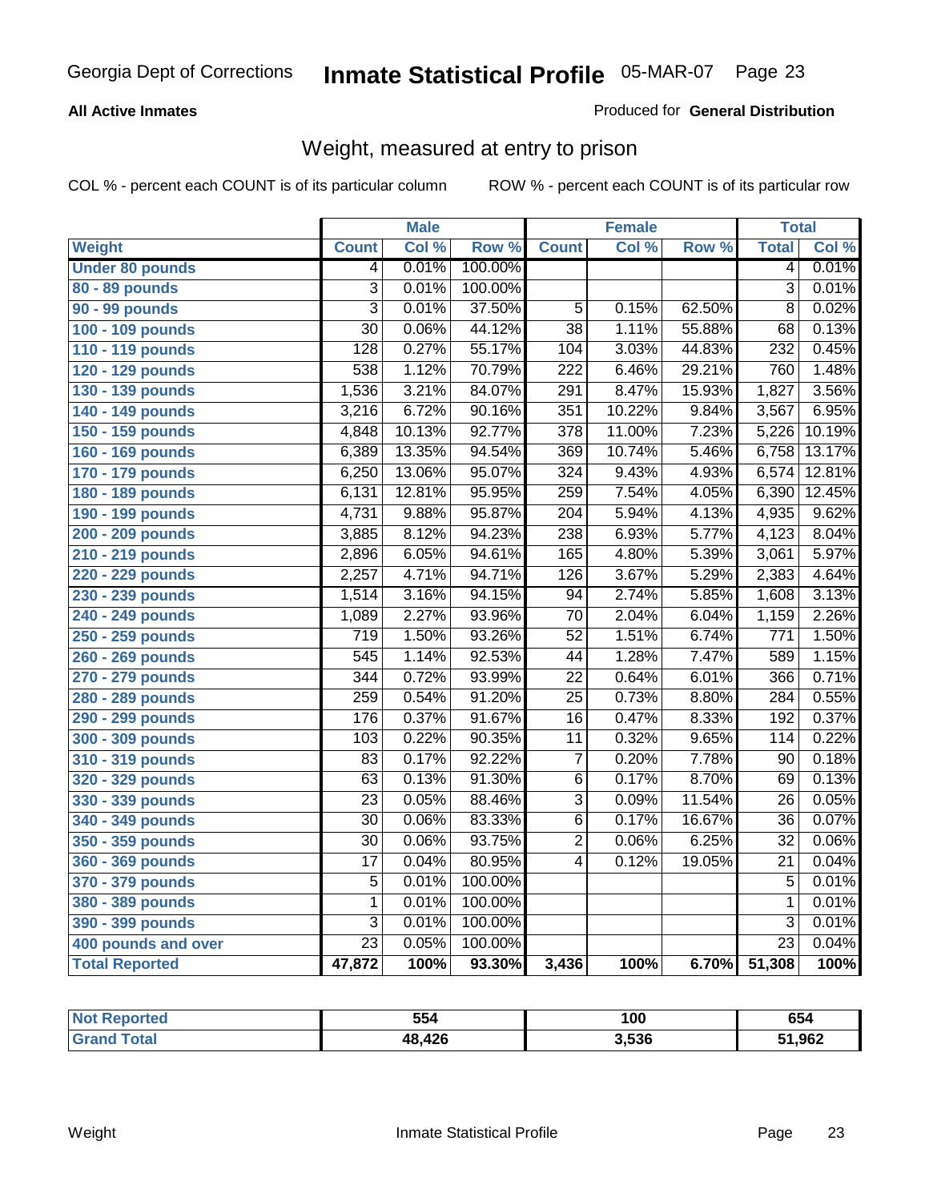Georgia Dept of Corrections **Inmate Statistical Profile** 05-MAR-07

**All Active Inmates**

Produced for **General Distribution**

## Weight, measured at entry to prison

COL % - percent each COUNT is of its particular column ROW % - percent each COUNT is of its particular row

| | Male | | | Female | | | Total | |
|---|---|---|---|---|---|---|---|---|
| **Weight** | **Count** | **Col %** | **Row %** | **Count** | **Col %** | **Row %** | **Total** | **Col %** |
| Under 80 pounds | 4 | 0.01% | 100.00% | | | | 4 | 0.01% |
| 80 - 89 pounds | 3 | 0.01% | 100.00% | | | | 3 | 0.01% |
| 90 - 99 pounds | 3 | 0.01% | 37.50% | 5 | 0.15% | 62.50% | 8 | 0.02% |
| 100 - 109 pounds | 30 | 0.06% | 44.12% | 38 | 1.11% | 55.88% | 68 | 0.13% |
| 110 - 119 pounds | 128 | 0.27% | 55.17% | 104 | 3.03% | 44.83% | 232 | 0.45% |
| 120 - 129 pounds | 538 | 1.12% | 70.79% | 222 | 6.46% | 29.21% | 760 | 1.48% |
| 130 - 139 pounds | 1,536 | 3.21% | 84.07% | 291 | 8.47% | 15.93% | 1,827 | 3.56% |
| 140 - 149 pounds | 3,216 | 6.72% | 90.16% | 351 | 10.22% | 9.84% | 3,567 | 6.95% |
| 150 - 159 pounds | 4,848 | 10.13% | 92.77% | 378 | 11.00% | 7.23% | 5,226 | 10.19% |
| 160 - 169 pounds | 6,389 | 13.35% | 94.54% | 369 | 10.74% | 5.46% | 6,758 | 13.17% |
| 170 - 179 pounds | 6,250 | 13.06% | 95.07% | 324 | 9.43% | 4.93% | 6,574 | 12.81% |
| 180 - 189 pounds | 6,131 | 12.81% | 95.95% | 259 | 7.54% | 4.05% | 6,390 | 12.45% |
| 190 - 199 pounds | 4,731 | 9.88% | 95.87% | 204 | 5.94% | 4.13% | 4,935 | 9.62% |
| 200 - 209 pounds | 3,885 | 8.12% | 94.23% | 238 | 6.93% | 5.77% | 4,123 | 8.04% |
| 210 - 219 pounds | 2,896 | 6.05% | 94.61% | 165 | 4.80% | 5.39% | 3,061 | 5.97% |
| 220 - 229 pounds | 2,257 | 4.71% | 94.71% | 126 | 3.67% | 5.29% | 2,383 | 4.64% |
| 230 - 239 pounds | 1,514 | 3.16% | 94.15% | 94 | 2.74% | 5.85% | 1,608 | 3.13% |
| 240 - 249 pounds | 1,089 | 2.27% | 93.96% | 70 | 2.04% | 6.04% | 1,159 | 2.26% |
| 250 - 259 pounds | 719 | 1.50% | 93.26% | 52 | 1.51% | 6.74% | 771 | 1.50% |
| 260 - 269 pounds | 545 | 1.14% | 92.53% | 44 | 1.28% | 7.47% | 589 | 1.15% |
| 270 - 279 pounds | 344 | 0.72% | 93.99% | 22 | 0.64% | 6.01% | 366 | 0.71% |
| 280 - 289 pounds | 259 | 0.54% | 91.20% | 25 | 0.73% | 8.80% | 284 | 0.55% |
| 290 - 299 pounds | 176 | 0.37% | 91.67% | 16 | 0.47% | 8.33% | 192 | 0.37% |
| 300 - 309 pounds | 103 | 0.22% | 90.35% | 11 | 0.32% | 9.65% | 114 | 0.22% |
| 310 - 319 pounds | 83 | 0.17% | 92.22% | 7 | 0.20% | 7.78% | 90 | 0.18% |
| 320 - 329 pounds | 63 | 0.13% | 91.30% | 6 | 0.17% | 8.70% | 69 | 0.13% |
| 330 - 339 pounds | 23 | 0.05% | 88.46% | 3 | 0.09% | 11.54% | 26 | 0.05% |
| 340 - 349 pounds | 30 | 0.06% | 83.33% | 6 | 0.17% | 16.67% | 36 | 0.07% |
| 350 - 359 pounds | 30 | 0.06% | 93.75% | 2 | 0.06% | 6.25% | 32 | 0.06% |
| 360 - 369 pounds | 17 | 0.04% | 80.95% | 4 | 0.12% | 19.05% | 21 | 0.04% |
| 370 - 379 pounds | 5 | 0.01% | 100.00% | | | | 5 | 0.01% |
| 380 - 389 pounds | 1 | 0.01% | 100.00% | | | | 1 | 0.01% |
| 390 - 399 pounds | 3 | 0.01% | 100.00% | | | | 3 | 0.01% |
| 400 pounds and over | 23 | 0.05% | 100.00% | | | | 23 | 0.04% |
| **Total Reported** | **47,872** | **100%** | **93.30%** | **3,436** | **100%** | **6.70%** | **51,308** | **100%** |

| | Male | Female | Total |
|---|---|---|---|
| Not Reported | 554 | 100 | 654 |
| Grand Total | 48,426 | 3,536 | 51,962 |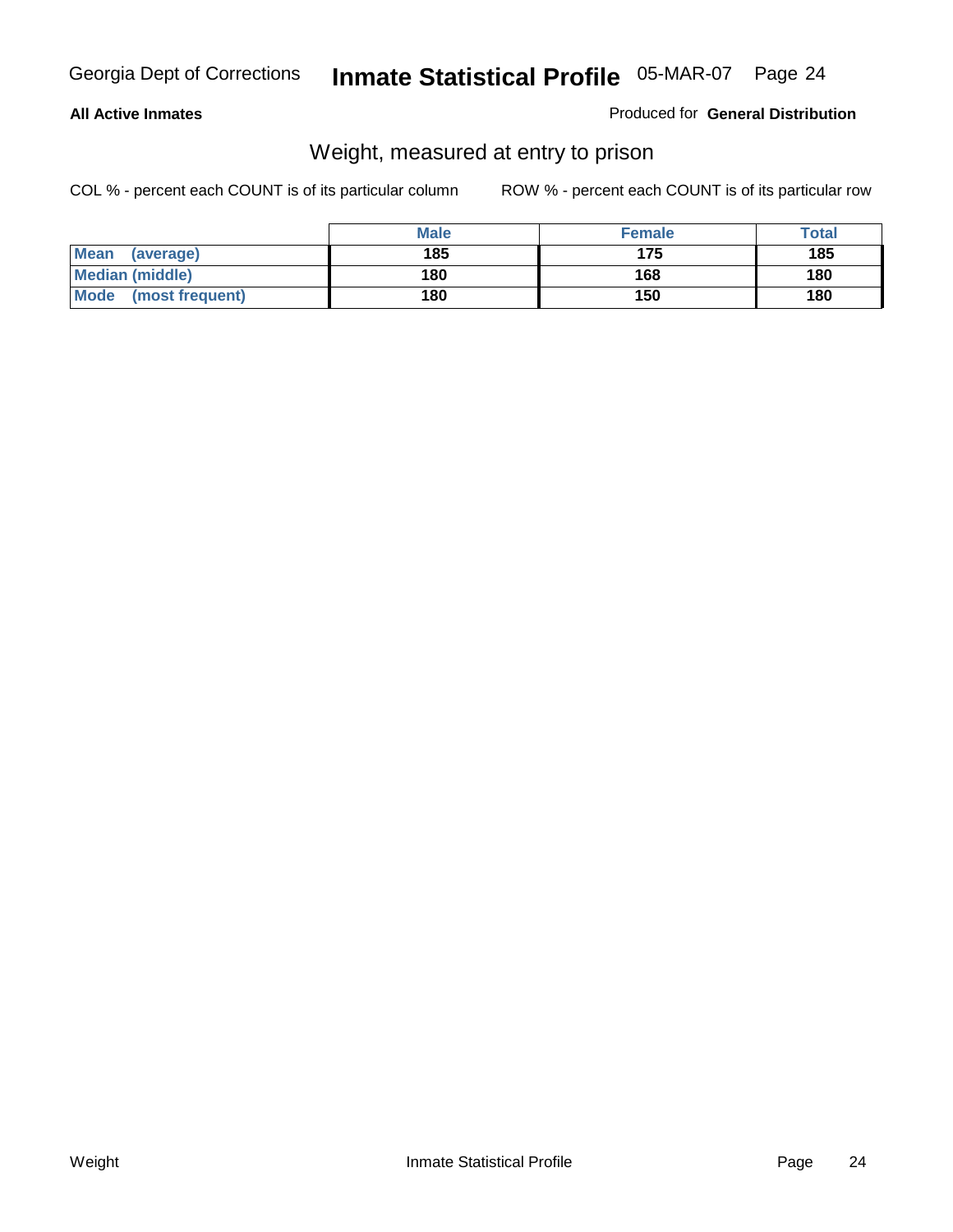**All Active Inmates**

Produced for **General Distribution**

## Weight, measured at entry to prison

COL % - percent each COUNT is of its particular column

ROW % - percent each COUNT is of its particular row

| | Male | Female | Total |
|---|---|---|---|
| **Mean (average)** | **185** | **175** | **185** |
| **Median (middle)** | **180** | **168** | **180** |
| **Mode (most frequent)** | **180** | **150** | **180** |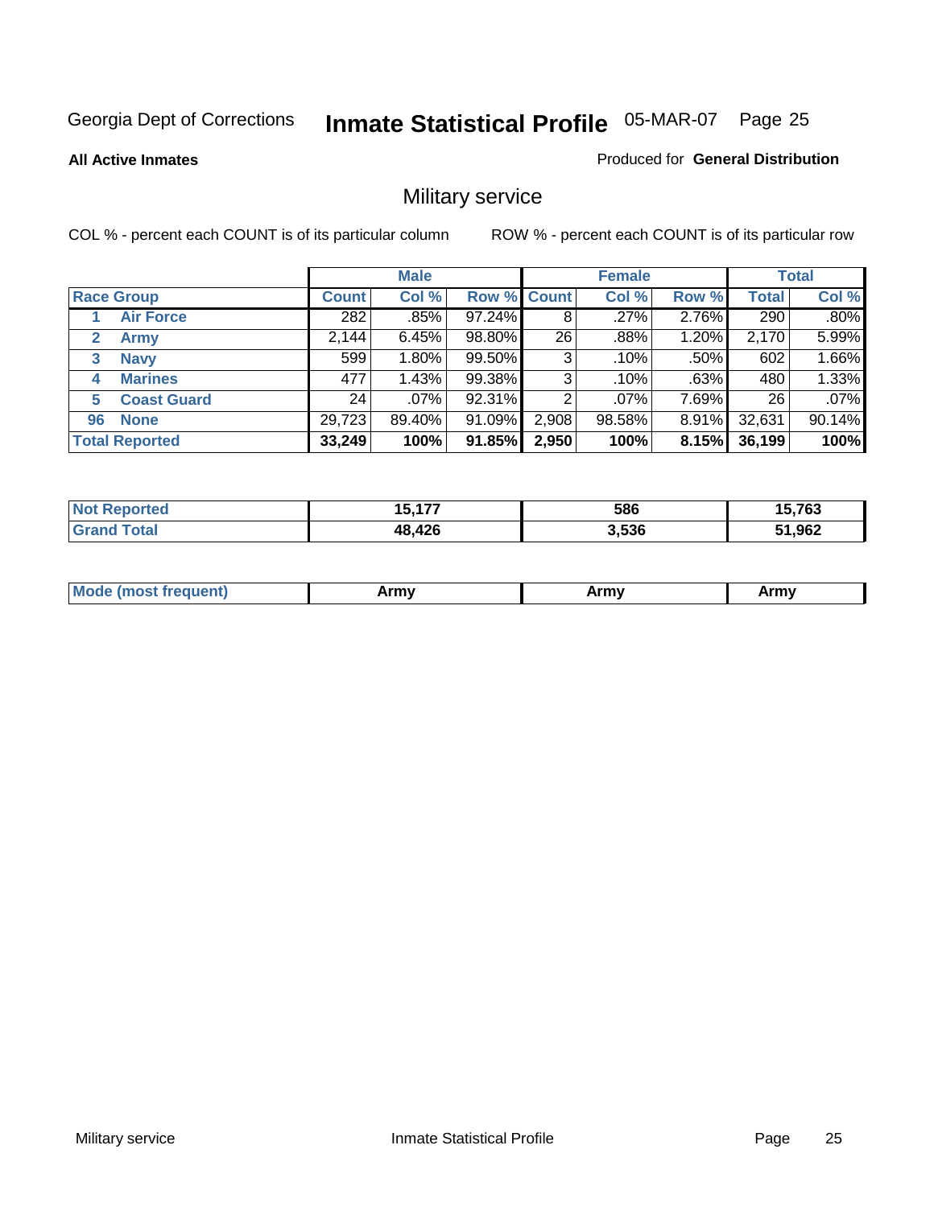Georgia Dept of Corrections **Inmate Statistical Profile** 05-MAR-07

**All Active Inmates**

Produced for **General Distribution**

## Military service

COL % - percent each COUNT is of its particular column

ROW % - percent each COUNT is of its particular row

| | | Male | | | Female | | | Total | |
|---|---|---|---|---|---|---|---|---|---|
| **Race Group** | | **Count** | **Col %** | **Row %** | **Count** | **Col %** | **Row %** | **Total** | **Col %** |
| 1 | Air Force | 282 | .85% | 97.24% | 8 | .27% | 2.76% | 290 | .80% |
| 2 | Army | 2,144 | 6.45% | 98.80% | 26 | .88% | 1.20% | 2,170 | 5.99% |
| 3 | Navy | 599 | 1.80% | 99.50% | 3 | .10% | .50% | 602 | 1.66% |
| 4 | Marines | 477 | 1.43% | 99.38% | 3 | .10% | .63% | 480 | 1.33% |
| 5 | Coast Guard | 24 | .07% | 92.31% | 2 | .07% | 7.69% | 26 | .07% |
| 96 | None | 29,723 | 89.40% | 91.09% | 2,908 | 98.58% | 8.91% | 32,631 | 90.14% |
| **Total Reported** | | **33,249** | **100%** | **91.85%** | **2,950** | **100%** | **8.15%** | **36,199** | **100%** |

| | Male | Female | Total |
|---|---|---|---|
| **Not Reported** | **15,177** | **586** | **15,763** |
| **Grand Total** | **48,426** | **3,536** | **51,962** |

| | Male | Female | Total |
|---|---|---|---|
| **Mode (most frequent)** | **Army** | **Army** | **Army** |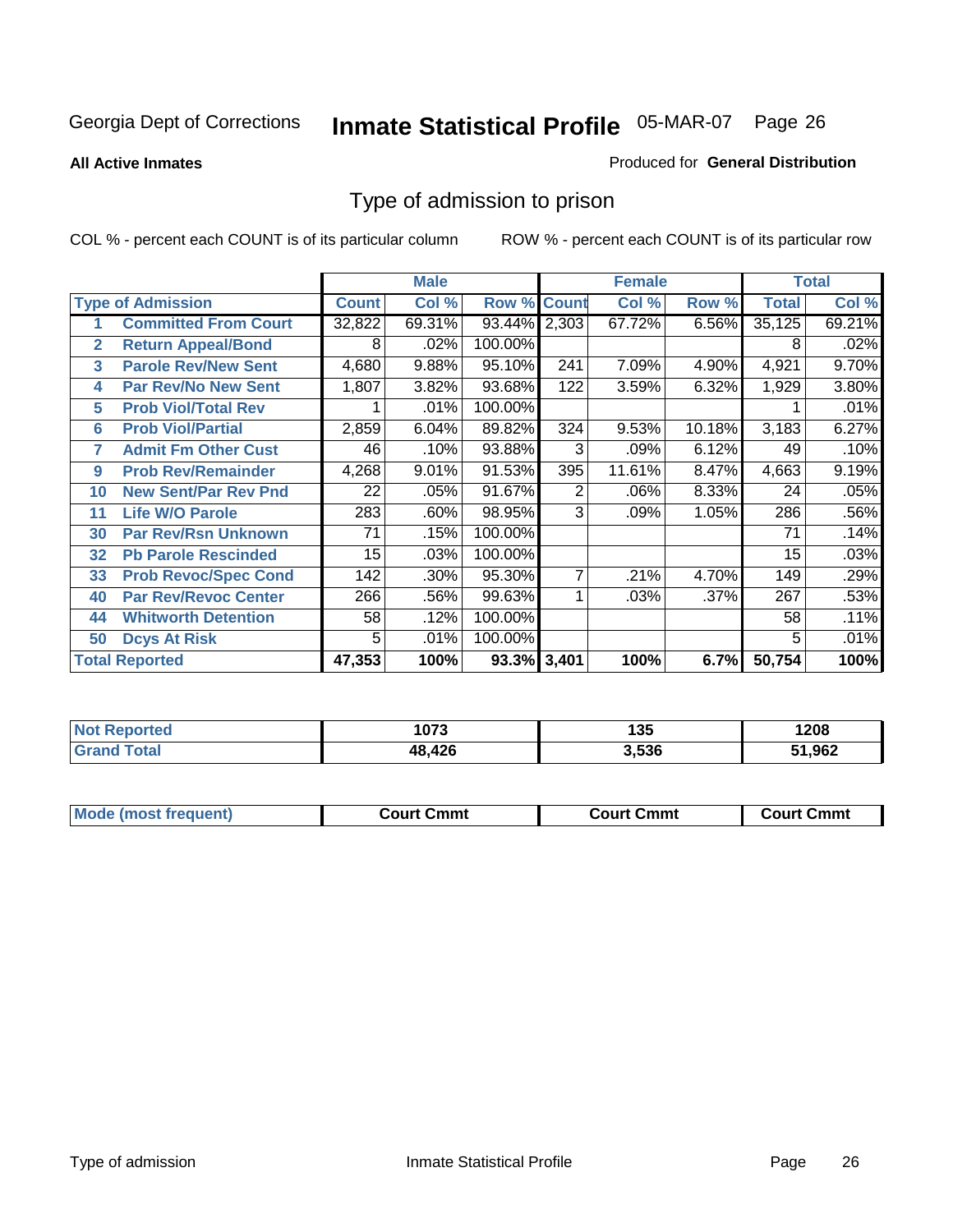Georgia Dept of Corrections **Inmate Statistical Profile** 05-MAR-07

**All Active Inmates**

Produced for **General Distribution**

## Type of admission to prison

COL % - percent each COUNT is of its particular column

ROW % - percent each COUNT is of its particular row

| | | Male | | | Female | | | Total | |
|---|---|---|---|---|---|---|---|---|---|
| **Type of Admission** | | **Count** | **Col %** | **Row %** | **Count** | **Col %** | **Row %** | **Total** | **Col %** |
| 1 | Committed From Court | 32,822 | 69.31% | 93.44% | 2,303 | 67.72% | 6.56% | 35,125 | 69.21% |
| 2 | Return Appeal/Bond | 8 | .02% | 100.00% | | | | 8 | .02% |
| 3 | Parole Rev/New Sent | 4,680 | 9.88% | 95.10% | 241 | 7.09% | 4.90% | 4,921 | 9.70% |
| 4 | Par Rev/No New Sent | 1,807 | 3.82% | 93.68% | 122 | 3.59% | 6.32% | 1,929 | 3.80% |
| 5 | Prob Viol/Total Rev | 1 | .01% | 100.00% | | | | 1 | .01% |
| 6 | Prob Viol/Partial | 2,859 | 6.04% | 89.82% | 324 | 9.53% | 10.18% | 3,183 | 6.27% |
| 7 | Admit Fm Other Cust | 46 | .10% | 93.88% | 3 | .09% | 6.12% | 49 | .10% |
| 9 | Prob Rev/Remainder | 4,268 | 9.01% | 91.53% | 395 | 11.61% | 8.47% | 4,663 | 9.19% |
| 10 | New Sent/Par Rev Pnd | 22 | .05% | 91.67% | 2 | .06% | 8.33% | 24 | .05% |
| 11 | Life W/O Parole | 283 | .60% | 98.95% | 3 | .09% | 1.05% | 286 | .56% |
| 30 | Par Rev/Rsn Unknown | 71 | .15% | 100.00% | | | | 71 | .14% |
| 32 | Pb Parole Rescinded | 15 | .03% | 100.00% | | | | 15 | .03% |
| 33 | Prob Revoc/Spec Cond | 142 | .30% | 95.30% | 7 | .21% | 4.70% | 149 | .29% |
| 40 | Par Rev/Revoc Center | 266 | .56% | 99.63% | 1 | .03% | .37% | 267 | .53% |
| 44 | Whitworth Detention | 58 | .12% | 100.00% | | | | 58 | .11% |
| 50 | Dcys At Risk | 5 | .01% | 100.00% | | | | 5 | .01% |
| **Total Reported** | | **47,353** | **100%** | **93.3%** | **3,401** | **100%** | **6.7%** | **50,754** | **100%** |

| | Male | Female | Total |
|---|---|---|---|
| **Not Reported** | **1073** | **135** | **1208** |
| **Grand Total** | **48,426** | **3,536** | **51,962** |

| | Male | Female | Total |
|---|---|---|---|
| **Mode (most frequent)** | **Court Cmmt** | **Court Cmmt** | **Court Cmmt** |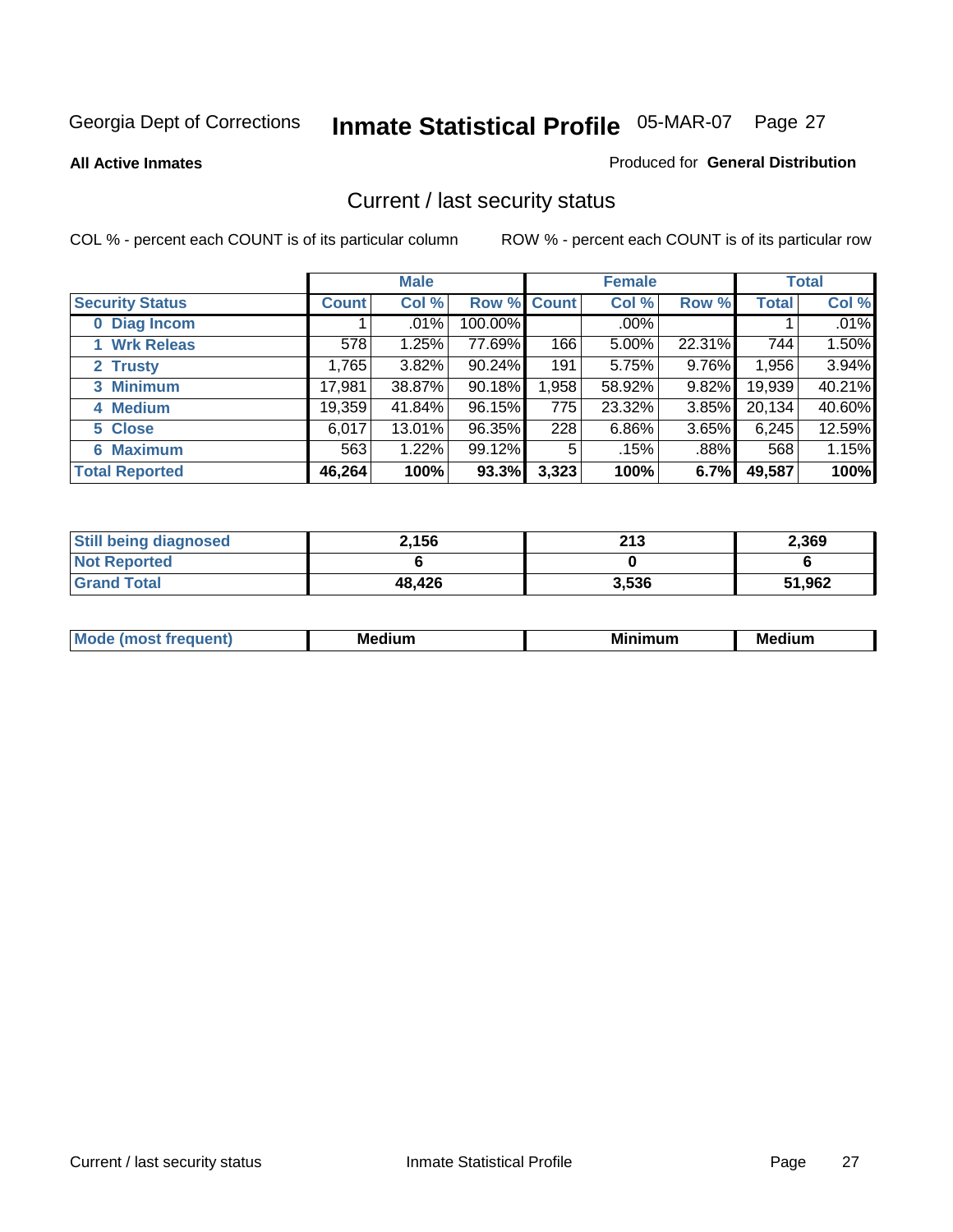Georgia Dept of Corrections **Inmate Statistical Profile** 05-MAR-07 Page 27

**All Active Inmates**

Produced for **General Distribution**

## Current / last security status

COL % - percent each COUNT is of its particular column

ROW % - percent each COUNT is of its particular row

| | Male | | | Female | | | Total | |
|---|---|---|---|---|---|---|---|---|
| **Security Status** | **Count** | **Col %** | **Row %** | **Count** | **Col %** | **Row %** | **Total** | **Col %** |
| **0 Diag Incom** | 1 | .01% | 100.00% | | .00% | | 1 | .01% |
| **1 Wrk Releas** | 578 | 1.25% | 77.69% | 166 | 5.00% | 22.31% | 744 | 1.50% |
| **2 Trusty** | 1,765 | 3.82% | 90.24% | 191 | 5.75% | 9.76% | 1,956 | 3.94% |
| **3 Minimum** | 17,981 | 38.87% | 90.18% | 1,958 | 58.92% | 9.82% | 19,939 | 40.21% |
| **4 Medium** | 19,359 | 41.84% | 96.15% | 775 | 23.32% | 3.85% | 20,134 | 40.60% |
| **5 Close** | 6,017 | 13.01% | 96.35% | 228 | 6.86% | 3.65% | 6,245 | 12.59% |
| **6 Maximum** | 563 | 1.22% | 99.12% | 5 | .15% | .88% | 568 | 1.15% |
| **Total Reported** | **46,264** | **100%** | **93.3%** | **3,323** | **100%** | **6.7%** | **49,587** | **100%** |

| | Male | Female | Total |
|---|---|---|---|
| **Still being diagnosed** | **2,156** | **213** | **2,369** |
| **Not Reported** | **6** | **0** | **6** |
| **Grand Total** | **48,426** | **3,536** | **51,962** |

| | Male | Female | Total |
|---|---|---|---|
| **Mode (most frequent)** | **Medium** | **Minimum** | **Medium** |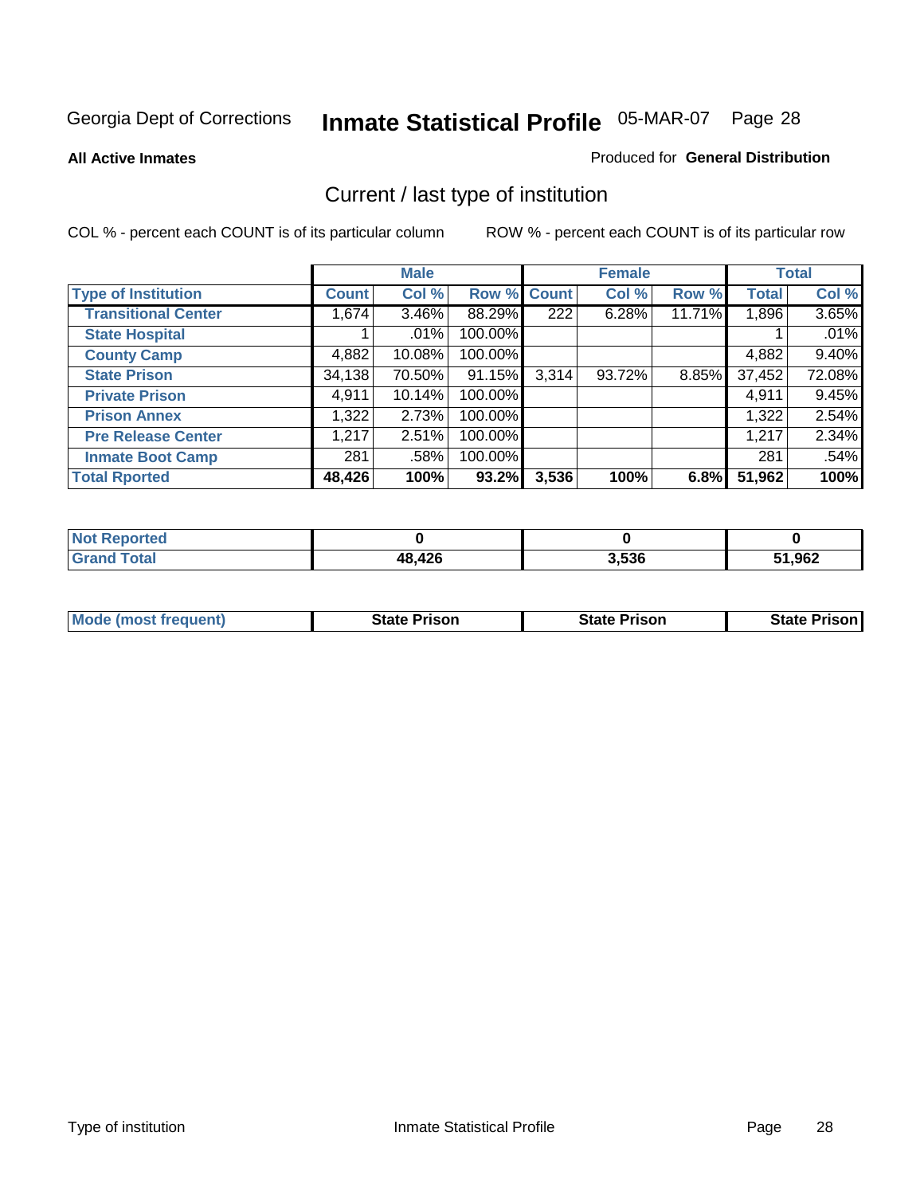Georgia Dept of Corrections

# Inmate Statistical Profile 05-MAR-07

**All Active Inmates**

Produced for **General Distribution**

## Current / last type of institution

COL % - percent each COUNT is of its particular column

ROW % - percent each COUNT is of its particular row

| | Male | | | Female | | | Total | |
|---|---|---|---|---|---|---|---|---|
| **Type of Institution** | **Count** | **Col %** | **Row %** | **Count** | **Col %** | **Row %** | **Total** | **Col %** |
| **Transitional Center** | 1,674 | 3.46% | 88.29% | 222 | 6.28% | 11.71% | 1,896 | 3.65% |
| **State Hospital** | 1 | .01% | 100.00% | | | | 1 | .01% |
| **County Camp** | 4,882 | 10.08% | 100.00% | | | | 4,882 | 9.40% |
| **State Prison** | 34,138 | 70.50% | 91.15% | 3,314 | 93.72% | 8.85% | 37,452 | 72.08% |
| **Private Prison** | 4,911 | 10.14% | 100.00% | | | | 4,911 | 9.45% |
| **Prison Annex** | 1,322 | 2.73% | 100.00% | | | | 1,322 | 2.54% |
| **Pre Release Center** | 1,217 | 2.51% | 100.00% | | | | 1,217 | 2.34% |
| **Inmate Boot Camp** | 281 | .58% | 100.00% | | | | 281 | .54% |
| **Total Rported** | **48,426** | **100%** | **93.2%** | **3,536** | **100%** | **6.8%** | **51,962** | **100%** |

| | Male | Female | Total |
|---|---|---|---|
| **Not Reported** | **0** | **0** | **0** |
| **Grand Total** | **48,426** | **3,536** | **51,962** |

| | Male | Female | Total |
|---|---|---|---|
| **Mode (most frequent)** | **State Prison** | **State Prison** | **State Prison** |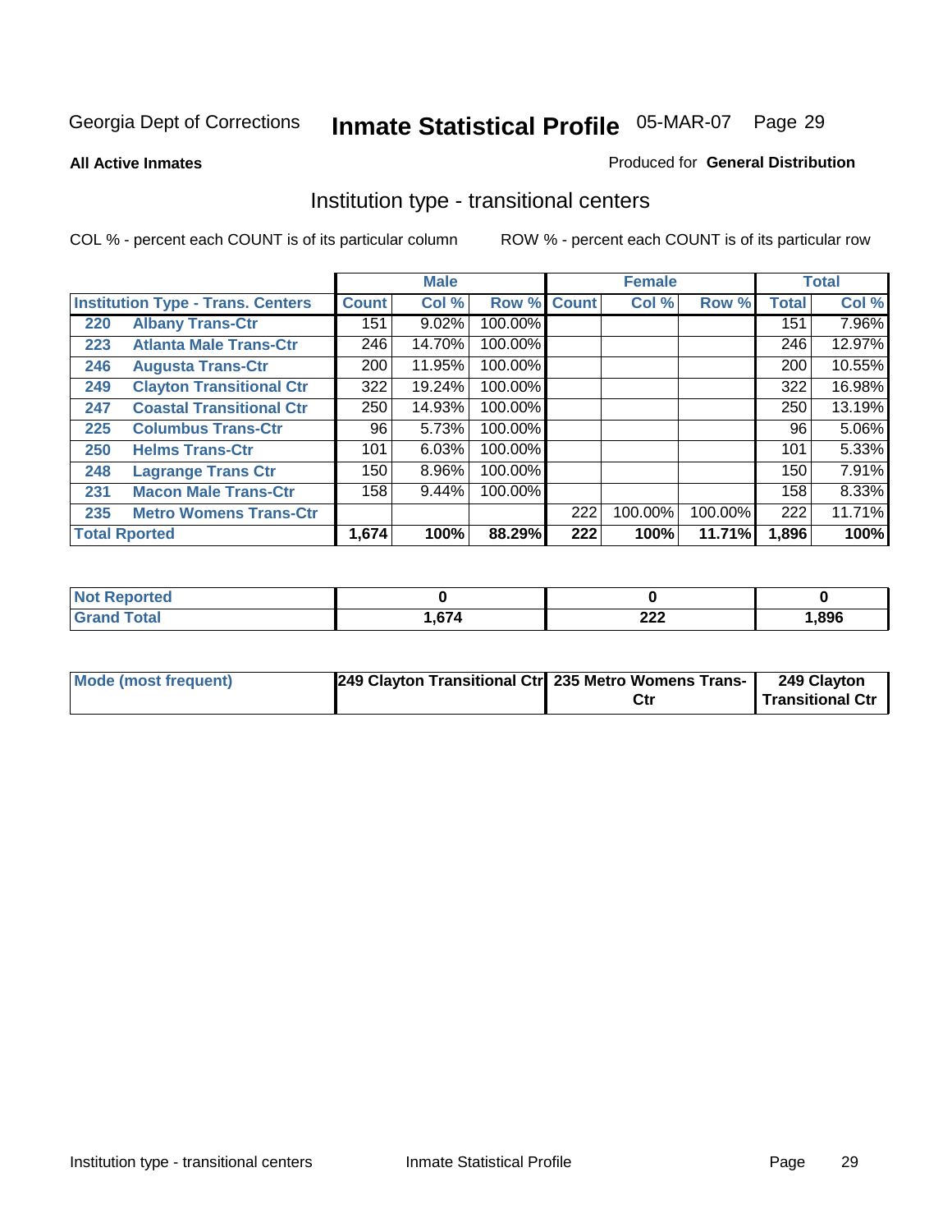Georgia Dept of Corrections **Inmate Statistical Profile** 05-MAR-07 Page 29

**All Active Inmates**

Produced for **General Distribution**

## Institution type - transitional centers

COL % - percent each COUNT is of its particular column

ROW % - percent each COUNT is of its particular row

| | | Male | | | Female | | | Total | |
|---|---|---|---|---|---|---|---|---|---|
| **Institution Type - Trans. Centers** | | **Count** | **Col %** | **Row %** | **Count** | **Col %** | **Row %** | **Total** | **Col %** |
| 220 | Albany Trans-Ctr | 151 | 9.02% | 100.00% | | | | 151 | 7.96% |
| 223 | Atlanta Male Trans-Ctr | 246 | 14.70% | 100.00% | | | | 246 | 12.97% |
| 246 | Augusta Trans-Ctr | 200 | 11.95% | 100.00% | | | | 200 | 10.55% |
| 249 | Clayton Transitional Ctr | 322 | 19.24% | 100.00% | | | | 322 | 16.98% |
| 247 | Coastal Transitional Ctr | 250 | 14.93% | 100.00% | | | | 250 | 13.19% |
| 225 | Columbus Trans-Ctr | 96 | 5.73% | 100.00% | | | | 96 | 5.06% |
| 250 | Helms Trans-Ctr | 101 | 6.03% | 100.00% | | | | 101 | 5.33% |
| 248 | Lagrange Trans Ctr | 150 | 8.96% | 100.00% | | | | 150 | 7.91% |
| 231 | Macon Male Trans-Ctr | 158 | 9.44% | 100.00% | | | | 158 | 8.33% |
| 235 | Metro Womens Trans-Ctr | | | | 222 | 100.00% | 100.00% | 222 | 11.71% |
| **Total Rported** | | **1,674** | **100%** | **88.29%** | **222** | **100%** | **11.71%** | **1,896** | **100%** |

| | Male | Female | Total |
|---|---|---|---|
| **Not Reported** | **0** | **0** | **0** |
| **Grand Total** | **1,674** | **222** | **1,896** |

| | Male | Female | Total |
|---|---|---|---|
| **Mode (most frequent)** | **249 Clayton Transitional Ctr** | **235 Metro Womens Trans-Ctr** | **249 Clayton Transitional Ctr** |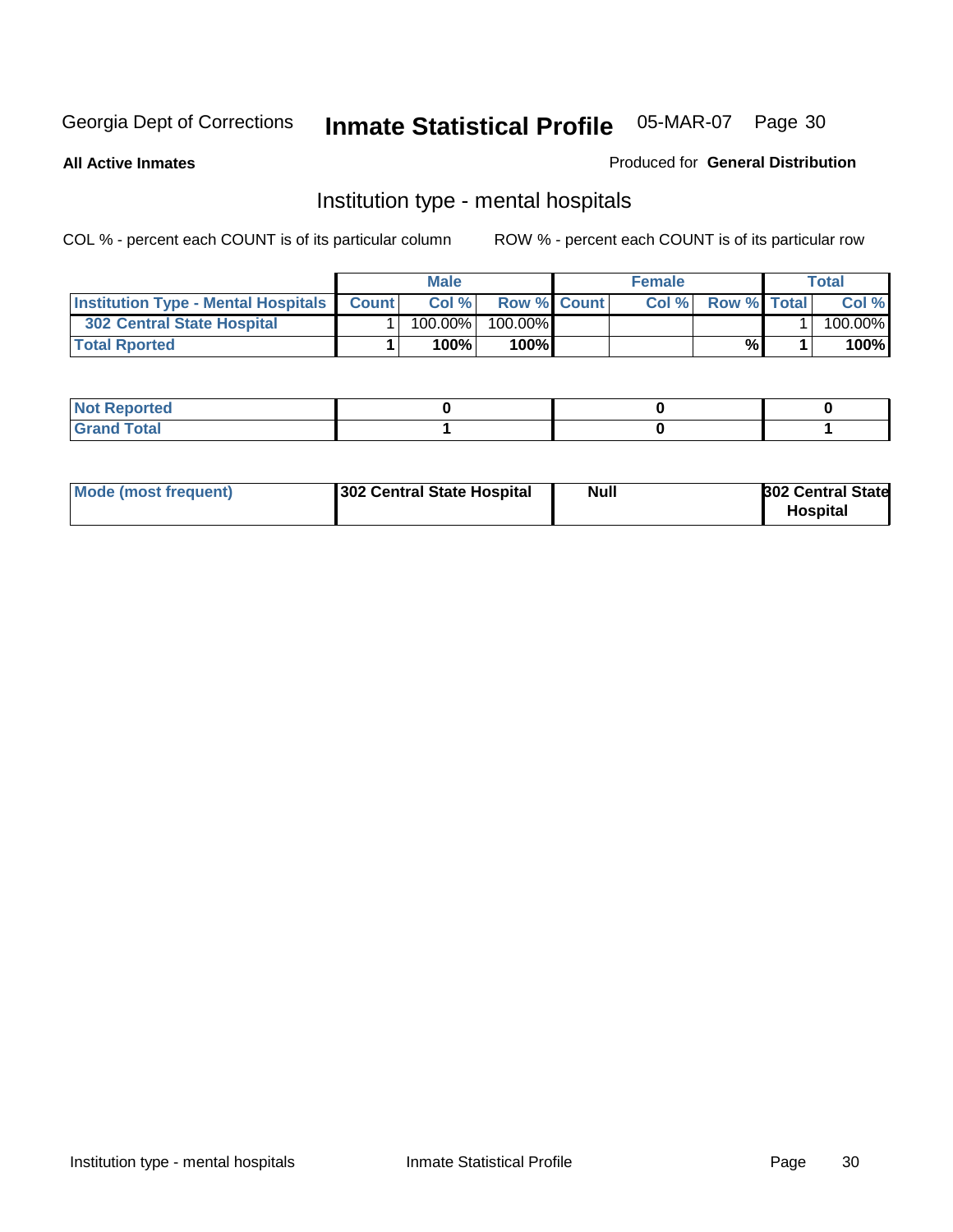Georgia Dept of Corrections **Inmate Statistical Profile** 05-MAR-07 Page 30

**All Active Inmates** Produced for **General Distribution**

## Institution type - mental hospitals

COL % - percent each COUNT is of its particular column ROW % - percent each COUNT is of its particular row

| | Male | | | Female | | | Total | |
|---|---|---|---|---|---|---|---|---|
| Institution Type - Mental Hospitals | Count | Col % | Row % | Count | Col % | Row % | Total | Col % |
| 302 Central State Hospital | 1 | 100.00% | 100.00% | | | | 1 | 100.00% |
| Total Rported | 1 | 100% | 100% | | | % | 1 | 100% |

| | Male | Female | Total |
|---|---|---|---|
| Not Reported | 0 | 0 | 0 |
| Grand Total | 1 | 0 | 1 |

| | Male | Female | Total |
|---|---|---|---|
| Mode (most frequent) | 302 Central State Hospital | Null | 302 Central State Hospital |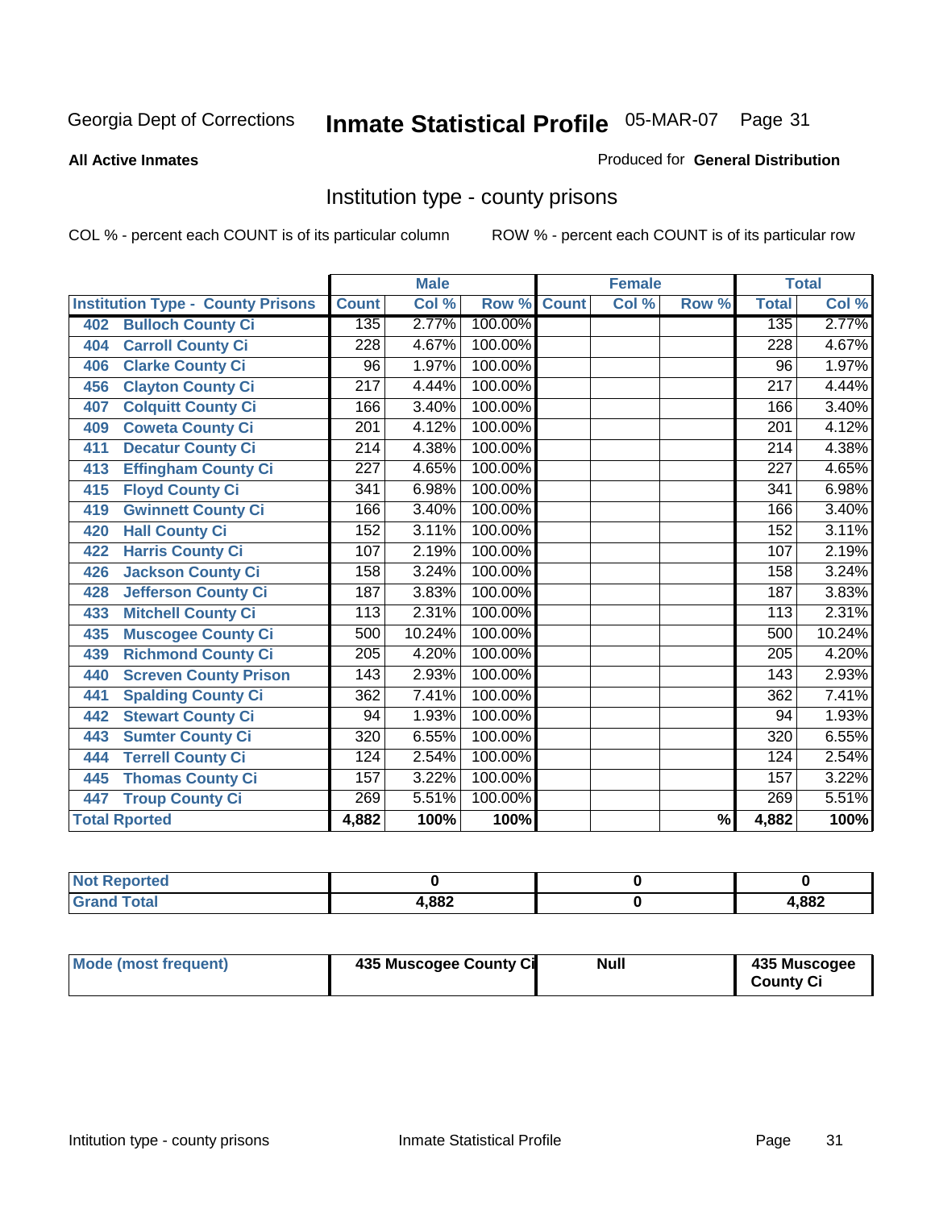Georgia Dept of Corrections **Inmate Statistical Profile** 05-MAR-07 Page 31

**All Active Inmates**

Produced for **General Distribution**

## Institution type - county prisons

COL % - percent each COUNT is of its particular column

ROW % - percent each COUNT is of its particular row

| Institution Type - County Prisons | Male | | | Female | | | Total | |
|---|---|---|---|---|---|---|---|---|
| | Count | Col % | Row % | Count | Col % | Row % | Total | Col % |
| 402 Bulloch County Ci | 135 | 2.77% | 100.00% | | | | 135 | 2.77% |
| 404 Carroll County Ci | 228 | 4.67% | 100.00% | | | | 228 | 4.67% |
| 406 Clarke County Ci | 96 | 1.97% | 100.00% | | | | 96 | 1.97% |
| 456 Clayton County Ci | 217 | 4.44% | 100.00% | | | | 217 | 4.44% |
| 407 Colquitt County Ci | 166 | 3.40% | 100.00% | | | | 166 | 3.40% |
| 409 Coweta County Ci | 201 | 4.12% | 100.00% | | | | 201 | 4.12% |
| 411 Decatur County Ci | 214 | 4.38% | 100.00% | | | | 214 | 4.38% |
| 413 Effingham County Ci | 227 | 4.65% | 100.00% | | | | 227 | 4.65% |
| 415 Floyd County Ci | 341 | 6.98% | 100.00% | | | | 341 | 6.98% |
| 419 Gwinnett County Ci | 166 | 3.40% | 100.00% | | | | 166 | 3.40% |
| 420 Hall County Ci | 152 | 3.11% | 100.00% | | | | 152 | 3.11% |
| 422 Harris County Ci | 107 | 2.19% | 100.00% | | | | 107 | 2.19% |
| 426 Jackson County Ci | 158 | 3.24% | 100.00% | | | | 158 | 3.24% |
| 428 Jefferson County Ci | 187 | 3.83% | 100.00% | | | | 187 | 3.83% |
| 433 Mitchell County Ci | 113 | 2.31% | 100.00% | | | | 113 | 2.31% |
| 435 Muscogee County Ci | 500 | 10.24% | 100.00% | | | | 500 | 10.24% |
| 439 Richmond County Ci | 205 | 4.20% | 100.00% | | | | 205 | 4.20% |
| 440 Screven County Prison | 143 | 2.93% | 100.00% | | | | 143 | 2.93% |
| 441 Spalding County Ci | 362 | 7.41% | 100.00% | | | | 362 | 7.41% |
| 442 Stewart County Ci | 94 | 1.93% | 100.00% | | | | 94 | 1.93% |
| 443 Sumter County Ci | 320 | 6.55% | 100.00% | | | | 320 | 6.55% |
| 444 Terrell County Ci | 124 | 2.54% | 100.00% | | | | 124 | 2.54% |
| 445 Thomas County Ci | 157 | 3.22% | 100.00% | | | | 157 | 3.22% |
| 447 Troup County Ci | 269 | 5.51% | 100.00% | | | | 269 | 5.51% |
| **Total Rported** | **4,882** | **100%** | **100%** | | | **%** | **4,882** | **100%** |

| | Male | Female | Total |
|---|---|---|---|
| Not Reported | 0 | 0 | 0 |
| Grand Total | 4,882 | 0 | 4,882 |

| | Male | Female | Total |
|---|---|---|---|
| Mode (most frequent) | 435 Muscogee County Ci | Null | 435 Muscogee County Ci |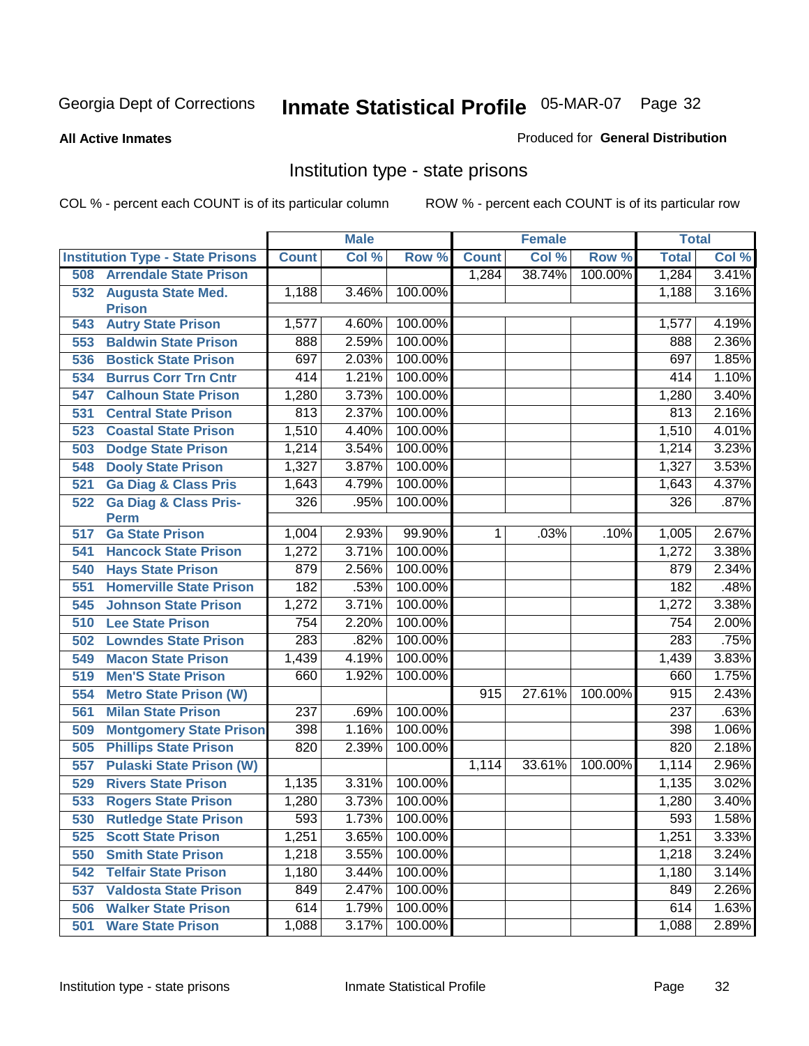Georgia Dept of Corrections **Inmate Statistical Profile** 05-MAR-07

**All Active Inmates**

Produced for **General Distribution**

## Institution type - state prisons

COL % - percent each COUNT is of its particular column ROW % - percent each COUNT is of its particular row

| | Male | | | Female | | | Total | |
|---|---|---|---|---|---|---|---|---|
| **Institution Type - State Prisons** | **Count** | **Col %** | **Row %** | **Count** | **Col %** | **Row %** | **Total** | **Col %** |
| 508 Arrendale State Prison | | | | 1,284 | 38.74% | 100.00% | 1,284 | 3.41% |
| 532 Augusta State Med. Prison | 1,188 | 3.46% | 100.00% | | | | 1,188 | 3.16% |
| 543 Autry State Prison | 1,577 | 4.60% | 100.00% | | | | 1,577 | 4.19% |
| 553 Baldwin State Prison | 888 | 2.59% | 100.00% | | | | 888 | 2.36% |
| 536 Bostick State Prison | 697 | 2.03% | 100.00% | | | | 697 | 1.85% |
| 534 Burrus Corr Trn Cntr | 414 | 1.21% | 100.00% | | | | 414 | 1.10% |
| 547 Calhoun State Prison | 1,280 | 3.73% | 100.00% | | | | 1,280 | 3.40% |
| 531 Central State Prison | 813 | 2.37% | 100.00% | | | | 813 | 2.16% |
| 523 Coastal State Prison | 1,510 | 4.40% | 100.00% | | | | 1,510 | 4.01% |
| 503 Dodge State Prison | 1,214 | 3.54% | 100.00% | | | | 1,214 | 3.23% |
| 548 Dooly State Prison | 1,327 | 3.87% | 100.00% | | | | 1,327 | 3.53% |
| 521 Ga Diag & Class Pris | 1,643 | 4.79% | 100.00% | | | | 1,643 | 4.37% |
| 522 Ga Diag & Class Pris-Perm | 326 | .95% | 100.00% | | | | 326 | .87% |
| 517 Ga State Prison | 1,004 | 2.93% | 99.90% | 1 | .03% | .10% | 1,005 | 2.67% |
| 541 Hancock State Prison | 1,272 | 3.71% | 100.00% | | | | 1,272 | 3.38% |
| 540 Hays State Prison | 879 | 2.56% | 100.00% | | | | 879 | 2.34% |
| 551 Homerville State Prison | 182 | .53% | 100.00% | | | | 182 | .48% |
| 545 Johnson State Prison | 1,272 | 3.71% | 100.00% | | | | 1,272 | 3.38% |
| 510 Lee State Prison | 754 | 2.20% | 100.00% | | | | 754 | 2.00% |
| 502 Lowndes State Prison | 283 | .82% | 100.00% | | | | 283 | .75% |
| 549 Macon State Prison | 1,439 | 4.19% | 100.00% | | | | 1,439 | 3.83% |
| 519 Men'S State Prison | 660 | 1.92% | 100.00% | | | | 660 | 1.75% |
| 554 Metro State Prison (W) | | | | 915 | 27.61% | 100.00% | 915 | 2.43% |
| 561 Milan State Prison | 237 | .69% | 100.00% | | | | 237 | .63% |
| 509 Montgomery State Prison | 398 | 1.16% | 100.00% | | | | 398 | 1.06% |
| 505 Phillips State Prison | 820 | 2.39% | 100.00% | | | | 820 | 2.18% |
| 557 Pulaski State Prison (W) | | | | 1,114 | 33.61% | 100.00% | 1,114 | 2.96% |
| 529 Rivers State Prison | 1,135 | 3.31% | 100.00% | | | | 1,135 | 3.02% |
| 533 Rogers State Prison | 1,280 | 3.73% | 100.00% | | | | 1,280 | 3.40% |
| 530 Rutledge State Prison | 593 | 1.73% | 100.00% | | | | 593 | 1.58% |
| 525 Scott State Prison | 1,251 | 3.65% | 100.00% | | | | 1,251 | 3.33% |
| 550 Smith State Prison | 1,218 | 3.55% | 100.00% | | | | 1,218 | 3.24% |
| 542 Telfair State Prison | 1,180 | 3.44% | 100.00% | | | | 1,180 | 3.14% |
| 537 Valdosta State Prison | 849 | 2.47% | 100.00% | | | | 849 | 2.26% |
| 506 Walker State Prison | 614 | 1.79% | 100.00% | | | | 614 | 1.63% |
| 501 Ware State Prison | 1,088 | 3.17% | 100.00% | | | | 1,088 | 2.89% |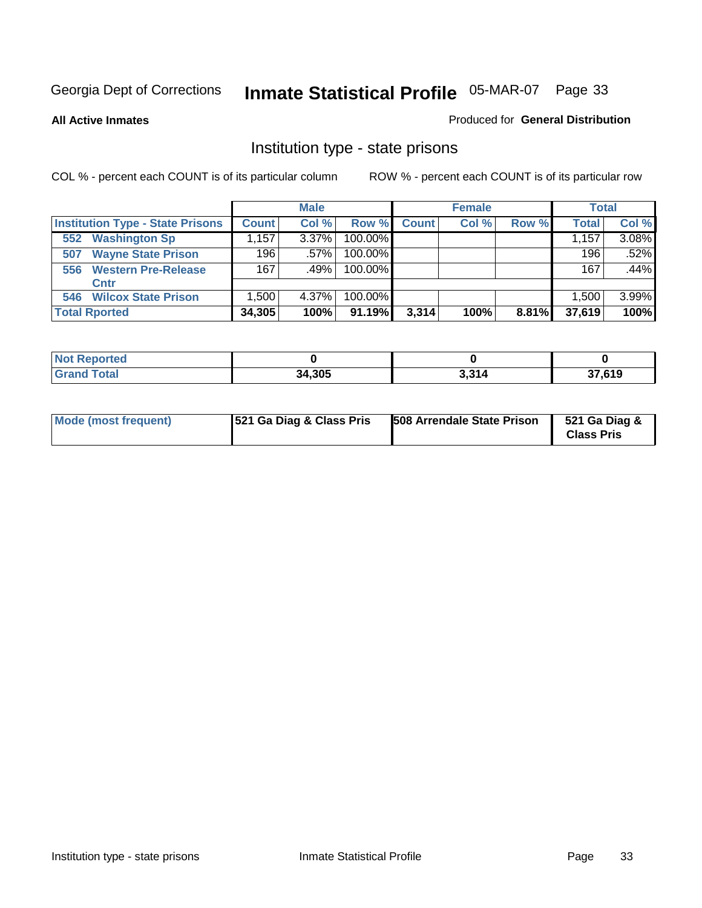Georgia Dept of Corrections **Inmate Statistical Profile** 05-MAR-07 Page 33

**All Active Inmates**

Produced for **General Distribution**

## Institution type - state prisons

COL % - percent each COUNT is of its particular column

ROW % - percent each COUNT is of its particular row

| | Male | | | Female | | | Total | |
|---|---|---|---|---|---|---|---|---|
| **Institution Type - State Prisons** | **Count** | **Col %** | **Row %** | **Count** | **Col %** | **Row %** | **Total** | **Col %** |
| **552 Washington Sp** | 1,157 | 3.37% | 100.00% | | | | 1,157 | 3.08% |
| **507 Wayne State Prison** | 196 | .57% | 100.00% | | | | 196 | .52% |
| **556 Western Pre-Release Cntr** | 167 | .49% | 100.00% | | | | 167 | .44% |
| **546 Wilcox State Prison** | 1,500 | 4.37% | 100.00% | | | | 1,500 | 3.99% |
| **Total Rported** | **34,305** | **100%** | **91.19%** | **3,314** | **100%** | **8.81%** | **37,619** | **100%** |

| | Male | Female | Total |
|---|---|---|---|
| **Not Reported** | **0** | **0** | **0** |
| **Grand Total** | **34,305** | **3,314** | **37,619** |

| | Male | Female | Total |
|---|---|---|---|
| **Mode (most frequent)** | **521 Ga Diag & Class Pris** | **508 Arrendale State Prison** | **521 Ga Diag & Class Pris** |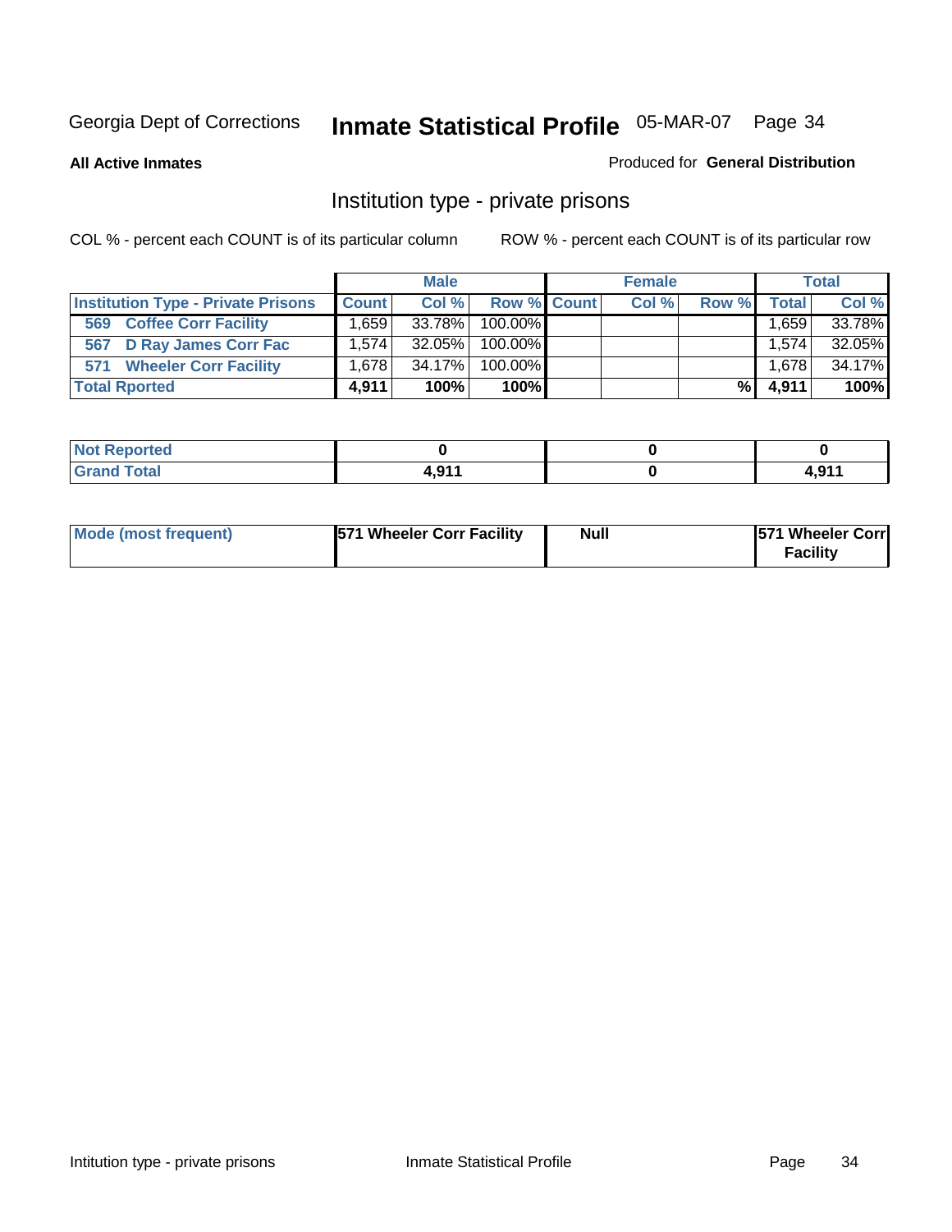Georgia Dept of Corrections **Inmate Statistical Profile** 05-MAR-07 Page 34

**All Active Inmates**

Produced for **General Distribution**

## Institution type - private prisons

COL % - percent each COUNT is of its particular column

ROW % - percent each COUNT is of its particular row

| | Male | | | Female | | | Total | |
|---|---|---|---|---|---|---|---|---|
| **Institution Type - Private Prisons** | **Count** | **Col %** | **Row %** | **Count** | **Col %** | **Row %** | **Total** | **Col %** |
| **569 Coffee Corr Facility** | 1,659 | 33.78% | 100.00% | | | | 1,659 | 33.78% |
| **567 D Ray James Corr Fac** | 1,574 | 32.05% | 100.00% | | | | 1,574 | 32.05% |
| **571 Wheeler Corr Facility** | 1,678 | 34.17% | 100.00% | | | | 1,678 | 34.17% |
| **Total Rported** | **4,911** | **100%** | **100%** | | | **%** | **4,911** | **100%** |

| | Male | Female | Total |
|---|---|---|---|
| **Not Reported** | **0** | **0** | **0** |
| **Grand Total** | **4,911** | **0** | **4,911** |

| | Male | Female | Total |
|---|---|---|---|
| **Mode (most frequent)** | **571 Wheeler Corr Facility** | **Null** | **571 Wheeler Corr Facility** |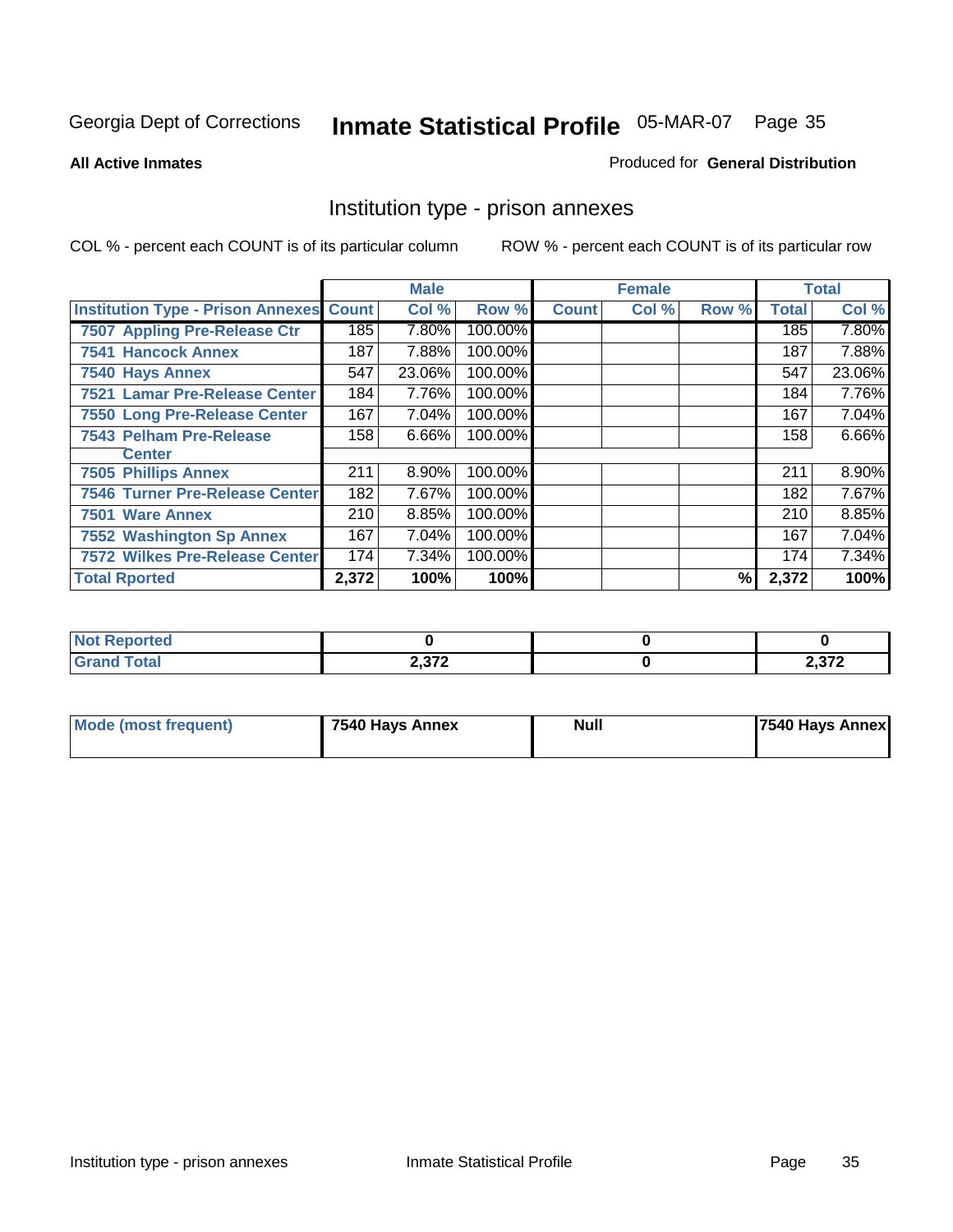Georgia Dept of Corrections **Inmate Statistical Profile** 05-MAR-07

**All Active Inmates**

Produced for **General Distribution**

## Institution type - prison annexes

COL % - percent each COUNT is of its particular column    ROW % - percent each COUNT is of its particular row

| | Male | | | Female | | | Total | |
|---|---|---|---|---|---|---|---|---|
| **Institution Type - Prison Annexes** | **Count** | **Col %** | **Row %** | **Count** | **Col %** | **Row %** | **Total** | **Col %** |
| 7507 Appling Pre-Release Ctr | 185 | 7.80% | 100.00% | | | | 185 | 7.80% |
| 7541 Hancock Annex | 187 | 7.88% | 100.00% | | | | 187 | 7.88% |
| 7540 Hays Annex | 547 | 23.06% | 100.00% | | | | 547 | 23.06% |
| 7521 Lamar Pre-Release Center | 184 | 7.76% | 100.00% | | | | 184 | 7.76% |
| 7550 Long Pre-Release Center | 167 | 7.04% | 100.00% | | | | 167 | 7.04% |
| 7543 Pelham Pre-Release Center | 158 | 6.66% | 100.00% | | | | 158 | 6.66% |
| 7505 Phillips Annex | 211 | 8.90% | 100.00% | | | | 211 | 8.90% |
| 7546 Turner Pre-Release Center | 182 | 7.67% | 100.00% | | | | 182 | 7.67% |
| 7501 Ware Annex | 210 | 8.85% | 100.00% | | | | 210 | 8.85% |
| 7552 Washington Sp Annex | 167 | 7.04% | 100.00% | | | | 167 | 7.04% |
| 7572 Wilkes Pre-Release Center | 174 | 7.34% | 100.00% | | | | 174 | 7.34% |
| **Total Rported** | **2,372** | **100%** | **100%** | | | **%** | **2,372** | **100%** |

| | Male | Female | Total |
|---|---|---|---|
| **Not Reported** | **0** | **0** | **0** |
| **Grand Total** | **2,372** | **0** | **2,372** |

| | Male | Female | Total |
|---|---|---|---|
| **Mode (most frequent)** | **7540 Hays Annex** | **Null** | **7540 Hays Annex** |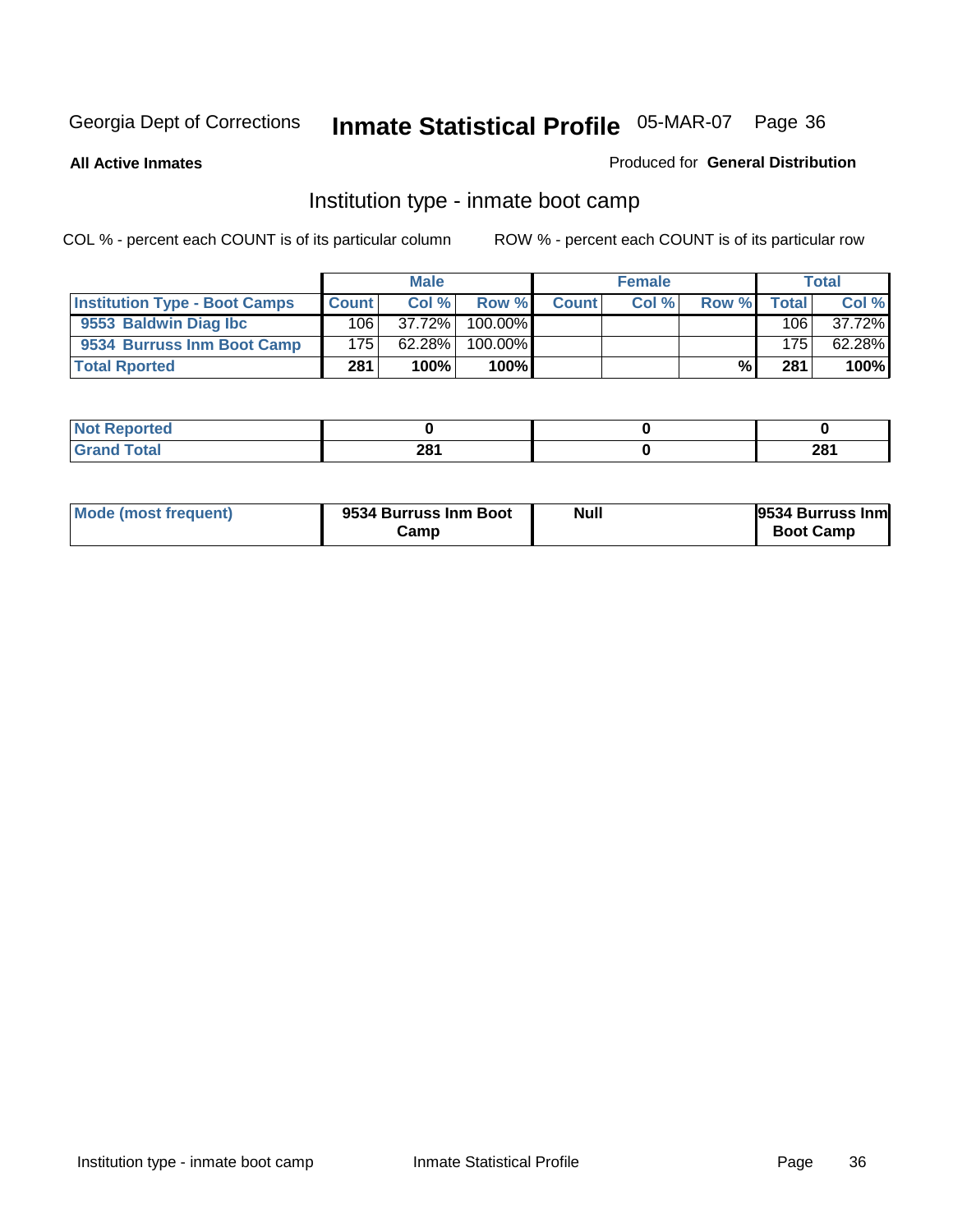Georgia Dept of Corrections **Inmate Statistical Profile** 05-MAR-07

**All Active Inmates**

Produced for **General Distribution**

## Institution type - inmate boot camp

COL % - percent each COUNT is of its particular column

ROW % - percent each COUNT is of its particular row

| | Male | | | Female | | | Total | |
|---|---|---|---|---|---|---|---|---|
| **Institution Type - Boot Camps** | **Count** | **Col %** | **Row %** | **Count** | **Col %** | **Row %** | **Total** | **Col %** |
| **9553 Baldwin Diag Ibc** | 106 | 37.72% | 100.00% | | | | 106 | 37.72% |
| **9534 Burruss Inm Boot Camp** | 175 | 62.28% | 100.00% | | | | 175 | 62.28% |
| **Total Rported** | **281** | **100%** | **100%** | | | **%** | **281** | **100%** |

| | Male | Female | Total |
|---|---|---|---|
| **Not Reported** | **0** | **0** | **0** |
| **Grand Total** | **281** | **0** | **281** |

| | Male | Female | Total |
|---|---|---|---|
| **Mode (most frequent)** | **9534 Burruss Inm Boot Camp** | **Null** | **9534 Burruss Inm Boot Camp** |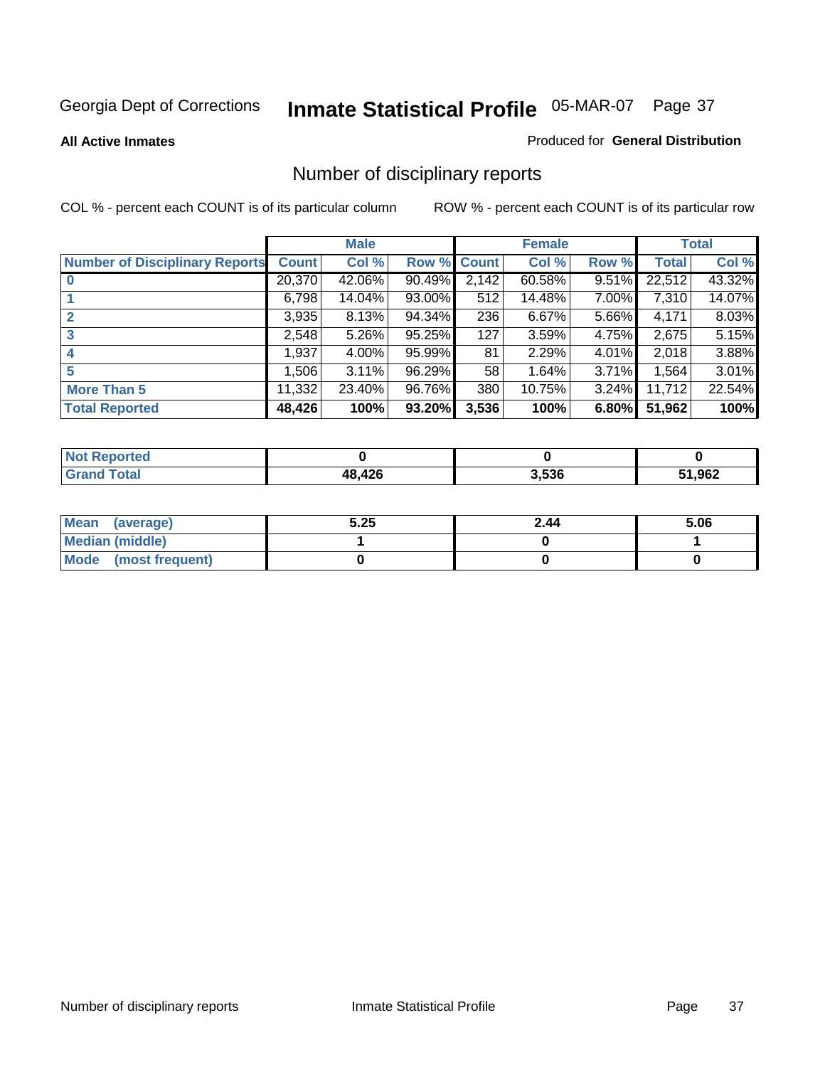Georgia Dept of Corrections **Inmate Statistical Profile** 05-MAR-07

**All Active Inmates**

Produced for **General Distribution**

## Number of disciplinary reports

COL % - percent each COUNT is of its particular column

ROW % - percent each COUNT is of its particular row

| | Male | | | Female | | | Total | |
|---|---|---|---|---|---|---|---|---|
| **Number of Disciplinary Reports** | **Count** | **Col %** | **Row %** | **Count** | **Col %** | **Row %** | **Total** | **Col %** |
| **0** | 20,370 | 42.06% | 90.49% | 2,142 | 60.58% | 9.51% | 22,512 | 43.32% |
| **1** | 6,798 | 14.04% | 93.00% | 512 | 14.48% | 7.00% | 7,310 | 14.07% |
| **2** | 3,935 | 8.13% | 94.34% | 236 | 6.67% | 5.66% | 4,171 | 8.03% |
| **3** | 2,548 | 5.26% | 95.25% | 127 | 3.59% | 4.75% | 2,675 | 5.15% |
| **4** | 1,937 | 4.00% | 95.99% | 81 | 2.29% | 4.01% | 2,018 | 3.88% |
| **5** | 1,506 | 3.11% | 96.29% | 58 | 1.64% | 3.71% | 1,564 | 3.01% |
| **More Than 5** | 11,332 | 23.40% | 96.76% | 380 | 10.75% | 3.24% | 11,712 | 22.54% |
| **Total Reported** | **48,426** | **100%** | **93.20%** | **3,536** | **100%** | **6.80%** | **51,962** | **100%** |

| | Male | Female | Total |
|---|---|---|---|
| **Not Reported** | **0** | **0** | **0** |
| **Grand Total** | **48,426** | **3,536** | **51,962** |

| | Male | Female | Total |
|---|---|---|---|
| **Mean (average)** | **5.25** | **2.44** | **5.06** |
| **Median (middle)** | **1** | **0** | **1** |
| **Mode (most frequent)** | **0** | **0** | **0** |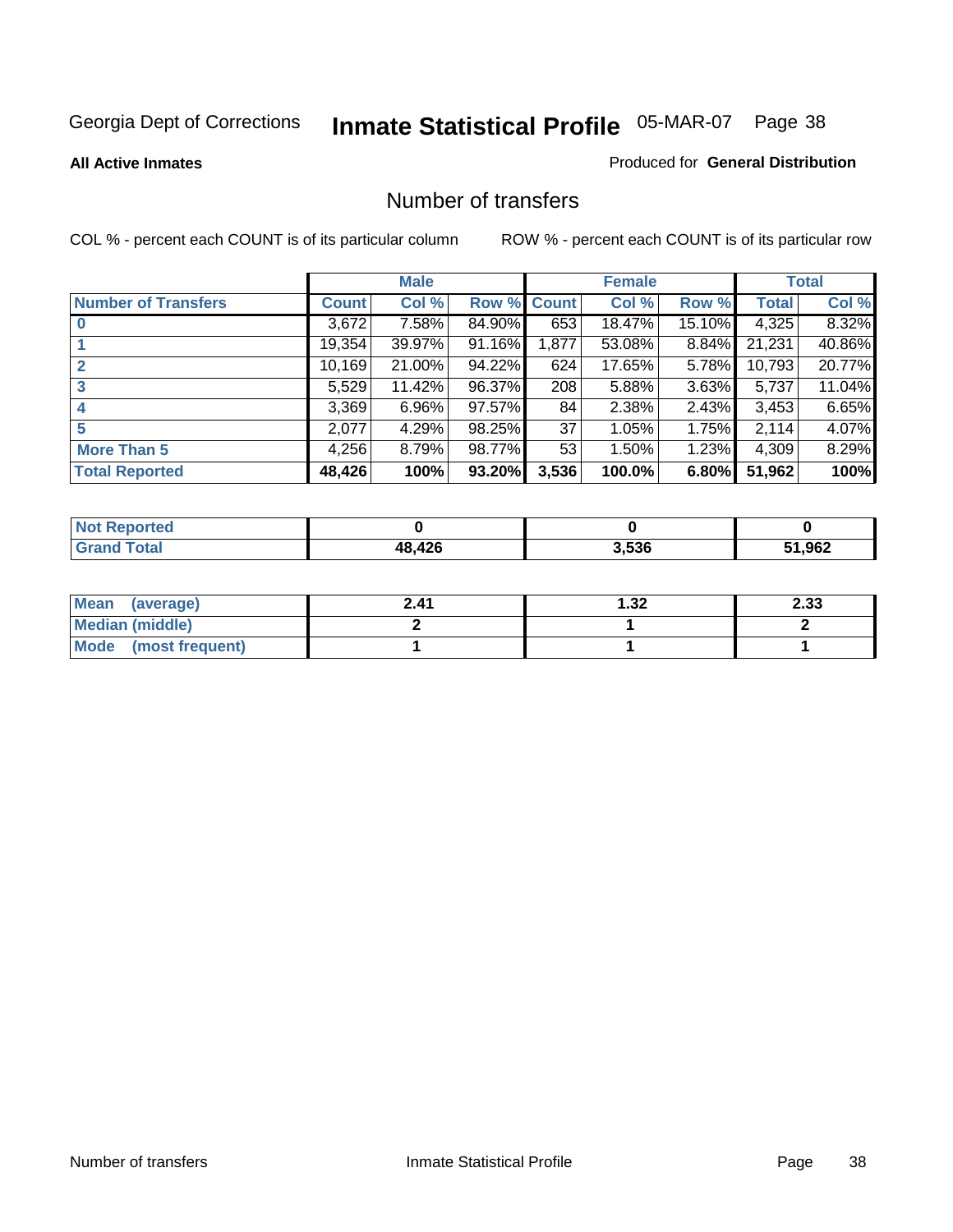Georgia Dept of Corrections **Inmate Statistical Profile** 05-MAR-07

**All Active Inmates**

Produced for **General Distribution**

## Number of transfers

COL % - percent each COUNT is of its particular column

ROW % - percent each COUNT is of its particular row

| | Male | | | Female | | | Total | |
|---|---|---|---|---|---|---|---|---|
| **Number of Transfers** | **Count** | **Col %** | **Row %** | **Count** | **Col %** | **Row %** | **Total** | **Col %** |
| **0** | 3,672 | 7.58% | 84.90% | 653 | 18.47% | 15.10% | 4,325 | 8.32% |
| **1** | 19,354 | 39.97% | 91.16% | 1,877 | 53.08% | 8.84% | 21,231 | 40.86% |
| **2** | 10,169 | 21.00% | 94.22% | 624 | 17.65% | 5.78% | 10,793 | 20.77% |
| **3** | 5,529 | 11.42% | 96.37% | 208 | 5.88% | 3.63% | 5,737 | 11.04% |
| **4** | 3,369 | 6.96% | 97.57% | 84 | 2.38% | 2.43% | 3,453 | 6.65% |
| **5** | 2,077 | 4.29% | 98.25% | 37 | 1.05% | 1.75% | 2,114 | 4.07% |
| **More Than 5** | 4,256 | 8.79% | 98.77% | 53 | 1.50% | 1.23% | 4,309 | 8.29% |
| **Total Reported** | **48,426** | **100%** | **93.20%** | **3,536** | **100.0%** | **6.80%** | **51,962** | **100%** |

| | Male | Female | Total |
|---|---|---|---|
| **Not Reported** | **0** | **0** | **0** |
| **Grand Total** | **48,426** | **3,536** | **51,962** |

| | Male | Female | Total |
|---|---|---|---|
| **Mean (average)** | **2.41** | **1.32** | **2.33** |
| **Median (middle)** | **2** | **1** | **2** |
| **Mode (most frequent)** | **1** | **1** | **1** |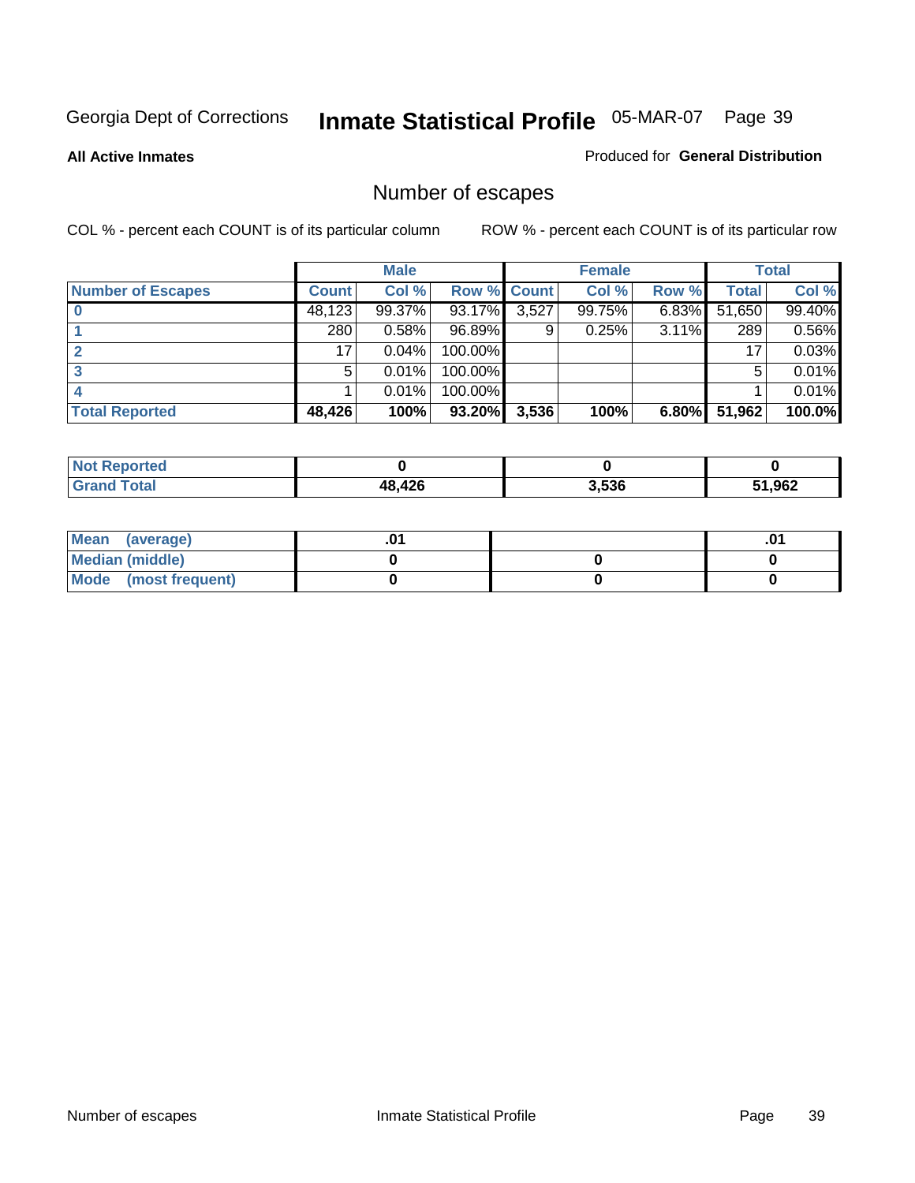Georgia Dept of Corrections **Inmate Statistical Profile** 05-MAR-07

**All Active Inmates**

Produced for **General Distribution**

## Number of escapes

COL % - percent each COUNT is of its particular column

ROW % - percent each COUNT is of its particular row

| | Male | | | Female | | | Total | |
|---|---|---|---|---|---|---|---|---|
| **Number of Escapes** | **Count** | **Col %** | **Row %** | **Count** | **Col %** | **Row %** | **Total** | **Col %** |
| **0** | 48,123 | 99.37% | 93.17% | 3,527 | 99.75% | 6.83% | 51,650 | 99.40% |
| **1** | 280 | 0.58% | 96.89% | 9 | 0.25% | 3.11% | 289 | 0.56% |
| **2** | 17 | 0.04% | 100.00% | | | | 17 | 0.03% |
| **3** | 5 | 0.01% | 100.00% | | | | 5 | 0.01% |
| **4** | 1 | 0.01% | 100.00% | | | | 1 | 0.01% |
| **Total Reported** | **48,426** | **100%** | **93.20%** | **3,536** | **100%** | **6.80%** | **51,962** | **100.0%** |

| | Male | Female | Total |
|---|---|---|---|
| **Not Reported** | **0** | **0** | **0** |
| **Grand Total** | **48,426** | **3,536** | **51,962** |

| | Male | Female | Total |
|---|---|---|---|
| **Mean (average)** | **.01** | | **.01** |
| **Median (middle)** | **0** | **0** | **0** |
| **Mode (most frequent)** | **0** | **0** | **0** |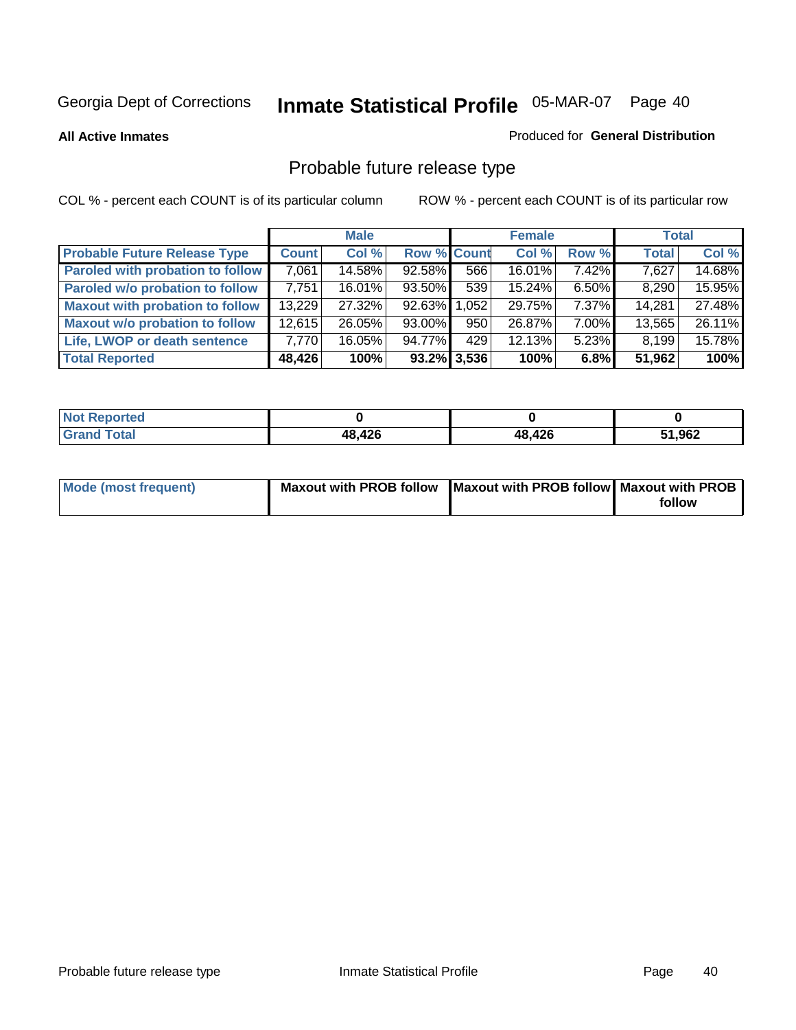Georgia Dept of Corrections **Inmate Statistical Profile** 05-MAR-07 Page 40

**All Active Inmates**

Produced for **General Distribution**

## Probable future release type

COL % - percent each COUNT is of its particular column

ROW % - percent each COUNT is of its particular row

| | Male | | | Female | | | Total | |
|---|---|---|---|---|---|---|---|---|
| **Probable Future Release Type** | **Count** | **Col %** | **Row %** | **Count** | **Col %** | **Row %** | **Total** | **Col %** |
| **Paroled with probation to follow** | 7,061 | 14.58% | 92.58% | 566 | 16.01% | 7.42% | 7,627 | 14.68% |
| **Paroled w/o probation to follow** | 7,751 | 16.01% | 93.50% | 539 | 15.24% | 6.50% | 8,290 | 15.95% |
| **Maxout with probation to follow** | 13,229 | 27.32% | 92.63% | 1,052 | 29.75% | 7.37% | 14,281 | 27.48% |
| **Maxout w/o probation to follow** | 12,615 | 26.05% | 93.00% | 950 | 26.87% | 7.00% | 13,565 | 26.11% |
| **Life, LWOP or death sentence** | 7,770 | 16.05% | 94.77% | 429 | 12.13% | 5.23% | 8,199 | 15.78% |
| **Total Reported** | **48,426** | **100%** | **93.2%** | **3,536** | **100%** | **6.8%** | **51,962** | **100%** |

| | Male | Female | Total |
|---|---|---|---|
| **Not Reported** | **0** | **0** | **0** |
| **Grand Total** | **48,426** | **48,426** | **51,962** |

| | Male | Female | Total |
|---|---|---|---|
| **Mode (most frequent)** | **Maxout with PROB follow** | **Maxout with PROB follow** | **Maxout with PROB follow** |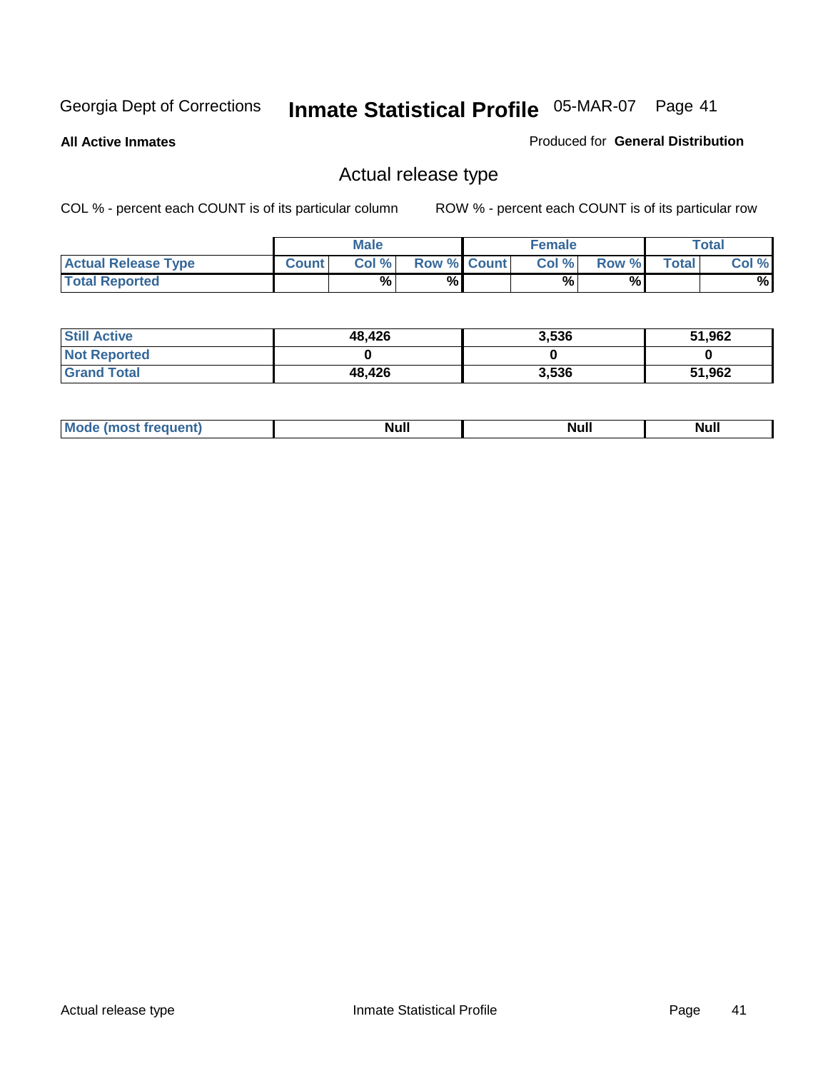Georgia Dept of Corrections **Inmate Statistical Profile** 05-MAR-07

**All Active Inmates**

Produced for **General Distribution**

## Actual release type

COL % - percent each COUNT is of its particular column

ROW % - percent each COUNT is of its particular row

| | Male | | | Female | | | Total | |
|---|---|---|---|---|---|---|---|---|
| **Actual Release Type** | Count | Col % | Row % | Count | Col % | Row % | Total | Col % |
| **Total Reported** | | % | % | | % | % | | % |

| | Male | Female | Total |
|---|---|---|---|
| **Still Active** | 48,426 | 3,536 | 51,962 |
| **Not Reported** | 0 | 0 | 0 |
| **Grand Total** | 48,426 | 3,536 | 51,962 |

| | Male | Female | Total |
|---|---|---|---|
| **Mode (most frequent)** | Null | Null | Null |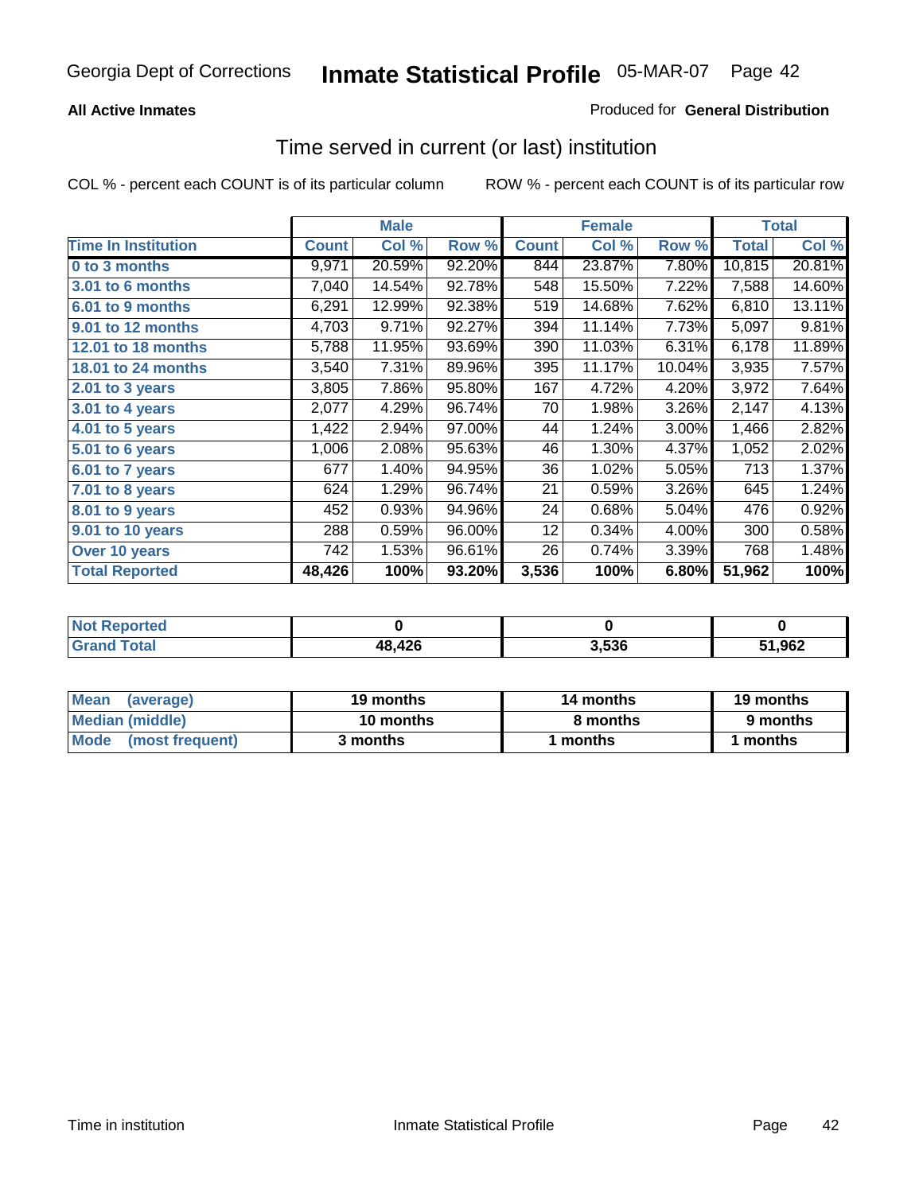Georgia Dept of Corrections **Inmate Statistical Profile** 05-MAR-07

**All Active Inmates**

Produced for **General Distribution**

## Time served in current (or last) institution

COL % - percent each COUNT is of its particular column

ROW % - percent each COUNT is of its particular row

| | Male | | | Female | | | Total | |
|---|---|---|---|---|---|---|---|---|
| **Time In Institution** | **Count** | **Col %** | **Row %** | **Count** | **Col %** | **Row %** | **Total** | **Col %** |
| **0 to 3 months** | 9,971 | 20.59% | 92.20% | 844 | 23.87% | 7.80% | 10,815 | 20.81% |
| **3.01 to 6 months** | 7,040 | 14.54% | 92.78% | 548 | 15.50% | 7.22% | 7,588 | 14.60% |
| **6.01 to 9 months** | 6,291 | 12.99% | 92.38% | 519 | 14.68% | 7.62% | 6,810 | 13.11% |
| **9.01 to 12 months** | 4,703 | 9.71% | 92.27% | 394 | 11.14% | 7.73% | 5,097 | 9.81% |
| **12.01 to 18 months** | 5,788 | 11.95% | 93.69% | 390 | 11.03% | 6.31% | 6,178 | 11.89% |
| **18.01 to 24 months** | 3,540 | 7.31% | 89.96% | 395 | 11.17% | 10.04% | 3,935 | 7.57% |
| **2.01 to 3 years** | 3,805 | 7.86% | 95.80% | 167 | 4.72% | 4.20% | 3,972 | 7.64% |
| **3.01 to 4 years** | 2,077 | 4.29% | 96.74% | 70 | 1.98% | 3.26% | 2,147 | 4.13% |
| **4.01 to 5 years** | 1,422 | 2.94% | 97.00% | 44 | 1.24% | 3.00% | 1,466 | 2.82% |
| **5.01 to 6 years** | 1,006 | 2.08% | 95.63% | 46 | 1.30% | 4.37% | 1,052 | 2.02% |
| **6.01 to 7 years** | 677 | 1.40% | 94.95% | 36 | 1.02% | 5.05% | 713 | 1.37% |
| **7.01 to 8 years** | 624 | 1.29% | 96.74% | 21 | 0.59% | 3.26% | 645 | 1.24% |
| **8.01 to 9 years** | 452 | 0.93% | 94.96% | 24 | 0.68% | 5.04% | 476 | 0.92% |
| **9.01 to 10 years** | 288 | 0.59% | 96.00% | 12 | 0.34% | 4.00% | 300 | 0.58% |
| **Over 10 years** | 742 | 1.53% | 96.61% | 26 | 0.74% | 3.39% | 768 | 1.48% |
| **Total Reported** | **48,426** | **100%** | **93.20%** | **3,536** | **100%** | **6.80%** | **51,962** | **100%** |

| | Male | Female | Total |
|---|---|---|---|
| **Not Reported** | **0** | **0** | **0** |
| **Grand Total** | **48,426** | **3,536** | **51,962** |

| | Male | Female | Total |
|---|---|---|---|
| **Mean (average)** | **19 months** | **14 months** | **19 months** |
| **Median (middle)** | **10 months** | **8 months** | **9 months** |
| **Mode (most frequent)** | **3 months** | **1 months** | **1 months** |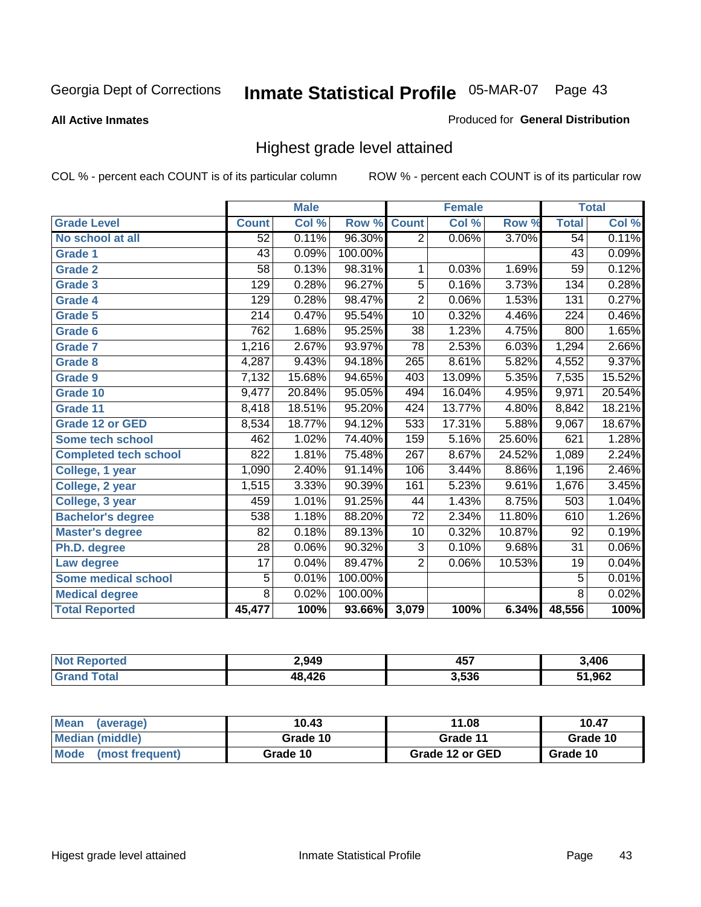Georgia Dept of Corrections **Inmate Statistical Profile** 05-MAR-07

**All Active Inmates**

Produced for **General Distribution**

## Highest grade level attained

COL % - percent each COUNT is of its particular column ROW % - percent each COUNT is of its particular row

| | Male | | | Female | | | Total | |
|---|---|---|---|---|---|---|---|---|
| **Grade Level** | **Count** | **Col %** | **Row %** | **Count** | **Col %** | **Row %** | **Total** | **Col %** |
| No school at all | 52 | 0.11% | 96.30% | 2 | 0.06% | 3.70% | 54 | 0.11% |
| Grade 1 | 43 | 0.09% | 100.00% | | | | 43 | 0.09% |
| Grade 2 | 58 | 0.13% | 98.31% | 1 | 0.03% | 1.69% | 59 | 0.12% |
| Grade 3 | 129 | 0.28% | 96.27% | 5 | 0.16% | 3.73% | 134 | 0.28% |
| Grade 4 | 129 | 0.28% | 98.47% | 2 | 0.06% | 1.53% | 131 | 0.27% |
| Grade 5 | 214 | 0.47% | 95.54% | 10 | 0.32% | 4.46% | 224 | 0.46% |
| Grade 6 | 762 | 1.68% | 95.25% | 38 | 1.23% | 4.75% | 800 | 1.65% |
| Grade 7 | 1,216 | 2.67% | 93.97% | 78 | 2.53% | 6.03% | 1,294 | 2.66% |
| Grade 8 | 4,287 | 9.43% | 94.18% | 265 | 8.61% | 5.82% | 4,552 | 9.37% |
| Grade 9 | 7,132 | 15.68% | 94.65% | 403 | 13.09% | 5.35% | 7,535 | 15.52% |
| Grade 10 | 9,477 | 20.84% | 95.05% | 494 | 16.04% | 4.95% | 9,971 | 20.54% |
| Grade 11 | 8,418 | 18.51% | 95.20% | 424 | 13.77% | 4.80% | 8,842 | 18.21% |
| Grade 12 or GED | 8,534 | 18.77% | 94.12% | 533 | 17.31% | 5.88% | 9,067 | 18.67% |
| Some tech school | 462 | 1.02% | 74.40% | 159 | 5.16% | 25.60% | 621 | 1.28% |
| Completed tech school | 822 | 1.81% | 75.48% | 267 | 8.67% | 24.52% | 1,089 | 2.24% |
| College, 1 year | 1,090 | 2.40% | 91.14% | 106 | 3.44% | 8.86% | 1,196 | 2.46% |
| College, 2 year | 1,515 | 3.33% | 90.39% | 161 | 5.23% | 9.61% | 1,676 | 3.45% |
| College, 3 year | 459 | 1.01% | 91.25% | 44 | 1.43% | 8.75% | 503 | 1.04% |
| Bachelor's degree | 538 | 1.18% | 88.20% | 72 | 2.34% | 11.80% | 610 | 1.26% |
| Master's degree | 82 | 0.18% | 89.13% | 10 | 0.32% | 10.87% | 92 | 0.19% |
| Ph.D. degree | 28 | 0.06% | 90.32% | 3 | 0.10% | 9.68% | 31 | 0.06% |
| Law degree | 17 | 0.04% | 89.47% | 2 | 0.06% | 10.53% | 19 | 0.04% |
| Some medical school | 5 | 0.01% | 100.00% | | | | 5 | 0.01% |
| Medical degree | 8 | 0.02% | 100.00% | | | | 8 | 0.02% |
| **Total Reported** | **45,477** | **100%** | **93.66%** | **3,079** | **100%** | **6.34%** | **48,556** | **100%** |

| | Male | Female | Total |
|---|---|---|---|
| Not Reported | 2,949 | 457 | 3,406 |
| Grand Total | 48,426 | 3,536 | 51,962 |

| | Male | Female | Total |
|---|---|---|---|
| Mean (average) | 10.43 | 11.08 | 10.47 |
| Median (middle) | Grade 10 | Grade 11 | Grade 10 |
| Mode (most frequent) | Grade 10 | Grade 12 or GED | Grade 10 |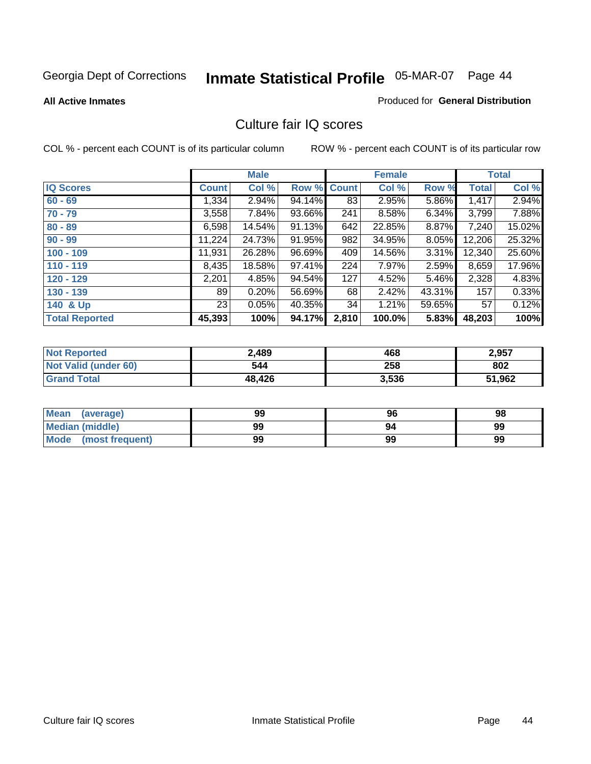Georgia Dept of Corrections **Inmate Statistical Profile** 05-MAR-07 Page 44

**All Active Inmates**

Produced for **General Distribution**

## Culture fair IQ scores

COL % - percent each COUNT is of its particular column

ROW % - percent each COUNT is of its particular row

| | Male | | | Female | | | Total | |
|---|---|---|---|---|---|---|---|---|
| **IQ Scores** | **Count** | **Col %** | **Row %** | **Count** | **Col %** | **Row %** | **Total** | **Col %** |
| 60 - 69 | 1,334 | 2.94% | 94.14% | 83 | 2.95% | 5.86% | 1,417 | 2.94% |
| 70 - 79 | 3,558 | 7.84% | 93.66% | 241 | 8.58% | 6.34% | 3,799 | 7.88% |
| 80 - 89 | 6,598 | 14.54% | 91.13% | 642 | 22.85% | 8.87% | 7,240 | 15.02% |
| 90 - 99 | 11,224 | 24.73% | 91.95% | 982 | 34.95% | 8.05% | 12,206 | 25.32% |
| 100 - 109 | 11,931 | 26.28% | 96.69% | 409 | 14.56% | 3.31% | 12,340 | 25.60% |
| 110 - 119 | 8,435 | 18.58% | 97.41% | 224 | 7.97% | 2.59% | 8,659 | 17.96% |
| 120 - 129 | 2,201 | 4.85% | 94.54% | 127 | 4.52% | 5.46% | 2,328 | 4.83% |
| 130 - 139 | 89 | 0.20% | 56.69% | 68 | 2.42% | 43.31% | 157 | 0.33% |
| 140 & Up | 23 | 0.05% | 40.35% | 34 | 1.21% | 59.65% | 57 | 0.12% |
| **Total Reported** | **45,393** | **100%** | **94.17%** | **2,810** | **100.0%** | **5.83%** | **48,203** | **100%** |

| | Male | Female | Total |
|---|---|---|---|
| Not Reported | 2,489 | 468 | 2,957 |
| Not Valid (under 60) | 544 | 258 | 802 |
| Grand Total | 48,426 | 3,536 | 51,962 |

| | Male | Female | Total |
|---|---|---|---|
| Mean (average) | 99 | 96 | 98 |
| Median (middle) | 99 | 94 | 99 |
| Mode (most frequent) | 99 | 99 | 99 |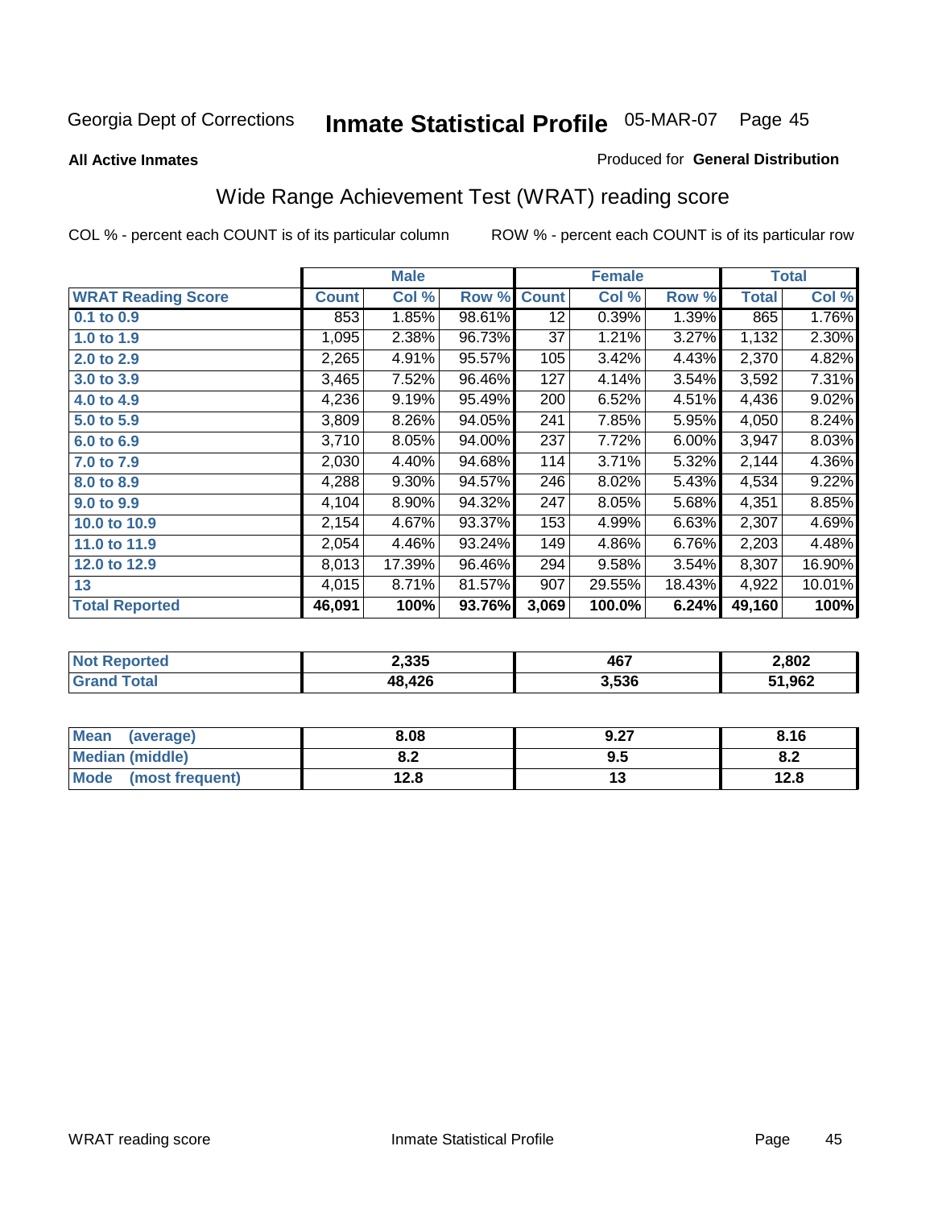Georgia Dept of Corrections **Inmate Statistical Profile** 05-MAR-07

**All Active Inmates**

Produced for **General Distribution**

## Wide Range Achievement Test (WRAT) reading score

COL % - percent each COUNT is of its particular column

ROW % - percent each COUNT is of its particular row

| | Male | | | Female | | | Total | |
|---|---|---|---|---|---|---|---|---|
| **WRAT Reading Score** | **Count** | **Col %** | **Row %** | **Count** | **Col %** | **Row %** | **Total** | **Col %** |
| 0.1 to 0.9 | 853 | 1.85% | 98.61% | 12 | 0.39% | 1.39% | 865 | 1.76% |
| 1.0 to 1.9 | 1,095 | 2.38% | 96.73% | 37 | 1.21% | 3.27% | 1,132 | 2.30% |
| 2.0 to 2.9 | 2,265 | 4.91% | 95.57% | 105 | 3.42% | 4.43% | 2,370 | 4.82% |
| 3.0 to 3.9 | 3,465 | 7.52% | 96.46% | 127 | 4.14% | 3.54% | 3,592 | 7.31% |
| 4.0 to 4.9 | 4,236 | 9.19% | 95.49% | 200 | 6.52% | 4.51% | 4,436 | 9.02% |
| 5.0 to 5.9 | 3,809 | 8.26% | 94.05% | 241 | 7.85% | 5.95% | 4,050 | 8.24% |
| 6.0 to 6.9 | 3,710 | 8.05% | 94.00% | 237 | 7.72% | 6.00% | 3,947 | 8.03% |
| 7.0 to 7.9 | 2,030 | 4.40% | 94.68% | 114 | 3.71% | 5.32% | 2,144 | 4.36% |
| 8.0 to 8.9 | 4,288 | 9.30% | 94.57% | 246 | 8.02% | 5.43% | 4,534 | 9.22% |
| 9.0 to 9.9 | 4,104 | 8.90% | 94.32% | 247 | 8.05% | 5.68% | 4,351 | 8.85% |
| 10.0 to 10.9 | 2,154 | 4.67% | 93.37% | 153 | 4.99% | 6.63% | 2,307 | 4.69% |
| 11.0 to 11.9 | 2,054 | 4.46% | 93.24% | 149 | 4.86% | 6.76% | 2,203 | 4.48% |
| 12.0 to 12.9 | 8,013 | 17.39% | 96.46% | 294 | 9.58% | 3.54% | 8,307 | 16.90% |
| 13 | 4,015 | 8.71% | 81.57% | 907 | 29.55% | 18.43% | 4,922 | 10.01% |
| **Total Reported** | **46,091** | **100%** | **93.76%** | **3,069** | **100.0%** | **6.24%** | **49,160** | **100%** |

| | Male | Female | Total |
|---|---|---|---|
| Not Reported | 2,335 | 467 | 2,802 |
| Grand Total | 48,426 | 3,536 | 51,962 |

| | Male | Female | Total |
|---|---|---|---|
| Mean (average) | 8.08 | 9.27 | 8.16 |
| Median (middle) | 8.2 | 9.5 | 8.2 |
| Mode (most frequent) | 12.8 | 13 | 12.8 |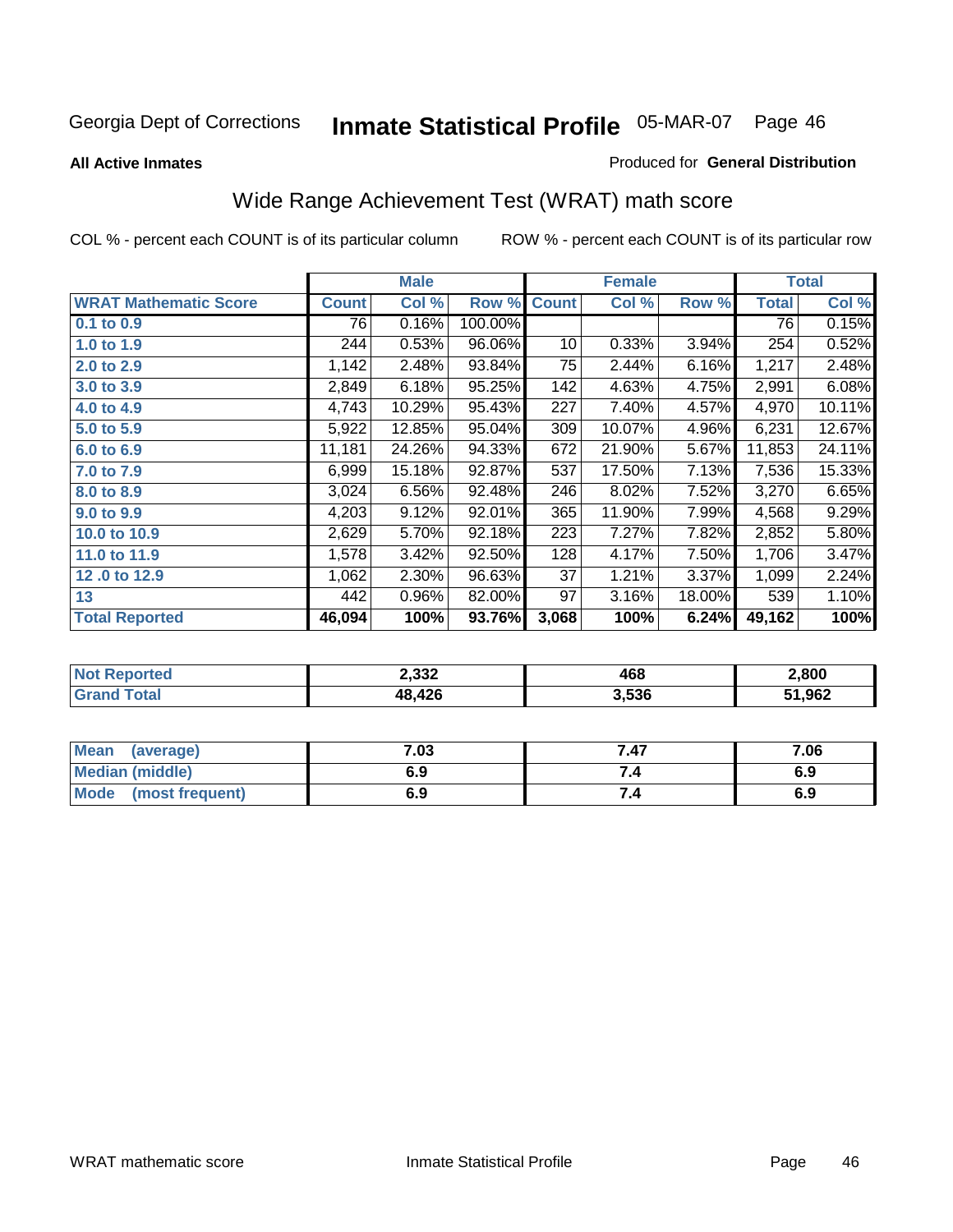Georgia Dept of Corrections **Inmate Statistical Profile** 05-MAR-07

**All Active Inmates**

Produced for **General Distribution**

## Wide Range Achievement Test (WRAT) math score

COL % - percent each COUNT is of its particular column

ROW % - percent each COUNT is of its particular row

| | Male | | | Female | | | Total | |
|---|---|---|---|---|---|---|---|---|
| **WRAT Mathematic Score** | **Count** | **Col %** | **Row %** | **Count** | **Col %** | **Row %** | **Total** | **Col %** |
| **0.1 to 0.9** | 76 | 0.16% | 100.00% | | | | 76 | 0.15% |
| **1.0 to 1.9** | 244 | 0.53% | 96.06% | 10 | 0.33% | 3.94% | 254 | 0.52% |
| **2.0 to 2.9** | 1,142 | 2.48% | 93.84% | 75 | 2.44% | 6.16% | 1,217 | 2.48% |
| **3.0 to 3.9** | 2,849 | 6.18% | 95.25% | 142 | 4.63% | 4.75% | 2,991 | 6.08% |
| **4.0 to 4.9** | 4,743 | 10.29% | 95.43% | 227 | 7.40% | 4.57% | 4,970 | 10.11% |
| **5.0 to 5.9** | 5,922 | 12.85% | 95.04% | 309 | 10.07% | 4.96% | 6,231 | 12.67% |
| **6.0 to 6.9** | 11,181 | 24.26% | 94.33% | 672 | 21.90% | 5.67% | 11,853 | 24.11% |
| **7.0 to 7.9** | 6,999 | 15.18% | 92.87% | 537 | 17.50% | 7.13% | 7,536 | 15.33% |
| **8.0 to 8.9** | 3,024 | 6.56% | 92.48% | 246 | 8.02% | 7.52% | 3,270 | 6.65% |
| **9.0 to 9.9** | 4,203 | 9.12% | 92.01% | 365 | 11.90% | 7.99% | 4,568 | 9.29% |
| **10.0 to 10.9** | 2,629 | 5.70% | 92.18% | 223 | 7.27% | 7.82% | 2,852 | 5.80% |
| **11.0 to 11.9** | 1,578 | 3.42% | 92.50% | 128 | 4.17% | 7.50% | 1,706 | 3.47% |
| **12 .0 to 12.9** | 1,062 | 2.30% | 96.63% | 37 | 1.21% | 3.37% | 1,099 | 2.24% |
| **13** | 442 | 0.96% | 82.00% | 97 | 3.16% | 18.00% | 539 | 1.10% |
| **Total Reported** | **46,094** | **100%** | **93.76%** | **3,068** | **100%** | **6.24%** | **49,162** | **100%** |

| | Male | Female | Total |
|---|---|---|---|
| **Not Reported** | **2,332** | **468** | **2,800** |
| **Grand Total** | **48,426** | **3,536** | **51,962** |

| | Male | Female | Total |
|---|---|---|---|
| **Mean (average)** | **7.03** | **7.47** | **7.06** |
| **Median (middle)** | **6.9** | **7.4** | **6.9** |
| **Mode (most frequent)** | **6.9** | **7.4** | **6.9** |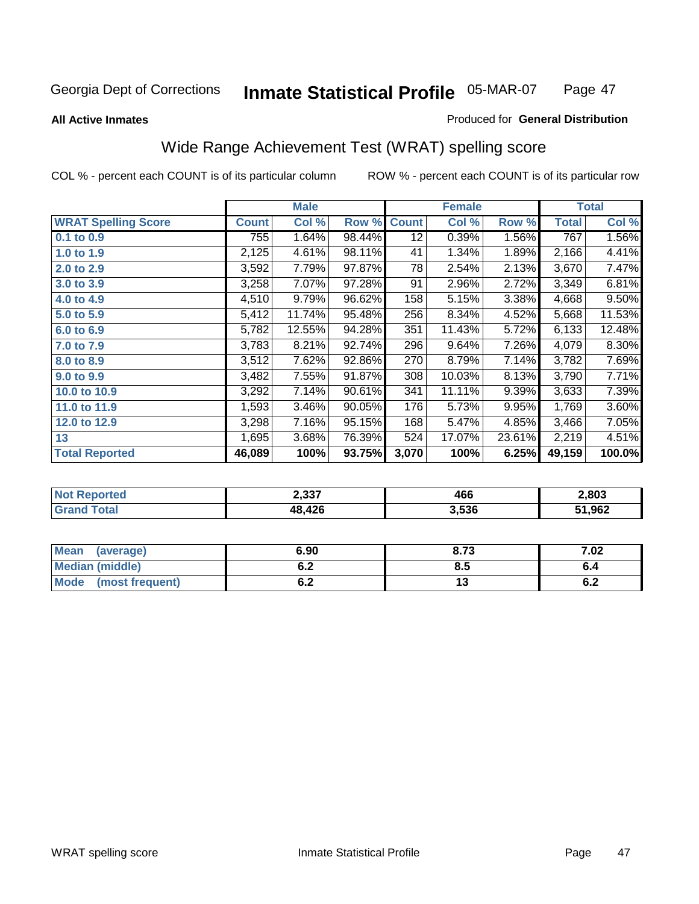Georgia Dept of Corrections **Inmate Statistical Profile** 05-MAR-07

**All Active Inmates**

Produced for **General Distribution**

## Wide Range Achievement Test (WRAT) spelling score

COL % - percent each COUNT is of its particular column ROW % - percent each COUNT is of its particular row

| | Male | | | Female | | | Total | |
|---|---|---|---|---|---|---|---|---|
| **WRAT Spelling Score** | **Count** | **Col %** | **Row %** | **Count** | **Col %** | **Row %** | **Total** | **Col %** |
| **0.1 to 0.9** | 755 | 1.64% | 98.44% | 12 | 0.39% | 1.56% | 767 | 1.56% |
| **1.0 to 1.9** | 2,125 | 4.61% | 98.11% | 41 | 1.34% | 1.89% | 2,166 | 4.41% |
| **2.0 to 2.9** | 3,592 | 7.79% | 97.87% | 78 | 2.54% | 2.13% | 3,670 | 7.47% |
| **3.0 to 3.9** | 3,258 | 7.07% | 97.28% | 91 | 2.96% | 2.72% | 3,349 | 6.81% |
| **4.0 to 4.9** | 4,510 | 9.79% | 96.62% | 158 | 5.15% | 3.38% | 4,668 | 9.50% |
| **5.0 to 5.9** | 5,412 | 11.74% | 95.48% | 256 | 8.34% | 4.52% | 5,668 | 11.53% |
| **6.0 to 6.9** | 5,782 | 12.55% | 94.28% | 351 | 11.43% | 5.72% | 6,133 | 12.48% |
| **7.0 to 7.9** | 3,783 | 8.21% | 92.74% | 296 | 9.64% | 7.26% | 4,079 | 8.30% |
| **8.0 to 8.9** | 3,512 | 7.62% | 92.86% | 270 | 8.79% | 7.14% | 3,782 | 7.69% |
| **9.0 to 9.9** | 3,482 | 7.55% | 91.87% | 308 | 10.03% | 8.13% | 3,790 | 7.71% |
| **10.0 to 10.9** | 3,292 | 7.14% | 90.61% | 341 | 11.11% | 9.39% | 3,633 | 7.39% |
| **11.0 to 11.9** | 1,593 | 3.46% | 90.05% | 176 | 5.73% | 9.95% | 1,769 | 3.60% |
| **12.0 to 12.9** | 3,298 | 7.16% | 95.15% | 168 | 5.47% | 4.85% | 3,466 | 7.05% |
| **13** | 1,695 | 3.68% | 76.39% | 524 | 17.07% | 23.61% | 2,219 | 4.51% |
| **Total Reported** | **46,089** | **100%** | **93.75%** | **3,070** | **100%** | **6.25%** | **49,159** | **100.0%** |

| | Male | Female | Total |
|---|---|---|---|
| **Not Reported** | **2,337** | **466** | **2,803** |
| **Grand Total** | **48,426** | **3,536** | **51,962** |

| | Male | Female | Total |
|---|---|---|---|
| **Mean (average)** | **6.90** | **8.73** | **7.02** |
| **Median (middle)** | **6.2** | **8.5** | **6.4** |
| **Mode (most frequent)** | **6.2** | **13** | **6.2** |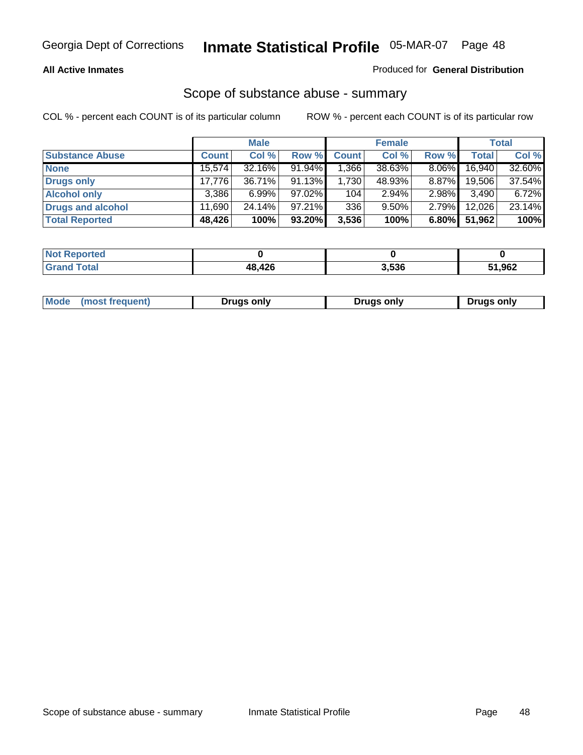**All Active Inmates** | Produced for **General Distribution**

## Scope of substance abuse - summary

COL % - percent each COUNT is of its particular column    ROW % - percent each COUNT is of its particular row

| | Male | | | Female | | | Total | |
|---|---|---|---|---|---|---|---|---|
| **Substance Abuse** | **Count** | **Col %** | **Row %** | **Count** | **Col %** | **Row %** | **Total** | **Col %** |
| **None** | 15,574 | 32.16% | 91.94% | 1,366 | 38.63% | 8.06% | 16,940 | 32.60% |
| **Drugs only** | 17,776 | 36.71% | 91.13% | 1,730 | 48.93% | 8.87% | 19,506 | 37.54% |
| **Alcohol only** | 3,386 | 6.99% | 97.02% | 104 | 2.94% | 2.98% | 3,490 | 6.72% |
| **Drugs and alcohol** | 11,690 | 24.14% | 97.21% | 336 | 9.50% | 2.79% | 12,026 | 23.14% |
| **Total Reported** | **48,426** | **100%** | **93.20%** | **3,536** | **100%** | **6.80%** | **51,962** | **100%** |

| | Male | Female | Total |
|---|---|---|---|
| **Not Reported** | **0** | **0** | **0** |
| **Grand Total** | **48,426** | **3,536** | **51,962** |

| | Male | Female | Total |
|---|---|---|---|
| **Mode (most frequent)** | **Drugs only** | **Drugs only** | **Drugs only** |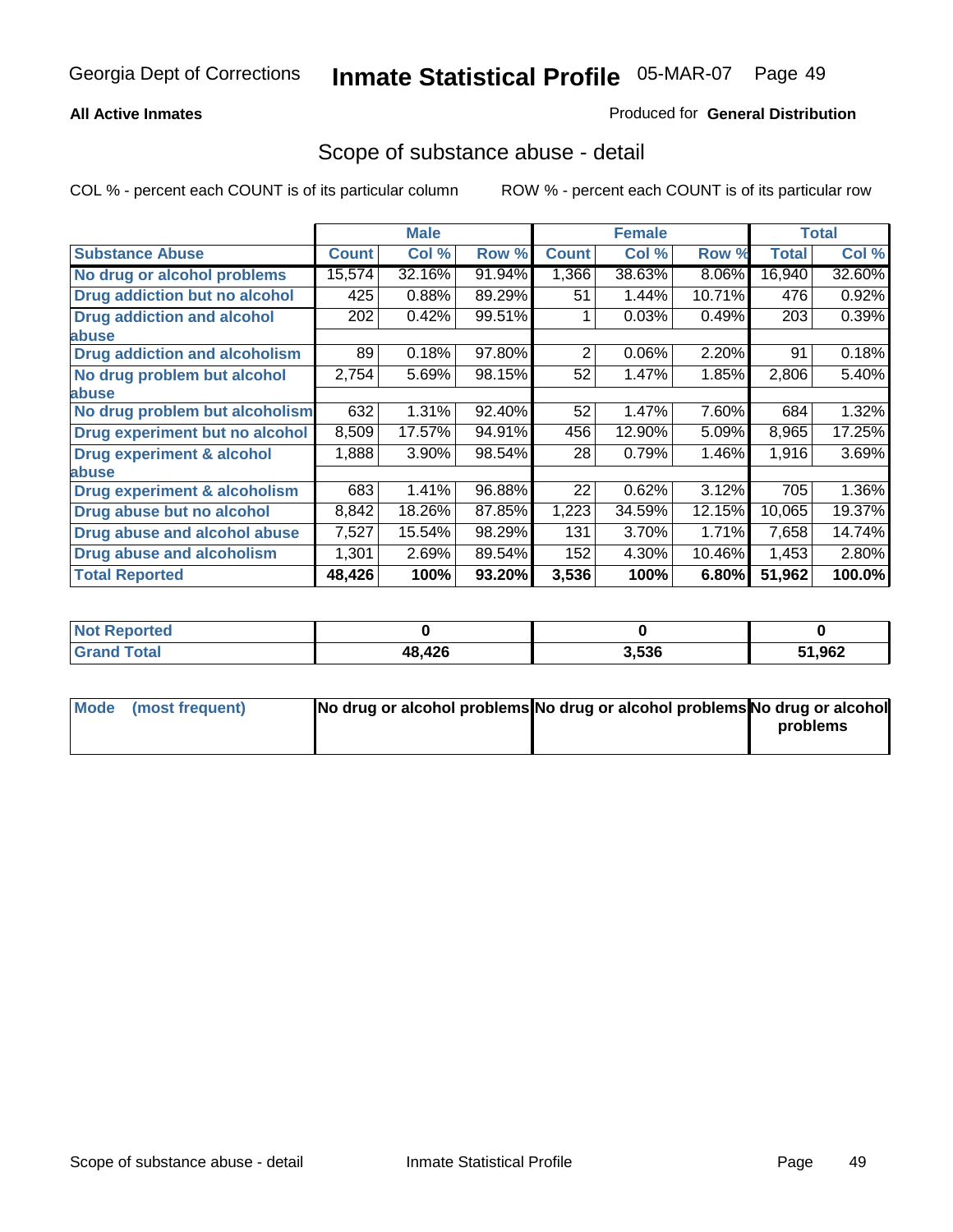Georgia Dept of Corrections **Inmate Statistical Profile** 05-MAR-07

**All Active Inmates**

Produced for **General Distribution**

## Scope of substance abuse - detail

COL % - percent each COUNT is of its particular column

ROW % - percent each COUNT is of its particular row

| | Male | | | Female | | | Total | |
|---|---|---|---|---|---|---|---|---|
| **Substance Abuse** | **Count** | **Col %** | **Row %** | **Count** | **Col %** | **Row %** | **Total** | **Col %** |
| **No drug or alcohol problems** | 15,574 | 32.16% | 91.94% | 1,366 | 38.63% | 8.06% | 16,940 | 32.60% |
| **Drug addiction but no alcohol** | 425 | 0.88% | 89.29% | 51 | 1.44% | 10.71% | 476 | 0.92% |
| **Drug addiction and alcohol abuse** | 202 | 0.42% | 99.51% | 1 | 0.03% | 0.49% | 203 | 0.39% |
| **Drug addiction and alcoholism** | 89 | 0.18% | 97.80% | 2 | 0.06% | 2.20% | 91 | 0.18% |
| **No drug problem but alcohol abuse** | 2,754 | 5.69% | 98.15% | 52 | 1.47% | 1.85% | 2,806 | 5.40% |
| **No drug problem but alcoholism** | 632 | 1.31% | 92.40% | 52 | 1.47% | 7.60% | 684 | 1.32% |
| **Drug experiment but no alcohol** | 8,509 | 17.57% | 94.91% | 456 | 12.90% | 5.09% | 8,965 | 17.25% |
| **Drug experiment & alcohol abuse** | 1,888 | 3.90% | 98.54% | 28 | 0.79% | 1.46% | 1,916 | 3.69% |
| **Drug experiment & alcoholism** | 683 | 1.41% | 96.88% | 22 | 0.62% | 3.12% | 705 | 1.36% |
| **Drug abuse but no alcohol** | 8,842 | 18.26% | 87.85% | 1,223 | 34.59% | 12.15% | 10,065 | 19.37% |
| **Drug abuse and alcohol abuse** | 7,527 | 15.54% | 98.29% | 131 | 3.70% | 1.71% | 7,658 | 14.74% |
| **Drug abuse and alcoholism** | 1,301 | 2.69% | 89.54% | 152 | 4.30% | 10.46% | 1,453 | 2.80% |
| **Total Reported** | **48,426** | **100%** | **93.20%** | **3,536** | **100%** | **6.80%** | **51,962** | **100.0%** |

| | Male | Female | Total |
|---|---|---|---|
| **Not Reported** | **0** | **0** | **0** |
| **Grand Total** | **48,426** | **3,536** | **51,962** |

| | Male | Female | Total |
|---|---|---|---|
| **Mode (most frequent)** | **No drug or alcohol problems** | **No drug or alcohol problems** | **No drug or alcohol problems** |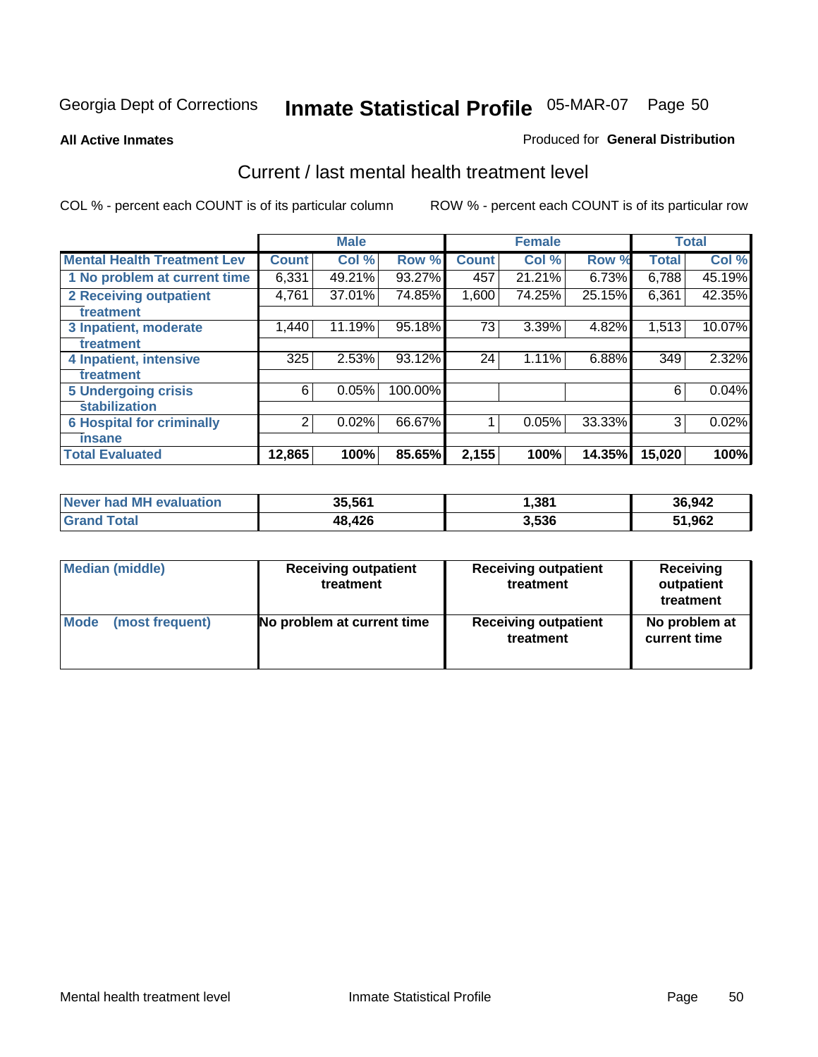Georgia Dept of Corrections

# Inmate Statistical Profile

05-MAR-07

**All Active Inmates**

Produced for **General Distribution**

## Current / last mental health treatment level

COL % - percent each COUNT is of its particular column

ROW % - percent each COUNT is of its particular row

| | Male | | | Female | | | Total | |
|---|---|---|---|---|---|---|---|---|
| **Mental Health Treatment Lev** | **Count** | **Col %** | **Row %** | **Count** | **Col %** | **Row %** | **Total** | **Col %** |
| 1 No problem at current time | 6,331 | 49.21% | 93.27% | 457 | 21.21% | 6.73% | 6,788 | 45.19% |
| 2 Receiving outpatient treatment | 4,761 | 37.01% | 74.85% | 1,600 | 74.25% | 25.15% | 6,361 | 42.35% |
| 3 Inpatient, moderate treatment | 1,440 | 11.19% | 95.18% | 73 | 3.39% | 4.82% | 1,513 | 10.07% |
| 4 Inpatient, intensive treatment | 325 | 2.53% | 93.12% | 24 | 1.11% | 6.88% | 349 | 2.32% |
| 5 Undergoing crisis stabilization | 6 | 0.05% | 100.00% | | | | 6 | 0.04% |
| 6 Hospital for criminally insane | 2 | 0.02% | 66.67% | 1 | 0.05% | 33.33% | 3 | 0.02% |
| **Total Evaluated** | **12,865** | **100%** | **85.65%** | **2,155** | **100%** | **14.35%** | **15,020** | **100%** |

| | Male | Female | Total |
|---|---|---|---|
| **Never had MH evaluation** | **35,561** | **1,381** | **36,942** |
| **Grand Total** | **48,426** | **3,536** | **51,962** |

| | Male | Female | Total |
|---|---|---|---|
| **Median (middle)** | **Receiving outpatient treatment** | **Receiving outpatient treatment** | **Receiving outpatient treatment** |
| **Mode (most frequent)** | **No problem at current time** | **Receiving outpatient treatment** | **No problem at current time** |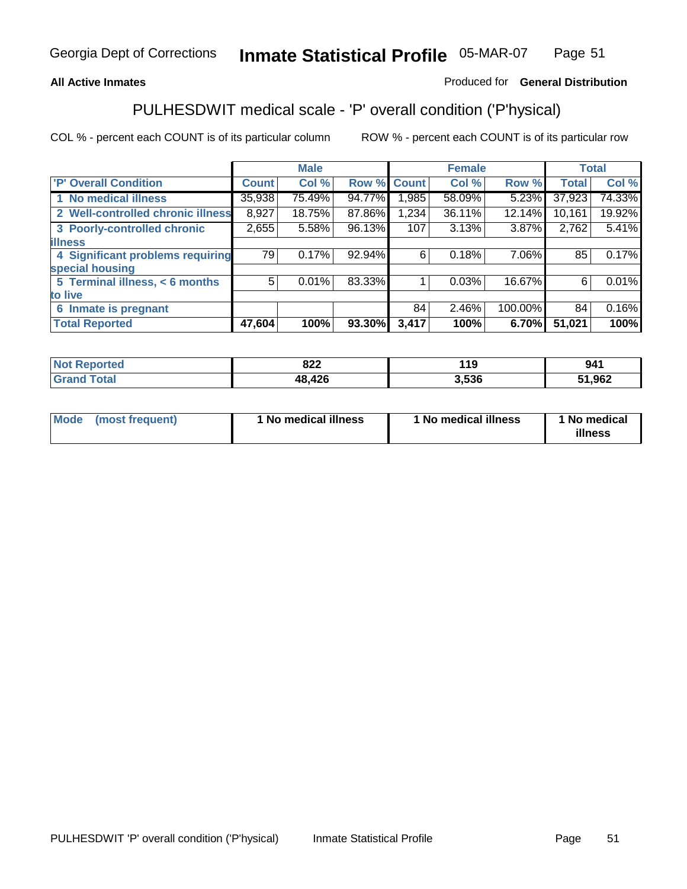**All Active Inmates** — Produced for **General Distribution**

## PULHESDWIT medical scale - 'P' overall condition ('P'hysical)

COL % - percent each COUNT is of its particular column

ROW % - percent each COUNT is of its particular row

| | Male | | | Female | | | Total | |
|---|---|---|---|---|---|---|---|---|
| 'P' Overall Condition | Count | Col % | Row % | Count | Col % | Row % | Total | Col % |
| 1 No medical illness | 35,938 | 75.49% | 94.77% | 1,985 | 58.09% | 5.23% | 37,923 | 74.33% |
| 2 Well-controlled chronic illness | 8,927 | 18.75% | 87.86% | 1,234 | 36.11% | 12.14% | 10,161 | 19.92% |
| 3 Poorly-controlled chronic illness | 2,655 | 5.58% | 96.13% | 107 | 3.13% | 3.87% | 2,762 | 5.41% |
| 4 Significant problems requiring special housing | 79 | 0.17% | 92.94% | 6 | 0.18% | 7.06% | 85 | 0.17% |
| 5 Terminal illness, < 6 months to live | 5 | 0.01% | 83.33% | 1 | 0.03% | 16.67% | 6 | 0.01% |
| 6 Inmate is pregnant | | | | 84 | 2.46% | 100.00% | 84 | 0.16% |
| **Total Reported** | **47,604** | **100%** | **93.30%** | **3,417** | **100%** | **6.70%** | **51,021** | **100%** |

| | Male | Female | Total |
|---|---|---|---|
| Not Reported | 822 | 119 | 941 |
| Grand Total | 48,426 | 3,536 | 51,962 |

| | Male | Female | Total |
|---|---|---|---|
| Mode (most frequent) | 1 No medical illness | 1 No medical illness | 1 No medical illness |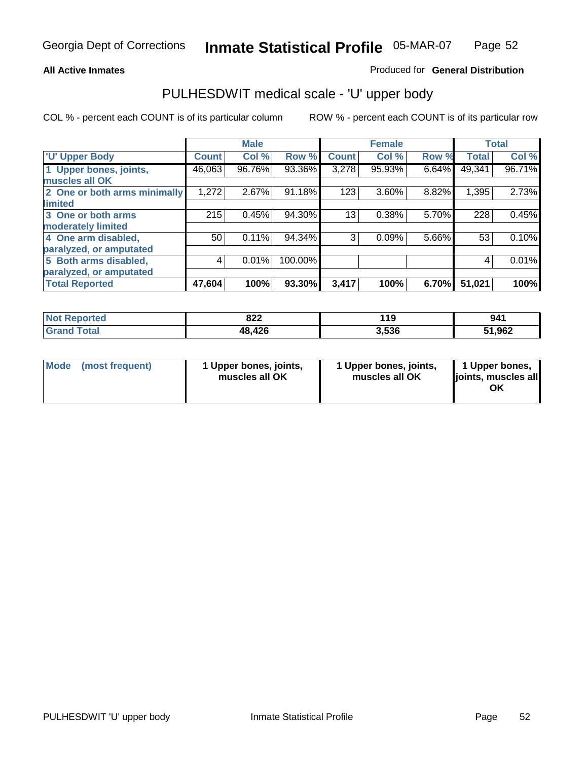**All Active Inmates**

Produced for **General Distribution**

## PULHESDWIT medical scale - 'U' upper body

COL % - percent each COUNT is of its particular column

ROW % - percent each COUNT is of its particular row

| | Male | | | Female | | | Total | |
|---|---|---|---|---|---|---|---|---|
| 'U' Upper Body | Count | Col % | Row % | Count | Col % | Row % | Total | Col % |
| 1 Upper bones, joints, muscles all OK | 46,063 | 96.76% | 93.36% | 3,278 | 95.93% | 6.64% | 49,341 | 96.71% |
| 2 One or both arms minimally limited | 1,272 | 2.67% | 91.18% | 123 | 3.60% | 8.82% | 1,395 | 2.73% |
| 3 One or both arms moderately limited | 215 | 0.45% | 94.30% | 13 | 0.38% | 5.70% | 228 | 0.45% |
| 4 One arm disabled, paralyzed, or amputated | 50 | 0.11% | 94.34% | 3 | 0.09% | 5.66% | 53 | 0.10% |
| 5 Both arms disabled, paralyzed, or amputated | 4 | 0.01% | 100.00% | | | | 4 | 0.01% |
| **Total Reported** | **47,604** | **100%** | **93.30%** | **3,417** | **100%** | **6.70%** | **51,021** | **100%** |

| | Male | Female | Total |
|---|---|---|---|
| Not Reported | 822 | 119 | 941 |
| Grand Total | 48,426 | 3,536 | 51,962 |

| | Male | Female | Total |
|---|---|---|---|
| Mode (most frequent) | 1 Upper bones, joints, muscles all OK | 1 Upper bones, joints, muscles all OK | 1 Upper bones, joints, muscles all OK |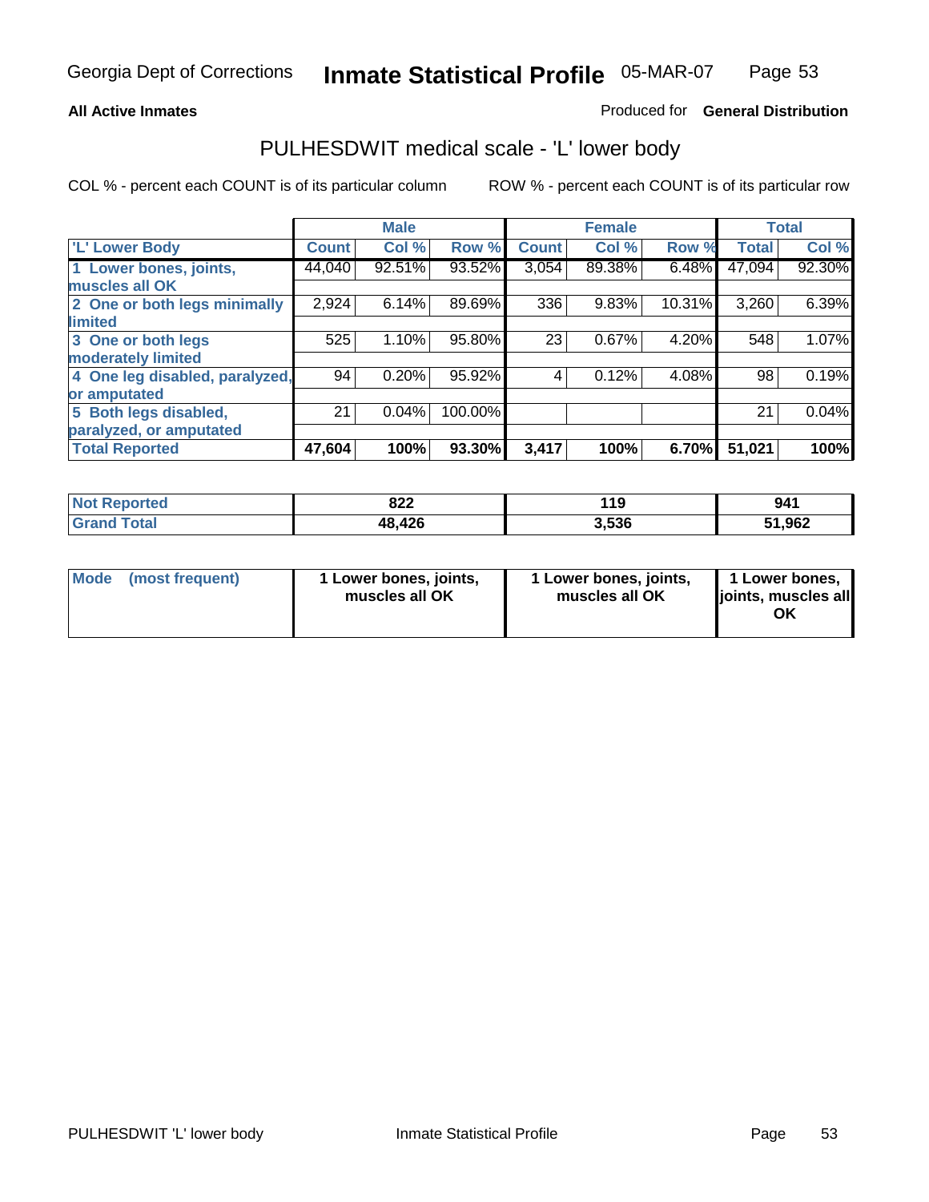Georgia Dept of Corrections **Inmate Statistical Profile** 05-MAR-07

**All Active Inmates** Produced for **General Distribution**

## PULHESDWIT medical scale - 'L' lower body

COL % - percent each COUNT is of its particular column ROW % - percent each COUNT is of its particular row

| | Male | | | Female | | | Total | |
|---|---|---|---|---|---|---|---|---|
| 'L' Lower Body | Count | Col % | Row % | Count | Col % | Row % | Total | Col % |
| 1 Lower bones, joints, muscles all OK | 44,040 | 92.51% | 93.52% | 3,054 | 89.38% | 6.48% | 47,094 | 92.30% |
| 2 One or both legs minimally limited | 2,924 | 6.14% | 89.69% | 336 | 9.83% | 10.31% | 3,260 | 6.39% |
| 3 One or both legs moderately limited | 525 | 1.10% | 95.80% | 23 | 0.67% | 4.20% | 548 | 1.07% |
| 4 One leg disabled, paralyzed, or amputated | 94 | 0.20% | 95.92% | 4 | 0.12% | 4.08% | 98 | 0.19% |
| 5 Both legs disabled, paralyzed, or amputated | 21 | 0.04% | 100.00% | | | | 21 | 0.04% |
| **Total Reported** | **47,604** | **100%** | **93.30%** | **3,417** | **100%** | **6.70%** | **51,021** | **100%** |

| | Male | Female | Total |
|---|---|---|---|
| Not Reported | 822 | 119 | 941 |
| Grand Total | 48,426 | 3,536 | 51,962 |

| | Male | Female | Total |
|---|---|---|---|
| Mode (most frequent) | 1 Lower bones, joints, muscles all OK | 1 Lower bones, joints, muscles all OK | 1 Lower bones, joints, muscles all OK |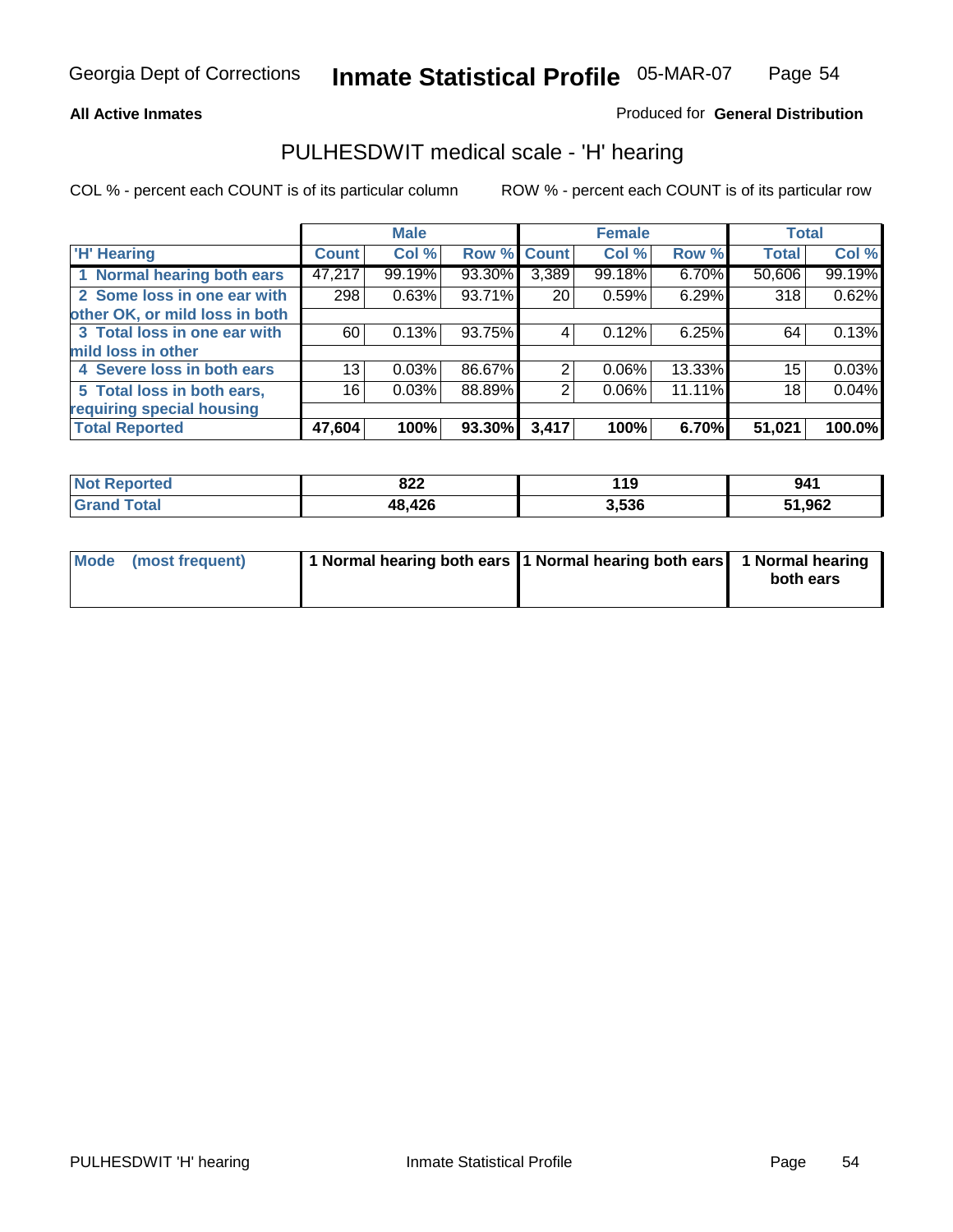Georgia Dept of Corrections **Inmate Statistical Profile** 05-MAR-07

**All Active Inmates**

Produced for **General Distribution**

## PULHESDWIT medical scale - 'H' hearing

COL % - percent each COUNT is of its particular column

ROW % - percent each COUNT is of its particular row

| | Male | | | Female | | | Total | |
|---|---|---|---|---|---|---|---|---|
| 'H' Hearing | Count | Col % | Row % | Count | Col % | Row % | Total | Col % |
| 1 Normal hearing both ears | 47,217 | 99.19% | 93.30% | 3,389 | 99.18% | 6.70% | 50,606 | 99.19% |
| 2 Some loss in one ear with other OK, or mild loss in both | 298 | 0.63% | 93.71% | 20 | 0.59% | 6.29% | 318 | 0.62% |
| 3 Total loss in one ear with mild loss in other | 60 | 0.13% | 93.75% | 4 | 0.12% | 6.25% | 64 | 0.13% |
| 4 Severe loss in both ears | 13 | 0.03% | 86.67% | 2 | 0.06% | 13.33% | 15 | 0.03% |
| 5 Total loss in both ears, requiring special housing | 16 | 0.03% | 88.89% | 2 | 0.06% | 11.11% | 18 | 0.04% |
| **Total Reported** | **47,604** | **100%** | **93.30%** | **3,417** | **100%** | **6.70%** | **51,021** | **100.0%** |

| | Male | Female | Total |
|---|---|---|---|
| Not Reported | 822 | 119 | 941 |
| Grand Total | 48,426 | 3,536 | 51,962 |

| | Male | Female | Total |
|---|---|---|---|
| Mode (most frequent) | 1 Normal hearing both ears | 1 Normal hearing both ears | 1 Normal hearing both ears |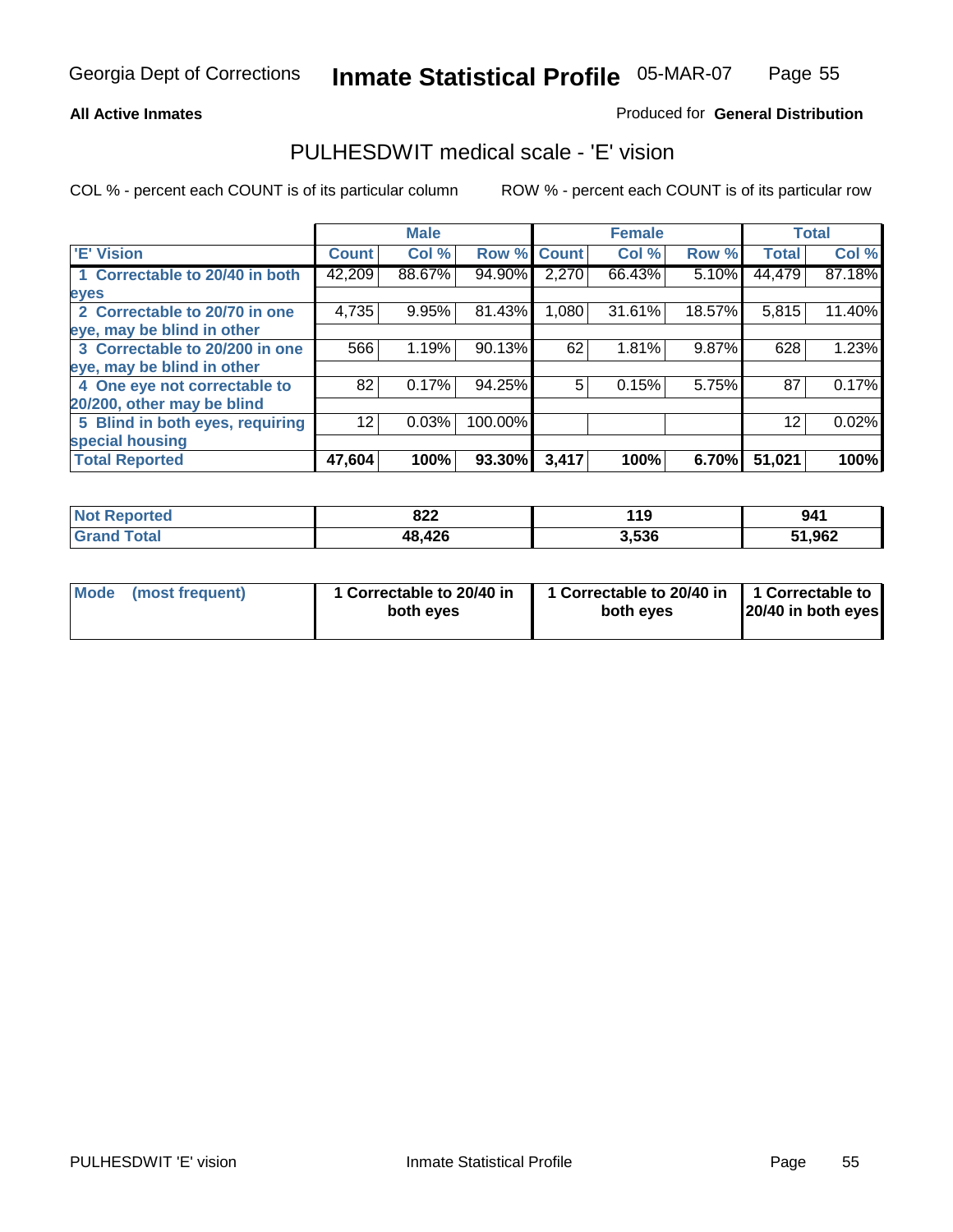Georgia Dept of Corrections **Inmate Statistical Profile** 05-MAR-07

**All Active Inmates**

Produced for **General Distribution**

## PULHESDWIT medical scale - 'E' vision

COL % - percent each COUNT is of its particular column

ROW % - percent each COUNT is of its particular row

| | Male | | | Female | | | Total | |
|---|---|---|---|---|---|---|---|---|
| 'E' Vision | Count | Col % | Row % | Count | Col % | Row % | Total | Col % |
| 1 Correctable to 20/40 in both eyes | 42,209 | 88.67% | 94.90% | 2,270 | 66.43% | 5.10% | 44,479 | 87.18% |
| 2 Correctable to 20/70 in one eye, may be blind in other | 4,735 | 9.95% | 81.43% | 1,080 | 31.61% | 18.57% | 5,815 | 11.40% |
| 3 Correctable to 20/200 in one eye, may be blind in other | 566 | 1.19% | 90.13% | 62 | 1.81% | 9.87% | 628 | 1.23% |
| 4 One eye not correctable to 20/200, other may be blind | 82 | 0.17% | 94.25% | 5 | 0.15% | 5.75% | 87 | 0.17% |
| 5 Blind in both eyes, requiring special housing | 12 | 0.03% | 100.00% | | | | 12 | 0.02% |
| **Total Reported** | **47,604** | **100%** | **93.30%** | **3,417** | **100%** | **6.70%** | **51,021** | **100%** |

| | Male | Female | Total |
|---|---|---|---|
| Not Reported | **822** | **119** | **941** |
| Grand Total | **48,426** | **3,536** | **51,962** |

| | Male | Female | Total |
|---|---|---|---|
| Mode (most frequent) | **1 Correctable to 20/40 in both eyes** | **1 Correctable to 20/40 in both eyes** | **1 Correctable to 20/40 in both eyes** |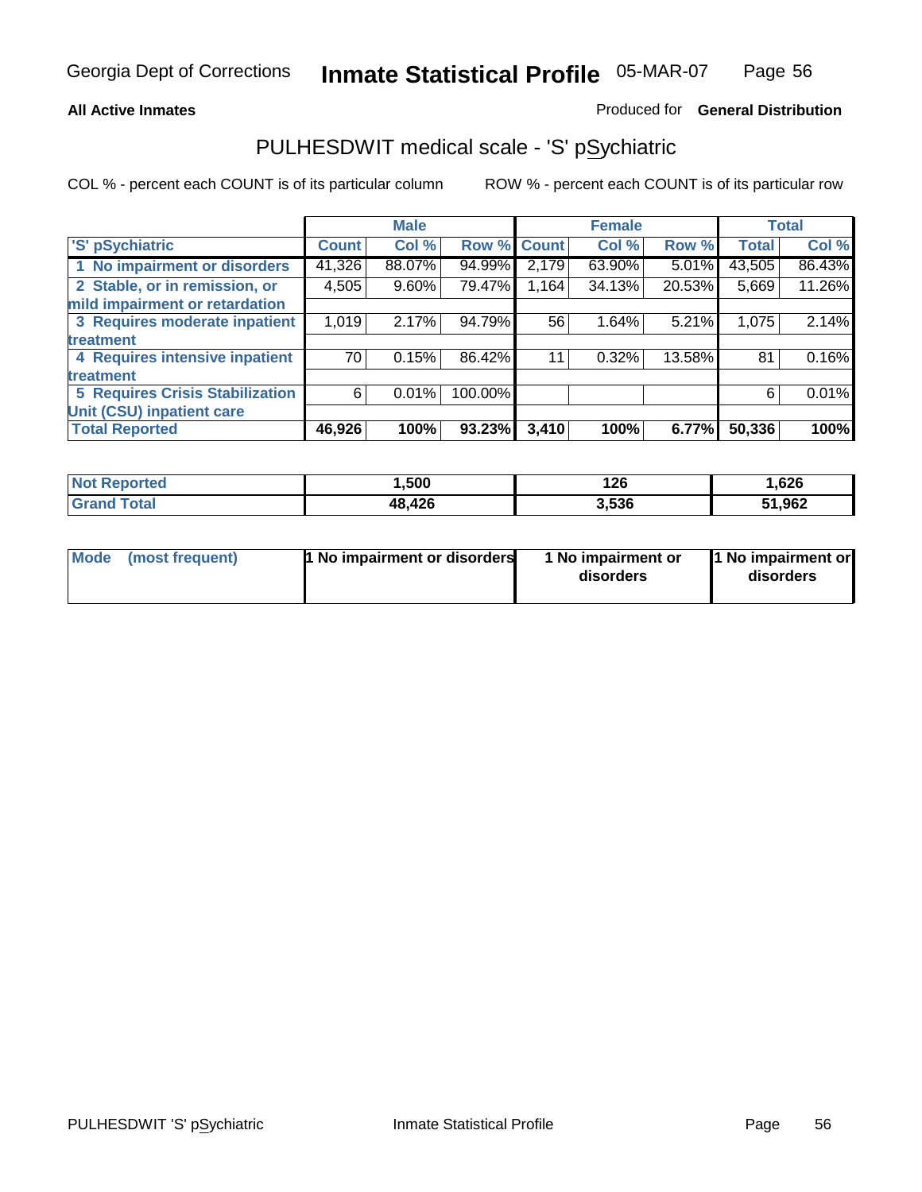Georgia Dept of Corrections **Inmate Statistical Profile** 05-MAR-07

**All Active Inmates**

Produced for **General Distribution**

## PULHESDWIT medical scale - 'S' pSychiatric

COL % - percent each COUNT is of its particular column

ROW % - percent each COUNT is of its particular row

| | Male | | | Female | | | Total | |
|---|---|---|---|---|---|---|---|---|
| 'S' pSychiatric | Count | Col % | Row % | Count | Col % | Row % | Total | Col % |
| 1 No impairment or disorders | 41,326 | 88.07% | 94.99% | 2,179 | 63.90% | 5.01% | 43,505 | 86.43% |
| 2 Stable, or in remission, or mild impairment or retardation | 4,505 | 9.60% | 79.47% | 1,164 | 34.13% | 20.53% | 5,669 | 11.26% |
| 3 Requires moderate inpatient treatment | 1,019 | 2.17% | 94.79% | 56 | 1.64% | 5.21% | 1,075 | 2.14% |
| 4 Requires intensive inpatient treatment | 70 | 0.15% | 86.42% | 11 | 0.32% | 13.58% | 81 | 0.16% |
| 5 Requires Crisis Stabilization Unit (CSU) inpatient care | 6 | 0.01% | 100.00% | | | | 6 | 0.01% |
| **Total Reported** | **46,926** | **100%** | **93.23%** | **3,410** | **100%** | **6.77%** | **50,336** | **100%** |

| | Male | Female | Total |
|---|---|---|---|
| Not Reported | 1,500 | 126 | 1,626 |
| Grand Total | 48,426 | 3,536 | 51,962 |

| | Male | Female | Total |
|---|---|---|---|
| Mode (most frequent) | 1 No impairment or disorders | 1 No impairment or disorders | 1 No impairment or disorders |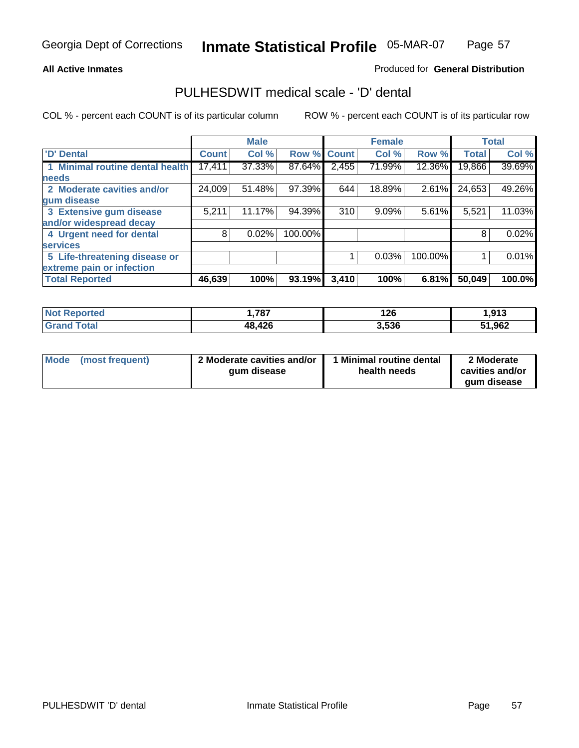Georgia Dept of Corrections **Inmate Statistical Profile** 05-MAR-07

**All Active Inmates**

Produced for **General Distribution**

## PULHESDWIT medical scale - 'D' dental

COL % - percent each COUNT is of its particular column

ROW % - percent each COUNT is of its particular row

| | Male | | | Female | | | Total | |
|---|---|---|---|---|---|---|---|---|
| 'D' Dental | Count | Col % | Row % | Count | Col % | Row % | Total | Col % |
| 1 Minimal routine dental health needs | 17,411 | 37.33% | 87.64% | 2,455 | 71.99% | 12.36% | 19,866 | 39.69% |
| 2 Moderate cavities and/or gum disease | 24,009 | 51.48% | 97.39% | 644 | 18.89% | 2.61% | 24,653 | 49.26% |
| 3 Extensive gum disease and/or widespread decay | 5,211 | 11.17% | 94.39% | 310 | 9.09% | 5.61% | 5,521 | 11.03% |
| 4 Urgent need for dental services | 8 | 0.02% | 100.00% | | | | 8 | 0.02% |
| 5 Life-threatening disease or extreme pain or infection | | | | 1 | 0.03% | 100.00% | 1 | 0.01% |
| **Total Reported** | **46,639** | **100%** | **93.19%** | **3,410** | **100%** | **6.81%** | **50,049** | **100.0%** |

| | Male | Female | Total |
|---|---|---|---|
| Not Reported | 1,787 | 126 | 1,913 |
| Grand Total | 48,426 | 3,536 | 51,962 |

| | Male | Female | Total |
|---|---|---|---|
| Mode (most frequent) | 2 Moderate cavities and/or gum disease | 1 Minimal routine dental health needs | 2 Moderate cavities and/or gum disease |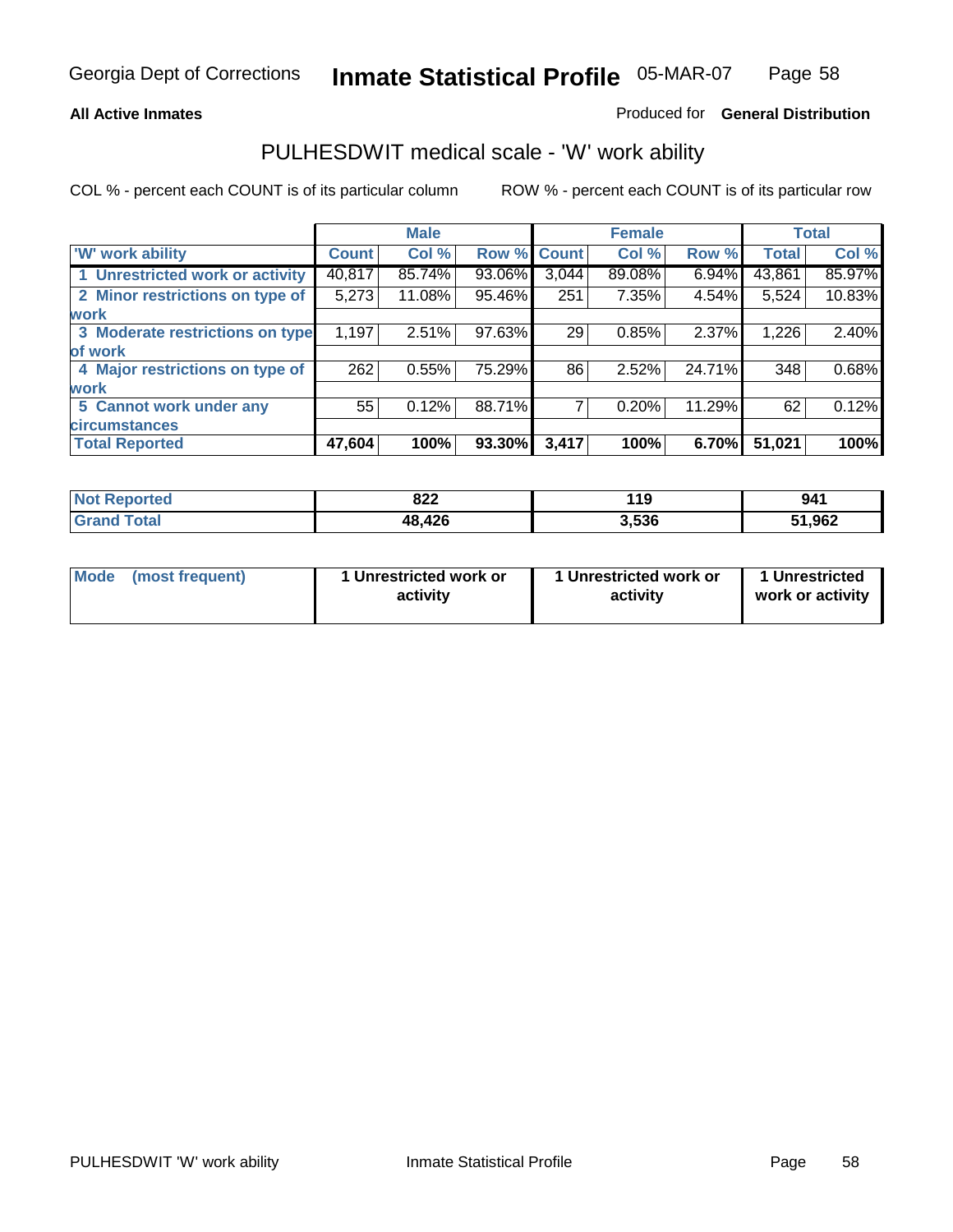**All Active Inmates**

Produced for **General Distribution**

## PULHESDWIT medical scale - 'W' work ability

COL % - percent each COUNT is of its particular column

ROW % - percent each COUNT is of its particular row

| | Male | | | Female | | | Total | |
|---|---|---|---|---|---|---|---|---|
| 'W' work ability | Count | Col % | Row % | Count | Col % | Row % | Total | Col % |
| 1 Unrestricted work or activity | 40,817 | 85.74% | 93.06% | 3,044 | 89.08% | 6.94% | 43,861 | 85.97% |
| 2 Minor restrictions on type of work | 5,273 | 11.08% | 95.46% | 251 | 7.35% | 4.54% | 5,524 | 10.83% |
| 3 Moderate restrictions on type of work | 1,197 | 2.51% | 97.63% | 29 | 0.85% | 2.37% | 1,226 | 2.40% |
| 4 Major restrictions on type of work | 262 | 0.55% | 75.29% | 86 | 2.52% | 24.71% | 348 | 0.68% |
| 5 Cannot work under any circumstances | 55 | 0.12% | 88.71% | 7 | 0.20% | 11.29% | 62 | 0.12% |
| **Total Reported** | **47,604** | **100%** | **93.30%** | **3,417** | **100%** | **6.70%** | **51,021** | **100%** |

| | Male | Female | Total |
|---|---|---|---|
| Not Reported | 822 | 119 | 941 |
| Grand Total | 48,426 | 3,536 | 51,962 |

| | Male | Female | Total |
|---|---|---|---|
| Mode (most frequent) | 1 Unrestricted work or activity | 1 Unrestricted work or activity | 1 Unrestricted work or activity |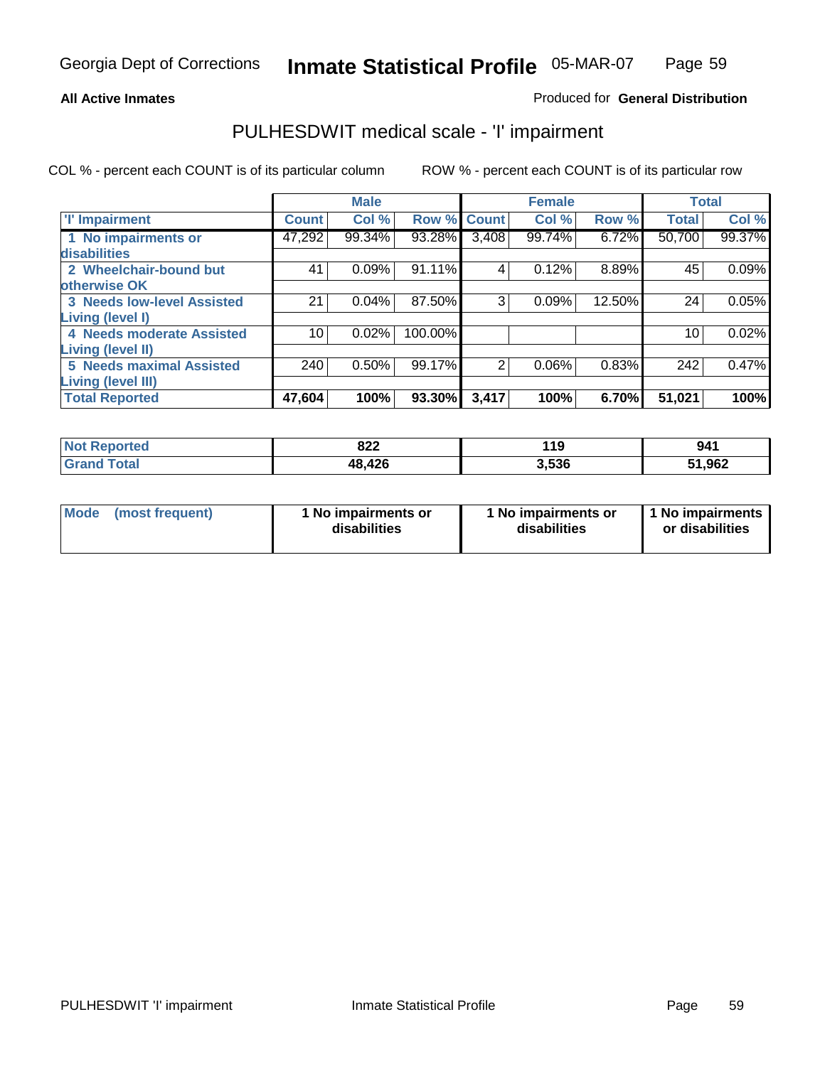**All Active Inmates**

Produced for **General Distribution**

## PULHESDWIT medical scale - 'I' impairment

COL % - percent each COUNT is of its particular column

ROW % - percent each COUNT is of its particular row

| | Male | | | Female | | | Total | |
|---|---|---|---|---|---|---|---|---|
| 'I' Impairment | Count | Col % | Row % | Count | Col % | Row % | Total | Col % |
| 1 No impairments or disabilities | 47,292 | 99.34% | 93.28% | 3,408 | 99.74% | 6.72% | 50,700 | 99.37% |
| 2 Wheelchair-bound but otherwise OK | 41 | 0.09% | 91.11% | 4 | 0.12% | 8.89% | 45 | 0.09% |
| 3 Needs low-level Assisted Living (level I) | 21 | 0.04% | 87.50% | 3 | 0.09% | 12.50% | 24 | 0.05% |
| 4 Needs moderate Assisted Living (level II) | 10 | 0.02% | 100.00% | | | | 10 | 0.02% |
| 5 Needs maximal Assisted Living (level III) | 240 | 0.50% | 99.17% | 2 | 0.06% | 0.83% | 242 | 0.47% |
| **Total Reported** | **47,604** | **100%** | **93.30%** | **3,417** | **100%** | **6.70%** | **51,021** | **100%** |

| | Male | Female | Total |
|---|---|---|---|
| Not Reported | 822 | 119 | 941 |
| Grand Total | 48,426 | 3,536 | 51,962 |

| | Male | Female | Total |
|---|---|---|---|
| Mode (most frequent) | 1 No impairments or disabilities | 1 No impairments or disabilities | 1 No impairments or disabilities |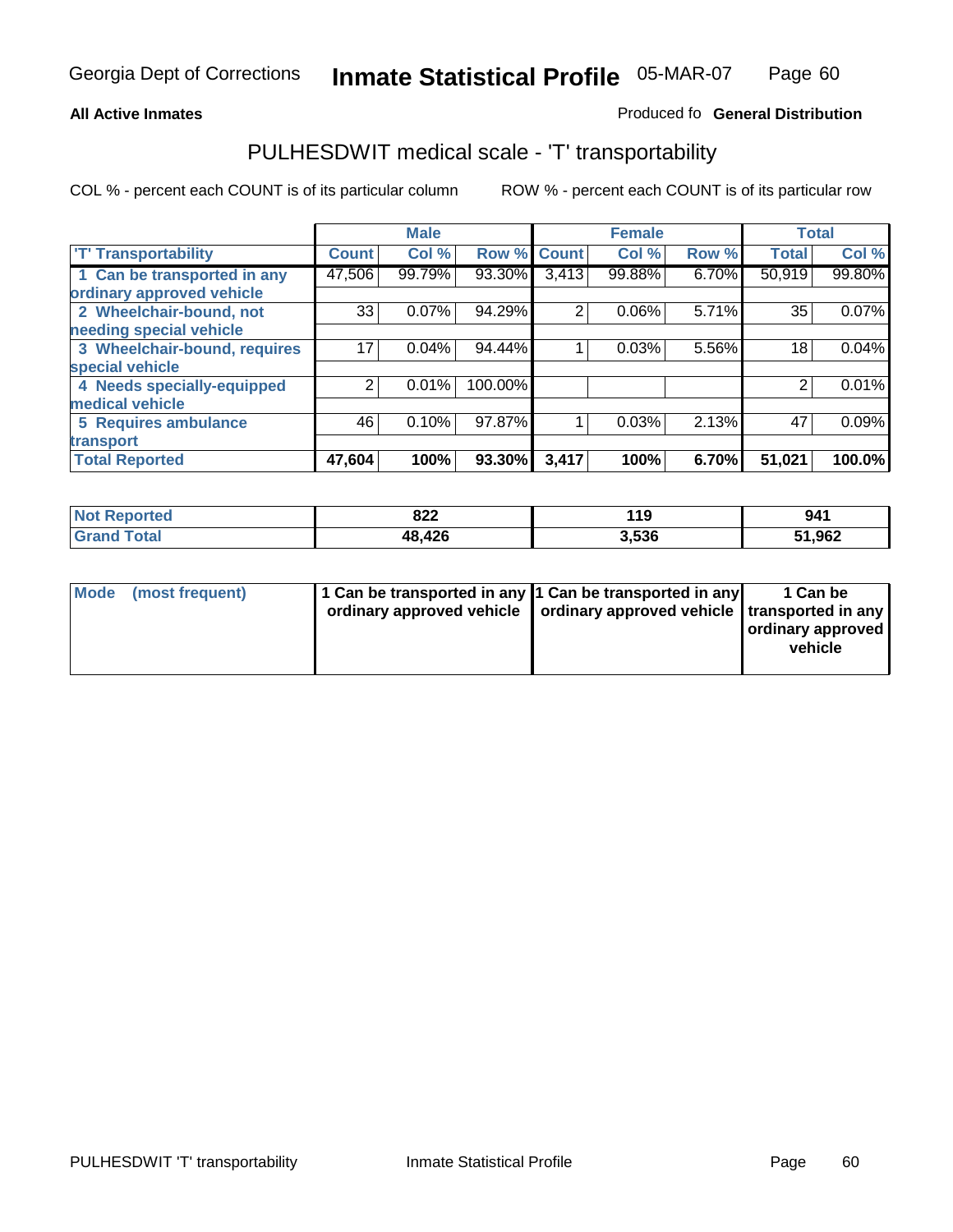Georgia Dept of Corrections **Inmate Statistical Profile** 05-MAR-07

**All Active Inmates**

Produced fo **General Distribution**

## PULHESDWIT medical scale - 'T' transportability

COL % - percent each COUNT is of its particular column ROW % - percent each COUNT is of its particular row

| | Male | | | Female | | | Total | |
|---|---|---|---|---|---|---|---|---|
| 'T' Transportability | Count | Col % | Row % | Count | Col % | Row % | Total | Col % |
| 1 Can be transported in any ordinary approved vehicle | 47,506 | 99.79% | 93.30% | 3,413 | 99.88% | 6.70% | 50,919 | 99.80% |
| 2 Wheelchair-bound, not needing special vehicle | 33 | 0.07% | 94.29% | 2 | 0.06% | 5.71% | 35 | 0.07% |
| 3 Wheelchair-bound, requires special vehicle | 17 | 0.04% | 94.44% | 1 | 0.03% | 5.56% | 18 | 0.04% |
| 4 Needs specially-equipped medical vehicle | 2 | 0.01% | 100.00% | | | | 2 | 0.01% |
| 5 Requires ambulance transport | 46 | 0.10% | 97.87% | 1 | 0.03% | 2.13% | 47 | 0.09% |
| **Total Reported** | **47,604** | **100%** | **93.30%** | **3,417** | **100%** | **6.70%** | **51,021** | **100.0%** |

| | Male | Female | Total |
|---|---|---|---|
| Not Reported | 822 | 119 | 941 |
| Grand Total | 48,426 | 3,536 | 51,962 |

| | Male | Female | Total |
|---|---|---|---|
| Mode (most frequent) | 1 Can be transported in any ordinary approved vehicle | 1 Can be transported in any ordinary approved vehicle | 1 Can be transported in any ordinary approved vehicle |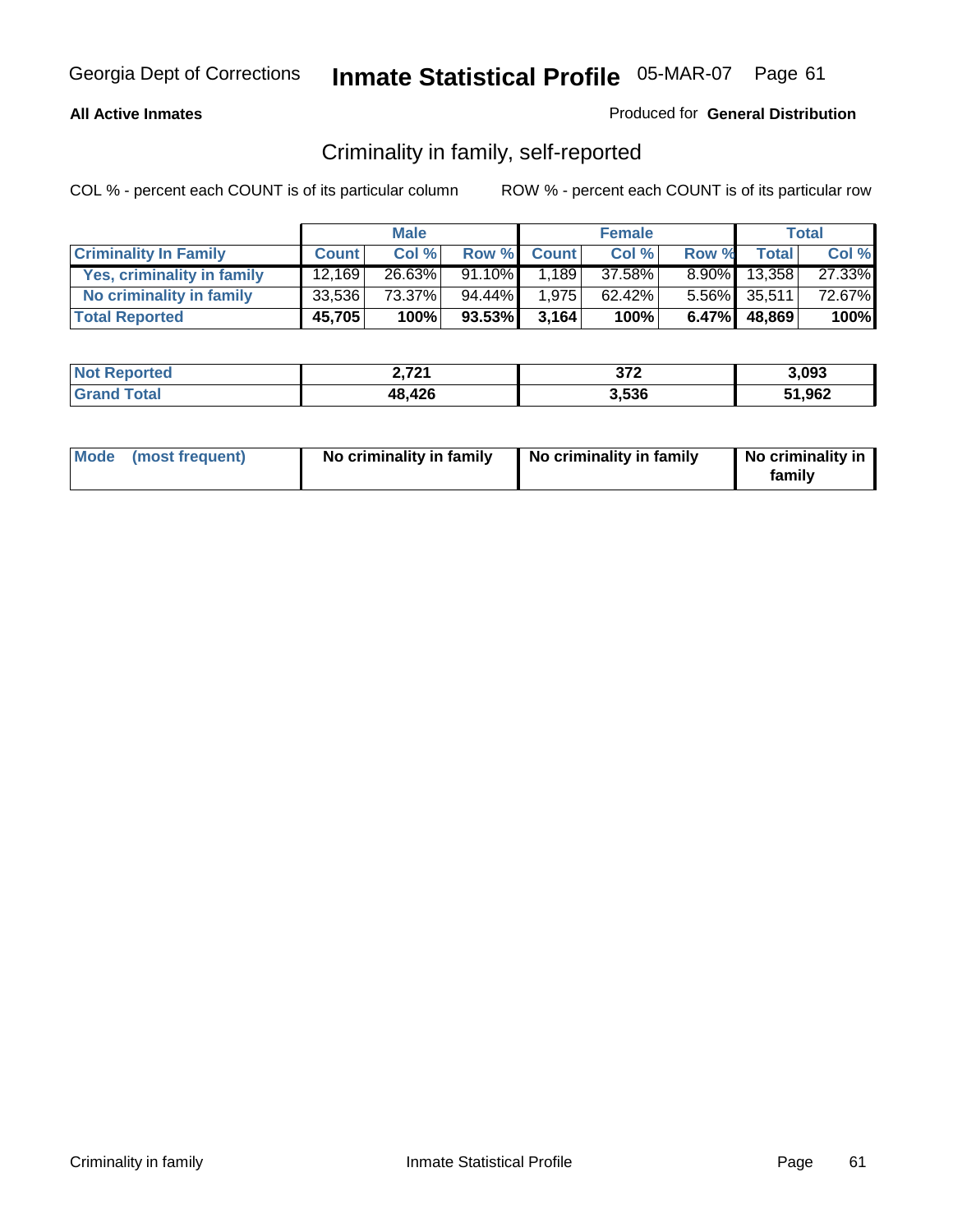**All Active Inmates**

Produced for **General Distribution**

## Criminality in family, self-reported

COL % - percent each COUNT is of its particular column

ROW % - percent each COUNT is of its particular row

| | Male | | | Female | | | Total | |
|---|---|---|---|---|---|---|---|---|
| **Criminality In Family** | **Count** | **Col %** | **Row %** | **Count** | **Col %** | **Row %** | **Total** | **Col %** |
| Yes, criminality in family | 12,169 | 26.63% | 91.10% | 1,189 | 37.58% | 8.90% | 13,358 | 27.33% |
| No criminality in family | 33,536 | 73.37% | 94.44% | 1,975 | 62.42% | 5.56% | 35,511 | 72.67% |
| **Total Reported** | **45,705** | **100%** | **93.53%** | **3,164** | **100%** | **6.47%** | **48,869** | **100%** |

| | Male | Female | Total |
|---|---|---|---|
| **Not Reported** | **2,721** | **372** | **3,093** |
| **Grand Total** | **48,426** | **3,536** | **51,962** |

| | Male | Female | Total |
|---|---|---|---|
| **Mode (most frequent)** | **No criminality in family** | **No criminality in family** | **No criminality in family** |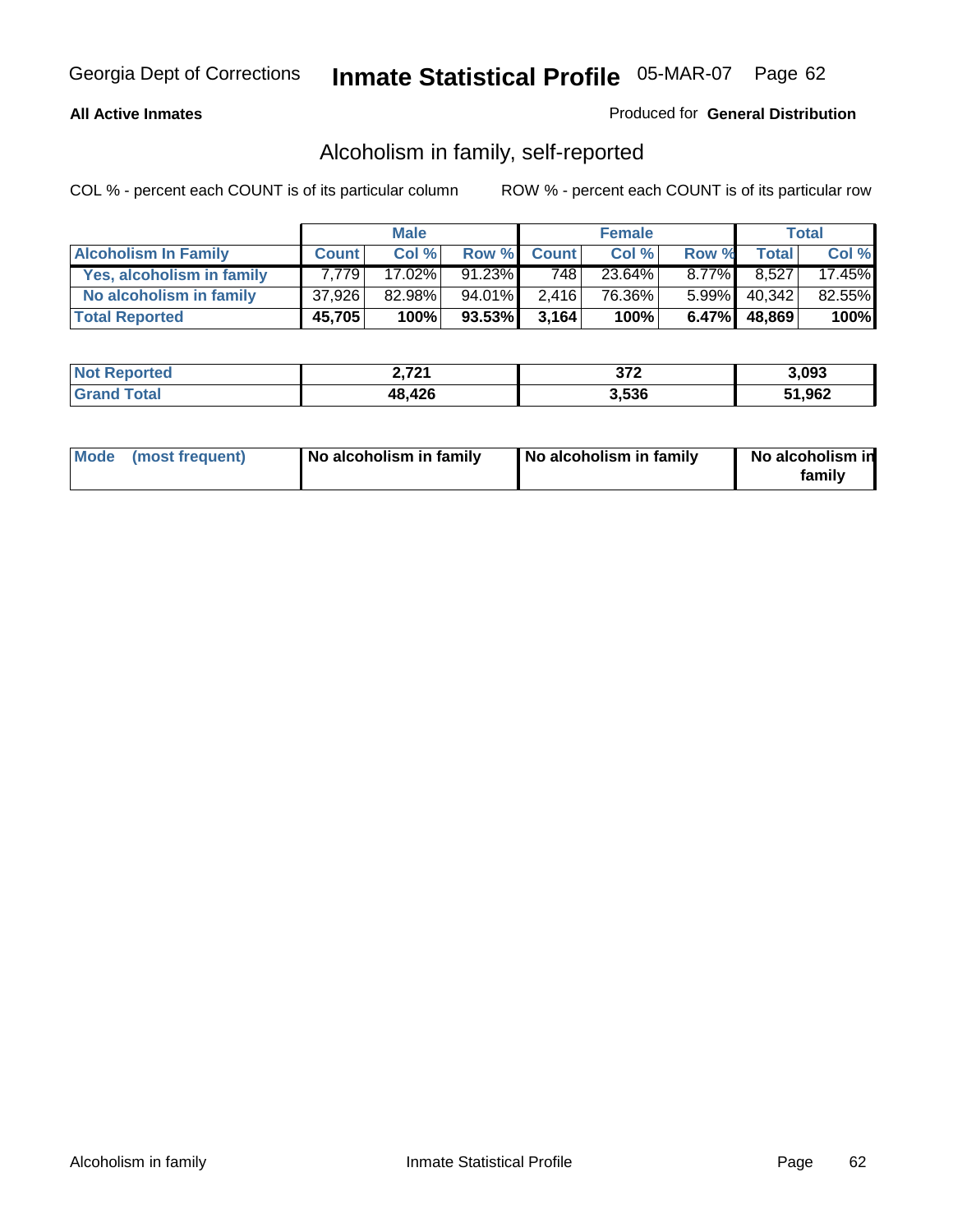Georgia Dept of Corrections **Inmate Statistical Profile** 05-MAR-07

**All Active Inmates**

Produced for **General Distribution**

## Alcoholism in family, self-reported

COL % - percent each COUNT is of its particular column

ROW % - percent each COUNT is of its particular row

| | Male | | | Female | | | Total | |
|---|---|---|---|---|---|---|---|---|
| **Alcoholism In Family** | **Count** | **Col %** | **Row %** | **Count** | **Col %** | **Row %** | **Total** | **Col %** |
| **Yes, alcoholism in family** | 7,779 | 17.02% | 91.23% | 748 | 23.64% | 8.77% | 8,527 | 17.45% |
| **No alcoholism in family** | 37,926 | 82.98% | 94.01% | 2,416 | 76.36% | 5.99% | 40,342 | 82.55% |
| **Total Reported** | **45,705** | **100%** | **93.53%** | **3,164** | **100%** | **6.47%** | **48,869** | **100%** |

| | Male | Female | Total |
|---|---|---|---|
| **Not Reported** | **2,721** | **372** | **3,093** |
| **Grand Total** | **48,426** | **3,536** | **51,962** |

| | Male | Female | Total |
|---|---|---|---|
| **Mode (most frequent)** | **No alcoholism in family** | **No alcoholism in family** | **No alcoholism in family** |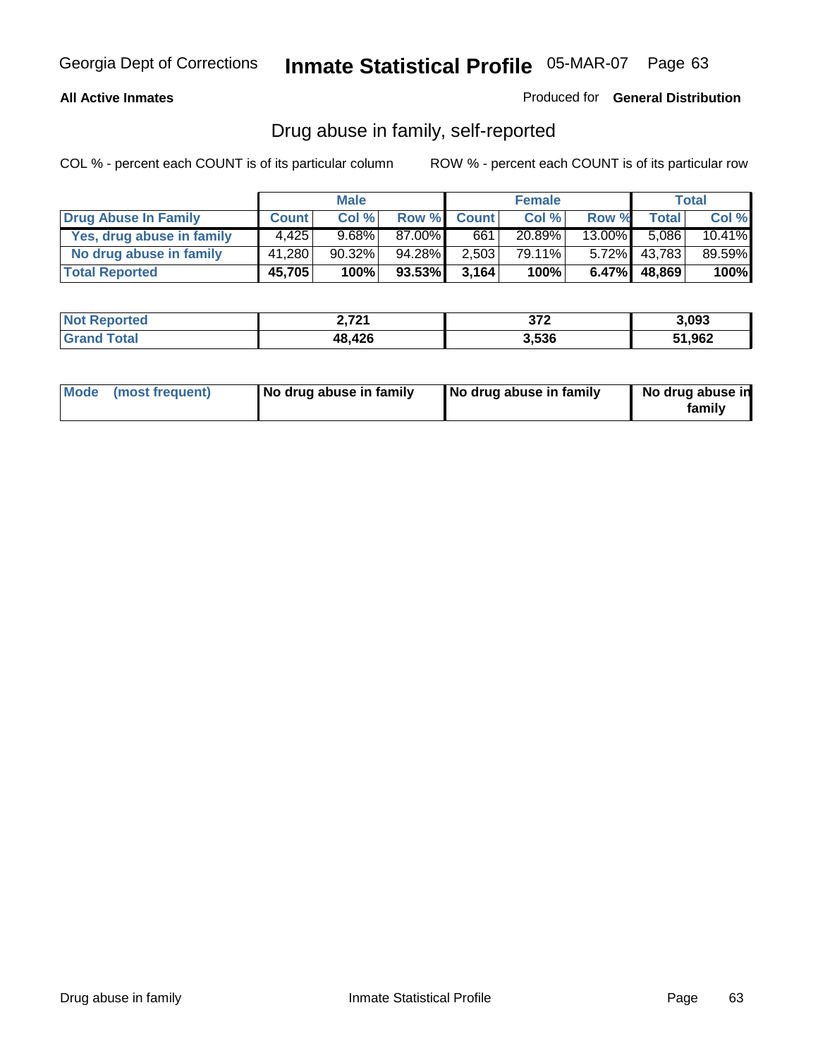Georgia Dept of Corrections **Inmate Statistical Profile** 05-MAR-07

**All Active Inmates**

Produced for **General Distribution**

## Drug abuse in family, self-reported

COL % - percent each COUNT is of its particular column

ROW % - percent each COUNT is of its particular row

| | Male | | | Female | | | Total | |
|---|---|---|---|---|---|---|---|---|
| **Drug Abuse In Family** | **Count** | **Col %** | **Row %** | **Count** | **Col %** | **Row %** | **Total** | **Col %** |
| Yes, drug abuse in family | 4,425 | 9.68% | 87.00% | 661 | 20.89% | 13.00% | 5,086 | 10.41% |
| No drug abuse in family | 41,280 | 90.32% | 94.28% | 2,503 | 79.11% | 5.72% | 43,783 | 89.59% |
| **Total Reported** | **45,705** | **100%** | **93.53%** | **3,164** | **100%** | **6.47%** | **48,869** | **100%** |

| | Male | Female | Total |
|---|---|---|---|
| **Not Reported** | **2,721** | **372** | **3,093** |
| **Grand Total** | **48,426** | **3,536** | **51,962** |

| | Male | Female | Total |
|---|---|---|---|
| **Mode (most frequent)** | **No drug abuse in family** | **No drug abuse in family** | **No drug abuse in family** |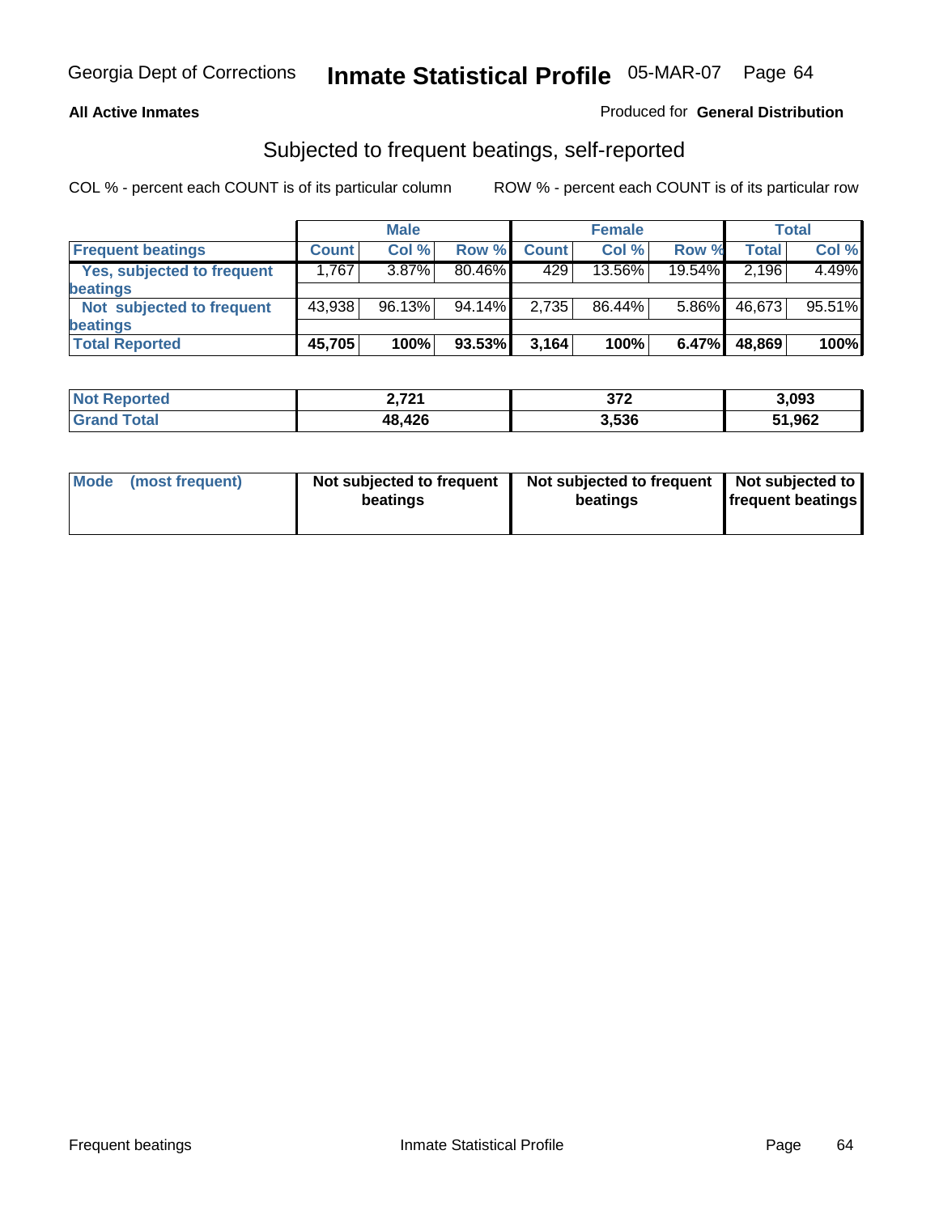Georgia Dept of Corrections **Inmate Statistical Profile** 05-MAR-07

**All Active Inmates**

Produced for **General Distribution**

## Subjected to frequent beatings, self-reported

COL % - percent each COUNT is of its particular column

ROW % - percent each COUNT is of its particular row

| | Male | | | Female | | | Total | |
|---|---|---|---|---|---|---|---|---|
| **Frequent beatings** | **Count** | **Col %** | **Row %** | **Count** | **Col %** | **Row %** | **Total** | **Col %** |
| **Yes, subjected to frequent beatings** | 1,767 | 3.87% | 80.46% | 429 | 13.56% | 19.54% | 2,196 | 4.49% |
| **Not subjected to frequent beatings** | 43,938 | 96.13% | 94.14% | 2,735 | 86.44% | 5.86% | 46,673 | 95.51% |
| **Total Reported** | **45,705** | **100%** | **93.53%** | **3,164** | **100%** | **6.47%** | **48,869** | **100%** |

| | Male | Female | Total |
|---|---|---|---|
| **Not Reported** | **2,721** | **372** | **3,093** |
| **Grand Total** | **48,426** | **3,536** | **51,962** |

| **Mode (most frequent)** | **Not subjected to frequent beatings** | **Not subjected to frequent beatings** | **Not subjected to frequent beatings** |
|---|---|---|---|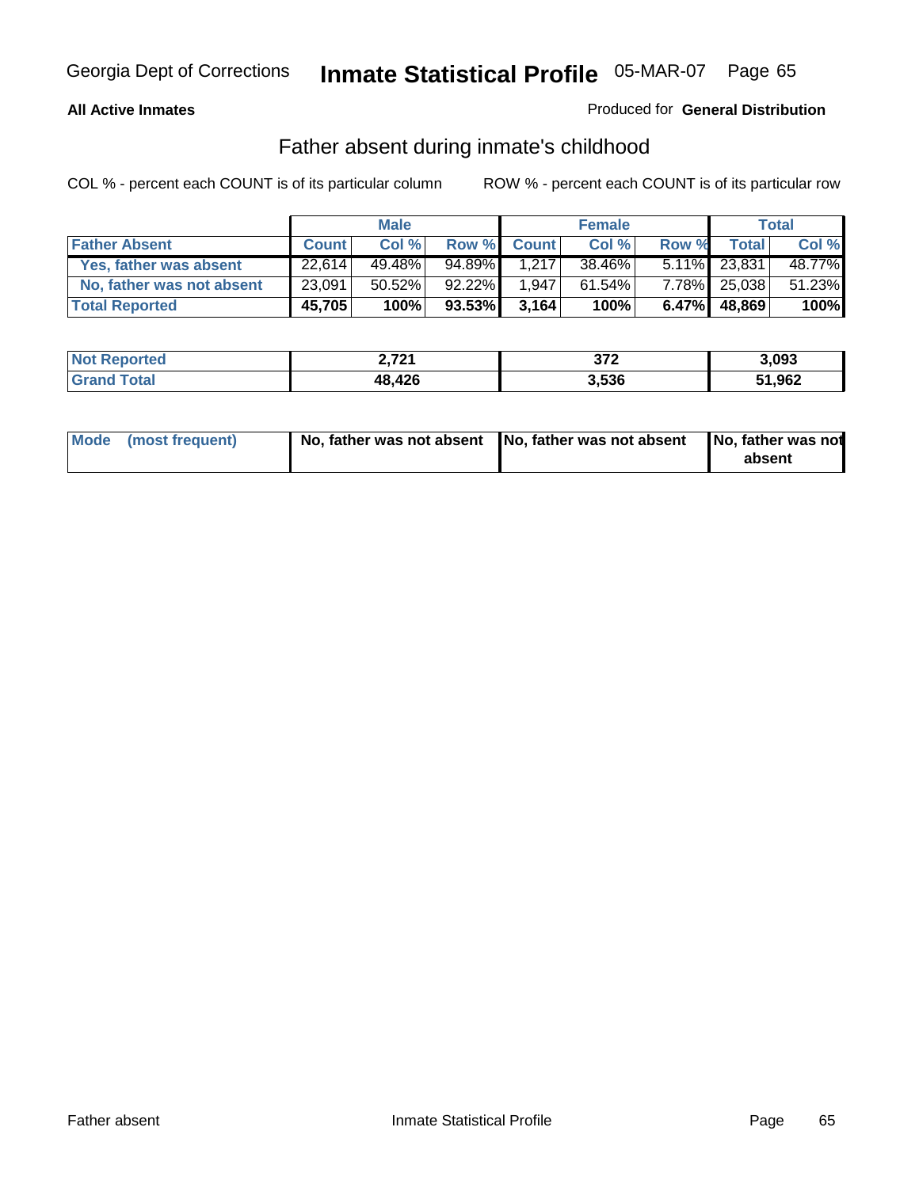Georgia Dept of Corrections **Inmate Statistical Profile** 05-MAR-07

**All Active Inmates**

Produced for **General Distribution**

## Father absent during inmate's childhood

COL % - percent each COUNT is of its particular column    ROW % - percent each COUNT is of its particular row

| | Male | | | Female | | | Total | |
|---|---|---|---|---|---|---|---|---|
| **Father Absent** | **Count** | **Col %** | **Row %** | **Count** | **Col %** | **Row %** | **Total** | **Col %** |
| **Yes, father was absent** | 22,614 | 49.48% | 94.89% | 1,217 | 38.46% | 5.11% | 23,831 | 48.77% |
| **No, father was not absent** | 23,091 | 50.52% | 92.22% | 1,947 | 61.54% | 7.78% | 25,038 | 51.23% |
| **Total Reported** | **45,705** | **100%** | **93.53%** | **3,164** | **100%** | **6.47%** | **48,869** | **100%** |

| | Male | Female | Total |
|---|---|---|---|
| **Not Reported** | **2,721** | **372** | **3,093** |
| **Grand Total** | **48,426** | **3,536** | **51,962** |

| | Male | Female | Total |
|---|---|---|---|
| **Mode (most frequent)** | **No, father was not absent** | **No, father was not absent** | **No, father was not absent** |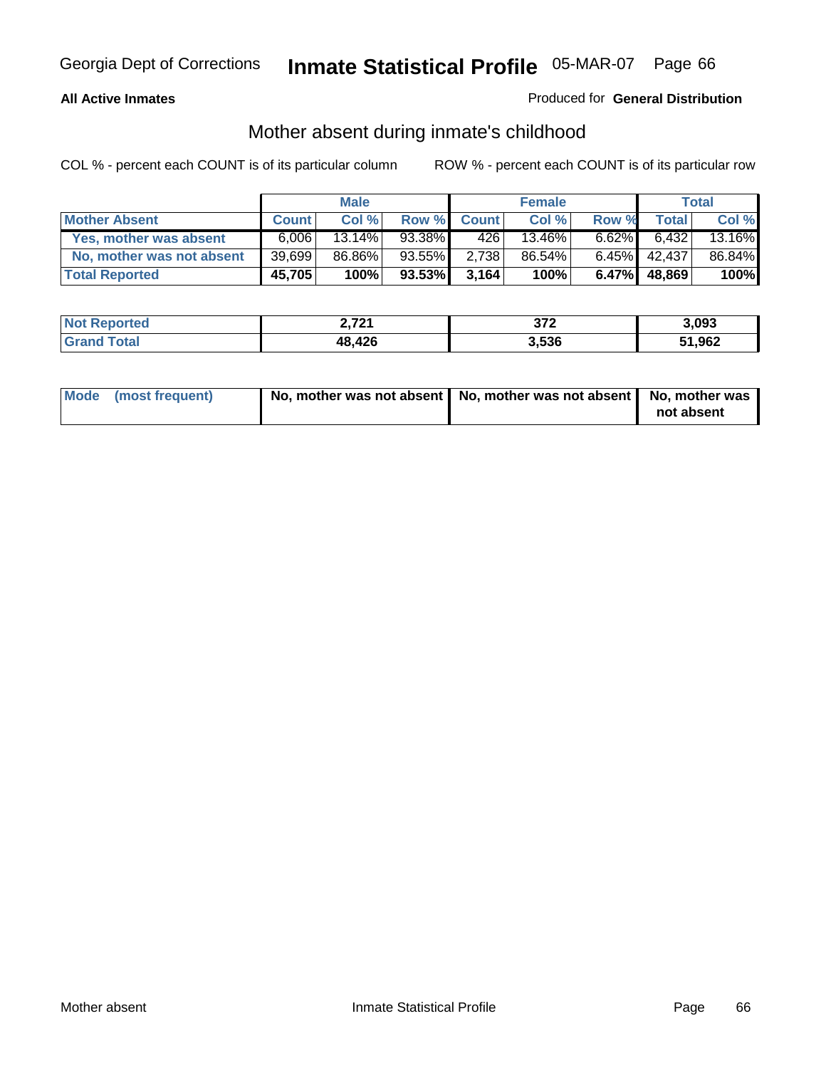Georgia Dept of Corrections **Inmate Statistical Profile** 05-MAR-07

**All Active Inmates**

Produced for **General Distribution**

## Mother absent during inmate's childhood

COL % - percent each COUNT is of its particular column

ROW % - percent each COUNT is of its particular row

| | Male | | | Female | | | Total | |
|---|---|---|---|---|---|---|---|---|
| **Mother Absent** | **Count** | **Col %** | **Row %** | **Count** | **Col %** | **Row %** | **Total** | **Col %** |
| **Yes, mother was absent** | 6,006 | 13.14% | 93.38% | 426 | 13.46% | 6.62% | 6,432 | 13.16% |
| **No, mother was not absent** | 39,699 | 86.86% | 93.55% | 2,738 | 86.54% | 6.45% | 42,437 | 86.84% |
| **Total Reported** | **45,705** | **100%** | **93.53%** | **3,164** | **100%** | **6.47%** | **48,869** | **100%** |

| | Male | Female | Total |
|---|---|---|---|
| **Not Reported** | **2,721** | **372** | **3,093** |
| **Grand Total** | **48,426** | **3,536** | **51,962** |

| | Male | Female | Total |
|---|---|---|---|
| **Mode (most frequent)** | **No, mother was not absent** | **No, mother was not absent** | **No, mother was not absent** |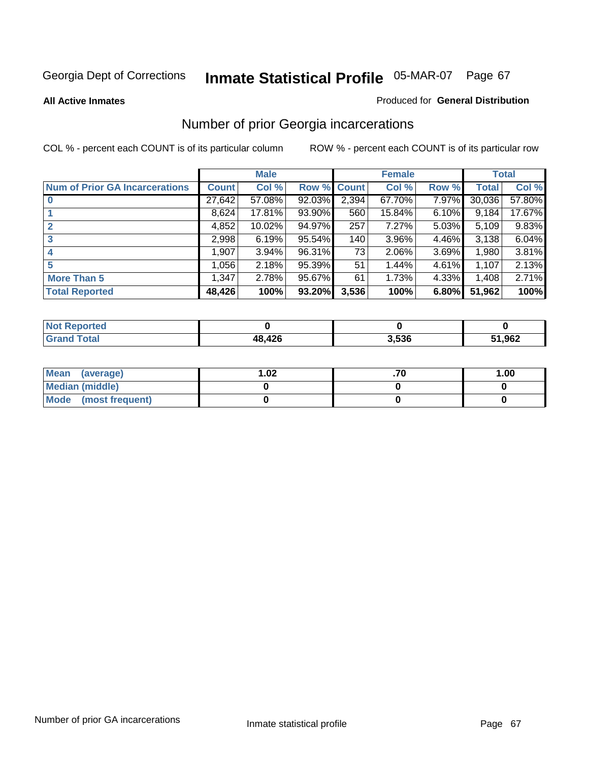Georgia Dept of Corrections **Inmate Statistical Profile** 05-MAR-07

**All Active Inmates**

Produced for **General Distribution**

## Number of prior Georgia incarcerations

COL % - percent each COUNT is of its particular column ROW % - percent each COUNT is of its particular row

| | Male | | | Female | | | Total | |
|---|---|---|---|---|---|---|---|---|
| Num of Prior GA Incarcerations | Count | Col % | Row % | Count | Col % | Row % | Total | Col % |
| 0 | 27,642 | 57.08% | 92.03% | 2,394 | 67.70% | 7.97% | 30,036 | 57.80% |
| 1 | 8,624 | 17.81% | 93.90% | 560 | 15.84% | 6.10% | 9,184 | 17.67% |
| 2 | 4,852 | 10.02% | 94.97% | 257 | 7.27% | 5.03% | 5,109 | 9.83% |
| 3 | 2,998 | 6.19% | 95.54% | 140 | 3.96% | 4.46% | 3,138 | 6.04% |
| 4 | 1,907 | 3.94% | 96.31% | 73 | 2.06% | 3.69% | 1,980 | 3.81% |
| 5 | 1,056 | 2.18% | 95.39% | 51 | 1.44% | 4.61% | 1,107 | 2.13% |
| More Than 5 | 1,347 | 2.78% | 95.67% | 61 | 1.73% | 4.33% | 1,408 | 2.71% |
| **Total Reported** | **48,426** | **100%** | **93.20%** | **3,536** | **100%** | **6.80%** | **51,962** | **100%** |

| | Male | Female | Total |
|---|---|---|---|
| Not Reported | 0 | 0 | 0 |
| Grand Total | 48,426 | 3,536 | 51,962 |

| | Male | Female | Total |
|---|---|---|---|
| Mean (average) | 1.02 | .70 | 1.00 |
| Median (middle) | 0 | 0 | 0 |
| Mode (most frequent) | 0 | 0 | 0 |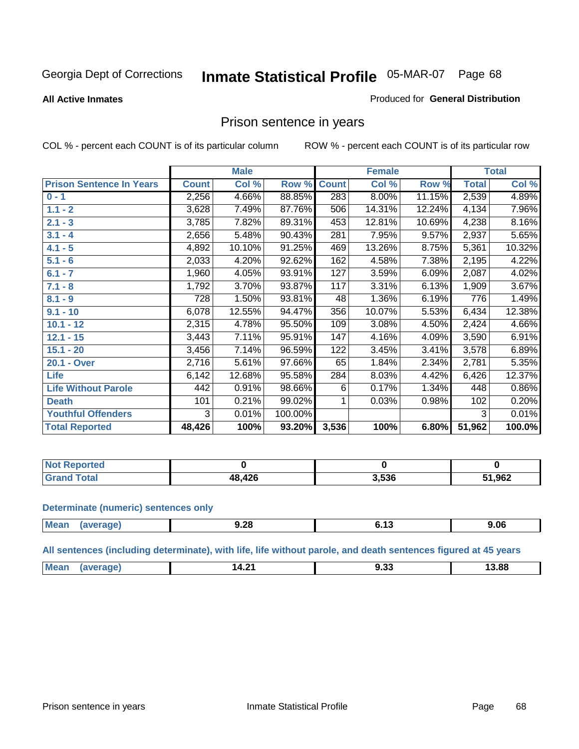Georgia Dept of Corrections **Inmate Statistical Profile** 05-MAR-07

**All Active Inmates**

Produced for **General Distribution**

## Prison sentence in years

COL % - percent each COUNT is of its particular column

ROW % - percent each COUNT is of its particular row

| | Male | | | Female | | | Total | |
|---|---|---|---|---|---|---|---|---|
| **Prison Sentence In Years** | **Count** | **Col %** | **Row %** | **Count** | **Col %** | **Row %** | **Total** | **Col %** |
| **0 - 1** | 2,256 | 4.66% | 88.85% | 283 | 8.00% | 11.15% | 2,539 | 4.89% |
| **1.1 - 2** | 3,628 | 7.49% | 87.76% | 506 | 14.31% | 12.24% | 4,134 | 7.96% |
| **2.1 - 3** | 3,785 | 7.82% | 89.31% | 453 | 12.81% | 10.69% | 4,238 | 8.16% |
| **3.1 - 4** | 2,656 | 5.48% | 90.43% | 281 | 7.95% | 9.57% | 2,937 | 5.65% |
| **4.1 - 5** | 4,892 | 10.10% | 91.25% | 469 | 13.26% | 8.75% | 5,361 | 10.32% |
| **5.1 - 6** | 2,033 | 4.20% | 92.62% | 162 | 4.58% | 7.38% | 2,195 | 4.22% |
| **6.1 - 7** | 1,960 | 4.05% | 93.91% | 127 | 3.59% | 6.09% | 2,087 | 4.02% |
| **7.1 - 8** | 1,792 | 3.70% | 93.87% | 117 | 3.31% | 6.13% | 1,909 | 3.67% |
| **8.1 - 9** | 728 | 1.50% | 93.81% | 48 | 1.36% | 6.19% | 776 | 1.49% |
| **9.1 - 10** | 6,078 | 12.55% | 94.47% | 356 | 10.07% | 5.53% | 6,434 | 12.38% |
| **10.1 - 12** | 2,315 | 4.78% | 95.50% | 109 | 3.08% | 4.50% | 2,424 | 4.66% |
| **12.1 - 15** | 3,443 | 7.11% | 95.91% | 147 | 4.16% | 4.09% | 3,590 | 6.91% |
| **15.1 - 20** | 3,456 | 7.14% | 96.59% | 122 | 3.45% | 3.41% | 3,578 | 6.89% |
| **20.1 - Over** | 2,716 | 5.61% | 97.66% | 65 | 1.84% | 2.34% | 2,781 | 5.35% |
| **Life** | 6,142 | 12.68% | 95.58% | 284 | 8.03% | 4.42% | 6,426 | 12.37% |
| **Life Without Parole** | 442 | 0.91% | 98.66% | 6 | 0.17% | 1.34% | 448 | 0.86% |
| **Death** | 101 | 0.21% | 99.02% | 1 | 0.03% | 0.98% | 102 | 0.20% |
| **Youthful Offenders** | 3 | 0.01% | 100.00% | | | | 3 | 0.01% |
| **Total Reported** | **48,426** | **100%** | **93.20%** | **3,536** | **100%** | **6.80%** | **51,962** | **100.0%** |

| | Male | Female | Total |
|---|---|---|---|
| **Not Reported** | **0** | **0** | **0** |
| **Grand Total** | **48,426** | **3,536** | **51,962** |

**Determinate (numeric) sentences only**

| | Male | Female | Total |
|---|---|---|---|
| **Mean (average)** | **9.28** | **6.13** | **9.06** |

**All sentences (including determinate), with life, life without parole, and death sentences figured at 45 years**

| | Male | Female | Total |
|---|---|---|---|
| **Mean (average)** | **14.21** | **9.33** | **13.88** |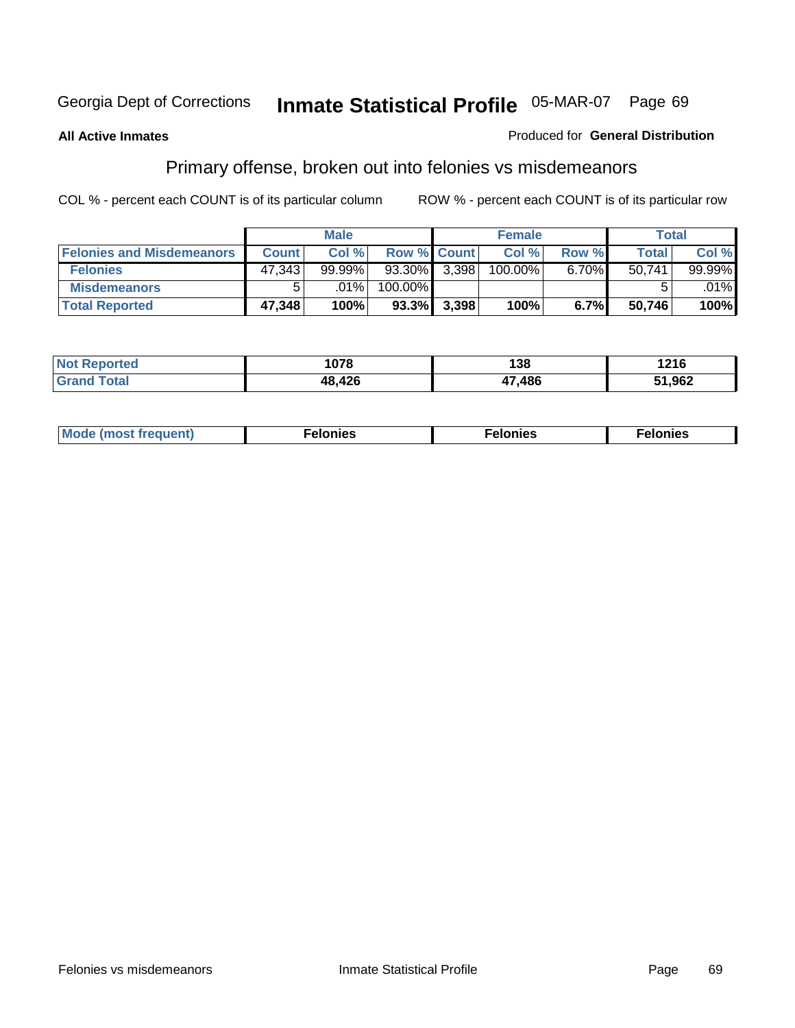Georgia Dept of Corrections **Inmate Statistical Profile** 05-MAR-07 Page 69

**All Active Inmates**

Produced for **General Distribution**

## Primary offense, broken out into felonies vs misdemeanors

COL % - percent each COUNT is of its particular column

ROW % - percent each COUNT is of its particular row

| | Male | | | Female | | | Total | |
|---|---|---|---|---|---|---|---|---|
| **Felonies and Misdemeanors** | **Count** | **Col %** | **Row %** | **Count** | **Col %** | **Row %** | **Total** | **Col %** |
| **Felonies** | 47,343 | 99.99% | 93.30% | 3,398 | 100.00% | 6.70% | 50,741 | 99.99% |
| **Misdemeanors** | 5 | .01% | 100.00% | | | | 5 | .01% |
| **Total Reported** | **47,348** | **100%** | **93.3%** | **3,398** | **100%** | **6.7%** | **50,746** | **100%** |

| | Male | Female | Total |
|---|---|---|---|
| **Not Reported** | **1078** | **138** | **1216** |
| **Grand Total** | **48,426** | **47,486** | **51,962** |

| | Male | Female | Total |
|---|---|---|---|
| **Mode (most frequent)** | **Felonies** | **Felonies** | **Felonies** |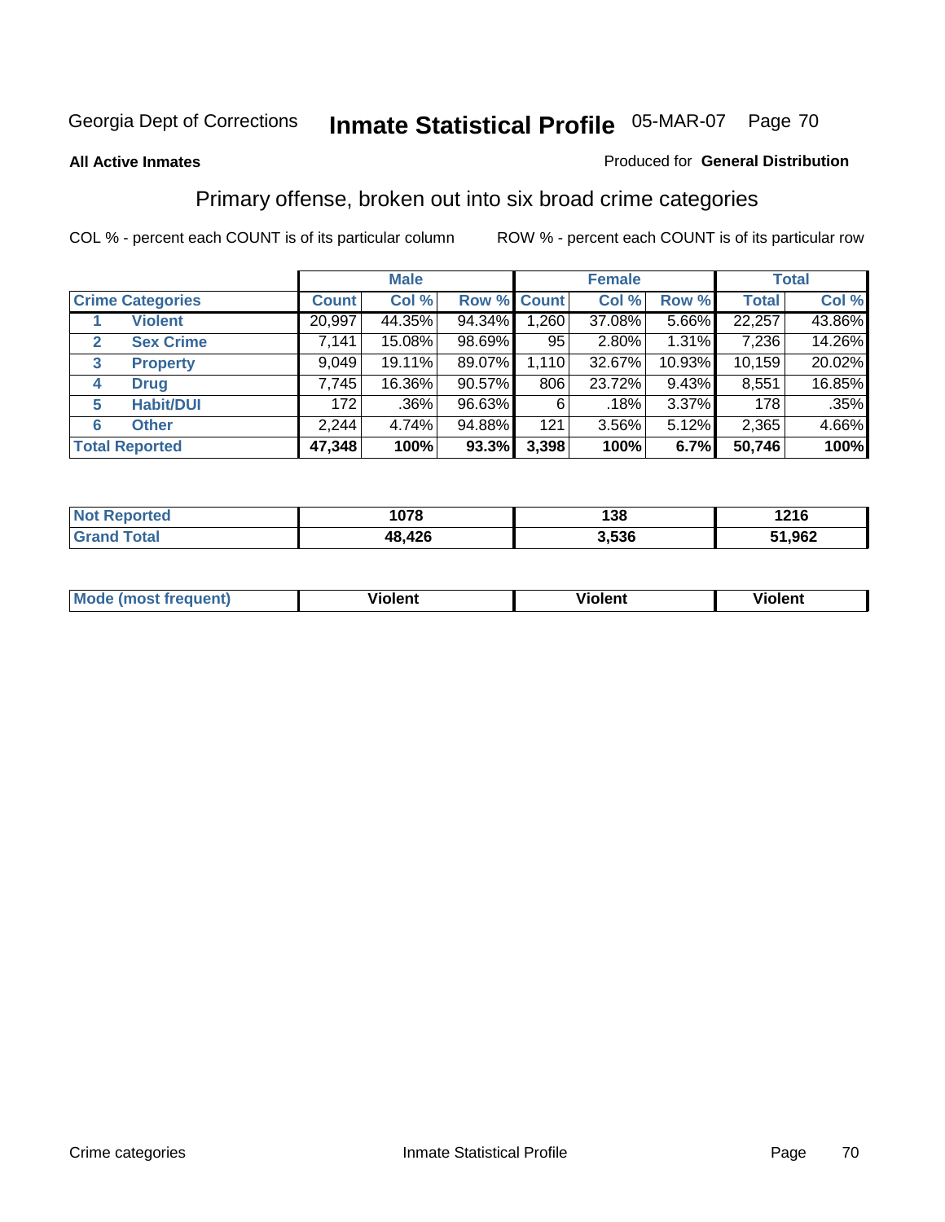Georgia Dept of Corrections **Inmate Statistical Profile** 05-MAR-07

**All Active Inmates**

Produced for **General Distribution**

## Primary offense, broken out into six broad crime categories

COL % - percent each COUNT is of its particular column

ROW % - percent each COUNT is of its particular row

| | | Male | | | Female | | | Total | |
|---|---|---|---|---|---|---|---|---|---|
| **Crime Categories** | | **Count** | **Col %** | **Row %** | **Count** | **Col %** | **Row %** | **Total** | **Col %** |
| 1 | **Violent** | 20,997 | 44.35% | 94.34% | 1,260 | 37.08% | 5.66% | 22,257 | 43.86% |
| 2 | **Sex Crime** | 7,141 | 15.08% | 98.69% | 95 | 2.80% | 1.31% | 7,236 | 14.26% |
| 3 | **Property** | 9,049 | 19.11% | 89.07% | 1,110 | 32.67% | 10.93% | 10,159 | 20.02% |
| 4 | **Drug** | 7,745 | 16.36% | 90.57% | 806 | 23.72% | 9.43% | 8,551 | 16.85% |
| 5 | **Habit/DUI** | 172 | .36% | 96.63% | 6 | .18% | 3.37% | 178 | .35% |
| 6 | **Other** | 2,244 | 4.74% | 94.88% | 121 | 3.56% | 5.12% | 2,365 | 4.66% |
| **Total Reported** | | **47,348** | **100%** | **93.3%** | **3,398** | **100%** | **6.7%** | **50,746** | **100%** |

| | Male | Female | Total |
|---|---|---|---|
| **Not Reported** | **1078** | **138** | **1216** |
| **Grand Total** | **48,426** | **3,536** | **51,962** |

| | Male | Female | Total |
|---|---|---|---|
| **Mode (most frequent)** | **Violent** | **Violent** | **Violent** |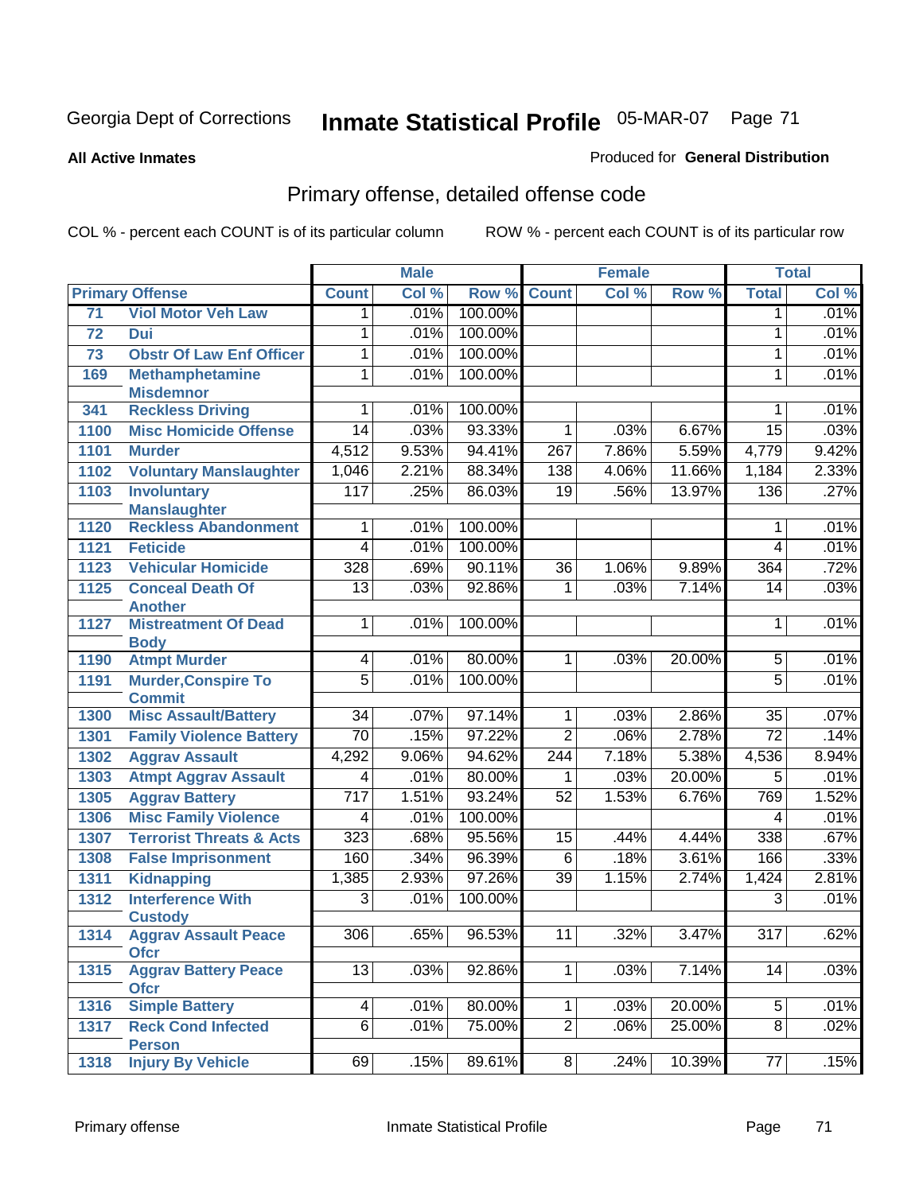Georgia Dept of Corrections

# Inmate Statistical Profile 05-MAR-07

**All Active Inmates**

Produced for **General Distribution**

## Primary offense, detailed offense code

COL % - percent each COUNT is of its particular column

ROW % - percent each COUNT is of its particular row

| Primary Offense | | Male | | | Female | | | Total | |
|---|---|---|---|---|---|---|---|---|---|
| | | Count | Col % | Row % | Count | Col % | Row % | Total | Col % |
| 71 | Viol Motor Veh Law | 1 | .01% | 100.00% | | | | 1 | .01% |
| 72 | Dui | 1 | .01% | 100.00% | | | | 1 | .01% |
| 73 | Obstr Of Law Enf Officer | 1 | .01% | 100.00% | | | | 1 | .01% |
| 169 | Methamphetamine Misdemnor | 1 | .01% | 100.00% | | | | 1 | .01% |
| 341 | Reckless Driving | 1 | .01% | 100.00% | | | | 1 | .01% |
| 1100 | Misc Homicide Offense | 14 | .03% | 93.33% | 1 | .03% | 6.67% | 15 | .03% |
| 1101 | Murder | 4,512 | 9.53% | 94.41% | 267 | 7.86% | 5.59% | 4,779 | 9.42% |
| 1102 | Voluntary Manslaughter | 1,046 | 2.21% | 88.34% | 138 | 4.06% | 11.66% | 1,184 | 2.33% |
| 1103 | Involuntary Manslaughter | 117 | .25% | 86.03% | 19 | .56% | 13.97% | 136 | .27% |
| 1120 | Reckless Abandonment | 1 | .01% | 100.00% | | | | 1 | .01% |
| 1121 | Feticide | 4 | .01% | 100.00% | | | | 4 | .01% |
| 1123 | Vehicular Homicide | 328 | .69% | 90.11% | 36 | 1.06% | 9.89% | 364 | .72% |
| 1125 | Conceal Death Of Another | 13 | .03% | 92.86% | 1 | .03% | 7.14% | 14 | .03% |
| 1127 | Mistreatment Of Dead Body | 1 | .01% | 100.00% | | | | 1 | .01% |
| 1190 | Atmpt Murder | 4 | .01% | 80.00% | 1 | .03% | 20.00% | 5 | .01% |
| 1191 | Murder,Conspire To Commit | 5 | .01% | 100.00% | | | | 5 | .01% |
| 1300 | Misc Assault/Battery | 34 | .07% | 97.14% | 1 | .03% | 2.86% | 35 | .07% |
| 1301 | Family Violence Battery | 70 | .15% | 97.22% | 2 | .06% | 2.78% | 72 | .14% |
| 1302 | Aggrav Assault | 4,292 | 9.06% | 94.62% | 244 | 7.18% | 5.38% | 4,536 | 8.94% |
| 1303 | Atmpt Aggrav Assault | 4 | .01% | 80.00% | 1 | .03% | 20.00% | 5 | .01% |
| 1305 | Aggrav Battery | 717 | 1.51% | 93.24% | 52 | 1.53% | 6.76% | 769 | 1.52% |
| 1306 | Misc Family Violence | 4 | .01% | 100.00% | | | | 4 | .01% |
| 1307 | Terrorist Threats & Acts | 323 | .68% | 95.56% | 15 | .44% | 4.44% | 338 | .67% |
| 1308 | False Imprisonment | 160 | .34% | 96.39% | 6 | .18% | 3.61% | 166 | .33% |
| 1311 | Kidnapping | 1,385 | 2.93% | 97.26% | 39 | 1.15% | 2.74% | 1,424 | 2.81% |
| 1312 | Interference With Custody | 3 | .01% | 100.00% | | | | 3 | .01% |
| 1314 | Aggrav Assault Peace Ofcr | 306 | .65% | 96.53% | 11 | .32% | 3.47% | 317 | .62% |
| 1315 | Aggrav Battery Peace Ofcr | 13 | .03% | 92.86% | 1 | .03% | 7.14% | 14 | .03% |
| 1316 | Simple Battery | 4 | .01% | 80.00% | 1 | .03% | 20.00% | 5 | .01% |
| 1317 | Reck Cond Infected Person | 6 | .01% | 75.00% | 2 | .06% | 25.00% | 8 | .02% |
| 1318 | Injury By Vehicle | 69 | .15% | 89.61% | 8 | .24% | 10.39% | 77 | .15% |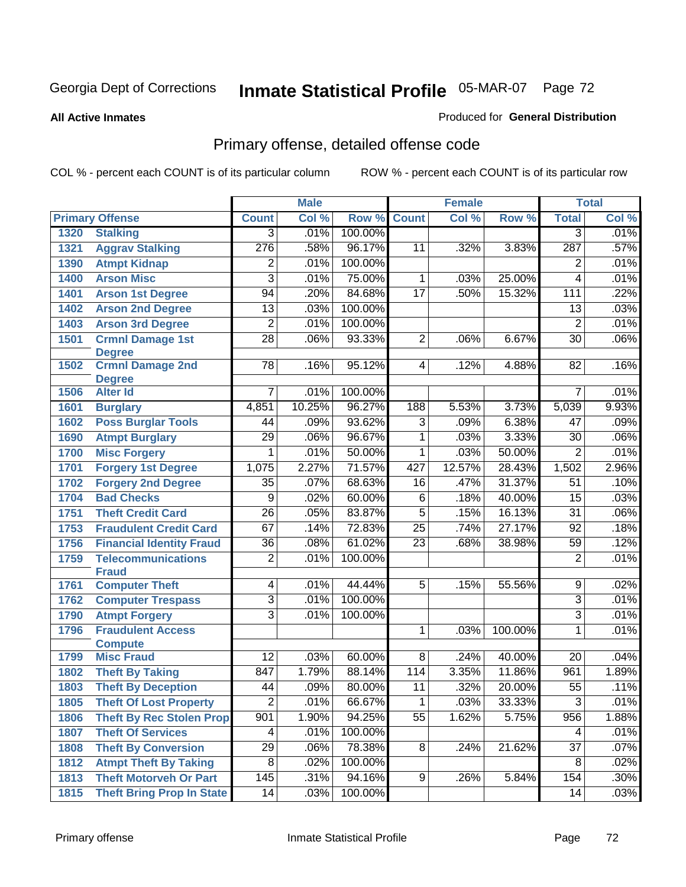Georgia Dept of Corrections

# Inmate Statistical Profile 05-MAR-07

**All Active Inmates**

Produced for **General Distribution**

## Primary offense, detailed offense code

COL % - percent each COUNT is of its particular column

ROW % - percent each COUNT is of its particular row

| Primary Offense | | Male | | | Female | | | Total | |
|---|---|---|---|---|---|---|---|---|---|
| | | Count | Col % | Row % | Count | Col % | Row % | Total | Col % |
| 1320 | Stalking | 3 | .01% | 100.00% | | | | 3 | .01% |
| 1321 | Aggrav Stalking | 276 | .58% | 96.17% | 11 | .32% | 3.83% | 287 | .57% |
| 1390 | Atmpt Kidnap | 2 | .01% | 100.00% | | | | 2 | .01% |
| 1400 | Arson Misc | 3 | .01% | 75.00% | 1 | .03% | 25.00% | 4 | .01% |
| 1401 | Arson 1st Degree | 94 | .20% | 84.68% | 17 | .50% | 15.32% | 111 | .22% |
| 1402 | Arson 2nd Degree | 13 | .03% | 100.00% | | | | 13 | .03% |
| 1403 | Arson 3rd Degree | 2 | .01% | 100.00% | | | | 2 | .01% |
| 1501 | Crmnl Damage 1st Degree | 28 | .06% | 93.33% | 2 | .06% | 6.67% | 30 | .06% |
| 1502 | Crmnl Damage 2nd Degree | 78 | .16% | 95.12% | 4 | .12% | 4.88% | 82 | .16% |
| 1506 | Alter Id | 7 | .01% | 100.00% | | | | 7 | .01% |
| 1601 | Burglary | 4,851 | 10.25% | 96.27% | 188 | 5.53% | 3.73% | 5,039 | 9.93% |
| 1602 | Poss Burglar Tools | 44 | .09% | 93.62% | 3 | .09% | 6.38% | 47 | .09% |
| 1690 | Atmpt Burglary | 29 | .06% | 96.67% | 1 | .03% | 3.33% | 30 | .06% |
| 1700 | Misc Forgery | 1 | .01% | 50.00% | 1 | .03% | 50.00% | 2 | .01% |
| 1701 | Forgery 1st Degree | 1,075 | 2.27% | 71.57% | 427 | 12.57% | 28.43% | 1,502 | 2.96% |
| 1702 | Forgery 2nd Degree | 35 | .07% | 68.63% | 16 | .47% | 31.37% | 51 | .10% |
| 1704 | Bad Checks | 9 | .02% | 60.00% | 6 | .18% | 40.00% | 15 | .03% |
| 1751 | Theft Credit Card | 26 | .05% | 83.87% | 5 | .15% | 16.13% | 31 | .06% |
| 1753 | Fraudulent Credit Card | 67 | .14% | 72.83% | 25 | .74% | 27.17% | 92 | .18% |
| 1756 | Financial Identity Fraud | 36 | .08% | 61.02% | 23 | .68% | 38.98% | 59 | .12% |
| 1759 | Telecommunications Fraud | 2 | .01% | 100.00% | | | | 2 | .01% |
| 1761 | Computer Theft | 4 | .01% | 44.44% | 5 | .15% | 55.56% | 9 | .02% |
| 1762 | Computer Trespass | 3 | .01% | 100.00% | | | | 3 | .01% |
| 1790 | Atmpt Forgery | 3 | .01% | 100.00% | | | | 3 | .01% |
| 1796 | Fraudulent Access Compute | | | | 1 | .03% | 100.00% | 1 | .01% |
| 1799 | Misc Fraud | 12 | .03% | 60.00% | 8 | .24% | 40.00% | 20 | .04% |
| 1802 | Theft By Taking | 847 | 1.79% | 88.14% | 114 | 3.35% | 11.86% | 961 | 1.89% |
| 1803 | Theft By Deception | 44 | .09% | 80.00% | 11 | .32% | 20.00% | 55 | .11% |
| 1805 | Theft Of Lost Property | 2 | .01% | 66.67% | 1 | .03% | 33.33% | 3 | .01% |
| 1806 | Theft By Rec Stolen Prop | 901 | 1.90% | 94.25% | 55 | 1.62% | 5.75% | 956 | 1.88% |
| 1807 | Theft Of Services | 4 | .01% | 100.00% | | | | 4 | .01% |
| 1808 | Theft By Conversion | 29 | .06% | 78.38% | 8 | .24% | 21.62% | 37 | .07% |
| 1812 | Atmpt Theft By Taking | 8 | .02% | 100.00% | | | | 8 | .02% |
| 1813 | Theft Motorveh Or Part | 145 | .31% | 94.16% | 9 | .26% | 5.84% | 154 | .30% |
| 1815 | Theft Bring Prop In State | 14 | .03% | 100.00% | | | | 14 | .03% |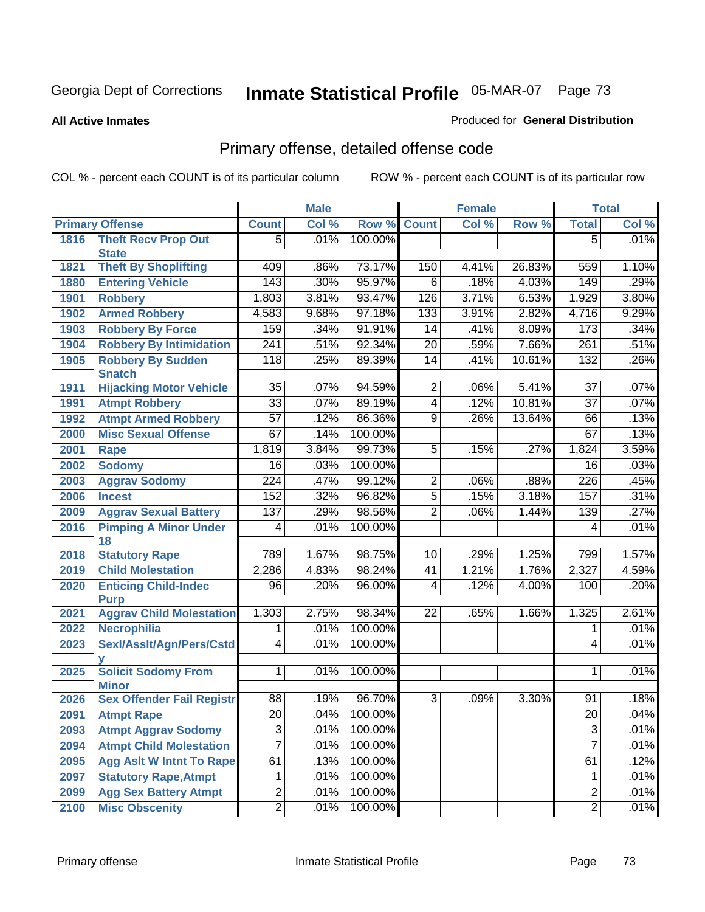Georgia Dept of Corrections **Inmate Statistical Profile** 05-MAR-07

**All Active Inmates**

Produced for **General Distribution**

## Primary offense, detailed offense code

COL % - percent each COUNT is of its particular column

ROW % - percent each COUNT is of its particular row

| Primary Offense | | Male | | | Female | | | Total | |
|---|---|---|---|---|---|---|---|---|---|
| | | Count | Col % | Row % | Count | Col % | Row % | Total | Col % |
| 1816 | Theft Recv Prop Out State | 5 | .01% | 100.00% | | | | 5 | .01% |
| 1821 | Theft By Shoplifting | 409 | .86% | 73.17% | 150 | 4.41% | 26.83% | 559 | 1.10% |
| 1880 | Entering Vehicle | 143 | .30% | 95.97% | 6 | .18% | 4.03% | 149 | .29% |
| 1901 | Robbery | 1,803 | 3.81% | 93.47% | 126 | 3.71% | 6.53% | 1,929 | 3.80% |
| 1902 | Armed Robbery | 4,583 | 9.68% | 97.18% | 133 | 3.91% | 2.82% | 4,716 | 9.29% |
| 1903 | Robbery By Force | 159 | .34% | 91.91% | 14 | .41% | 8.09% | 173 | .34% |
| 1904 | Robbery By Intimidation | 241 | .51% | 92.34% | 20 | .59% | 7.66% | 261 | .51% |
| 1905 | Robbery By Sudden Snatch | 118 | .25% | 89.39% | 14 | .41% | 10.61% | 132 | .26% |
| 1911 | Hijacking Motor Vehicle | 35 | .07% | 94.59% | 2 | .06% | 5.41% | 37 | .07% |
| 1991 | Atmpt Robbery | 33 | .07% | 89.19% | 4 | .12% | 10.81% | 37 | .07% |
| 1992 | Atmpt Armed Robbery | 57 | .12% | 86.36% | 9 | .26% | 13.64% | 66 | .13% |
| 2000 | Misc Sexual Offense | 67 | .14% | 100.00% | | | | 67 | .13% |
| 2001 | Rape | 1,819 | 3.84% | 99.73% | 5 | .15% | .27% | 1,824 | 3.59% |
| 2002 | Sodomy | 16 | .03% | 100.00% | | | | 16 | .03% |
| 2003 | Aggrav Sodomy | 224 | .47% | 99.12% | 2 | .06% | .88% | 226 | .45% |
| 2006 | Incest | 152 | .32% | 96.82% | 5 | .15% | 3.18% | 157 | .31% |
| 2009 | Aggrav Sexual Battery | 137 | .29% | 98.56% | 2 | .06% | 1.44% | 139 | .27% |
| 2016 | Pimping A Minor Under 18 | 4 | .01% | 100.00% | | | | 4 | .01% |
| 2018 | Statutory Rape | 789 | 1.67% | 98.75% | 10 | .29% | 1.25% | 799 | 1.57% |
| 2019 | Child Molestation | 2,286 | 4.83% | 98.24% | 41 | 1.21% | 1.76% | 2,327 | 4.59% |
| 2020 | Enticing Child-Indec Purp | 96 | .20% | 96.00% | 4 | .12% | 4.00% | 100 | .20% |
| 2021 | Aggrav Child Molestation | 1,303 | 2.75% | 98.34% | 22 | .65% | 1.66% | 1,325 | 2.61% |
| 2022 | Necrophilia | 1 | .01% | 100.00% | | | | 1 | .01% |
| 2023 | Sexl/Asslt/Agn/Pers/Cstdy | 4 | .01% | 100.00% | | | | 4 | .01% |
| 2025 | Solicit Sodomy From Minor | 1 | .01% | 100.00% | | | | 1 | .01% |
| 2026 | Sex Offender Fail Registr | 88 | .19% | 96.70% | 3 | .09% | 3.30% | 91 | .18% |
| 2091 | Atmpt Rape | 20 | .04% | 100.00% | | | | 20 | .04% |
| 2093 | Atmpt Aggrav Sodomy | 3 | .01% | 100.00% | | | | 3 | .01% |
| 2094 | Atmpt Child Molestation | 7 | .01% | 100.00% | | | | 7 | .01% |
| 2095 | Agg Aslt W Intnt To Rape | 61 | .13% | 100.00% | | | | 61 | .12% |
| 2097 | Statutory Rape,Atmpt | 1 | .01% | 100.00% | | | | 1 | .01% |
| 2099 | Agg Sex Battery Atmpt | 2 | .01% | 100.00% | | | | 2 | .01% |
| 2100 | Misc Obscenity | 2 | .01% | 100.00% | | | | 2 | .01% |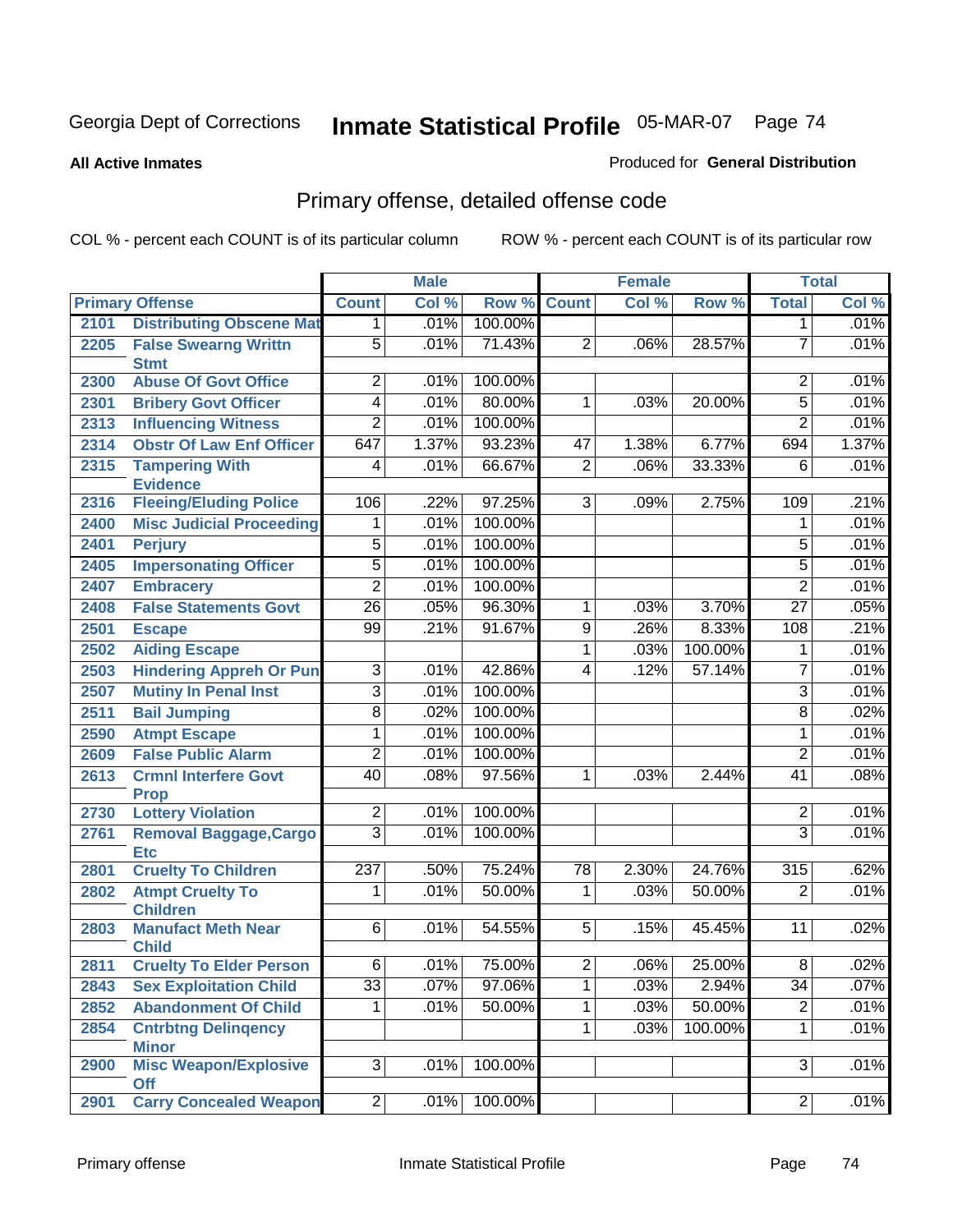Georgia Dept of Corrections **Inmate Statistical Profile** 05-MAR-07

**All Active Inmates**

Produced for **General Distribution**

## Primary offense, detailed offense code

COL % - percent each COUNT is of its particular column

ROW % - percent each COUNT is of its particular row

| Primary Offense | | Male | | | Female | | | Total | |
|---|---|---|---|---|---|---|---|---|---|
| | | Count | Col % | Row % | Count | Col % | Row % | Total | Col % |
| 2101 | Distributing Obscene Mat | 1 | .01% | 100.00% | | | | 1 | .01% |
| 2205 | False Swearng Writtn Stmt | 5 | .01% | 71.43% | 2 | .06% | 28.57% | 7 | .01% |
| 2300 | Abuse Of Govt Office | 2 | .01% | 100.00% | | | | 2 | .01% |
| 2301 | Bribery Govt Officer | 4 | .01% | 80.00% | 1 | .03% | 20.00% | 5 | .01% |
| 2313 | Influencing Witness | 2 | .01% | 100.00% | | | | 2 | .01% |
| 2314 | Obstr Of Law Enf Officer | 647 | 1.37% | 93.23% | 47 | 1.38% | 6.77% | 694 | 1.37% |
| 2315 | Tampering With Evidence | 4 | .01% | 66.67% | 2 | .06% | 33.33% | 6 | .01% |
| 2316 | Fleeing/Eluding Police | 106 | .22% | 97.25% | 3 | .09% | 2.75% | 109 | .21% |
| 2400 | Misc Judicial Proceeding | 1 | .01% | 100.00% | | | | 1 | .01% |
| 2401 | Perjury | 5 | .01% | 100.00% | | | | 5 | .01% |
| 2405 | Impersonating Officer | 5 | .01% | 100.00% | | | | 5 | .01% |
| 2407 | Embracery | 2 | .01% | 100.00% | | | | 2 | .01% |
| 2408 | False Statements Govt | 26 | .05% | 96.30% | 1 | .03% | 3.70% | 27 | .05% |
| 2501 | Escape | 99 | .21% | 91.67% | 9 | .26% | 8.33% | 108 | .21% |
| 2502 | Aiding Escape | | | | 1 | .03% | 100.00% | 1 | .01% |
| 2503 | Hindering Appreh Or Pun | 3 | .01% | 42.86% | 4 | .12% | 57.14% | 7 | .01% |
| 2507 | Mutiny In Penal Inst | 3 | .01% | 100.00% | | | | 3 | .01% |
| 2511 | Bail Jumping | 8 | .02% | 100.00% | | | | 8 | .02% |
| 2590 | Atmpt Escape | 1 | .01% | 100.00% | | | | 1 | .01% |
| 2609 | False Public Alarm | 2 | .01% | 100.00% | | | | 2 | .01% |
| 2613 | Crmnl Interfere Govt Prop | 40 | .08% | 97.56% | 1 | .03% | 2.44% | 41 | .08% |
| 2730 | Lottery Violation | 2 | .01% | 100.00% | | | | 2 | .01% |
| 2761 | Removal Baggage,Cargo Etc | 3 | .01% | 100.00% | | | | 3 | .01% |
| 2801 | Cruelty To Children | 237 | .50% | 75.24% | 78 | 2.30% | 24.76% | 315 | .62% |
| 2802 | Atmpt Cruelty To Children | 1 | .01% | 50.00% | 1 | .03% | 50.00% | 2 | .01% |
| 2803 | Manufact Meth Near Child | 6 | .01% | 54.55% | 5 | .15% | 45.45% | 11 | .02% |
| 2811 | Cruelty To Elder Person | 6 | .01% | 75.00% | 2 | .06% | 25.00% | 8 | .02% |
| 2843 | Sex Exploitation Child | 33 | .07% | 97.06% | 1 | .03% | 2.94% | 34 | .07% |
| 2852 | Abandonment Of Child | 1 | .01% | 50.00% | 1 | .03% | 50.00% | 2 | .01% |
| 2854 | Cntrbtng Delinqency Minor | | | | 1 | .03% | 100.00% | 1 | .01% |
| 2900 | Misc Weapon/Explosive Off | 3 | .01% | 100.00% | | | | 3 | .01% |
| 2901 | Carry Concealed Weapon | 2 | .01% | 100.00% | | | | 2 | .01% |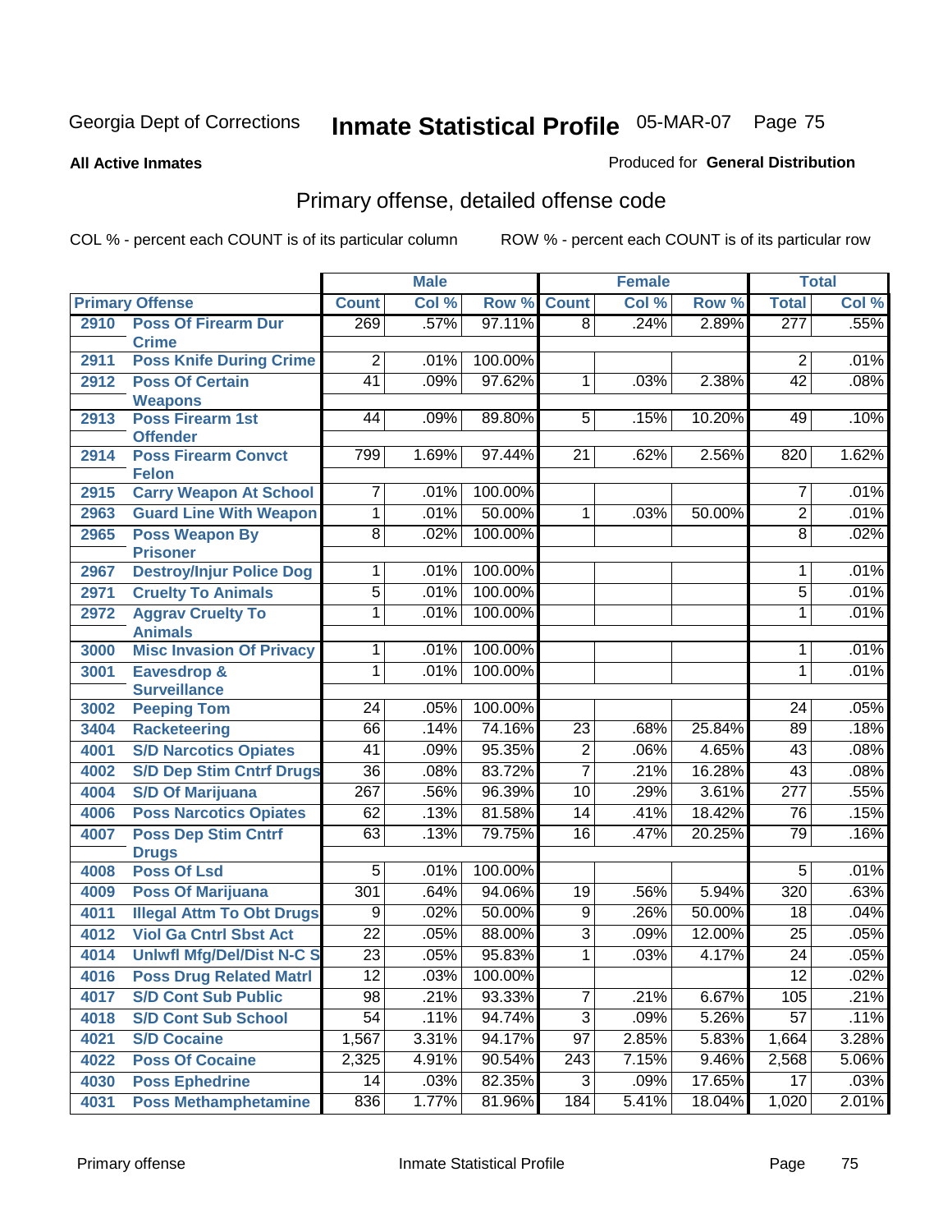# Georgia Dept of Corrections — Inmate Statistical Profile 05-MAR-07

**All Active Inmates**

Produced for **General Distribution**

## Primary offense, detailed offense code

COL % - percent each COUNT is of its particular column

ROW % - percent each COUNT is of its particular row

| Primary Offense | | Male | | | Female | | | Total | |
|---|---|---|---|---|---|---|---|---|---|
| | | Count | Col % | Row % | Count | Col % | Row % | Total | Col % |
| 2910 | Poss Of Firearm Dur Crime | 269 | .57% | 97.11% | 8 | .24% | 2.89% | 277 | .55% |
| 2911 | Poss Knife During Crime | 2 | .01% | 100.00% | | | | 2 | .01% |
| 2912 | Poss Of Certain Weapons | 41 | .09% | 97.62% | 1 | .03% | 2.38% | 42 | .08% |
| 2913 | Poss Firearm 1st Offender | 44 | .09% | 89.80% | 5 | .15% | 10.20% | 49 | .10% |
| 2914 | Poss Firearm Convct Felon | 799 | 1.69% | 97.44% | 21 | .62% | 2.56% | 820 | 1.62% |
| 2915 | Carry Weapon At School | 7 | .01% | 100.00% | | | | 7 | .01% |
| 2963 | Guard Line With Weapon | 1 | .01% | 50.00% | 1 | .03% | 50.00% | 2 | .01% |
| 2965 | Poss Weapon By Prisoner | 8 | .02% | 100.00% | | | | 8 | .02% |
| 2967 | Destroy/Injur Police Dog | 1 | .01% | 100.00% | | | | 1 | .01% |
| 2971 | Cruelty To Animals | 5 | .01% | 100.00% | | | | 5 | .01% |
| 2972 | Aggrav Cruelty To Animals | 1 | .01% | 100.00% | | | | 1 | .01% |
| 3000 | Misc Invasion Of Privacy | 1 | .01% | 100.00% | | | | 1 | .01% |
| 3001 | Eavesdrop & Surveillance | 1 | .01% | 100.00% | | | | 1 | .01% |
| 3002 | Peeping Tom | 24 | .05% | 100.00% | | | | 24 | .05% |
| 3404 | Racketeering | 66 | .14% | 74.16% | 23 | .68% | 25.84% | 89 | .18% |
| 4001 | S/D Narcotics Opiates | 41 | .09% | 95.35% | 2 | .06% | 4.65% | 43 | .08% |
| 4002 | S/D Dep Stim Cntrf Drugs | 36 | .08% | 83.72% | 7 | .21% | 16.28% | 43 | .08% |
| 4004 | S/D Of Marijuana | 267 | .56% | 96.39% | 10 | .29% | 3.61% | 277 | .55% |
| 4006 | Poss Narcotics Opiates | 62 | .13% | 81.58% | 14 | .41% | 18.42% | 76 | .15% |
| 4007 | Poss Dep Stim Cntrf Drugs | 63 | .13% | 79.75% | 16 | .47% | 20.25% | 79 | .16% |
| 4008 | Poss Of Lsd | 5 | .01% | 100.00% | | | | 5 | .01% |
| 4009 | Poss Of Marijuana | 301 | .64% | 94.06% | 19 | .56% | 5.94% | 320 | .63% |
| 4011 | Illegal Attm To Obt Drugs | 9 | .02% | 50.00% | 9 | .26% | 50.00% | 18 | .04% |
| 4012 | Viol Ga Cntrl Sbst Act | 22 | .05% | 88.00% | 3 | .09% | 12.00% | 25 | .05% |
| 4014 | Unlwfl Mfg/Del/Dist N-C S | 23 | .05% | 95.83% | 1 | .03% | 4.17% | 24 | .05% |
| 4016 | Poss Drug Related Matrl | 12 | .03% | 100.00% | | | | 12 | .02% |
| 4017 | S/D Cont Sub Public | 98 | .21% | 93.33% | 7 | .21% | 6.67% | 105 | .21% |
| 4018 | S/D Cont Sub School | 54 | .11% | 94.74% | 3 | .09% | 5.26% | 57 | .11% |
| 4021 | S/D Cocaine | 1,567 | 3.31% | 94.17% | 97 | 2.85% | 5.83% | 1,664 | 3.28% |
| 4022 | Poss Of Cocaine | 2,325 | 4.91% | 90.54% | 243 | 7.15% | 9.46% | 2,568 | 5.06% |
| 4030 | Poss Ephedrine | 14 | .03% | 82.35% | 3 | .09% | 17.65% | 17 | .03% |
| 4031 | Poss Methamphetamine | 836 | 1.77% | 81.96% | 184 | 5.41% | 18.04% | 1,020 | 2.01% |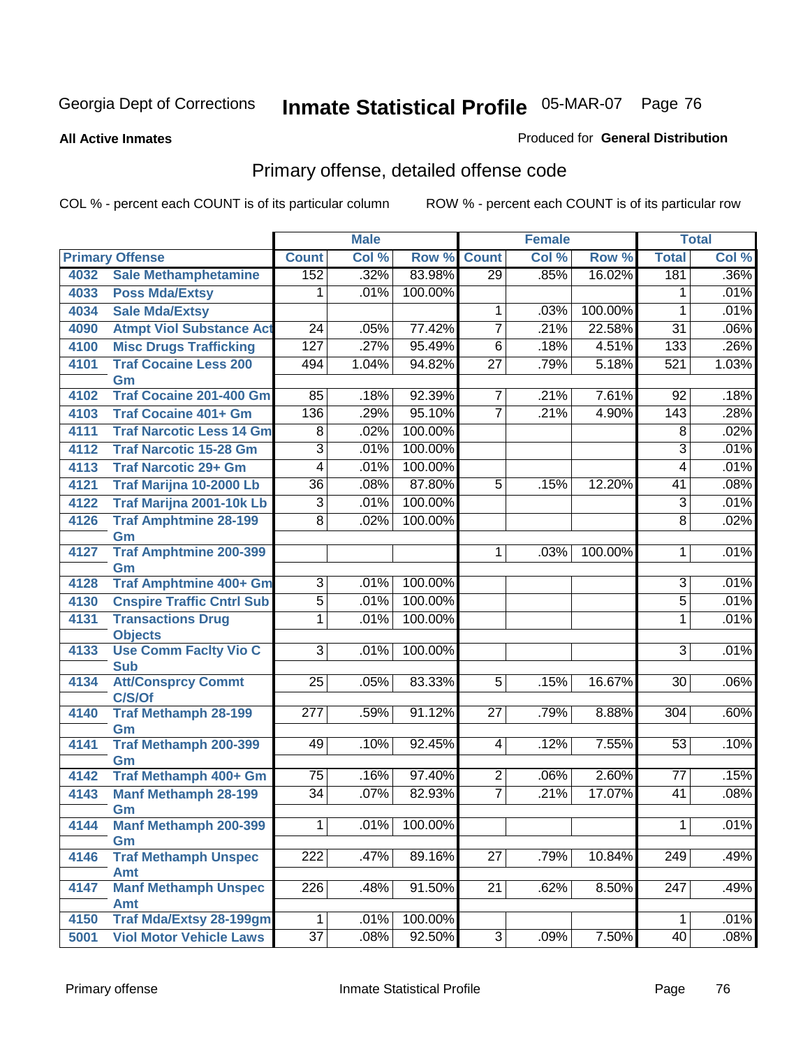Georgia Dept of Corrections **Inmate Statistical Profile** 05-MAR-07

**All Active Inmates**

Produced for **General Distribution**

## Primary offense, detailed offense code

COL % - percent each COUNT is of its particular column ROW % - percent each COUNT is of its particular row

| Primary Offense | | Male | | | Female | | | Total | |
|---|---|---|---|---|---|---|---|---|---|
| | | Count | Col % | Row % | Count | Col % | Row % | Total | Col % |
| 4032 | Sale Methamphetamine | 152 | .32% | 83.98% | 29 | .85% | 16.02% | 181 | .36% |
| 4033 | Poss Mda/Extsy | 1 | .01% | 100.00% | | | | 1 | .01% |
| 4034 | Sale Mda/Extsy | | | | 1 | .03% | 100.00% | 1 | .01% |
| 4090 | Atmpt Viol Substance Act | 24 | .05% | 77.42% | 7 | .21% | 22.58% | 31 | .06% |
| 4100 | Misc Drugs Trafficking | 127 | .27% | 95.49% | 6 | .18% | 4.51% | 133 | .26% |
| 4101 | Traf Cocaine Less 200 Gm | 494 | 1.04% | 94.82% | 27 | .79% | 5.18% | 521 | 1.03% |
| 4102 | Traf Cocaine 201-400 Gm | 85 | .18% | 92.39% | 7 | .21% | 7.61% | 92 | .18% |
| 4103 | Traf Cocaine 401+ Gm | 136 | .29% | 95.10% | 7 | .21% | 4.90% | 143 | .28% |
| 4111 | Traf Narcotic Less 14 Gm | 8 | .02% | 100.00% | | | | 8 | .02% |
| 4112 | Traf Narcotic 15-28 Gm | 3 | .01% | 100.00% | | | | 3 | .01% |
| 4113 | Traf Narcotic 29+ Gm | 4 | .01% | 100.00% | | | | 4 | .01% |
| 4121 | Traf Marijna 10-2000 Lb | 36 | .08% | 87.80% | 5 | .15% | 12.20% | 41 | .08% |
| 4122 | Traf Marijna 2001-10k Lb | 3 | .01% | 100.00% | | | | 3 | .01% |
| 4126 | Traf Amphtmine 28-199 Gm | 8 | .02% | 100.00% | | | | 8 | .02% |
| 4127 | Traf Amphtmine 200-399 Gm | | | | 1 | .03% | 100.00% | 1 | .01% |
| 4128 | Traf Amphtmine 400+ Gm | 3 | .01% | 100.00% | | | | 3 | .01% |
| 4130 | Cnspire Traffic Cntrl Sub | 5 | .01% | 100.00% | | | | 5 | .01% |
| 4131 | Transactions Drug Objects | 1 | .01% | 100.00% | | | | 1 | .01% |
| 4133 | Use Comm Faclty Vio C Sub | 3 | .01% | 100.00% | | | | 3 | .01% |
| 4134 | Att/Consprcy Commt C/S/Of | 25 | .05% | 83.33% | 5 | .15% | 16.67% | 30 | .06% |
| 4140 | Traf Methamph 28-199 Gm | 277 | .59% | 91.12% | 27 | .79% | 8.88% | 304 | .60% |
| 4141 | Traf Methamph 200-399 Gm | 49 | .10% | 92.45% | 4 | .12% | 7.55% | 53 | .10% |
| 4142 | Traf Methamph 400+ Gm | 75 | .16% | 97.40% | 2 | .06% | 2.60% | 77 | .15% |
| 4143 | Manf Methamph 28-199 Gm | 34 | .07% | 82.93% | 7 | .21% | 17.07% | 41 | .08% |
| 4144 | Manf Methamph 200-399 Gm | 1 | .01% | 100.00% | | | | 1 | .01% |
| 4146 | Traf Methamph Unspec Amt | 222 | .47% | 89.16% | 27 | .79% | 10.84% | 249 | .49% |
| 4147 | Manf Methamph Unspec Amt | 226 | .48% | 91.50% | 21 | .62% | 8.50% | 247 | .49% |
| 4150 | Traf Mda/Extsy 28-199gm | 1 | .01% | 100.00% | | | | 1 | .01% |
| 5001 | Viol Motor Vehicle Laws | 37 | .08% | 92.50% | 3 | .09% | 7.50% | 40 | .08% |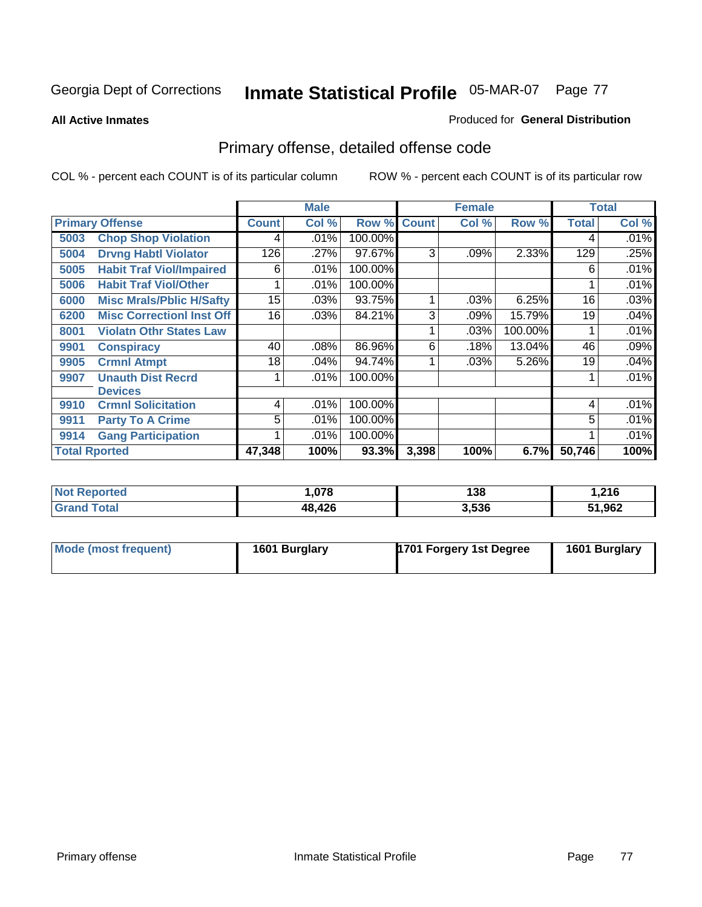Georgia Dept of Corrections

# Inmate Statistical Profile 05-MAR-07

**All Active Inmates**

Produced for **General Distribution**

## Primary offense, detailed offense code

COL % - percent each COUNT is of its particular column

ROW % - percent each COUNT is of its particular row

| Primary Offense | | Male | | | Female | | | Total | |
|---|---|---|---|---|---|---|---|---|---|
| | | Count | Col % | Row % | Count | Col % | Row % | Total | Col % |
| 5003 | Chop Shop Violation | 4 | .01% | 100.00% | | | | 4 | .01% |
| 5004 | Drvng Habtl Violator | 126 | .27% | 97.67% | 3 | .09% | 2.33% | 129 | .25% |
| 5005 | Habit Traf Viol/Impaired | 6 | .01% | 100.00% | | | | 6 | .01% |
| 5006 | Habit Traf Viol/Other | 1 | .01% | 100.00% | | | | 1 | .01% |
| 6000 | Misc Mrals/Pblic H/Safty | 15 | .03% | 93.75% | 1 | .03% | 6.25% | 16 | .03% |
| 6200 | Misc Correctionl Inst Off | 16 | .03% | 84.21% | 3 | .09% | 15.79% | 19 | .04% |
| 8001 | Violatn Othr States Law | | | | 1 | .03% | 100.00% | 1 | .01% |
| 9901 | Conspiracy | 40 | .08% | 86.96% | 6 | .18% | 13.04% | 46 | .09% |
| 9905 | Crmnl Atmpt | 18 | .04% | 94.74% | 1 | .03% | 5.26% | 19 | .04% |
| 9907 | Unauth Dist Recrd Devices | 1 | .01% | 100.00% | | | | 1 | .01% |
| 9910 | Crmnl Solicitation | 4 | .01% | 100.00% | | | | 4 | .01% |
| 9911 | Party To A Crime | 5 | .01% | 100.00% | | | | 5 | .01% |
| 9914 | Gang Participation | 1 | .01% | 100.00% | | | | 1 | .01% |
| Total Rported | | 47,348 | 100% | 93.3% | 3,398 | 100% | 6.7% | 50,746 | 100% |

| | Male | Female | Total |
|---|---|---|---|
| Not Reported | 1,078 | 138 | 1,216 |
| Grand Total | 48,426 | 3,536 | 51,962 |

| | Male | Female | Total |
|---|---|---|---|
| Mode (most frequent) | 1601 Burglary | 1701 Forgery 1st Degree | 1601 Burglary |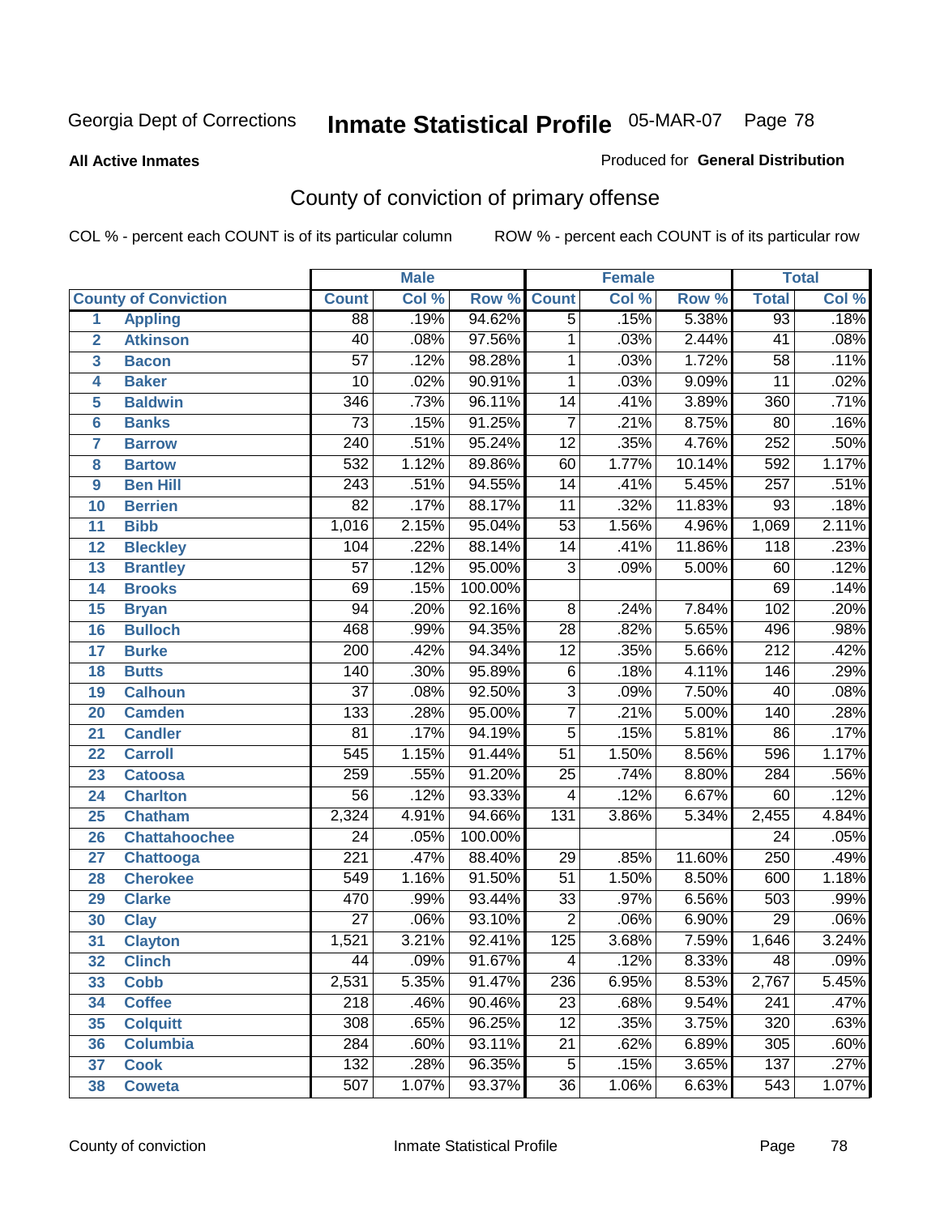# Inmate Statistical Profile

Georgia Dept of Corrections — 05-MAR-07

**All Active Inmates** — Produced for **General Distribution**

## County of conviction of primary offense

COL % - percent each COUNT is of its particular column ROW % - percent each COUNT is of its particular row

| | | Male | | | Female | | | Total | |
|---|---|---|---|---|---|---|---|---|---|
| County of Conviction | | Count | Col % | Row % | Count | Col % | Row % | Total | Col % |
| 1 | Appling | 88 | .19% | 94.62% | 5 | .15% | 5.38% | 93 | .18% |
| 2 | Atkinson | 40 | .08% | 97.56% | 1 | .03% | 2.44% | 41 | .08% |
| 3 | Bacon | 57 | .12% | 98.28% | 1 | .03% | 1.72% | 58 | .11% |
| 4 | Baker | 10 | .02% | 90.91% | 1 | .03% | 9.09% | 11 | .02% |
| 5 | Baldwin | 346 | .73% | 96.11% | 14 | .41% | 3.89% | 360 | .71% |
| 6 | Banks | 73 | .15% | 91.25% | 7 | .21% | 8.75% | 80 | .16% |
| 7 | Barrow | 240 | .51% | 95.24% | 12 | .35% | 4.76% | 252 | .50% |
| 8 | Bartow | 532 | 1.12% | 89.86% | 60 | 1.77% | 10.14% | 592 | 1.17% |
| 9 | Ben Hill | 243 | .51% | 94.55% | 14 | .41% | 5.45% | 257 | .51% |
| 10 | Berrien | 82 | .17% | 88.17% | 11 | .32% | 11.83% | 93 | .18% |
| 11 | Bibb | 1,016 | 2.15% | 95.04% | 53 | 1.56% | 4.96% | 1,069 | 2.11% |
| 12 | Bleckley | 104 | .22% | 88.14% | 14 | .41% | 11.86% | 118 | .23% |
| 13 | Brantley | 57 | .12% | 95.00% | 3 | .09% | 5.00% | 60 | .12% |
| 14 | Brooks | 69 | .15% | 100.00% | | | | 69 | .14% |
| 15 | Bryan | 94 | .20% | 92.16% | 8 | .24% | 7.84% | 102 | .20% |
| 16 | Bulloch | 468 | .99% | 94.35% | 28 | .82% | 5.65% | 496 | .98% |
| 17 | Burke | 200 | .42% | 94.34% | 12 | .35% | 5.66% | 212 | .42% |
| 18 | Butts | 140 | .30% | 95.89% | 6 | .18% | 4.11% | 146 | .29% |
| 19 | Calhoun | 37 | .08% | 92.50% | 3 | .09% | 7.50% | 40 | .08% |
| 20 | Camden | 133 | .28% | 95.00% | 7 | .21% | 5.00% | 140 | .28% |
| 21 | Candler | 81 | .17% | 94.19% | 5 | .15% | 5.81% | 86 | .17% |
| 22 | Carroll | 545 | 1.15% | 91.44% | 51 | 1.50% | 8.56% | 596 | 1.17% |
| 23 | Catoosa | 259 | .55% | 91.20% | 25 | .74% | 8.80% | 284 | .56% |
| 24 | Charlton | 56 | .12% | 93.33% | 4 | .12% | 6.67% | 60 | .12% |
| 25 | Chatham | 2,324 | 4.91% | 94.66% | 131 | 3.86% | 5.34% | 2,455 | 4.84% |
| 26 | Chattahoochee | 24 | .05% | 100.00% | | | | 24 | .05% |
| 27 | Chattooga | 221 | .47% | 88.40% | 29 | .85% | 11.60% | 250 | .49% |
| 28 | Cherokee | 549 | 1.16% | 91.50% | 51 | 1.50% | 8.50% | 600 | 1.18% |
| 29 | Clarke | 470 | .99% | 93.44% | 33 | .97% | 6.56% | 503 | .99% |
| 30 | Clay | 27 | .06% | 93.10% | 2 | .06% | 6.90% | 29 | .06% |
| 31 | Clayton | 1,521 | 3.21% | 92.41% | 125 | 3.68% | 7.59% | 1,646 | 3.24% |
| 32 | Clinch | 44 | .09% | 91.67% | 4 | .12% | 8.33% | 48 | .09% |
| 33 | Cobb | 2,531 | 5.35% | 91.47% | 236 | 6.95% | 8.53% | 2,767 | 5.45% |
| 34 | Coffee | 218 | .46% | 90.46% | 23 | .68% | 9.54% | 241 | .47% |
| 35 | Colquitt | 308 | .65% | 96.25% | 12 | .35% | 3.75% | 320 | .63% |
| 36 | Columbia | 284 | .60% | 93.11% | 21 | .62% | 6.89% | 305 | .60% |
| 37 | Cook | 132 | .28% | 96.35% | 5 | .15% | 3.65% | 137 | .27% |
| 38 | Coweta | 507 | 1.07% | 93.37% | 36 | 1.06% | 6.63% | 543 | 1.07% |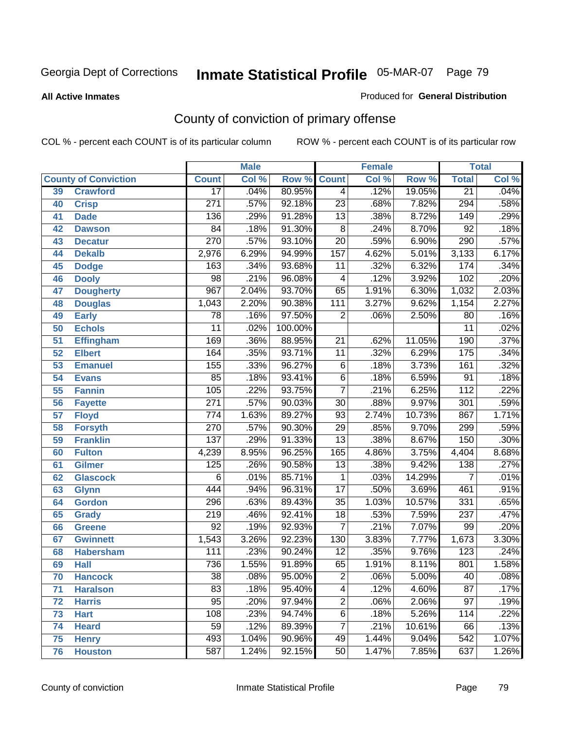Georgia Dept of Corrections

# Inmate Statistical Profile 05-MAR-07 Page 79

**All Active Inmates**

Produced for **General Distribution**

## County of conviction of primary offense

COL % - percent each COUNT is of its particular column

ROW % - percent each COUNT is of its particular row

| County of Conviction | | Male | | | Female | | | Total | |
|---|---|---|---|---|---|---|---|---|---|
| | | Count | Col % | Row % | Count | Col % | Row % | Total | Col % |
| 39 | Crawford | 17 | .04% | 80.95% | 4 | .12% | 19.05% | 21 | .04% |
| 40 | Crisp | 271 | .57% | 92.18% | 23 | .68% | 7.82% | 294 | .58% |
| 41 | Dade | 136 | .29% | 91.28% | 13 | .38% | 8.72% | 149 | .29% |
| 42 | Dawson | 84 | .18% | 91.30% | 8 | .24% | 8.70% | 92 | .18% |
| 43 | Decatur | 270 | .57% | 93.10% | 20 | .59% | 6.90% | 290 | .57% |
| 44 | Dekalb | 2,976 | 6.29% | 94.99% | 157 | 4.62% | 5.01% | 3,133 | 6.17% |
| 45 | Dodge | 163 | .34% | 93.68% | 11 | .32% | 6.32% | 174 | .34% |
| 46 | Dooly | 98 | .21% | 96.08% | 4 | .12% | 3.92% | 102 | .20% |
| 47 | Dougherty | 967 | 2.04% | 93.70% | 65 | 1.91% | 6.30% | 1,032 | 2.03% |
| 48 | Douglas | 1,043 | 2.20% | 90.38% | 111 | 3.27% | 9.62% | 1,154 | 2.27% |
| 49 | Early | 78 | .16% | 97.50% | 2 | .06% | 2.50% | 80 | .16% |
| 50 | Echols | 11 | .02% | 100.00% | | | | 11 | .02% |
| 51 | Effingham | 169 | .36% | 88.95% | 21 | .62% | 11.05% | 190 | .37% |
| 52 | Elbert | 164 | .35% | 93.71% | 11 | .32% | 6.29% | 175 | .34% |
| 53 | Emanuel | 155 | .33% | 96.27% | 6 | .18% | 3.73% | 161 | .32% |
| 54 | Evans | 85 | .18% | 93.41% | 6 | .18% | 6.59% | 91 | .18% |
| 55 | Fannin | 105 | .22% | 93.75% | 7 | .21% | 6.25% | 112 | .22% |
| 56 | Fayette | 271 | .57% | 90.03% | 30 | .88% | 9.97% | 301 | .59% |
| 57 | Floyd | 774 | 1.63% | 89.27% | 93 | 2.74% | 10.73% | 867 | 1.71% |
| 58 | Forsyth | 270 | .57% | 90.30% | 29 | .85% | 9.70% | 299 | .59% |
| 59 | Franklin | 137 | .29% | 91.33% | 13 | .38% | 8.67% | 150 | .30% |
| 60 | Fulton | 4,239 | 8.95% | 96.25% | 165 | 4.86% | 3.75% | 4,404 | 8.68% |
| 61 | Gilmer | 125 | .26% | 90.58% | 13 | .38% | 9.42% | 138 | .27% |
| 62 | Glascock | 6 | .01% | 85.71% | 1 | .03% | 14.29% | 7 | .01% |
| 63 | Glynn | 444 | .94% | 96.31% | 17 | .50% | 3.69% | 461 | .91% |
| 64 | Gordon | 296 | .63% | 89.43% | 35 | 1.03% | 10.57% | 331 | .65% |
| 65 | Grady | 219 | .46% | 92.41% | 18 | .53% | 7.59% | 237 | .47% |
| 66 | Greene | 92 | .19% | 92.93% | 7 | .21% | 7.07% | 99 | .20% |
| 67 | Gwinnett | 1,543 | 3.26% | 92.23% | 130 | 3.83% | 7.77% | 1,673 | 3.30% |
| 68 | Habersham | 111 | .23% | 90.24% | 12 | .35% | 9.76% | 123 | .24% |
| 69 | Hall | 736 | 1.55% | 91.89% | 65 | 1.91% | 8.11% | 801 | 1.58% |
| 70 | Hancock | 38 | .08% | 95.00% | 2 | .06% | 5.00% | 40 | .08% |
| 71 | Haralson | 83 | .18% | 95.40% | 4 | .12% | 4.60% | 87 | .17% |
| 72 | Harris | 95 | .20% | 97.94% | 2 | .06% | 2.06% | 97 | .19% |
| 73 | Hart | 108 | .23% | 94.74% | 6 | .18% | 5.26% | 114 | .22% |
| 74 | Heard | 59 | .12% | 89.39% | 7 | .21% | 10.61% | 66 | .13% |
| 75 | Henry | 493 | 1.04% | 90.96% | 49 | 1.44% | 9.04% | 542 | 1.07% |
| 76 | Houston | 587 | 1.24% | 92.15% | 50 | 1.47% | 7.85% | 637 | 1.26% |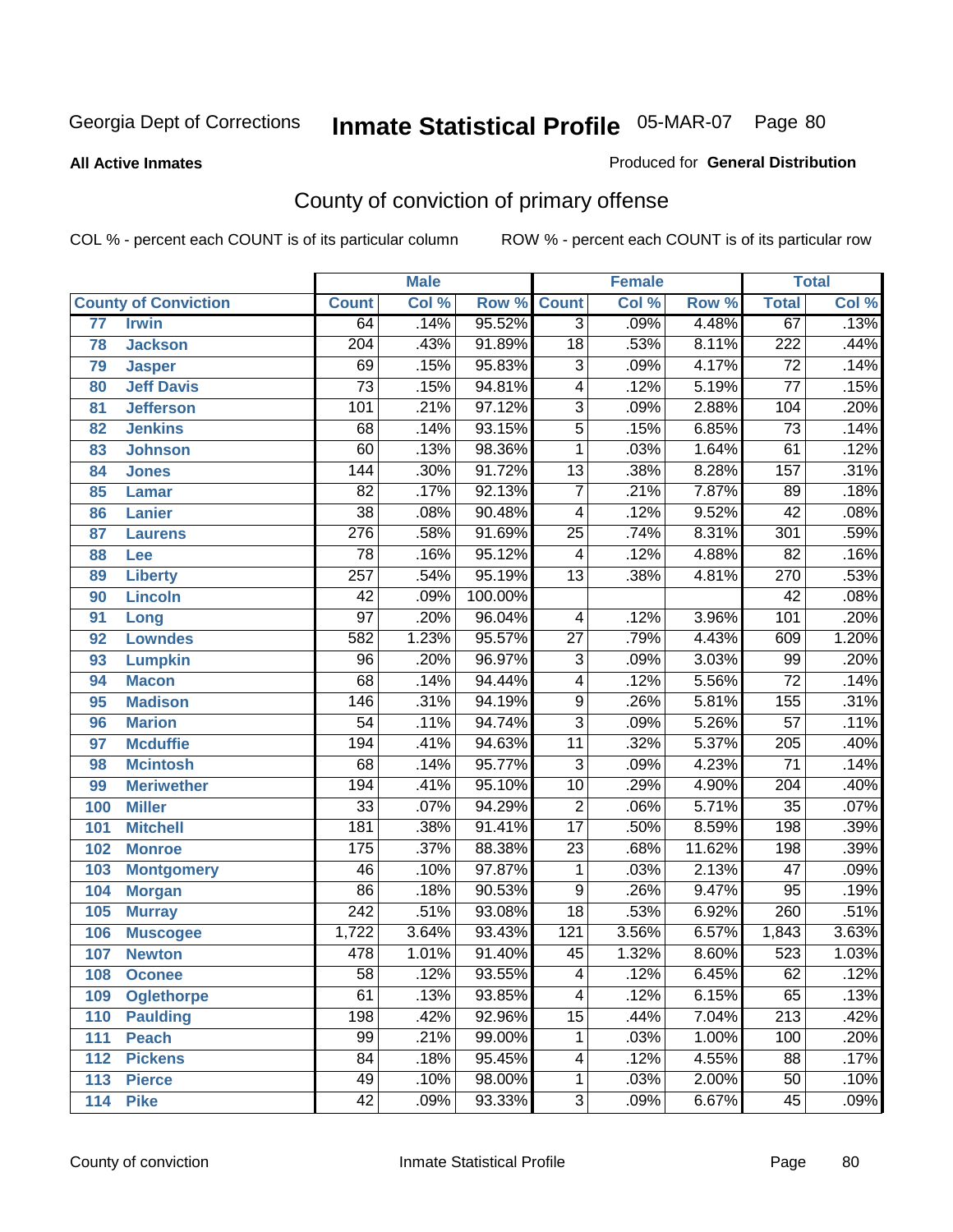Georgia Dept of Corrections **Inmate Statistical Profile** 05-MAR-07 Page 80

**All Active Inmates**

Produced for **General Distribution**

## County of conviction of primary offense

COL % - percent each COUNT is of its particular column    ROW % - percent each COUNT is of its particular row

| County of Conviction | | Male | | | Female | | | Total | |
|---|---|---|---|---|---|---|---|---|---|
| | | Count | Col % | Row % | Count | Col % | Row % | Total | Col % |
| 77 | Irwin | 64 | .14% | 95.52% | 3 | .09% | 4.48% | 67 | .13% |
| 78 | Jackson | 204 | .43% | 91.89% | 18 | .53% | 8.11% | 222 | .44% |
| 79 | Jasper | 69 | .15% | 95.83% | 3 | .09% | 4.17% | 72 | .14% |
| 80 | Jeff Davis | 73 | .15% | 94.81% | 4 | .12% | 5.19% | 77 | .15% |
| 81 | Jefferson | 101 | .21% | 97.12% | 3 | .09% | 2.88% | 104 | .20% |
| 82 | Jenkins | 68 | .14% | 93.15% | 5 | .15% | 6.85% | 73 | .14% |
| 83 | Johnson | 60 | .13% | 98.36% | 1 | .03% | 1.64% | 61 | .12% |
| 84 | Jones | 144 | .30% | 91.72% | 13 | .38% | 8.28% | 157 | .31% |
| 85 | Lamar | 82 | .17% | 92.13% | 7 | .21% | 7.87% | 89 | .18% |
| 86 | Lanier | 38 | .08% | 90.48% | 4 | .12% | 9.52% | 42 | .08% |
| 87 | Laurens | 276 | .58% | 91.69% | 25 | .74% | 8.31% | 301 | .59% |
| 88 | Lee | 78 | .16% | 95.12% | 4 | .12% | 4.88% | 82 | .16% |
| 89 | Liberty | 257 | .54% | 95.19% | 13 | .38% | 4.81% | 270 | .53% |
| 90 | Lincoln | 42 | .09% | 100.00% | | | | 42 | .08% |
| 91 | Long | 97 | .20% | 96.04% | 4 | .12% | 3.96% | 101 | .20% |
| 92 | Lowndes | 582 | 1.23% | 95.57% | 27 | .79% | 4.43% | 609 | 1.20% |
| 93 | Lumpkin | 96 | .20% | 96.97% | 3 | .09% | 3.03% | 99 | .20% |
| 94 | Macon | 68 | .14% | 94.44% | 4 | .12% | 5.56% | 72 | .14% |
| 95 | Madison | 146 | .31% | 94.19% | 9 | .26% | 5.81% | 155 | .31% |
| 96 | Marion | 54 | .11% | 94.74% | 3 | .09% | 5.26% | 57 | .11% |
| 97 | Mcduffie | 194 | .41% | 94.63% | 11 | .32% | 5.37% | 205 | .40% |
| 98 | Mcintosh | 68 | .14% | 95.77% | 3 | .09% | 4.23% | 71 | .14% |
| 99 | Meriwether | 194 | .41% | 95.10% | 10 | .29% | 4.90% | 204 | .40% |
| 100 | Miller | 33 | .07% | 94.29% | 2 | .06% | 5.71% | 35 | .07% |
| 101 | Mitchell | 181 | .38% | 91.41% | 17 | .50% | 8.59% | 198 | .39% |
| 102 | Monroe | 175 | .37% | 88.38% | 23 | .68% | 11.62% | 198 | .39% |
| 103 | Montgomery | 46 | .10% | 97.87% | 1 | .03% | 2.13% | 47 | .09% |
| 104 | Morgan | 86 | .18% | 90.53% | 9 | .26% | 9.47% | 95 | .19% |
| 105 | Murray | 242 | .51% | 93.08% | 18 | .53% | 6.92% | 260 | .51% |
| 106 | Muscogee | 1,722 | 3.64% | 93.43% | 121 | 3.56% | 6.57% | 1,843 | 3.63% |
| 107 | Newton | 478 | 1.01% | 91.40% | 45 | 1.32% | 8.60% | 523 | 1.03% |
| 108 | Oconee | 58 | .12% | 93.55% | 4 | .12% | 6.45% | 62 | .12% |
| 109 | Oglethorpe | 61 | .13% | 93.85% | 4 | .12% | 6.15% | 65 | .13% |
| 110 | Paulding | 198 | .42% | 92.96% | 15 | .44% | 7.04% | 213 | .42% |
| 111 | Peach | 99 | .21% | 99.00% | 1 | .03% | 1.00% | 100 | .20% |
| 112 | Pickens | 84 | .18% | 95.45% | 4 | .12% | 4.55% | 88 | .17% |
| 113 | Pierce | 49 | .10% | 98.00% | 1 | .03% | 2.00% | 50 | .10% |
| 114 | Pike | 42 | .09% | 93.33% | 3 | .09% | 6.67% | 45 | .09% |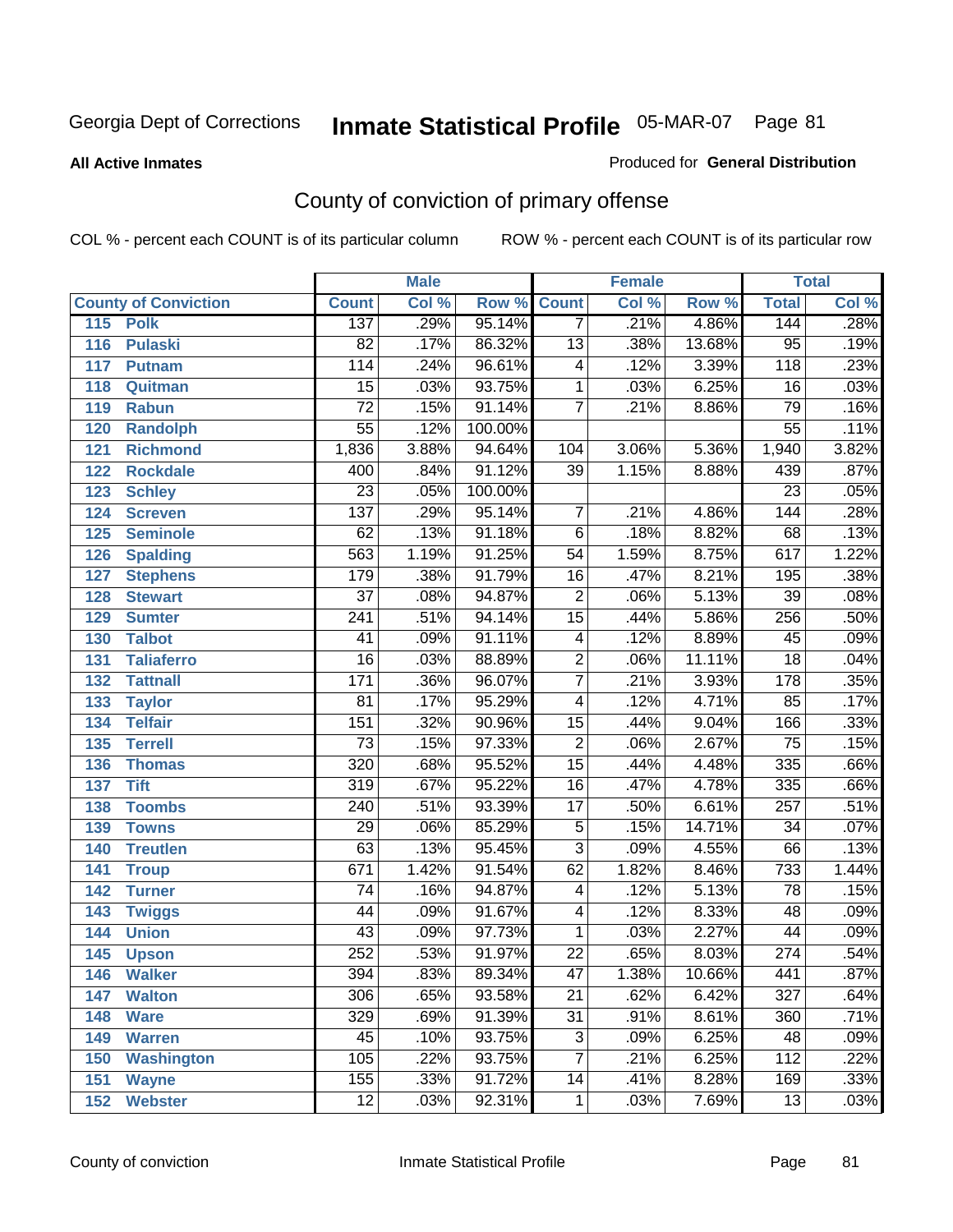Georgia Dept of Corrections **Inmate Statistical Profile** 05-MAR-07

**All Active Inmates** Produced for **General Distribution**

## County of conviction of primary offense

COL % - percent each COUNT is of its particular column ROW % - percent each COUNT is of its particular row

| County of Conviction | | Male | | | Female | | | Total | |
|---|---|---|---|---|---|---|---|---|---|
| | | Count | Col % | Row % | Count | Col % | Row % | Total | Col % |
| 115 | Polk | 137 | .29% | 95.14% | 7 | .21% | 4.86% | 144 | .28% |
| 116 | Pulaski | 82 | .17% | 86.32% | 13 | .38% | 13.68% | 95 | .19% |
| 117 | Putnam | 114 | .24% | 96.61% | 4 | .12% | 3.39% | 118 | .23% |
| 118 | Quitman | 15 | .03% | 93.75% | 1 | .03% | 6.25% | 16 | .03% |
| 119 | Rabun | 72 | .15% | 91.14% | 7 | .21% | 8.86% | 79 | .16% |
| 120 | Randolph | 55 | .12% | 100.00% | | | | 55 | .11% |
| 121 | Richmond | 1,836 | 3.88% | 94.64% | 104 | 3.06% | 5.36% | 1,940 | 3.82% |
| 122 | Rockdale | 400 | .84% | 91.12% | 39 | 1.15% | 8.88% | 439 | .87% |
| 123 | Schley | 23 | .05% | 100.00% | | | | 23 | .05% |
| 124 | Screven | 137 | .29% | 95.14% | 7 | .21% | 4.86% | 144 | .28% |
| 125 | Seminole | 62 | .13% | 91.18% | 6 | .18% | 8.82% | 68 | .13% |
| 126 | Spalding | 563 | 1.19% | 91.25% | 54 | 1.59% | 8.75% | 617 | 1.22% |
| 127 | Stephens | 179 | .38% | 91.79% | 16 | .47% | 8.21% | 195 | .38% |
| 128 | Stewart | 37 | .08% | 94.87% | 2 | .06% | 5.13% | 39 | .08% |
| 129 | Sumter | 241 | .51% | 94.14% | 15 | .44% | 5.86% | 256 | .50% |
| 130 | Talbot | 41 | .09% | 91.11% | 4 | .12% | 8.89% | 45 | .09% |
| 131 | Taliaferro | 16 | .03% | 88.89% | 2 | .06% | 11.11% | 18 | .04% |
| 132 | Tattnall | 171 | .36% | 96.07% | 7 | .21% | 3.93% | 178 | .35% |
| 133 | Taylor | 81 | .17% | 95.29% | 4 | .12% | 4.71% | 85 | .17% |
| 134 | Telfair | 151 | .32% | 90.96% | 15 | .44% | 9.04% | 166 | .33% |
| 135 | Terrell | 73 | .15% | 97.33% | 2 | .06% | 2.67% | 75 | .15% |
| 136 | Thomas | 320 | .68% | 95.52% | 15 | .44% | 4.48% | 335 | .66% |
| 137 | Tift | 319 | .67% | 95.22% | 16 | .47% | 4.78% | 335 | .66% |
| 138 | Toombs | 240 | .51% | 93.39% | 17 | .50% | 6.61% | 257 | .51% |
| 139 | Towns | 29 | .06% | 85.29% | 5 | .15% | 14.71% | 34 | .07% |
| 140 | Treutlen | 63 | .13% | 95.45% | 3 | .09% | 4.55% | 66 | .13% |
| 141 | Troup | 671 | 1.42% | 91.54% | 62 | 1.82% | 8.46% | 733 | 1.44% |
| 142 | Turner | 74 | .16% | 94.87% | 4 | .12% | 5.13% | 78 | .15% |
| 143 | Twiggs | 44 | .09% | 91.67% | 4 | .12% | 8.33% | 48 | .09% |
| 144 | Union | 43 | .09% | 97.73% | 1 | .03% | 2.27% | 44 | .09% |
| 145 | Upson | 252 | .53% | 91.97% | 22 | .65% | 8.03% | 274 | .54% |
| 146 | Walker | 394 | .83% | 89.34% | 47 | 1.38% | 10.66% | 441 | .87% |
| 147 | Walton | 306 | .65% | 93.58% | 21 | .62% | 6.42% | 327 | .64% |
| 148 | Ware | 329 | .69% | 91.39% | 31 | .91% | 8.61% | 360 | .71% |
| 149 | Warren | 45 | .10% | 93.75% | 3 | .09% | 6.25% | 48 | .09% |
| 150 | Washington | 105 | .22% | 93.75% | 7 | .21% | 6.25% | 112 | .22% |
| 151 | Wayne | 155 | .33% | 91.72% | 14 | .41% | 8.28% | 169 | .33% |
| 152 | Webster | 12 | .03% | 92.31% | 1 | .03% | 7.69% | 13 | .03% |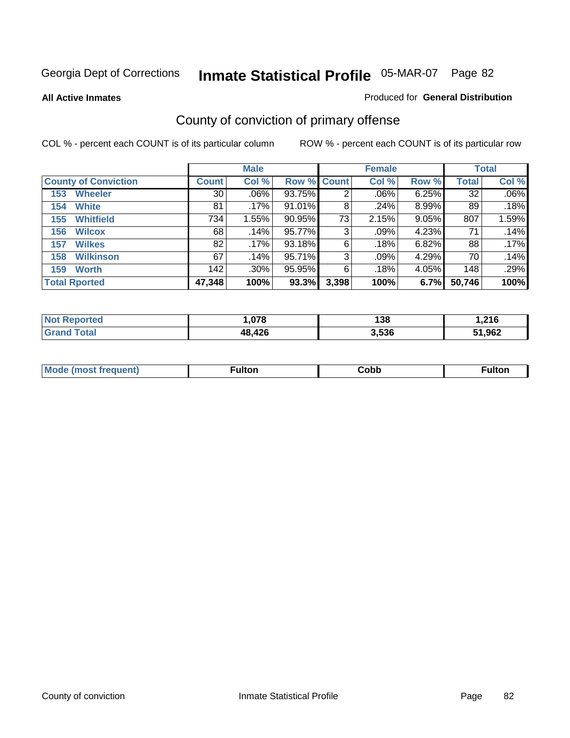Georgia Dept of Corrections

# Inmate Statistical Profile

05-MAR-07

**All Active Inmates**

Produced for **General Distribution**

## County of conviction of primary offense

COL % - percent each COUNT is of its particular column

ROW % - percent each COUNT is of its particular row

| County of Conviction | Male | | | Female | | | Total | |
|---|---|---|---|---|---|---|---|---|
| | Count | Col % | Row % | Count | Col % | Row % | Total | Col % |
| 153 Wheeler | 30 | .06% | 93.75% | 2 | .06% | 6.25% | 32 | .06% |
| 154 White | 81 | .17% | 91.01% | 8 | .24% | 8.99% | 89 | .18% |
| 155 Whitfield | 734 | 1.55% | 90.95% | 73 | 2.15% | 9.05% | 807 | 1.59% |
| 156 Wilcox | 68 | .14% | 95.77% | 3 | .09% | 4.23% | 71 | .14% |
| 157 Wilkes | 82 | .17% | 93.18% | 6 | .18% | 6.82% | 88 | .17% |
| 158 Wilkinson | 67 | .14% | 95.71% | 3 | .09% | 4.29% | 70 | .14% |
| 159 Worth | 142 | .30% | 95.95% | 6 | .18% | 4.05% | 148 | .29% |
| **Total Rported** | **47,348** | **100%** | **93.3%** | **3,398** | **100%** | **6.7%** | **50,746** | **100%** |

| | Male | Female | Total |
|---|---|---|---|
| Not Reported | 1,078 | 138 | 1,216 |
| Grand Total | 48,426 | 3,536 | 51,962 |

| | Male | Female | Total |
|---|---|---|---|
| Mode (most frequent) | Fulton | Cobb | Fulton |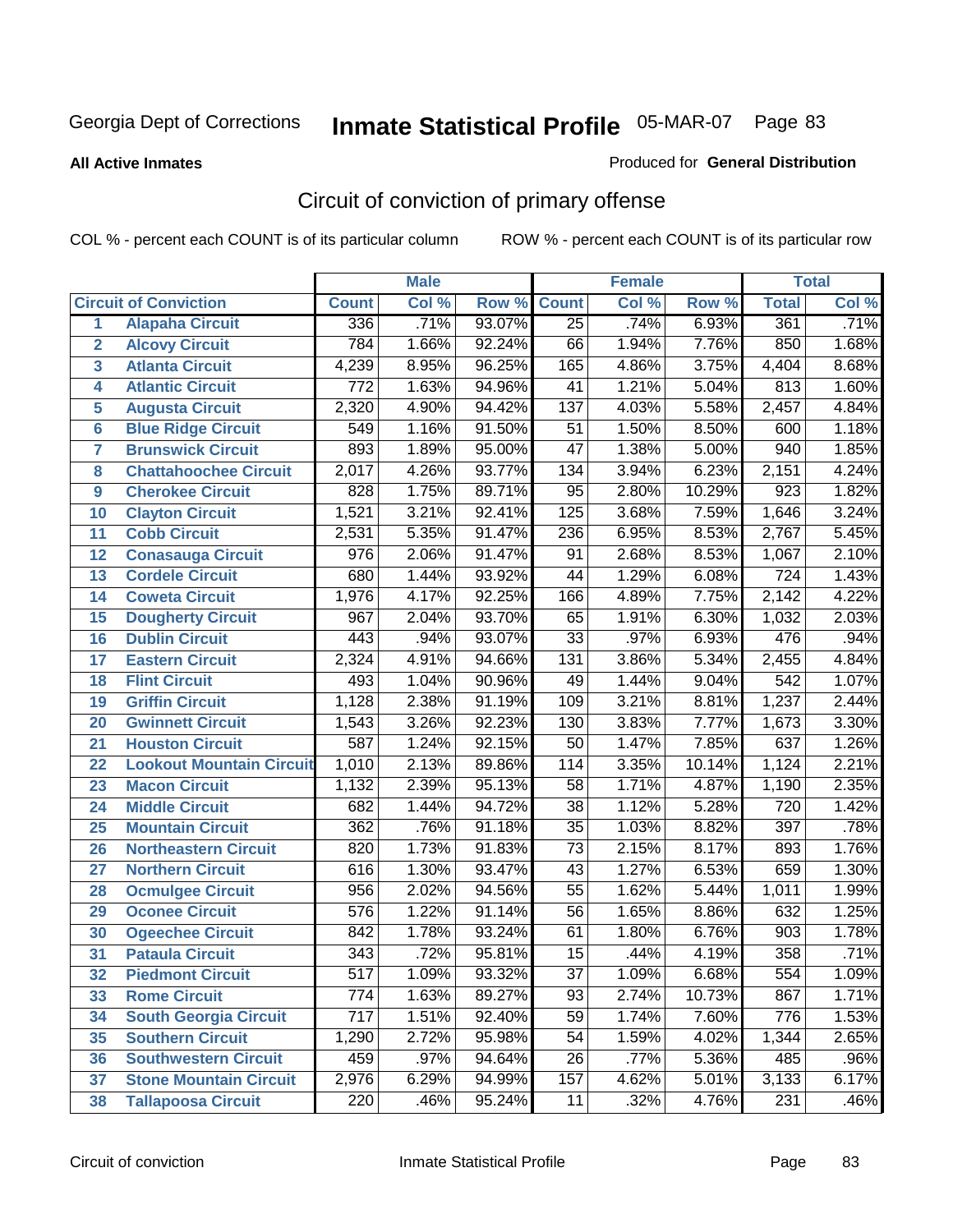Georgia Dept of Corrections **Inmate Statistical Profile** 05-MAR-07 Page 83

**All Active Inmates**

Produced for **General Distribution**

# Circuit of conviction of primary offense

COL % - percent each COUNT is of its particular column ROW % - percent each COUNT is of its particular row

| Circuit of Conviction | | Male | | | Female | | | Total | |
|---|---|---|---|---|---|---|---|---|---|
| | | Count | Col % | Row % | Count | Col % | Row % | Total | Col % |
| 1 | Alapaha Circuit | 336 | .71% | 93.07% | 25 | .74% | 6.93% | 361 | .71% |
| 2 | Alcovy Circuit | 784 | 1.66% | 92.24% | 66 | 1.94% | 7.76% | 850 | 1.68% |
| 3 | Atlanta Circuit | 4,239 | 8.95% | 96.25% | 165 | 4.86% | 3.75% | 4,404 | 8.68% |
| 4 | Atlantic Circuit | 772 | 1.63% | 94.96% | 41 | 1.21% | 5.04% | 813 | 1.60% |
| 5 | Augusta Circuit | 2,320 | 4.90% | 94.42% | 137 | 4.03% | 5.58% | 2,457 | 4.84% |
| 6 | Blue Ridge Circuit | 549 | 1.16% | 91.50% | 51 | 1.50% | 8.50% | 600 | 1.18% |
| 7 | Brunswick Circuit | 893 | 1.89% | 95.00% | 47 | 1.38% | 5.00% | 940 | 1.85% |
| 8 | Chattahoochee Circuit | 2,017 | 4.26% | 93.77% | 134 | 3.94% | 6.23% | 2,151 | 4.24% |
| 9 | Cherokee Circuit | 828 | 1.75% | 89.71% | 95 | 2.80% | 10.29% | 923 | 1.82% |
| 10 | Clayton Circuit | 1,521 | 3.21% | 92.41% | 125 | 3.68% | 7.59% | 1,646 | 3.24% |
| 11 | Cobb Circuit | 2,531 | 5.35% | 91.47% | 236 | 6.95% | 8.53% | 2,767 | 5.45% |
| 12 | Conasauga Circuit | 976 | 2.06% | 91.47% | 91 | 2.68% | 8.53% | 1,067 | 2.10% |
| 13 | Cordele Circuit | 680 | 1.44% | 93.92% | 44 | 1.29% | 6.08% | 724 | 1.43% |
| 14 | Coweta Circuit | 1,976 | 4.17% | 92.25% | 166 | 4.89% | 7.75% | 2,142 | 4.22% |
| 15 | Dougherty Circuit | 967 | 2.04% | 93.70% | 65 | 1.91% | 6.30% | 1,032 | 2.03% |
| 16 | Dublin Circuit | 443 | .94% | 93.07% | 33 | .97% | 6.93% | 476 | .94% |
| 17 | Eastern Circuit | 2,324 | 4.91% | 94.66% | 131 | 3.86% | 5.34% | 2,455 | 4.84% |
| 18 | Flint Circuit | 493 | 1.04% | 90.96% | 49 | 1.44% | 9.04% | 542 | 1.07% |
| 19 | Griffin Circuit | 1,128 | 2.38% | 91.19% | 109 | 3.21% | 8.81% | 1,237 | 2.44% |
| 20 | Gwinnett Circuit | 1,543 | 3.26% | 92.23% | 130 | 3.83% | 7.77% | 1,673 | 3.30% |
| 21 | Houston Circuit | 587 | 1.24% | 92.15% | 50 | 1.47% | 7.85% | 637 | 1.26% |
| 22 | Lookout Mountain Circuit | 1,010 | 2.13% | 89.86% | 114 | 3.35% | 10.14% | 1,124 | 2.21% |
| 23 | Macon Circuit | 1,132 | 2.39% | 95.13% | 58 | 1.71% | 4.87% | 1,190 | 2.35% |
| 24 | Middle Circuit | 682 | 1.44% | 94.72% | 38 | 1.12% | 5.28% | 720 | 1.42% |
| 25 | Mountain Circuit | 362 | .76% | 91.18% | 35 | 1.03% | 8.82% | 397 | .78% |
| 26 | Northeastern Circuit | 820 | 1.73% | 91.83% | 73 | 2.15% | 8.17% | 893 | 1.76% |
| 27 | Northern Circuit | 616 | 1.30% | 93.47% | 43 | 1.27% | 6.53% | 659 | 1.30% |
| 28 | Ocmulgee Circuit | 956 | 2.02% | 94.56% | 55 | 1.62% | 5.44% | 1,011 | 1.99% |
| 29 | Oconee Circuit | 576 | 1.22% | 91.14% | 56 | 1.65% | 8.86% | 632 | 1.25% |
| 30 | Ogeechee Circuit | 842 | 1.78% | 93.24% | 61 | 1.80% | 6.76% | 903 | 1.78% |
| 31 | Pataula Circuit | 343 | .72% | 95.81% | 15 | .44% | 4.19% | 358 | .71% |
| 32 | Piedmont Circuit | 517 | 1.09% | 93.32% | 37 | 1.09% | 6.68% | 554 | 1.09% |
| 33 | Rome Circuit | 774 | 1.63% | 89.27% | 93 | 2.74% | 10.73% | 867 | 1.71% |
| 34 | South Georgia Circuit | 717 | 1.51% | 92.40% | 59 | 1.74% | 7.60% | 776 | 1.53% |
| 35 | Southern Circuit | 1,290 | 2.72% | 95.98% | 54 | 1.59% | 4.02% | 1,344 | 2.65% |
| 36 | Southwestern Circuit | 459 | .97% | 94.64% | 26 | .77% | 5.36% | 485 | .96% |
| 37 | Stone Mountain Circuit | 2,976 | 6.29% | 94.99% | 157 | 4.62% | 5.01% | 3,133 | 6.17% |
| 38 | Tallapoosa Circuit | 220 | .46% | 95.24% | 11 | .32% | 4.76% | 231 | .46% |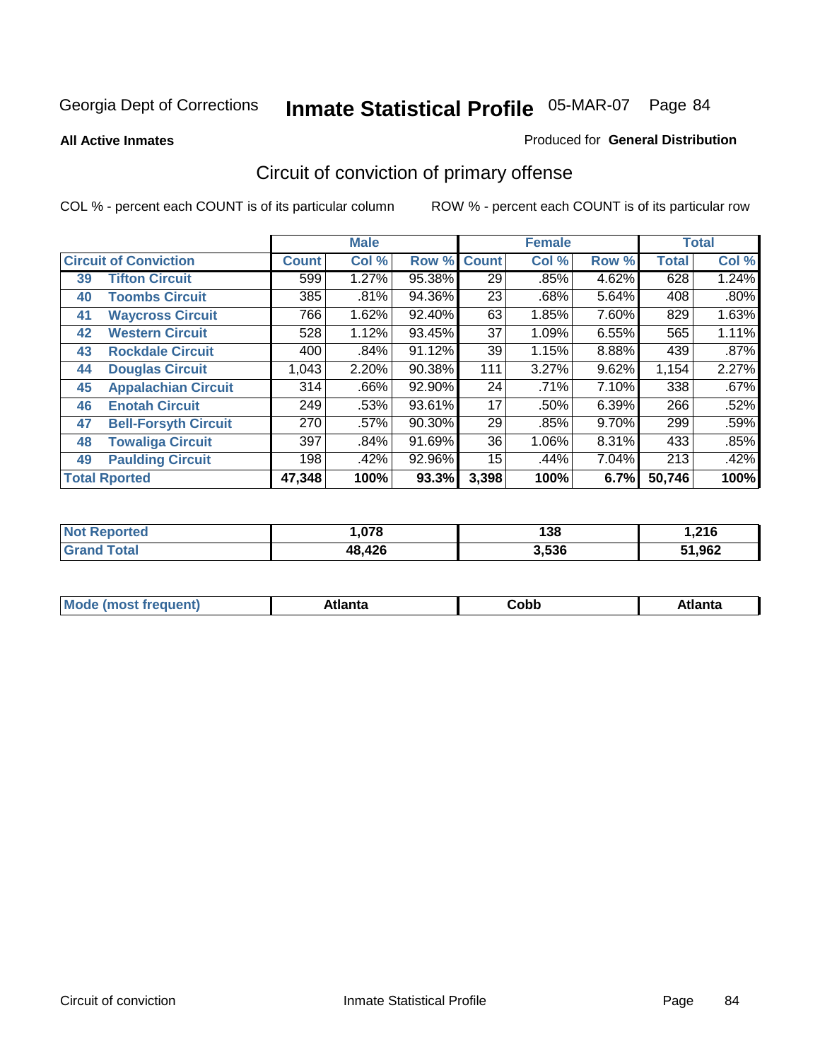Georgia Dept of Corrections **Inmate Statistical Profile** 05-MAR-07

**All Active Inmates**

Produced for **General Distribution**

## Circuit of conviction of primary offense

COL % - percent each COUNT is of its particular column

ROW % - percent each COUNT is of its particular row

| Circuit of Conviction | | Male | | | Female | | | Total | |
|---|---|---|---|---|---|---|---|---|---|
| | | Count | Col % | Row % | Count | Col % | Row % | Total | Col % |
| 39 | Tifton Circuit | 599 | 1.27% | 95.38% | 29 | .85% | 4.62% | 628 | 1.24% |
| 40 | Toombs Circuit | 385 | .81% | 94.36% | 23 | .68% | 5.64% | 408 | .80% |
| 41 | Waycross Circuit | 766 | 1.62% | 92.40% | 63 | 1.85% | 7.60% | 829 | 1.63% |
| 42 | Western Circuit | 528 | 1.12% | 93.45% | 37 | 1.09% | 6.55% | 565 | 1.11% |
| 43 | Rockdale Circuit | 400 | .84% | 91.12% | 39 | 1.15% | 8.88% | 439 | .87% |
| 44 | Douglas Circuit | 1,043 | 2.20% | 90.38% | 111 | 3.27% | 9.62% | 1,154 | 2.27% |
| 45 | Appalachian Circuit | 314 | .66% | 92.90% | 24 | .71% | 7.10% | 338 | .67% |
| 46 | Enotah Circuit | 249 | .53% | 93.61% | 17 | .50% | 6.39% | 266 | .52% |
| 47 | Bell-Forsyth Circuit | 270 | .57% | 90.30% | 29 | .85% | 9.70% | 299 | .59% |
| 48 | Towaliga Circuit | 397 | .84% | 91.69% | 36 | 1.06% | 8.31% | 433 | .85% |
| 49 | Paulding Circuit | 198 | .42% | 92.96% | 15 | .44% | 7.04% | 213 | .42% |
| Total Rported | | **47,348** | **100%** | **93.3%** | **3,398** | **100%** | **6.7%** | **50,746** | **100%** |

| | Male | Female | Total |
|---|---|---|---|
| Not Reported | 1,078 | 138 | 1,216 |
| Grand Total | 48,426 | 3,536 | 51,962 |

| | Male | Female | Total |
|---|---|---|---|
| Mode (most frequent) | Atlanta | Cobb | Atlanta |

Circuit of conviction Inmate Statistical Profile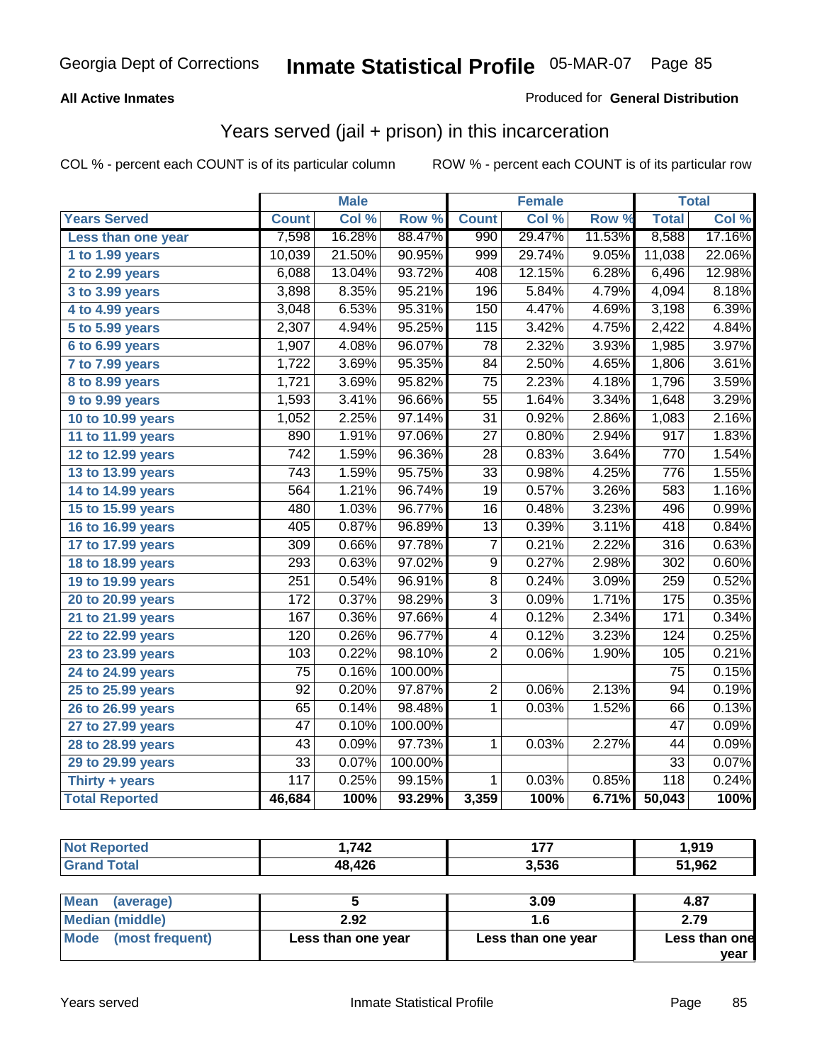Georgia Dept of Corrections **Inmate Statistical Profile** 05-MAR-07

**All Active Inmates**

Produced for **General Distribution**

## Years served (jail + prison) in this incarceration

COL % - percent each COUNT is of its particular column

ROW % - percent each COUNT is of its particular row

| Years Served | Male | | | Female | | | Total | |
|---|---|---|---|---|---|---|---|---|
| | Count | Col % | Row % | Count | Col % | Row % | Total | Col % |
| Less than one year | 7,598 | 16.28% | 88.47% | 990 | 29.47% | 11.53% | 8,588 | 17.16% |
| 1 to 1.99 years | 10,039 | 21.50% | 90.95% | 999 | 29.74% | 9.05% | 11,038 | 22.06% |
| 2 to 2.99 years | 6,088 | 13.04% | 93.72% | 408 | 12.15% | 6.28% | 6,496 | 12.98% |
| 3 to 3.99 years | 3,898 | 8.35% | 95.21% | 196 | 5.84% | 4.79% | 4,094 | 8.18% |
| 4 to 4.99 years | 3,048 | 6.53% | 95.31% | 150 | 4.47% | 4.69% | 3,198 | 6.39% |
| 5 to 5.99 years | 2,307 | 4.94% | 95.25% | 115 | 3.42% | 4.75% | 2,422 | 4.84% |
| 6 to 6.99 years | 1,907 | 4.08% | 96.07% | 78 | 2.32% | 3.93% | 1,985 | 3.97% |
| 7 to 7.99 years | 1,722 | 3.69% | 95.35% | 84 | 2.50% | 4.65% | 1,806 | 3.61% |
| 8 to 8.99 years | 1,721 | 3.69% | 95.82% | 75 | 2.23% | 4.18% | 1,796 | 3.59% |
| 9 to 9.99 years | 1,593 | 3.41% | 96.66% | 55 | 1.64% | 3.34% | 1,648 | 3.29% |
| 10 to 10.99 years | 1,052 | 2.25% | 97.14% | 31 | 0.92% | 2.86% | 1,083 | 2.16% |
| 11 to 11.99 years | 890 | 1.91% | 97.06% | 27 | 0.80% | 2.94% | 917 | 1.83% |
| 12 to 12.99 years | 742 | 1.59% | 96.36% | 28 | 0.83% | 3.64% | 770 | 1.54% |
| 13 to 13.99 years | 743 | 1.59% | 95.75% | 33 | 0.98% | 4.25% | 776 | 1.55% |
| 14 to 14.99 years | 564 | 1.21% | 96.74% | 19 | 0.57% | 3.26% | 583 | 1.16% |
| 15 to 15.99 years | 480 | 1.03% | 96.77% | 16 | 0.48% | 3.23% | 496 | 0.99% |
| 16 to 16.99 years | 405 | 0.87% | 96.89% | 13 | 0.39% | 3.11% | 418 | 0.84% |
| 17 to 17.99 years | 309 | 0.66% | 97.78% | 7 | 0.21% | 2.22% | 316 | 0.63% |
| 18 to 18.99 years | 293 | 0.63% | 97.02% | 9 | 0.27% | 2.98% | 302 | 0.60% |
| 19 to 19.99 years | 251 | 0.54% | 96.91% | 8 | 0.24% | 3.09% | 259 | 0.52% |
| 20 to 20.99 years | 172 | 0.37% | 98.29% | 3 | 0.09% | 1.71% | 175 | 0.35% |
| 21 to 21.99 years | 167 | 0.36% | 97.66% | 4 | 0.12% | 2.34% | 171 | 0.34% |
| 22 to 22.99 years | 120 | 0.26% | 96.77% | 4 | 0.12% | 3.23% | 124 | 0.25% |
| 23 to 23.99 years | 103 | 0.22% | 98.10% | 2 | 0.06% | 1.90% | 105 | 0.21% |
| 24 to 24.99 years | 75 | 0.16% | 100.00% | | | | 75 | 0.15% |
| 25 to 25.99 years | 92 | 0.20% | 97.87% | 2 | 0.06% | 2.13% | 94 | 0.19% |
| 26 to 26.99 years | 65 | 0.14% | 98.48% | 1 | 0.03% | 1.52% | 66 | 0.13% |
| 27 to 27.99 years | 47 | 0.10% | 100.00% | | | | 47 | 0.09% |
| 28 to 28.99 years | 43 | 0.09% | 97.73% | 1 | 0.03% | 2.27% | 44 | 0.09% |
| 29 to 29.99 years | 33 | 0.07% | 100.00% | | | | 33 | 0.07% |
| Thirty + years | 117 | 0.25% | 99.15% | 1 | 0.03% | 0.85% | 118 | 0.24% |
| **Total Reported** | **46,684** | **100%** | **93.29%** | **3,359** | **100%** | **6.71%** | **50,043** | **100%** |

| | Male | Female | Total |
|---|---|---|---|
| Not Reported | 1,742 | 177 | 1,919 |
| Grand Total | 48,426 | 3,536 | 51,962 |

| | Male | Female | Total |
|---|---|---|---|
| Mean (average) | 5 | 3.09 | 4.87 |
| Median (middle) | 2.92 | 1.6 | 2.79 |
| Mode (most frequent) | Less than one year | Less than one year | Less than one year |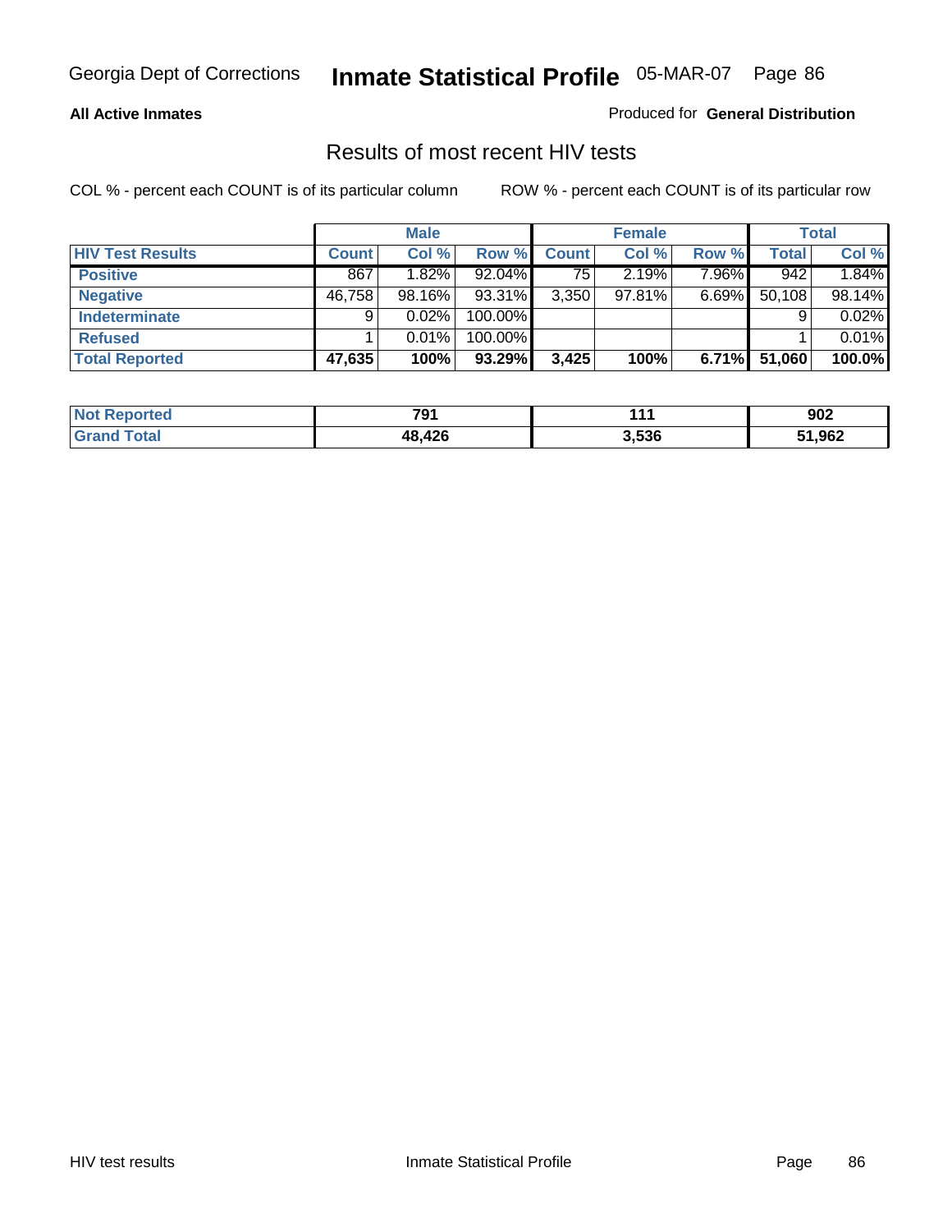**All Active Inmates**

Produced for **General Distribution**

## Results of most recent HIV tests

COL % - percent each COUNT is of its particular column

ROW % - percent each COUNT is of its particular row

| | Male | | | Female | | | Total | |
|---|---|---|---|---|---|---|---|---|
| **HIV Test Results** | **Count** | **Col %** | **Row %** | **Count** | **Col %** | **Row %** | **Total** | **Col %** |
| **Positive** | 867 | 1.82% | 92.04% | 75 | 2.19% | 7.96% | 942 | 1.84% |
| **Negative** | 46,758 | 98.16% | 93.31% | 3,350 | 97.81% | 6.69% | 50,108 | 98.14% |
| **Indeterminate** | 9 | 0.02% | 100.00% | | | | 9 | 0.02% |
| **Refused** | 1 | 0.01% | 100.00% | | | | 1 | 0.01% |
| **Total Reported** | **47,635** | **100%** | **93.29%** | **3,425** | **100%** | **6.71%** | **51,060** | **100.0%** |

| | Male | Female | Total |
|---|---|---|---|
| **Not Reported** | **791** | **111** | **902** |
| **Grand Total** | **48,426** | **3,536** | **51,962** |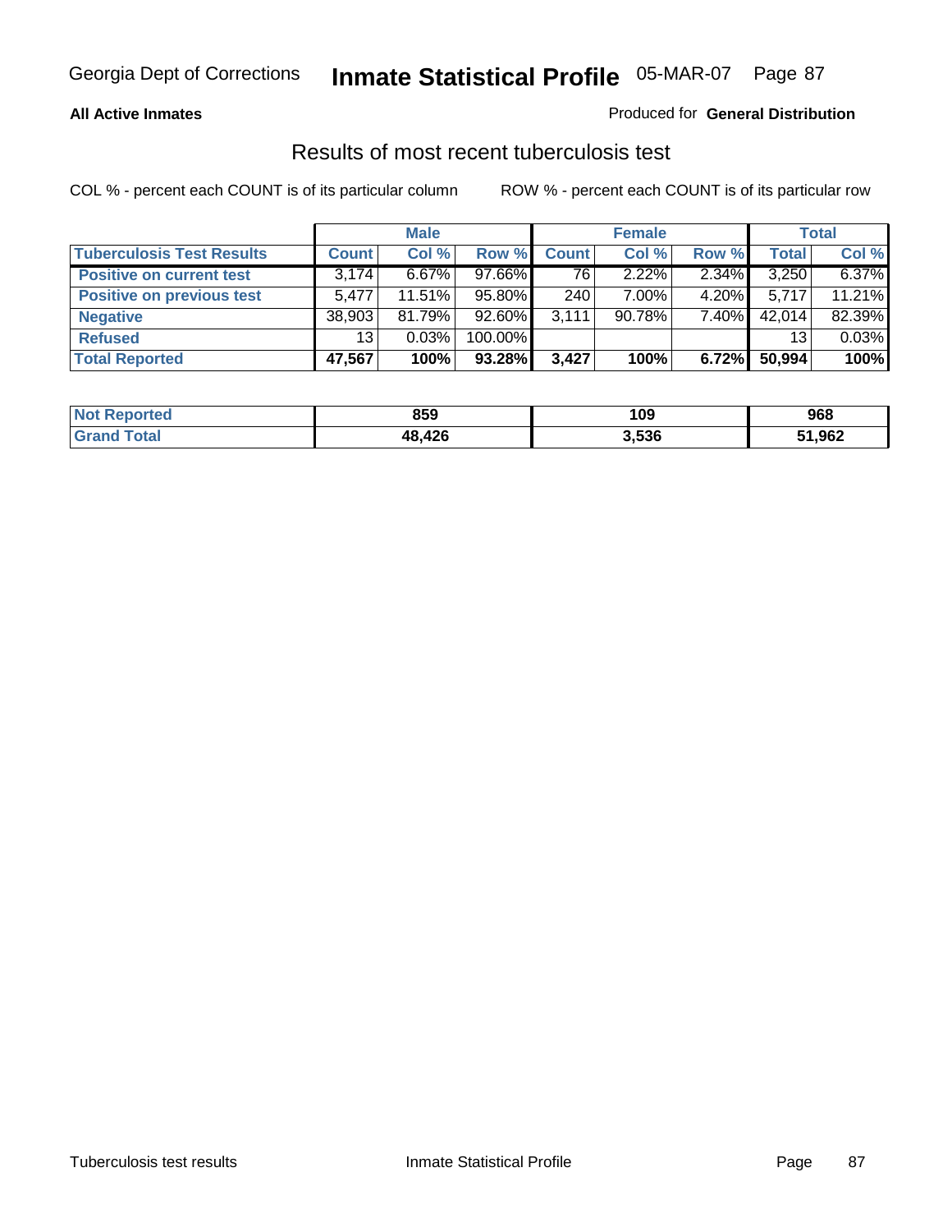**All Active Inmates**

Produced for **General Distribution**

## Results of most recent tuberculosis test

COL % - percent each COUNT is of its particular column

ROW % - percent each COUNT is of its particular row

| | Male | | | Female | | | Total | |
|---|---|---|---|---|---|---|---|---|
| **Tuberculosis Test Results** | **Count** | **Col %** | **Row %** | **Count** | **Col %** | **Row %** | **Total** | **Col %** |
| **Positive on current test** | 3,174 | 6.67% | 97.66% | 76 | 2.22% | 2.34% | 3,250 | 6.37% |
| **Positive on previous test** | 5,477 | 11.51% | 95.80% | 240 | 7.00% | 4.20% | 5,717 | 11.21% |
| **Negative** | 38,903 | 81.79% | 92.60% | 3,111 | 90.78% | 7.40% | 42,014 | 82.39% |
| **Refused** | 13 | 0.03% | 100.00% | | | | 13 | 0.03% |
| **Total Reported** | **47,567** | **100%** | **93.28%** | **3,427** | **100%** | **6.72%** | **50,994** | **100%** |

| | Male | Female | Total |
|---|---|---|---|
| **Not Reported** | **859** | **109** | **968** |
| **Grand Total** | **48,426** | **3,536** | **51,962** |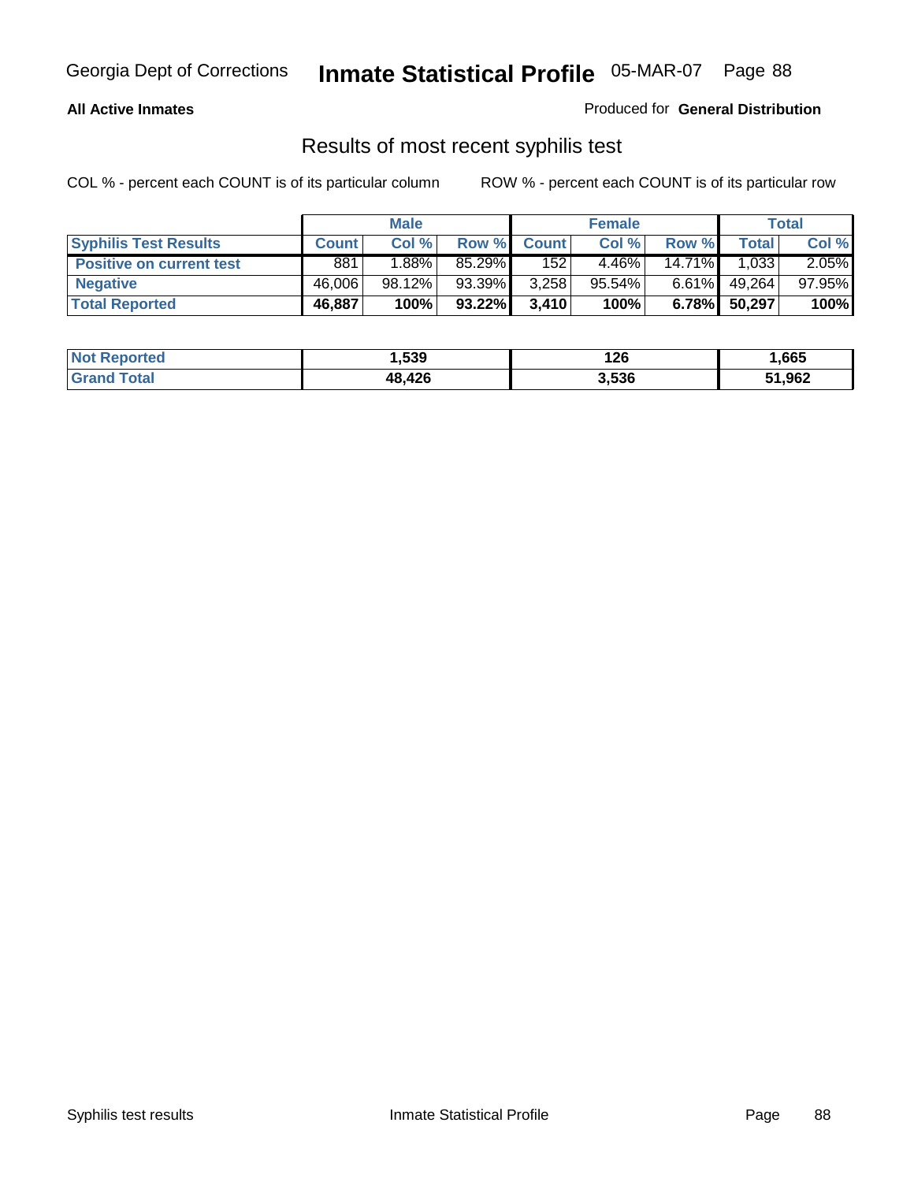Georgia Dept of Corrections **Inmate Statistical Profile** 05-MAR-07

**All Active Inmates**

Produced for **General Distribution**

## Results of most recent syphilis test

COL % - percent each COUNT is of its particular column     ROW % - percent each COUNT is of its particular row

| | Male | | | Female | | | Total | |
|---|---|---|---|---|---|---|---|---|
| **Syphilis Test Results** | **Count** | **Col %** | **Row %** | **Count** | **Col %** | **Row %** | **Total** | **Col %** |
| **Positive on current test** | 881 | 1.88% | 85.29% | 152 | 4.46% | 14.71% | 1,033 | 2.05% |
| **Negative** | 46,006 | 98.12% | 93.39% | 3,258 | 95.54% | 6.61% | 49,264 | 97.95% |
| **Total Reported** | **46,887** | **100%** | **93.22%** | **3,410** | **100%** | **6.78%** | **50,297** | **100%** |

| | Male | Female | Total |
|---|---|---|---|
| **Not Reported** | **1,539** | **126** | **1,665** |
| **Grand Total** | **48,426** | **3,536** | **51,962** |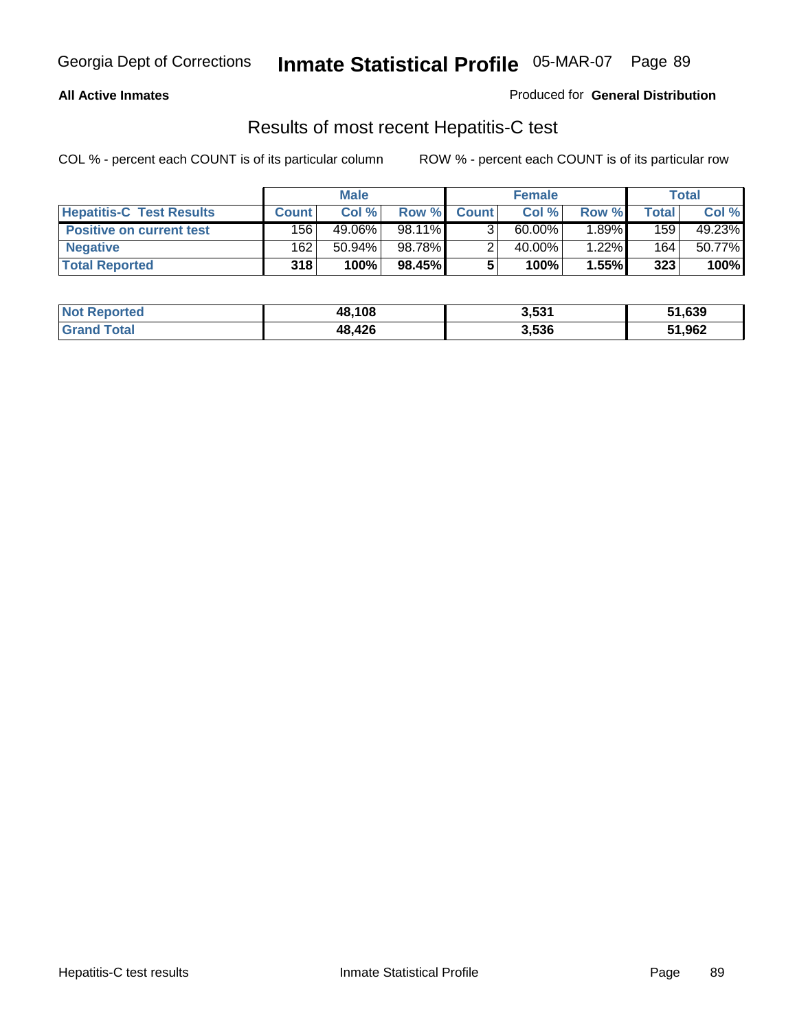**All Active Inmates**

Produced for **General Distribution**

## Results of most recent Hepatitis-C test

COL % - percent each COUNT is of its particular column

ROW % - percent each COUNT is of its particular row

| | Male | | | Female | | | Total | |
|---|---|---|---|---|---|---|---|---|
| **Hepatitis-C Test Results** | **Count** | **Col %** | **Row %** | **Count** | **Col %** | **Row %** | **Total** | **Col %** |
| **Positive on current test** | 156 | 49.06% | 98.11% | 3 | 60.00% | 1.89% | 159 | 49.23% |
| **Negative** | 162 | 50.94% | 98.78% | 2 | 40.00% | 1.22% | 164 | 50.77% |
| **Total Reported** | **318** | **100%** | **98.45%** | **5** | **100%** | **1.55%** | **323** | **100%** |

| | Male | Female | Total |
|---|---|---|---|
| **Not Reported** | **48,108** | **3,531** | **51,639** |
| **Grand Total** | **48,426** | **3,536** | **51,962** |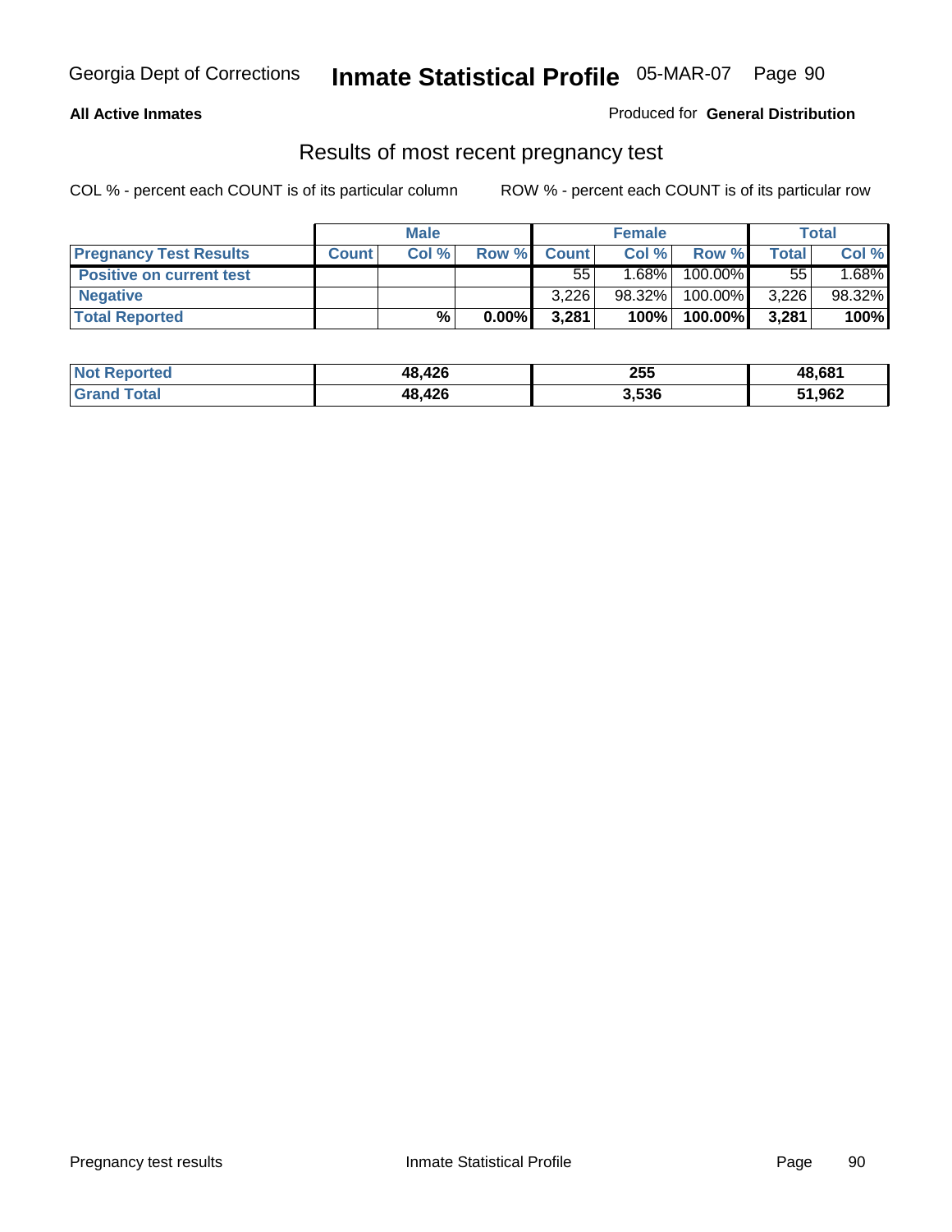**All Active Inmates**

Produced for **General Distribution**

## Results of most recent pregnancy test

COL % - percent each COUNT is of its particular column

ROW % - percent each COUNT is of its particular row

| | Male | | | Female | | | Total | |
|---|---|---|---|---|---|---|---|---|
| **Pregnancy Test Results** | **Count** | **Col %** | **Row %** | **Count** | **Col %** | **Row %** | **Total** | **Col %** |
| **Positive on current test** | | | | 55 | 1.68% | 100.00% | 55 | 1.68% |
| **Negative** | | | | 3,226 | 98.32% | 100.00% | 3,226 | 98.32% |
| **Total Reported** | | **%** | **0.00%** | **3,281** | **100%** | **100.00%** | **3,281** | **100%** |

| | Male | Female | Total |
|---|---|---|---|
| **Not Reported** | **48,426** | **255** | **48,681** |
| **Grand Total** | **48,426** | **3,536** | **51,962** |

Pregnancy test results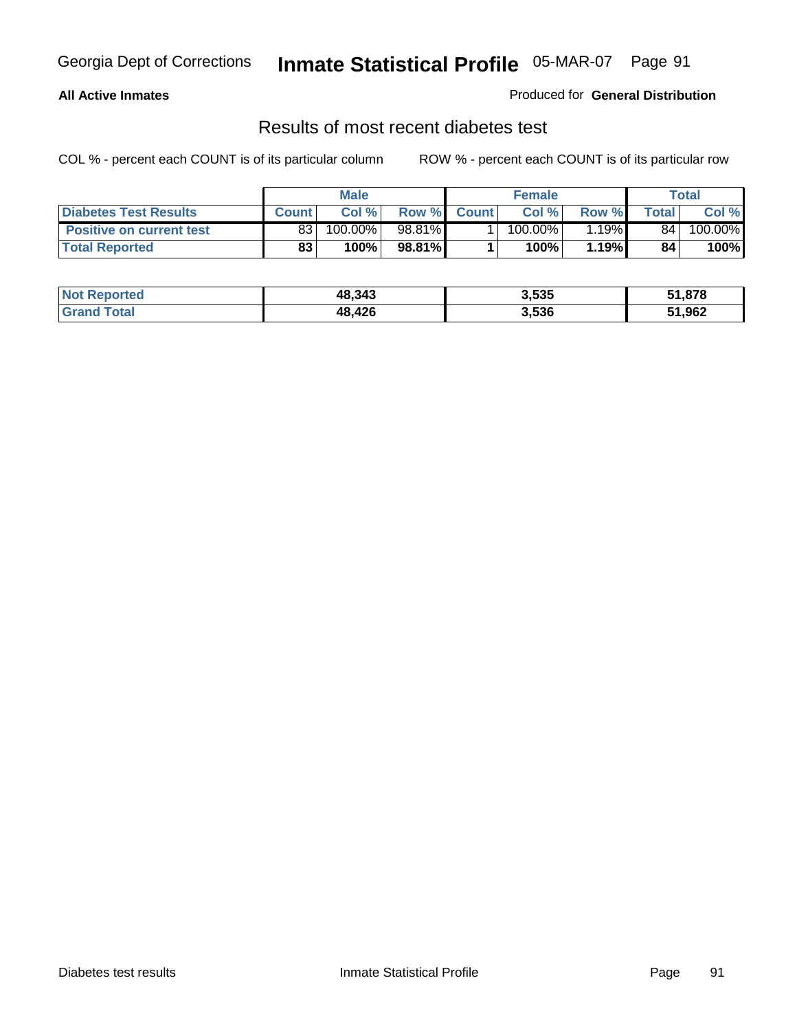Georgia Dept of Corrections **Inmate Statistical Profile** 05-MAR-07

**All Active Inmates**

Produced for **General Distribution**

## Results of most recent diabetes test

COL % - percent each COUNT is of its particular column ROW % - percent each COUNT is of its particular row

| | Male | | | Female | | | Total | |
|---|---|---|---|---|---|---|---|---|
| **Diabetes Test Results** | **Count** | **Col %** | **Row %** | **Count** | **Col %** | **Row %** | **Total** | **Col %** |
| **Positive on current test** | 83 | 100.00% | 98.81% | 1 | 100.00% | 1.19% | 84 | 100.00% |
| **Total Reported** | **83** | **100%** | **98.81%** | **1** | **100%** | **1.19%** | **84** | **100%** |

| | Male | Female | Total |
|---|---|---|---|
| **Not Reported** | **48,343** | **3,535** | **51,878** |
| **Grand Total** | **48,426** | **3,536** | **51,962** |

Diabetes test results Inmate Statistical Profile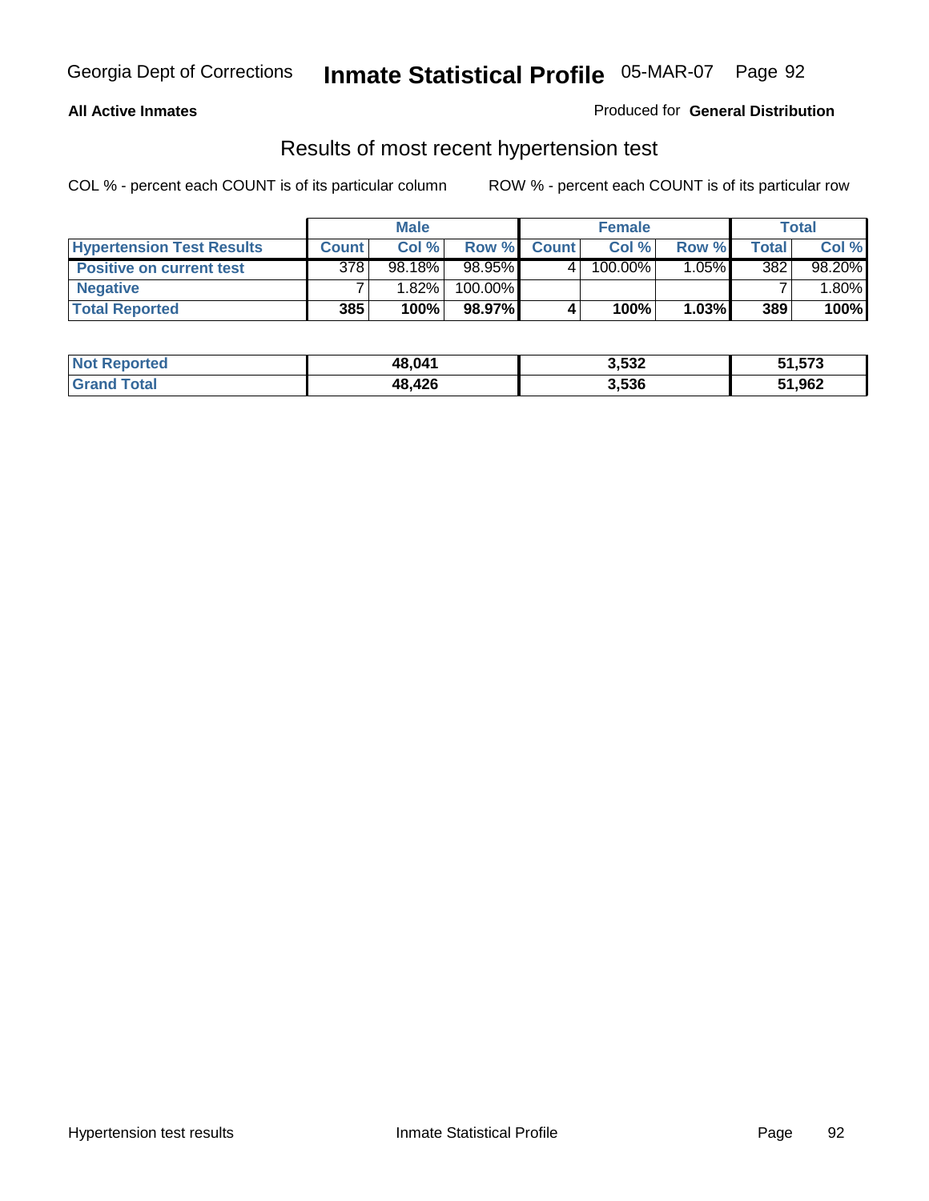Georgia Dept of Corrections **Inmate Statistical Profile** 05-MAR-07

**All Active Inmates**

Produced for **General Distribution**

## Results of most recent hypertension test

COL % - percent each COUNT is of its particular column

ROW % - percent each COUNT is of its particular row

| | Male | | | Female | | | Total | |
|---|---|---|---|---|---|---|---|---|
| **Hypertension Test Results** | **Count** | **Col %** | **Row %** | **Count** | **Col %** | **Row %** | **Total** | **Col %** |
| **Positive on current test** | 378 | 98.18% | 98.95% | 4 | 100.00% | 1.05% | 382 | 98.20% |
| **Negative** | 7 | 1.82% | 100.00% | | | | 7 | 1.80% |
| **Total Reported** | **385** | **100%** | **98.97%** | **4** | **100%** | **1.03%** | **389** | **100%** |

| | Male | Female | Total |
|---|---|---|---|
| **Not Reported** | **48,041** | **3,532** | **51,573** |
| **Grand Total** | **48,426** | **3,536** | **51,962** |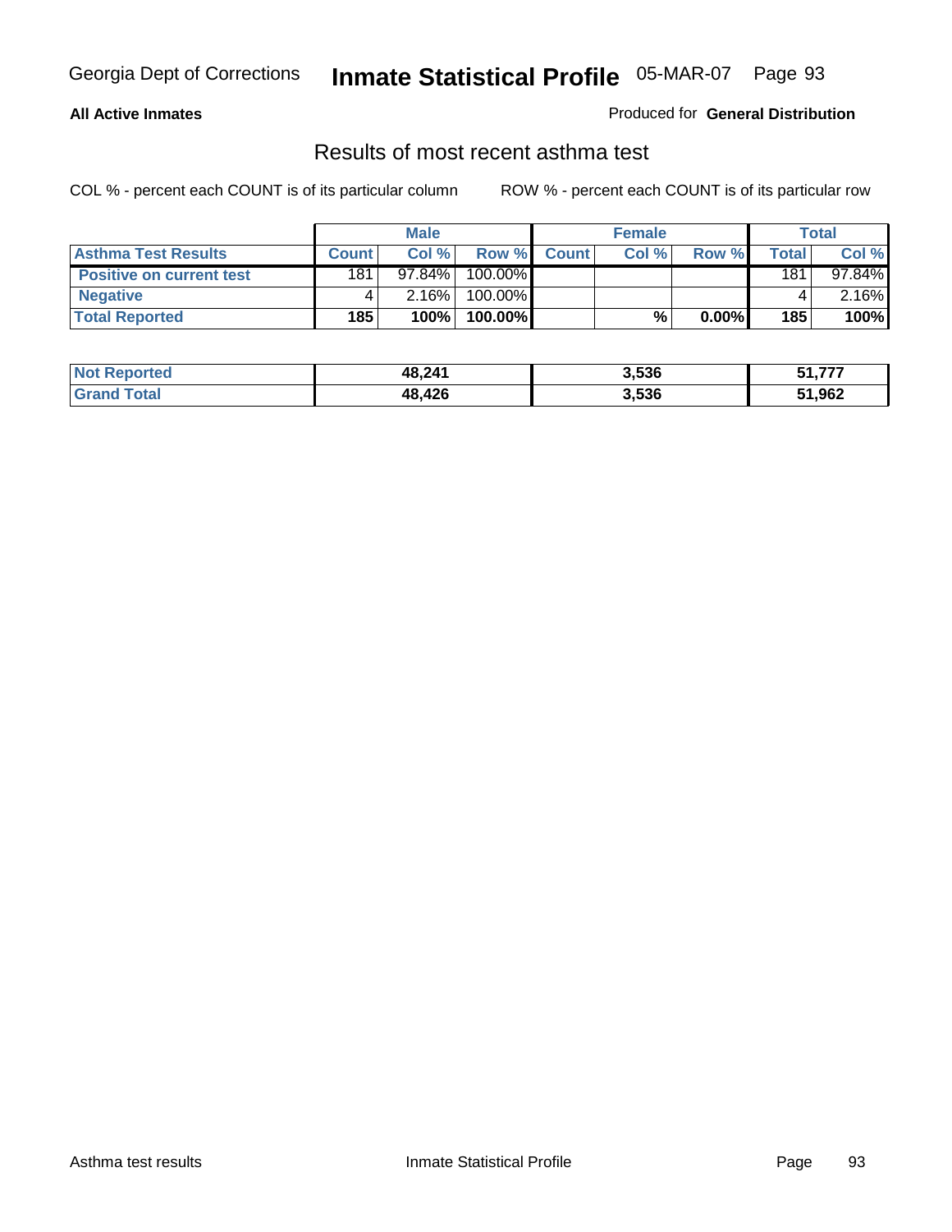Georgia Dept of Corrections **Inmate Statistical Profile** 05-MAR-07

**All Active Inmates**

Produced for **General Distribution**

## Results of most recent asthma test

COL % - percent each COUNT is of its particular column ROW % - percent each COUNT is of its particular row

| | Male | | | Female | | | Total | |
|---|---|---|---|---|---|---|---|---|
| **Asthma Test Results** | **Count** | **Col %** | **Row %** | **Count** | **Col %** | **Row %** | **Total** | **Col %** |
| **Positive on current test** | 181 | 97.84% | 100.00% | | | | 181 | 97.84% |
| **Negative** | 4 | 2.16% | 100.00% | | | | 4 | 2.16% |
| **Total Reported** | **185** | **100%** | **100.00%** | | **%** | **0.00%** | **185** | **100%** |

| | Male | Female | Total |
|---|---|---|---|
| **Not Reported** | **48,241** | **3,536** | **51,777** |
| **Grand Total** | **48,426** | **3,536** | **51,962** |